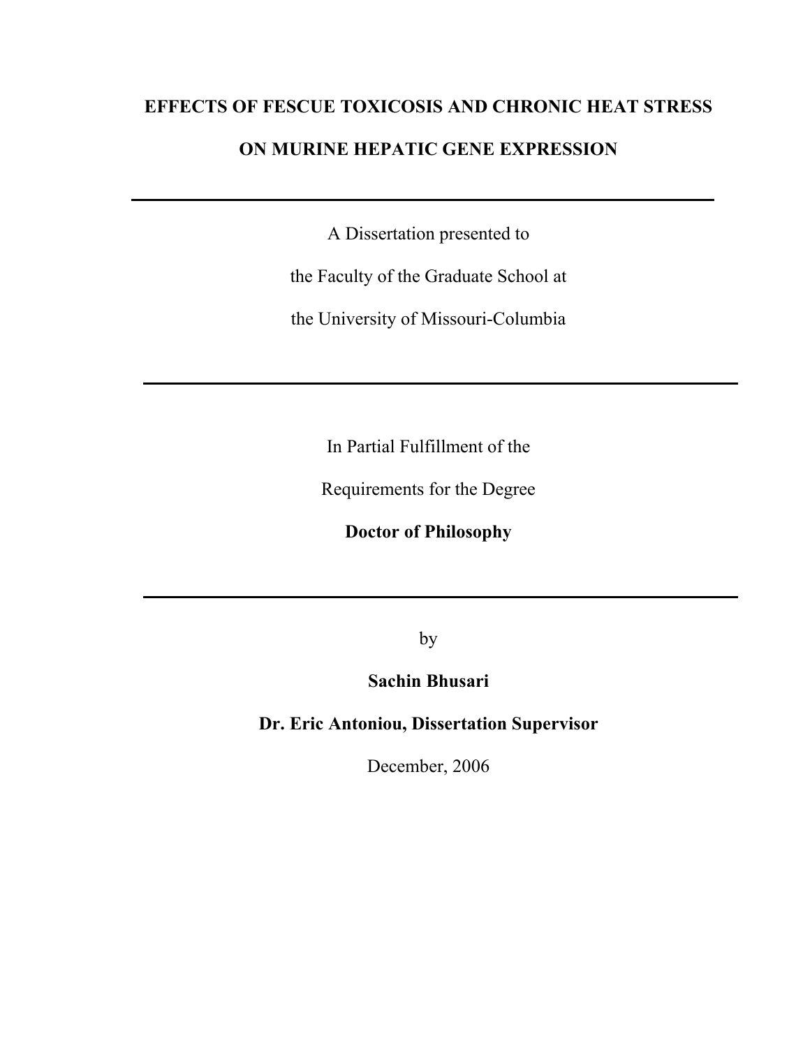# EFFECTS OF FESCUE TOXICOSIS AND CHRONIC HEAT STRESS ON MURINE HEPATIC GENE EXPRESSION

---

A Dissertation presented to

the Faculty of the Graduate School at

the University of Missouri-Columbia

---

In Partial Fulfillment of the

Requirements for the Degree

**Doctor of Philosophy**

---

by

**Sachin Bhusari**

**Dr. Eric Antoniou, Dissertation Supervisor**

December, 2006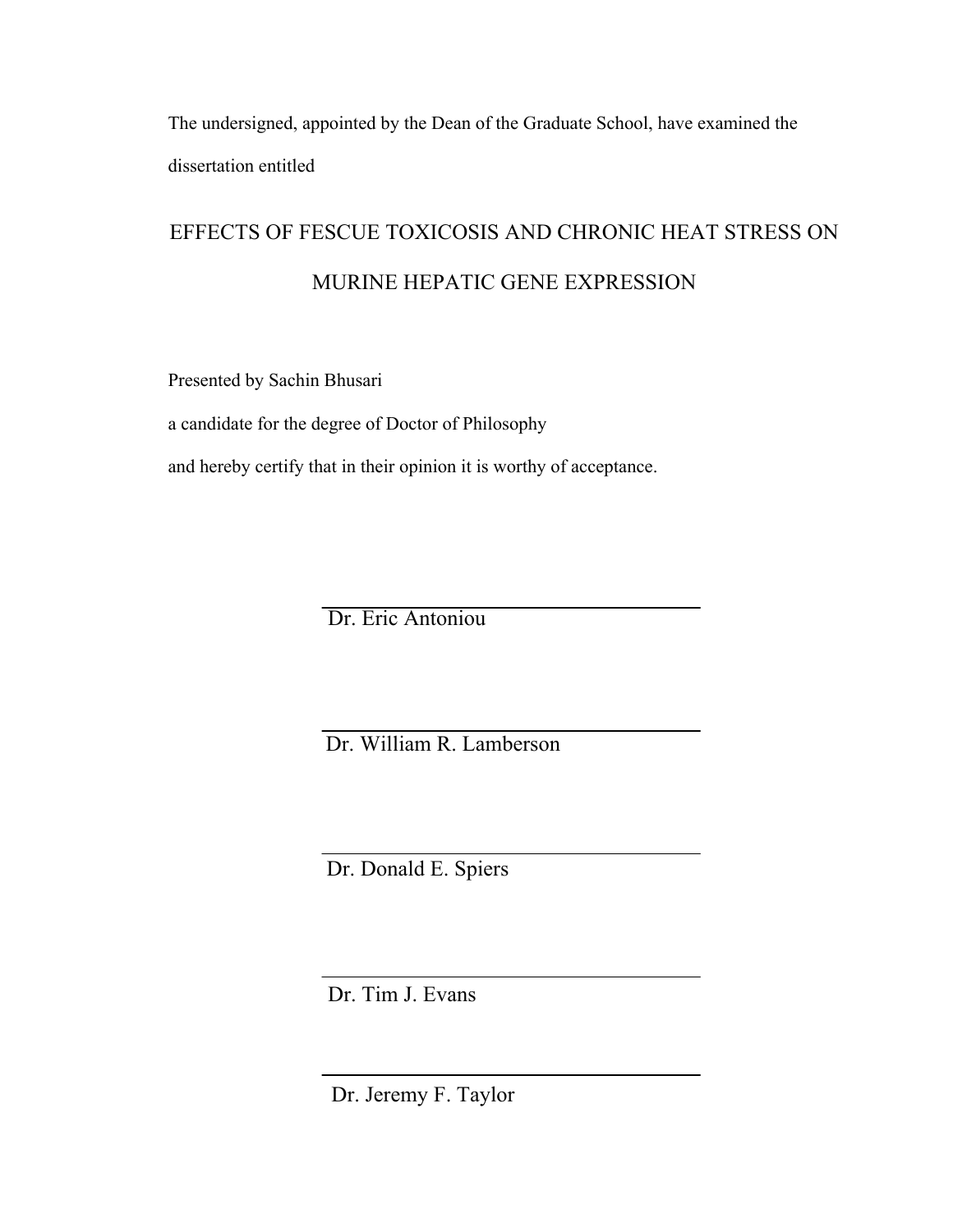The undersigned, appointed by the Dean of the Graduate School, have examined the dissertation entitled

EFFECTS OF FESCUE TOXICOSIS AND CHRONIC HEAT STRESS ON MURINE HEPATIC GENE EXPRESSION

Presented by Sachin Bhusari

a candidate for the degree of Doctor of Philosophy

and hereby certify that in their opinion it is worthy of acceptance.

Dr. Eric Antoniou

Dr. William R. Lamberson

Dr. Donald E. Spiers

Dr. Tim J. Evans

Dr. Jeremy F. Taylor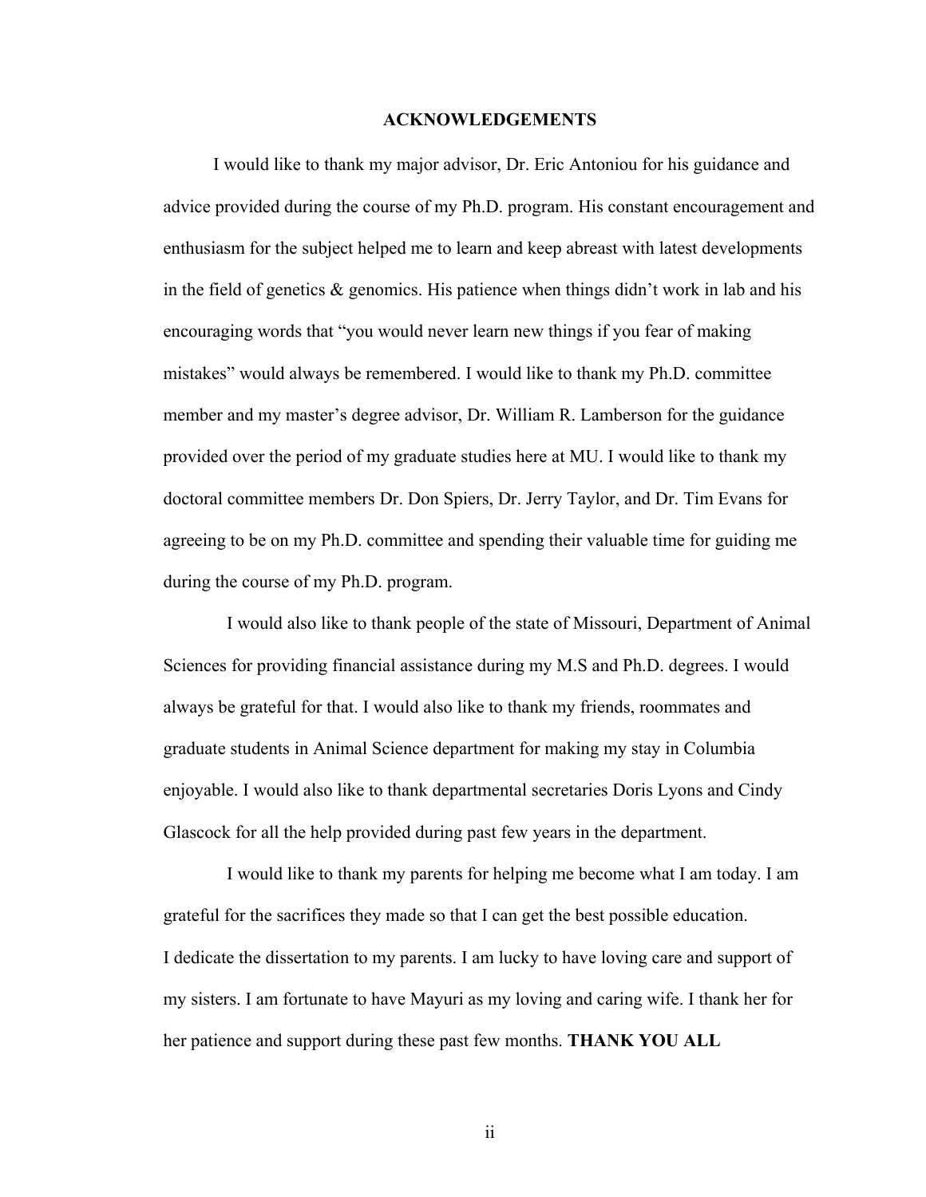# ACKNOWLEDGEMENTS

I would like to thank my major advisor, Dr. Eric Antoniou for his guidance and advice provided during the course of my Ph.D. program. His constant encouragement and enthusiasm for the subject helped me to learn and keep abreast with latest developments in the field of genetics & genomics. His patience when things didn't work in lab and his encouraging words that "you would never learn new things if you fear of making mistakes" would always be remembered. I would like to thank my Ph.D. committee member and my master's degree advisor, Dr. William R. Lamberson for the guidance provided over the period of my graduate studies here at MU. I would like to thank my doctoral committee members Dr. Don Spiers, Dr. Jerry Taylor, and Dr. Tim Evans for agreeing to be on my Ph.D. committee and spending their valuable time for guiding me during the course of my Ph.D. program.

I would also like to thank people of the state of Missouri, Department of Animal Sciences for providing financial assistance during my M.S and Ph.D. degrees. I would always be grateful for that. I would also like to thank my friends, roommates and graduate students in Animal Science department for making my stay in Columbia enjoyable. I would also like to thank departmental secretaries Doris Lyons and Cindy Glascock for all the help provided during past few years in the department.

I would like to thank my parents for helping me become what I am today. I am grateful for the sacrifices they made so that I can get the best possible education.
I dedicate the dissertation to my parents. I am lucky to have loving care and support of my sisters. I am fortunate to have Mayuri as my loving and caring wife. I thank her for her patience and support during these past few months. **THANK YOU ALL**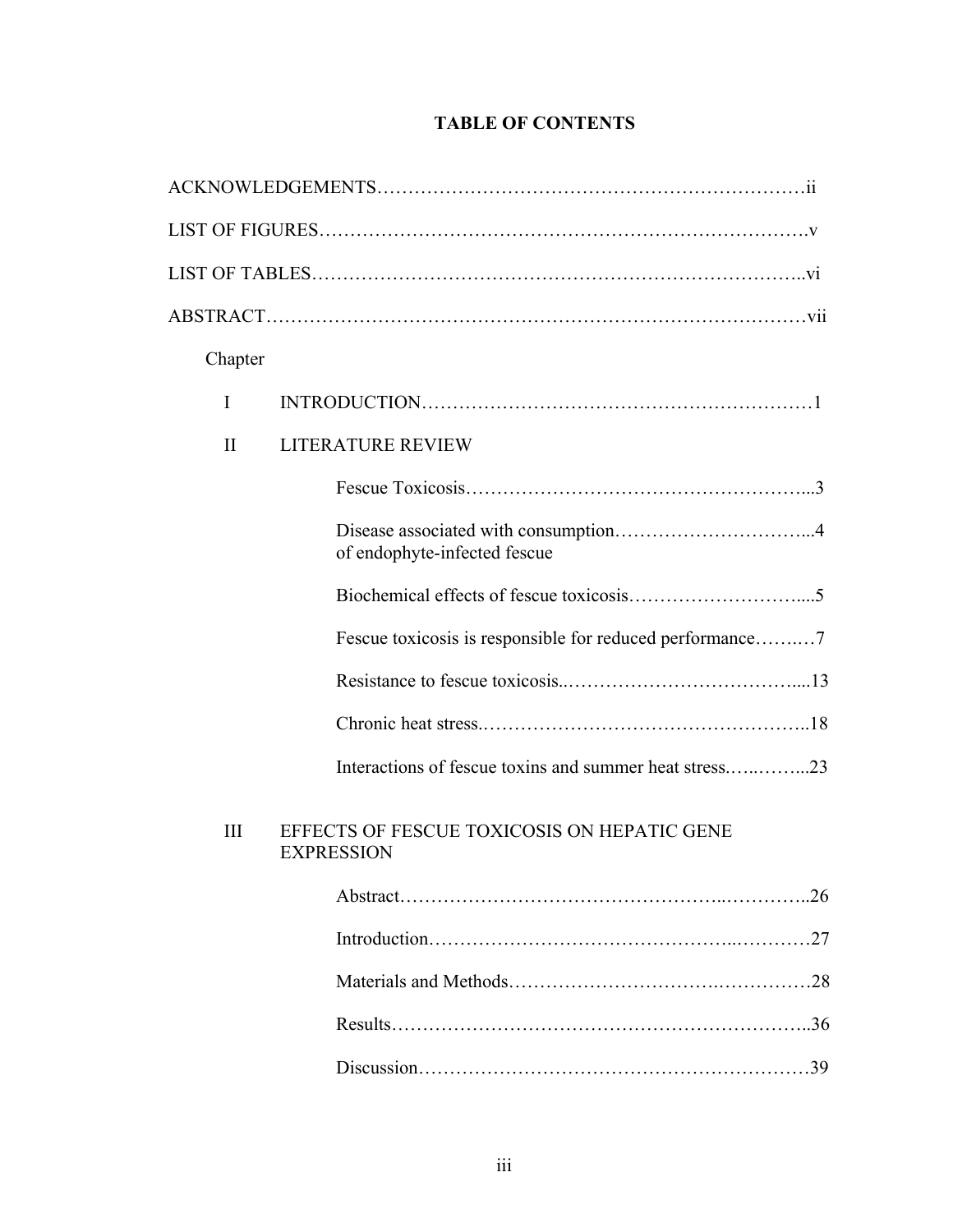# TABLE OF CONTENTS

ACKNOWLEDGEMENTS……………………………………………………………ii

LIST OF FIGURES…………………………………………………………………….v

LIST OF TABLES……………………………………………………………………..vi

ABSTRACT…………………………………………………………………………vii

Chapter

I INTRODUCTION…………………………………………………………1

II LITERATURE REVIEW

Fescue Toxicosis………………………………………………...3

Disease associated with consumption…………………………...4
of endophyte-infected fescue

Biochemical effects of fescue toxicosis………………………....5

Fescue toxicosis is responsible for reduced performance……..…7

Resistance to fescue toxicosis..………………………………....13

Chronic heat stress.…………………………………………….18

Interactions of fescue toxins and summer heat stress.…..……...23

III EFFECTS OF FESCUE TOXICOSIS ON HEPATIC GENE EXPRESSION

Abstract…………………………………………..…………..26

Introduction……………………………….………..…………27

Materials and Methods………………………….……………28

Results…………………………………………………………..36

Discussion……………………………………………………39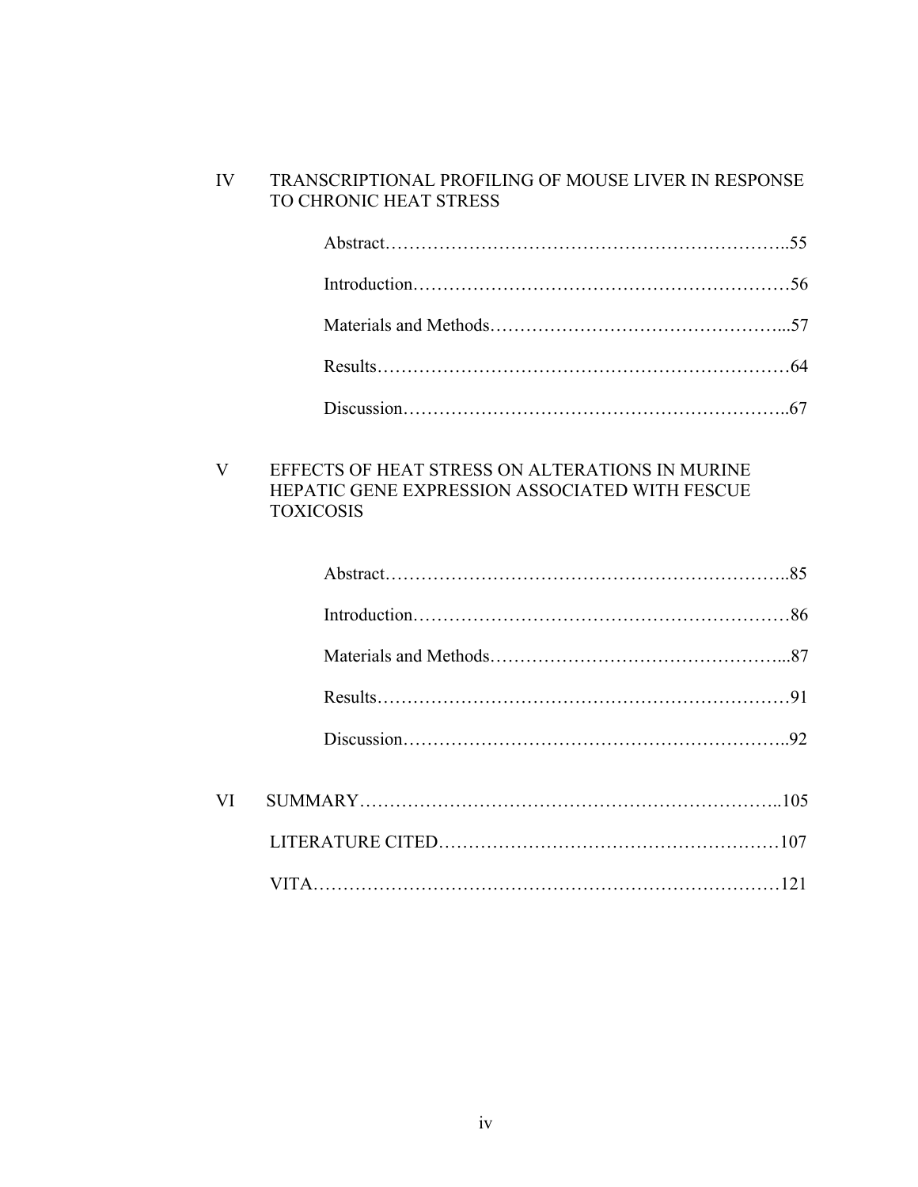IV TRANSCRIPTIONAL PROFILING OF MOUSE LIVER IN RESPONSE TO CHRONIC HEAT STRESS

Abstract……………………………………………………………..55

Introduction……………………………………………………………56

Materials and Methods…………………………………………...57

Results……………………………………………………………64

Discussion……………………………………………………………..67

V EFFECTS OF HEAT STRESS ON ALTERATIONS IN MURINE HEPATIC GENE EXPRESSION ASSOCIATED WITH FESCUE TOXICOSIS

Abstract……………………………………………………………..85

Introduction……………………………………………………………86

Materials and Methods…………………………………………...87

Results……………………………………………………………91

Discussion……………………………………………………………..92

VI SUMMARY…………………………………………………………..105

LITERATURE CITED……………………………………………………107

VITA………………………………………………………………………121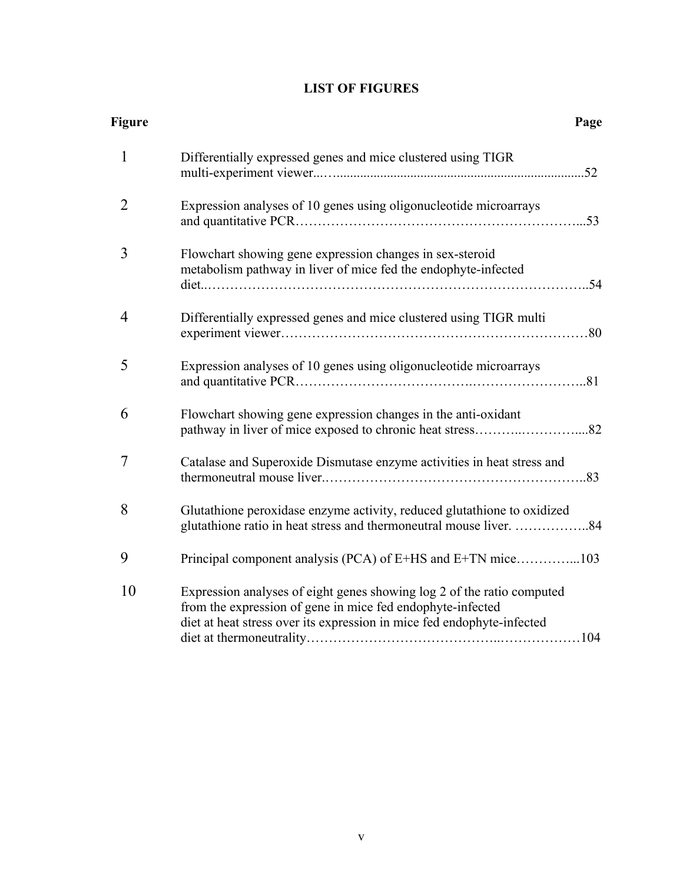# LIST OF FIGURES

| Figure | | Page |
|---|---|---|
| 1 | Differentially expressed genes and mice clustered using TIGR multi-experiment viewer | 52 |
| 2 | Expression analyses of 10 genes using oligonucleotide microarrays and quantitative PCR | 53 |
| 3 | Flowchart showing gene expression changes in sex-steroid metabolism pathway in liver of mice fed the endophyte-infected diet | 54 |
| 4 | Differentially expressed genes and mice clustered using TIGR multi experiment viewer | 80 |
| 5 | Expression analyses of 10 genes using oligonucleotide microarrays and quantitative PCR | 81 |
| 6 | Flowchart showing gene expression changes in the anti-oxidant pathway in liver of mice exposed to chronic heat stress | 82 |
| 7 | Catalase and Superoxide Dismutase enzyme activities in heat stress and thermoneutral mouse liver | 83 |
| 8 | Glutathione peroxidase enzyme activity, reduced glutathione to oxidized glutathione ratio in heat stress and thermoneutral mouse liver. | 84 |
| 9 | Principal component analysis (PCA) of E+HS and E+TN mice | 103 |
| 10 | Expression analyses of eight genes showing log 2 of the ratio computed from the expression of gene in mice fed endophyte-infected diet at heat stress over its expression in mice fed endophyte-infected diet at thermoneutrality | 104 |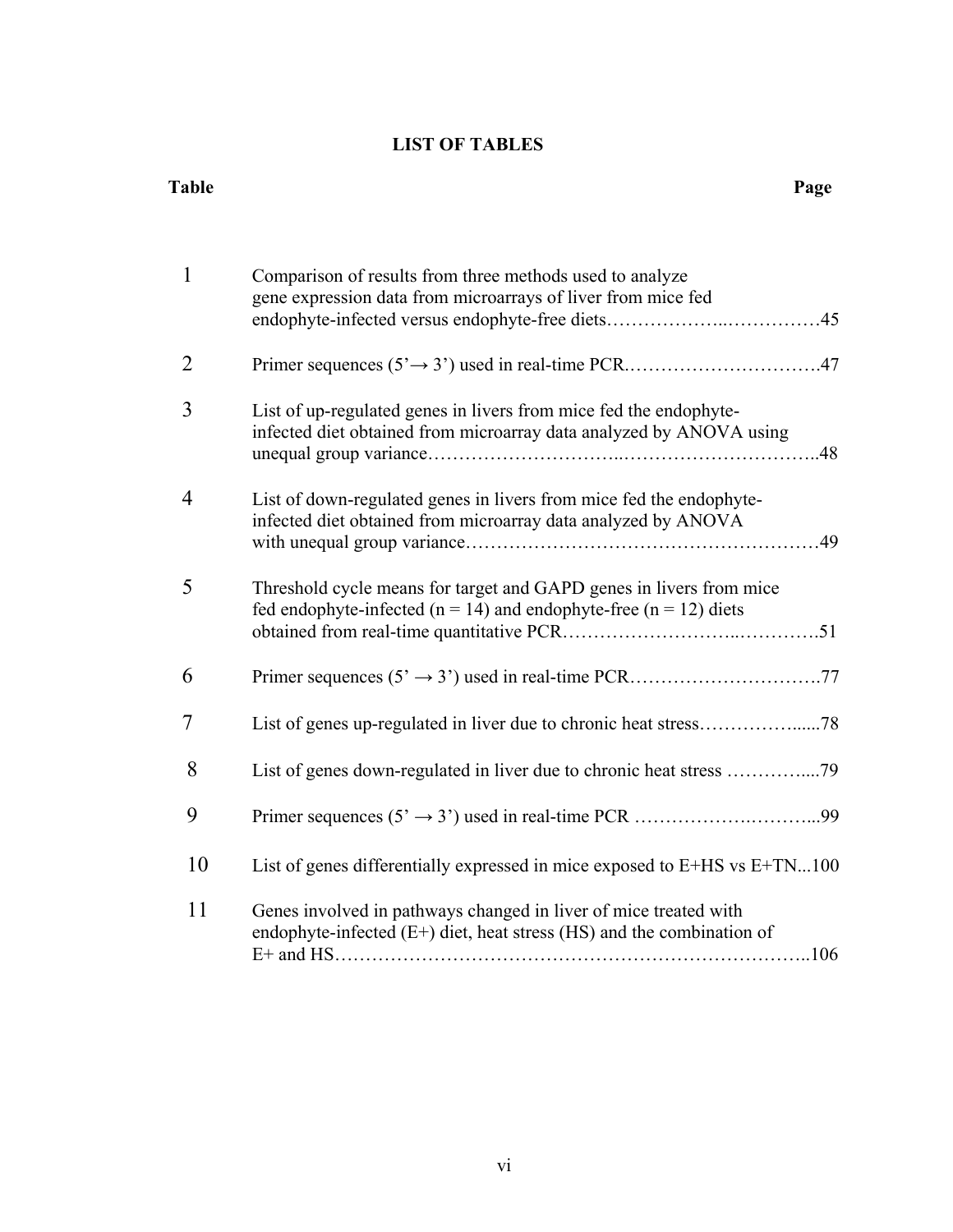# LIST OF TABLES

| Table | | Page |
|---|---|---|
| 1 | Comparison of results from three methods used to analyze gene expression data from microarrays of liver from mice fed endophyte-infected versus endophyte-free diets | 45 |
| 2 | Primer sequences (5'→ 3') used in real-time PCR | 47 |
| 3 | List of up-regulated genes in livers from mice fed the endophyte-infected diet obtained from microarray data analyzed by ANOVA using unequal group variance | 48 |
| 4 | List of down-regulated genes in livers from mice fed the endophyte-infected diet obtained from microarray data analyzed by ANOVA with unequal group variance | 49 |
| 5 | Threshold cycle means for target and GAPD genes in livers from mice fed endophyte-infected (n = 14) and endophyte-free (n = 12) diets obtained from real-time quantitative PCR | 51 |
| 6 | Primer sequences (5' → 3') used in real-time PCR | 77 |
| 7 | List of genes up-regulated in liver due to chronic heat stress | 78 |
| 8 | List of genes down-regulated in liver due to chronic heat stress | 79 |
| 9 | Primer sequences (5' → 3') used in real-time PCR | 99 |
| 10 | List of genes differentially expressed in mice exposed to E+HS vs E+TN | 100 |
| 11 | Genes involved in pathways changed in liver of mice treated with endophyte-infected (E+) diet, heat stress (HS) and the combination of E+ and HS | 106 |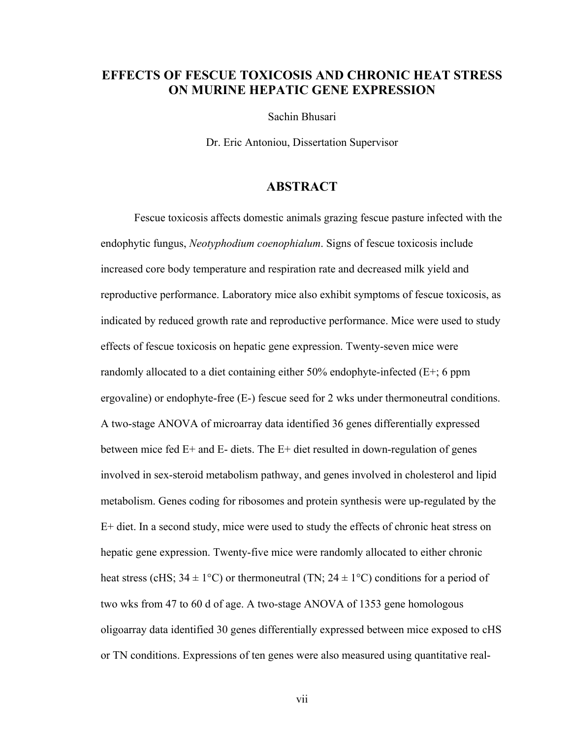# EFFECTS OF FESCUE TOXICOSIS AND CHRONIC HEAT STRESS ON MURINE HEPATIC GENE EXPRESSION

Sachin Bhusari

Dr. Eric Antoniou, Dissertation Supervisor

## ABSTRACT

Fescue toxicosis affects domestic animals grazing fescue pasture infected with the endophytic fungus, *Neotyphodium coenophialum*. Signs of fescue toxicosis include increased core body temperature and respiration rate and decreased milk yield and reproductive performance. Laboratory mice also exhibit symptoms of fescue toxicosis, as indicated by reduced growth rate and reproductive performance. Mice were used to study effects of fescue toxicosis on hepatic gene expression. Twenty-seven mice were randomly allocated to a diet containing either 50% endophyte-infected (E+; 6 ppm ergovaline) or endophyte-free (E-) fescue seed for 2 wks under thermoneutral conditions. A two-stage ANOVA of microarray data identified 36 genes differentially expressed between mice fed E+ and E- diets. The E+ diet resulted in down-regulation of genes involved in sex-steroid metabolism pathway, and genes involved in cholesterol and lipid metabolism. Genes coding for ribosomes and protein synthesis were up-regulated by the E+ diet. In a second study, mice were used to study the effects of chronic heat stress on hepatic gene expression. Twenty-five mice were randomly allocated to either chronic heat stress (cHS; 34 ± 1°C) or thermoneutral (TN; 24 ± 1°C) conditions for a period of two wks from 47 to 60 d of age. A two-stage ANOVA of 1353 gene homologous oligoarray data identified 30 genes differentially expressed between mice exposed to cHS or TN conditions. Expressions of ten genes were also measured using quantitative real-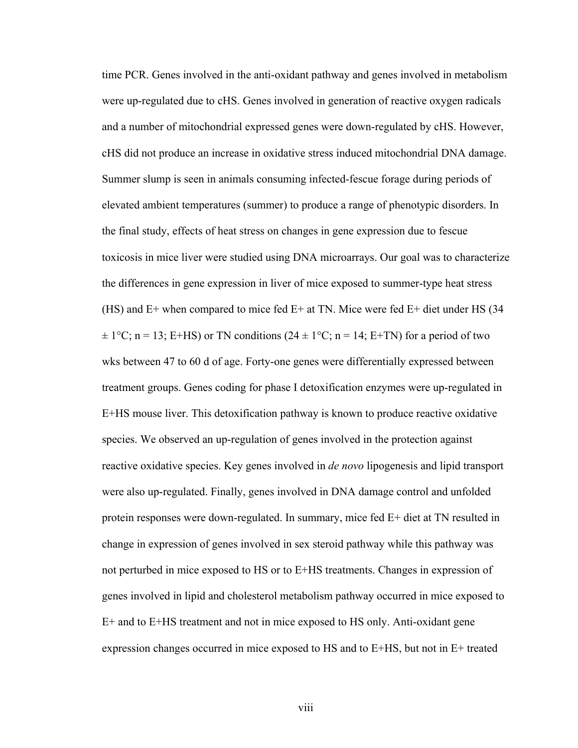time PCR. Genes involved in the anti-oxidant pathway and genes involved in metabolism were up-regulated due to cHS. Genes involved in generation of reactive oxygen radicals and a number of mitochondrial expressed genes were down-regulated by cHS. However, cHS did not produce an increase in oxidative stress induced mitochondrial DNA damage. Summer slump is seen in animals consuming infected-fescue forage during periods of elevated ambient temperatures (summer) to produce a range of phenotypic disorders. In the final study, effects of heat stress on changes in gene expression due to fescue toxicosis in mice liver were studied using DNA microarrays. Our goal was to characterize the differences in gene expression in liver of mice exposed to summer-type heat stress (HS) and E+ when compared to mice fed E+ at TN. Mice were fed E+ diet under HS (34 ± 1°C; n = 13; E+HS) or TN conditions (24 ± 1°C; n = 14; E+TN) for a period of two wks between 47 to 60 d of age. Forty-one genes were differentially expressed between treatment groups. Genes coding for phase I detoxification enzymes were up-regulated in E+HS mouse liver. This detoxification pathway is known to produce reactive oxidative species. We observed an up-regulation of genes involved in the protection against reactive oxidative species. Key genes involved in *de novo* lipogenesis and lipid transport were also up-regulated. Finally, genes involved in DNA damage control and unfolded protein responses were down-regulated. In summary, mice fed E+ diet at TN resulted in change in expression of genes involved in sex steroid pathway while this pathway was not perturbed in mice exposed to HS or to E+HS treatments. Changes in expression of genes involved in lipid and cholesterol metabolism pathway occurred in mice exposed to E+ and to E+HS treatment and not in mice exposed to HS only. Anti-oxidant gene expression changes occurred in mice exposed to HS and to E+HS, but not in E+ treated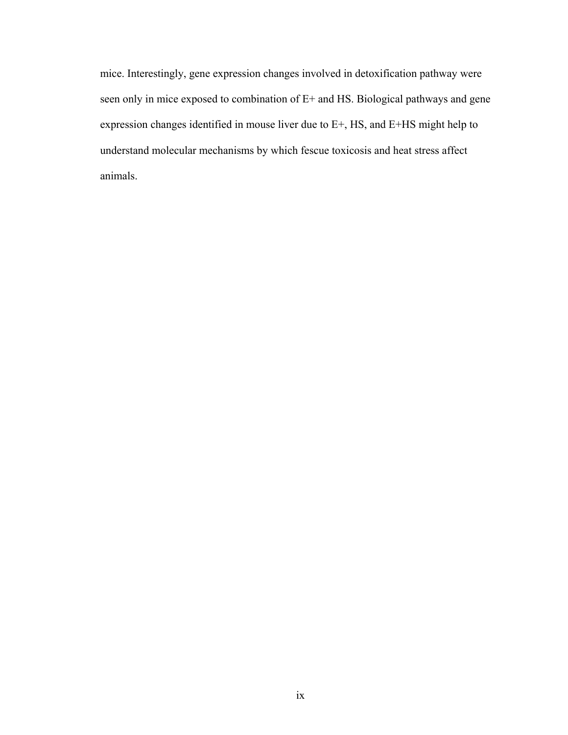mice. Interestingly, gene expression changes involved in detoxification pathway were seen only in mice exposed to combination of E+ and HS. Biological pathways and gene expression changes identified in mouse liver due to E+, HS, and E+HS might help to understand molecular mechanisms by which fescue toxicosis and heat stress affect animals.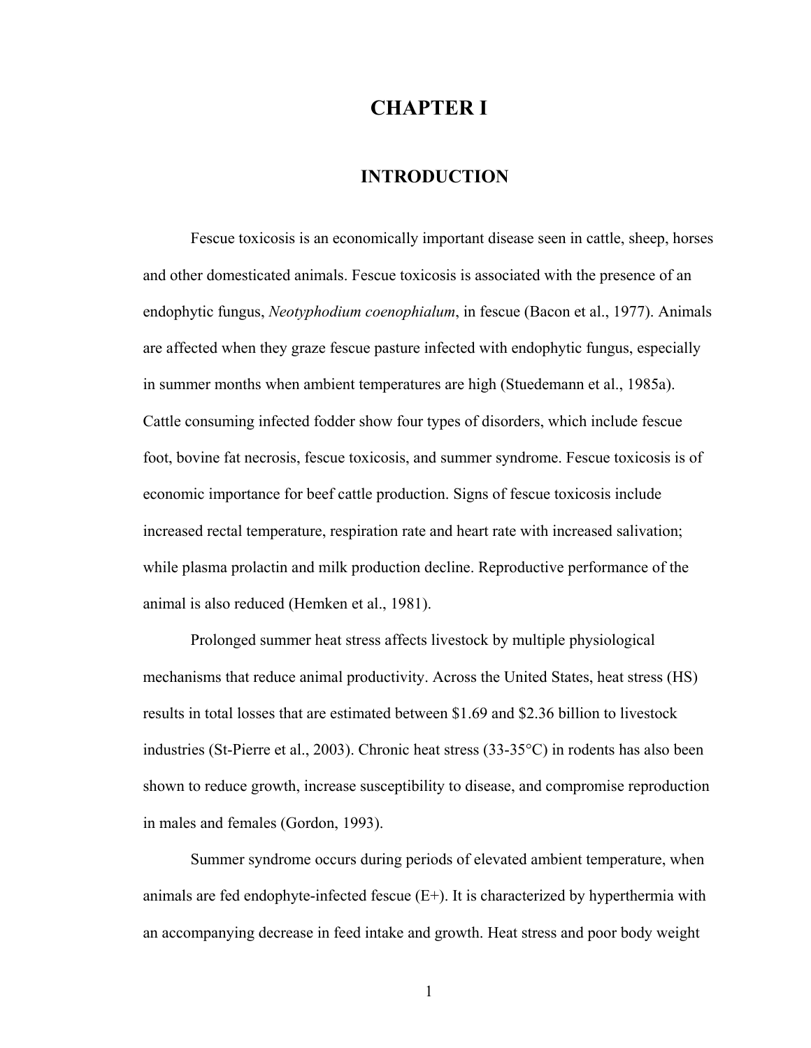# CHAPTER I

## INTRODUCTION

Fescue toxicosis is an economically important disease seen in cattle, sheep, horses and other domesticated animals. Fescue toxicosis is associated with the presence of an endophytic fungus, *Neotyphodium coenophialum*, in fescue (Bacon et al., 1977). Animals are affected when they graze fescue pasture infected with endophytic fungus, especially in summer months when ambient temperatures are high (Stuedemann et al., 1985a). Cattle consuming infected fodder show four types of disorders, which include fescue foot, bovine fat necrosis, fescue toxicosis, and summer syndrome. Fescue toxicosis is of economic importance for beef cattle production. Signs of fescue toxicosis include increased rectal temperature, respiration rate and heart rate with increased salivation; while plasma prolactin and milk production decline. Reproductive performance of the animal is also reduced (Hemken et al., 1981).

Prolonged summer heat stress affects livestock by multiple physiological mechanisms that reduce animal productivity. Across the United States, heat stress (HS) results in total losses that are estimated between $1.69 and $2.36 billion to livestock industries (St-Pierre et al., 2003). Chronic heat stress (33-35°C) in rodents has also been shown to reduce growth, increase susceptibility to disease, and compromise reproduction in males and females (Gordon, 1993).

Summer syndrome occurs during periods of elevated ambient temperature, when animals are fed endophyte-infected fescue (E+). It is characterized by hyperthermia with an accompanying decrease in feed intake and growth. Heat stress and poor body weight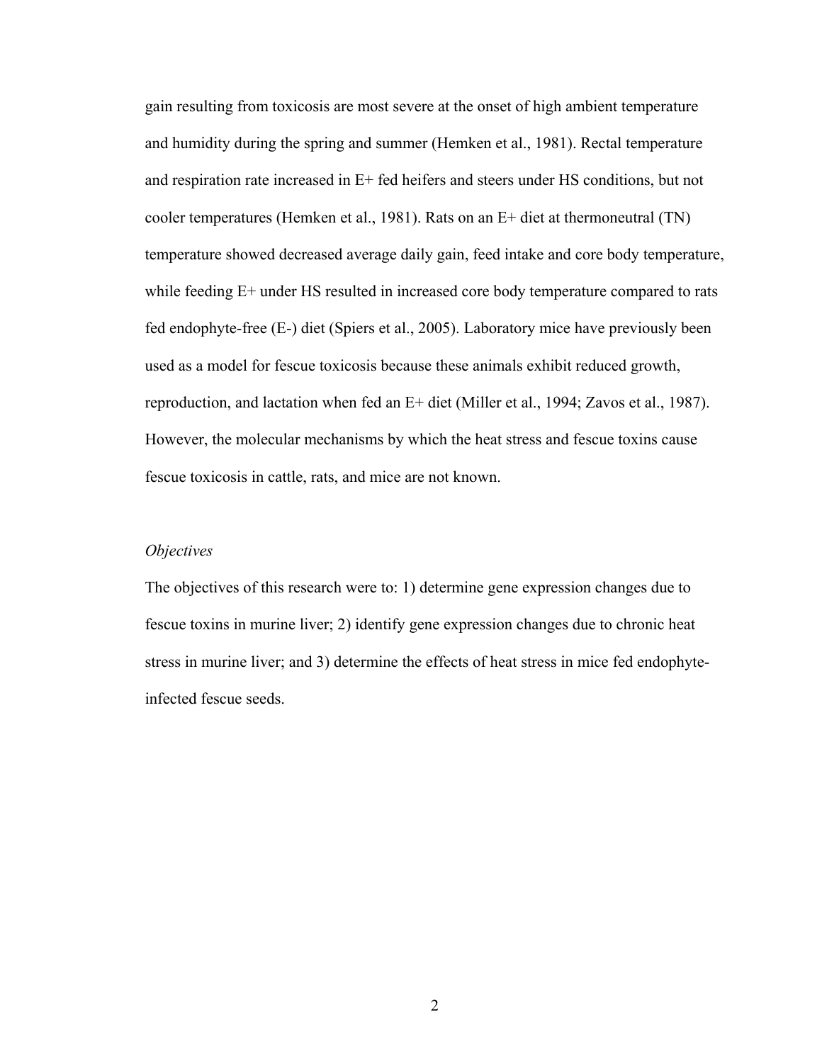gain resulting from toxicosis are most severe at the onset of high ambient temperature and humidity during the spring and summer (Hemken et al., 1981). Rectal temperature and respiration rate increased in E+ fed heifers and steers under HS conditions, but not cooler temperatures (Hemken et al., 1981). Rats on an E+ diet at thermoneutral (TN) temperature showed decreased average daily gain, feed intake and core body temperature, while feeding E+ under HS resulted in increased core body temperature compared to rats fed endophyte-free (E-) diet (Spiers et al., 2005). Laboratory mice have previously been used as a model for fescue toxicosis because these animals exhibit reduced growth, reproduction, and lactation when fed an E+ diet (Miller et al., 1994; Zavos et al., 1987). However, the molecular mechanisms by which the heat stress and fescue toxins cause fescue toxicosis in cattle, rats, and mice are not known.

*Objectives*

The objectives of this research were to: 1) determine gene expression changes due to fescue toxins in murine liver; 2) identify gene expression changes due to chronic heat stress in murine liver; and 3) determine the effects of heat stress in mice fed endophyte-infected fescue seeds.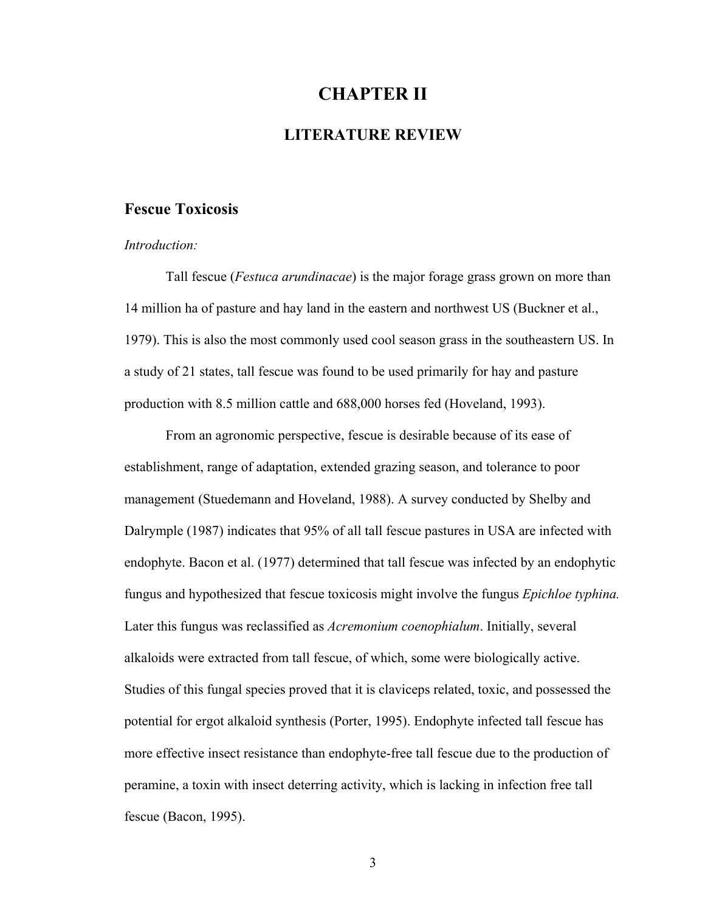# CHAPTER II

## LITERATURE REVIEW

### Fescue Toxicosis

*Introduction:*

Tall fescue (*Festuca arundinacae*) is the major forage grass grown on more than 14 million ha of pasture and hay land in the eastern and northwest US (Buckner et al., 1979). This is also the most commonly used cool season grass in the southeastern US. In a study of 21 states, tall fescue was found to be used primarily for hay and pasture production with 8.5 million cattle and 688,000 horses fed (Hoveland, 1993).

From an agronomic perspective, fescue is desirable because of its ease of establishment, range of adaptation, extended grazing season, and tolerance to poor management (Stuedemann and Hoveland, 1988). A survey conducted by Shelby and Dalrymple (1987) indicates that 95% of all tall fescue pastures in USA are infected with endophyte. Bacon et al. (1977) determined that tall fescue was infected by an endophytic fungus and hypothesized that fescue toxicosis might involve the fungus *Epichloe typhina.* Later this fungus was reclassified as *Acremonium coenophialum*. Initially, several alkaloids were extracted from tall fescue, of which, some were biologically active. Studies of this fungal species proved that it is claviceps related, toxic, and possessed the potential for ergot alkaloid synthesis (Porter, 1995). Endophyte infected tall fescue has more effective insect resistance than endophyte-free tall fescue due to the production of peramine, a toxin with insect deterring activity, which is lacking in infection free tall fescue (Bacon, 1995).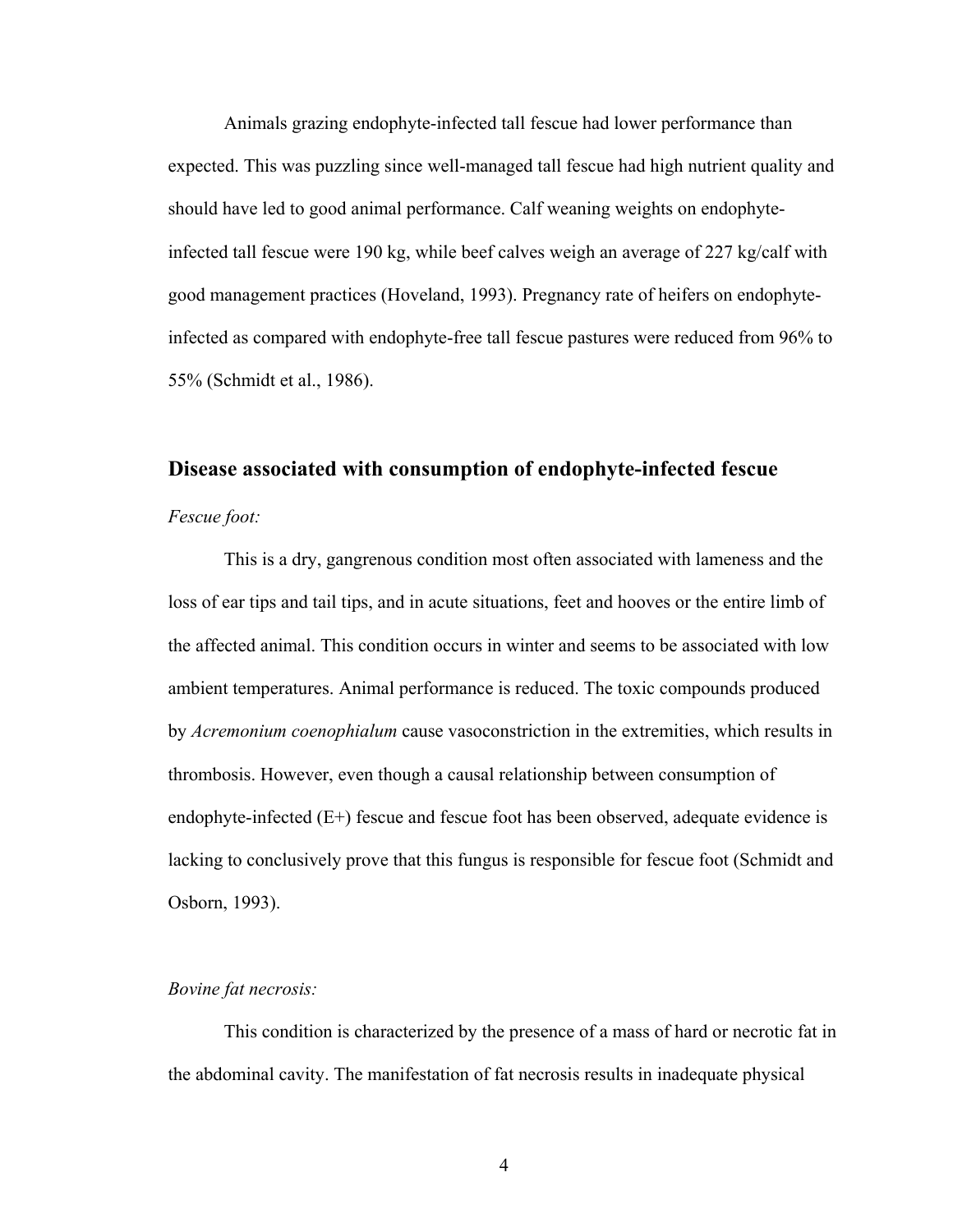Animals grazing endophyte-infected tall fescue had lower performance than expected. This was puzzling since well-managed tall fescue had high nutrient quality and should have led to good animal performance. Calf weaning weights on endophyte-infected tall fescue were 190 kg, while beef calves weigh an average of 227 kg/calf with good management practices (Hoveland, 1993). Pregnancy rate of heifers on endophyte-infected as compared with endophyte-free tall fescue pastures were reduced from 96% to 55% (Schmidt et al., 1986).

## Disease associated with consumption of endophyte-infected fescue

*Fescue foot:*

This is a dry, gangrenous condition most often associated with lameness and the loss of ear tips and tail tips, and in acute situations, feet and hooves or the entire limb of the affected animal. This condition occurs in winter and seems to be associated with low ambient temperatures. Animal performance is reduced. The toxic compounds produced by *Acremonium coenophialum* cause vasoconstriction in the extremities, which results in thrombosis. However, even though a causal relationship between consumption of endophyte-infected (E+) fescue and fescue foot has been observed, adequate evidence is lacking to conclusively prove that this fungus is responsible for fescue foot (Schmidt and Osborn, 1993).

*Bovine fat necrosis:*

This condition is characterized by the presence of a mass of hard or necrotic fat in the abdominal cavity. The manifestation of fat necrosis results in inadequate physical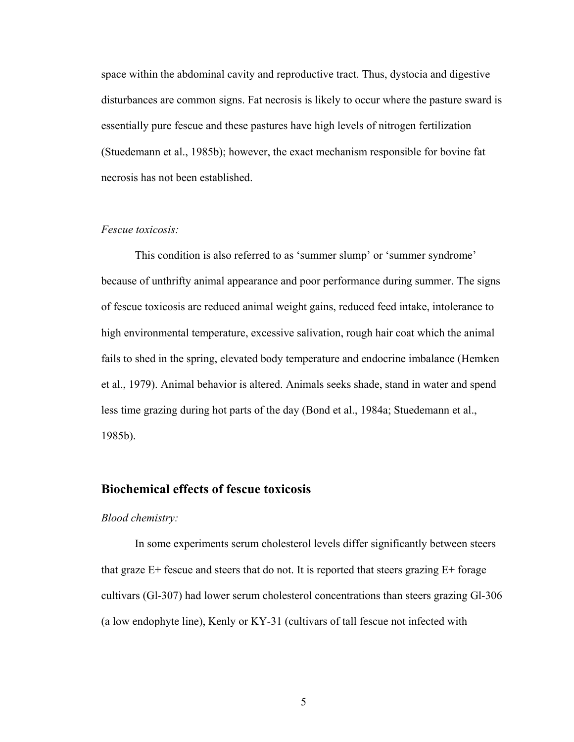space within the abdominal cavity and reproductive tract. Thus, dystocia and digestive disturbances are common signs. Fat necrosis is likely to occur where the pasture sward is essentially pure fescue and these pastures have high levels of nitrogen fertilization (Stuedemann et al., 1985b); however, the exact mechanism responsible for bovine fat necrosis has not been established.

*Fescue toxicosis:*

This condition is also referred to as 'summer slump' or 'summer syndrome' because of unthrifty animal appearance and poor performance during summer. The signs of fescue toxicosis are reduced animal weight gains, reduced feed intake, intolerance to high environmental temperature, excessive salivation, rough hair coat which the animal fails to shed in the spring, elevated body temperature and endocrine imbalance (Hemken et al., 1979). Animal behavior is altered. Animals seeks shade, stand in water and spend less time grazing during hot parts of the day (Bond et al., 1984a; Stuedemann et al., 1985b).

## Biochemical effects of fescue toxicosis

*Blood chemistry:*

In some experiments serum cholesterol levels differ significantly between steers that graze E+ fescue and steers that do not. It is reported that steers grazing E+ forage cultivars (Gl-307) had lower serum cholesterol concentrations than steers grazing Gl-306 (a low endophyte line), Kenly or KY-31 (cultivars of tall fescue not infected with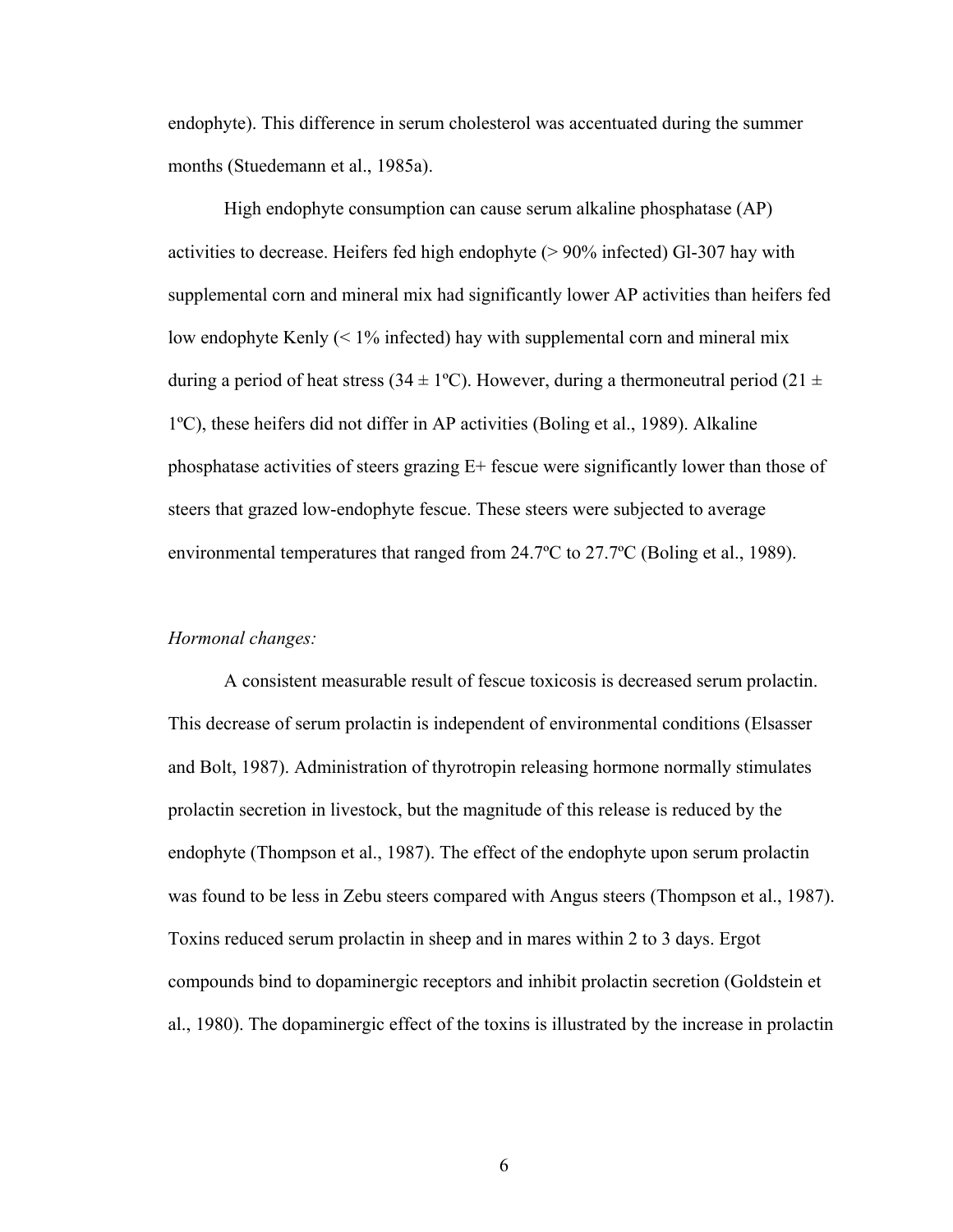endophyte). This difference in serum cholesterol was accentuated during the summer months (Stuedemann et al., 1985a).

High endophyte consumption can cause serum alkaline phosphatase (AP) activities to decrease. Heifers fed high endophyte (> 90% infected) Gl-307 hay with supplemental corn and mineral mix had significantly lower AP activities than heifers fed low endophyte Kenly (< 1% infected) hay with supplemental corn and mineral mix during a period of heat stress (34 ± 1ºC). However, during a thermoneutral period (21 ± 1ºC), these heifers did not differ in AP activities (Boling et al., 1989). Alkaline phosphatase activities of steers grazing E+ fescue were significantly lower than those of steers that grazed low-endophyte fescue. These steers were subjected to average environmental temperatures that ranged from 24.7ºC to 27.7ºC (Boling et al., 1989).

*Hormonal changes:*

A consistent measurable result of fescue toxicosis is decreased serum prolactin. This decrease of serum prolactin is independent of environmental conditions (Elsasser and Bolt, 1987). Administration of thyrotropin releasing hormone normally stimulates prolactin secretion in livestock, but the magnitude of this release is reduced by the endophyte (Thompson et al., 1987). The effect of the endophyte upon serum prolactin was found to be less in Zebu steers compared with Angus steers (Thompson et al., 1987). Toxins reduced serum prolactin in sheep and in mares within 2 to 3 days. Ergot compounds bind to dopaminergic receptors and inhibit prolactin secretion (Goldstein et al., 1980). The dopaminergic effect of the toxins is illustrated by the increase in prolactin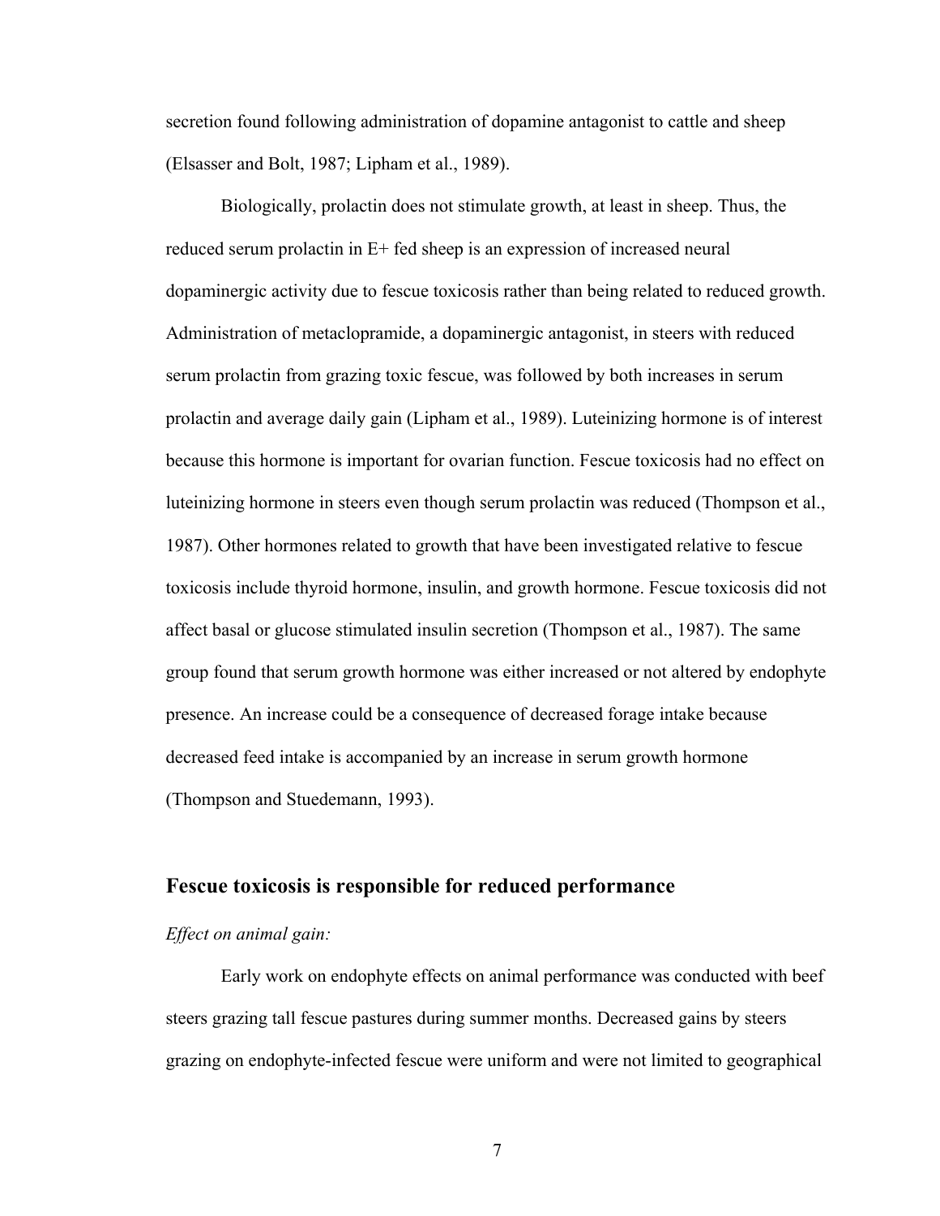secretion found following administration of dopamine antagonist to cattle and sheep (Elsasser and Bolt, 1987; Lipham et al., 1989).

Biologically, prolactin does not stimulate growth, at least in sheep. Thus, the reduced serum prolactin in E+ fed sheep is an expression of increased neural dopaminergic activity due to fescue toxicosis rather than being related to reduced growth. Administration of metaclopramide, a dopaminergic antagonist, in steers with reduced serum prolactin from grazing toxic fescue, was followed by both increases in serum prolactin and average daily gain (Lipham et al., 1989). Luteinizing hormone is of interest because this hormone is important for ovarian function. Fescue toxicosis had no effect on luteinizing hormone in steers even though serum prolactin was reduced (Thompson et al., 1987). Other hormones related to growth that have been investigated relative to fescue toxicosis include thyroid hormone, insulin, and growth hormone. Fescue toxicosis did not affect basal or glucose stimulated insulin secretion (Thompson et al., 1987). The same group found that serum growth hormone was either increased or not altered by endophyte presence. An increase could be a consequence of decreased forage intake because decreased feed intake is accompanied by an increase in serum growth hormone (Thompson and Stuedemann, 1993).

## Fescue toxicosis is responsible for reduced performance

*Effect on animal gain:*

Early work on endophyte effects on animal performance was conducted with beef steers grazing tall fescue pastures during summer months. Decreased gains by steers grazing on endophyte-infected fescue were uniform and were not limited to geographical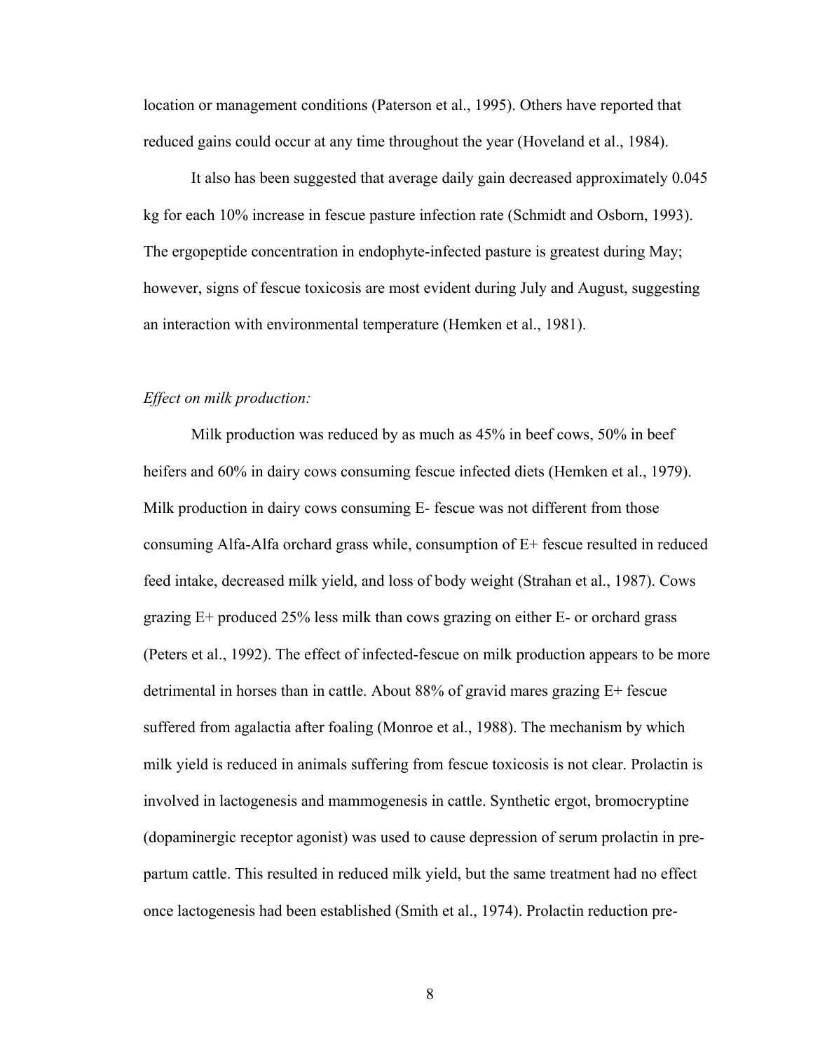location or management conditions (Paterson et al., 1995). Others have reported that reduced gains could occur at any time throughout the year (Hoveland et al., 1984).

It also has been suggested that average daily gain decreased approximately 0.045 kg for each 10% increase in fescue pasture infection rate (Schmidt and Osborn, 1993). The ergopeptide concentration in endophyte-infected pasture is greatest during May; however, signs of fescue toxicosis are most evident during July and August, suggesting an interaction with environmental temperature (Hemken et al., 1981).

*Effect on milk production:*

Milk production was reduced by as much as 45% in beef cows, 50% in beef heifers and 60% in dairy cows consuming fescue infected diets (Hemken et al., 1979). Milk production in dairy cows consuming E- fescue was not different from those consuming Alfa-Alfa orchard grass while, consumption of E+ fescue resulted in reduced feed intake, decreased milk yield, and loss of body weight (Strahan et al., 1987). Cows grazing E+ produced 25% less milk than cows grazing on either E- or orchard grass (Peters et al., 1992). The effect of infected-fescue on milk production appears to be more detrimental in horses than in cattle. About 88% of gravid mares grazing E+ fescue suffered from agalactia after foaling (Monroe et al., 1988). The mechanism by which milk yield is reduced in animals suffering from fescue toxicosis is not clear. Prolactin is involved in lactogenesis and mammogenesis in cattle. Synthetic ergot, bromocryptine (dopaminergic receptor agonist) was used to cause depression of serum prolactin in pre-partum cattle. This resulted in reduced milk yield, but the same treatment had no effect once lactogenesis had been established (Smith et al., 1974). Prolactin reduction pre-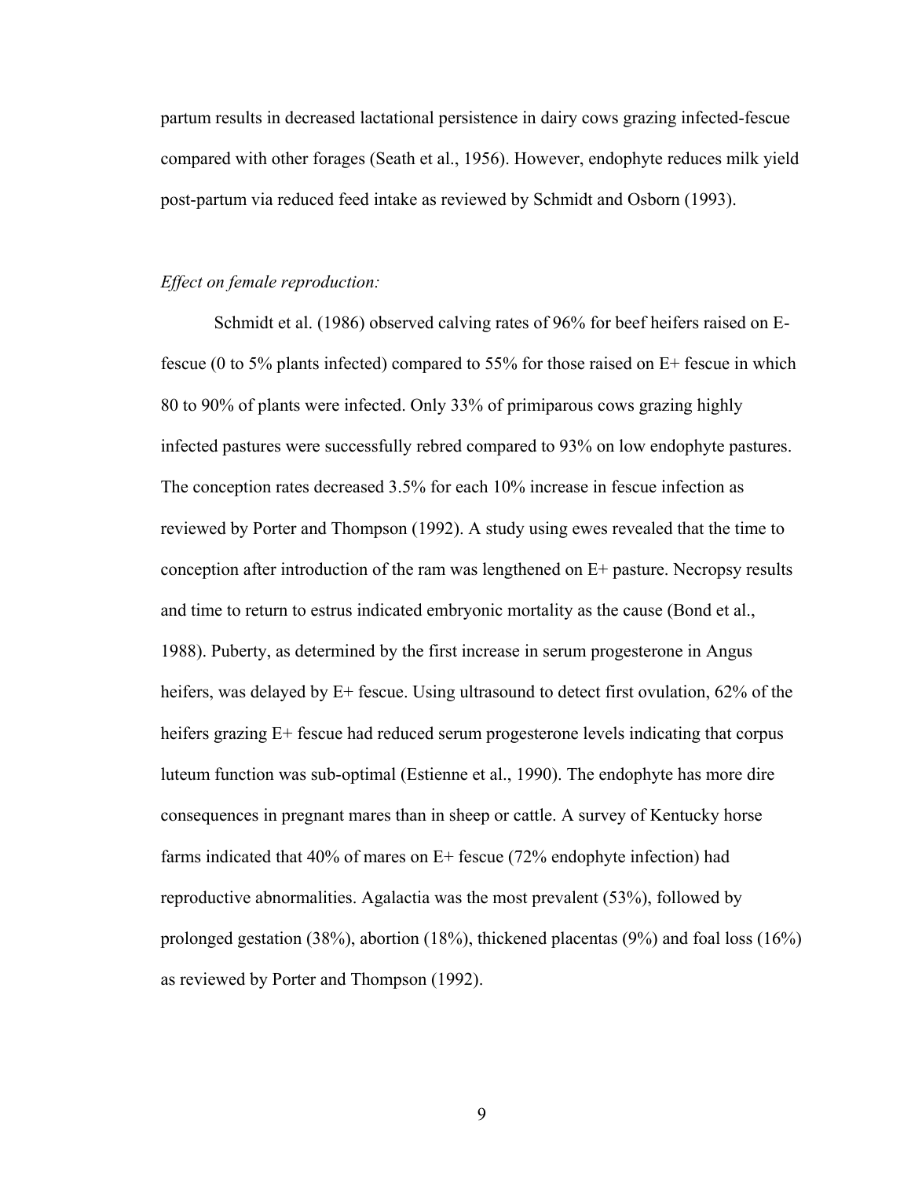partum results in decreased lactational persistence in dairy cows grazing infected-fescue compared with other forages (Seath et al., 1956). However, endophyte reduces milk yield post-partum via reduced feed intake as reviewed by Schmidt and Osborn (1993).

*Effect on female reproduction:*

Schmidt et al. (1986) observed calving rates of 96% for beef heifers raised on E- fescue (0 to 5% plants infected) compared to 55% for those raised on E+ fescue in which 80 to 90% of plants were infected. Only 33% of primiparous cows grazing highly infected pastures were successfully rebred compared to 93% on low endophyte pastures. The conception rates decreased 3.5% for each 10% increase in fescue infection as reviewed by Porter and Thompson (1992). A study using ewes revealed that the time to conception after introduction of the ram was lengthened on E+ pasture. Necropsy results and time to return to estrus indicated embryonic mortality as the cause (Bond et al., 1988). Puberty, as determined by the first increase in serum progesterone in Angus heifers, was delayed by E+ fescue. Using ultrasound to detect first ovulation, 62% of the heifers grazing E+ fescue had reduced serum progesterone levels indicating that corpus luteum function was sub-optimal (Estienne et al., 1990). The endophyte has more dire consequences in pregnant mares than in sheep or cattle. A survey of Kentucky horse farms indicated that 40% of mares on E+ fescue (72% endophyte infection) had reproductive abnormalities. Agalactia was the most prevalent (53%), followed by prolonged gestation (38%), abortion (18%), thickened placentas (9%) and foal loss (16%) as reviewed by Porter and Thompson (1992).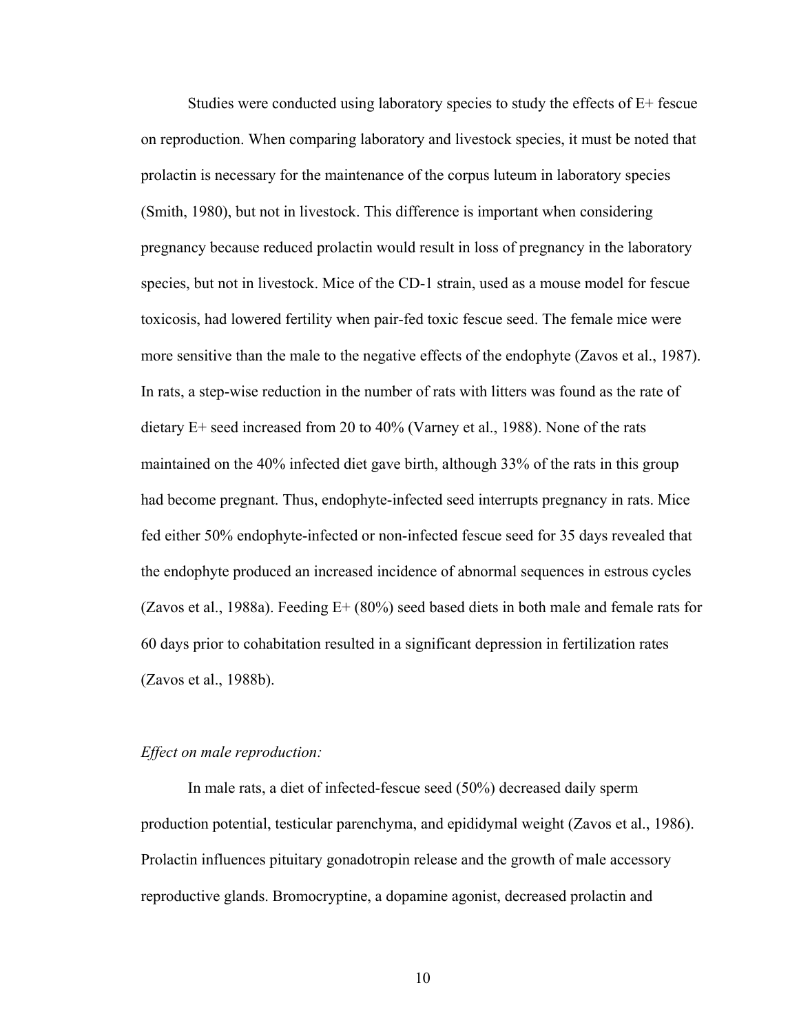Studies were conducted using laboratory species to study the effects of E+ fescue on reproduction. When comparing laboratory and livestock species, it must be noted that prolactin is necessary for the maintenance of the corpus luteum in laboratory species (Smith, 1980), but not in livestock. This difference is important when considering pregnancy because reduced prolactin would result in loss of pregnancy in the laboratory species, but not in livestock. Mice of the CD-1 strain, used as a mouse model for fescue toxicosis, had lowered fertility when pair-fed toxic fescue seed. The female mice were more sensitive than the male to the negative effects of the endophyte (Zavos et al., 1987). In rats, a step-wise reduction in the number of rats with litters was found as the rate of dietary E+ seed increased from 20 to 40% (Varney et al., 1988). None of the rats maintained on the 40% infected diet gave birth, although 33% of the rats in this group had become pregnant. Thus, endophyte-infected seed interrupts pregnancy in rats. Mice fed either 50% endophyte-infected or non-infected fescue seed for 35 days revealed that the endophyte produced an increased incidence of abnormal sequences in estrous cycles (Zavos et al., 1988a). Feeding E+ (80%) seed based diets in both male and female rats for 60 days prior to cohabitation resulted in a significant depression in fertilization rates (Zavos et al., 1988b).

*Effect on male reproduction:*

In male rats, a diet of infected-fescue seed (50%) decreased daily sperm production potential, testicular parenchyma, and epididymal weight (Zavos et al., 1986). Prolactin influences pituitary gonadotropin release and the growth of male accessory reproductive glands. Bromocryptine, a dopamine agonist, decreased prolactin and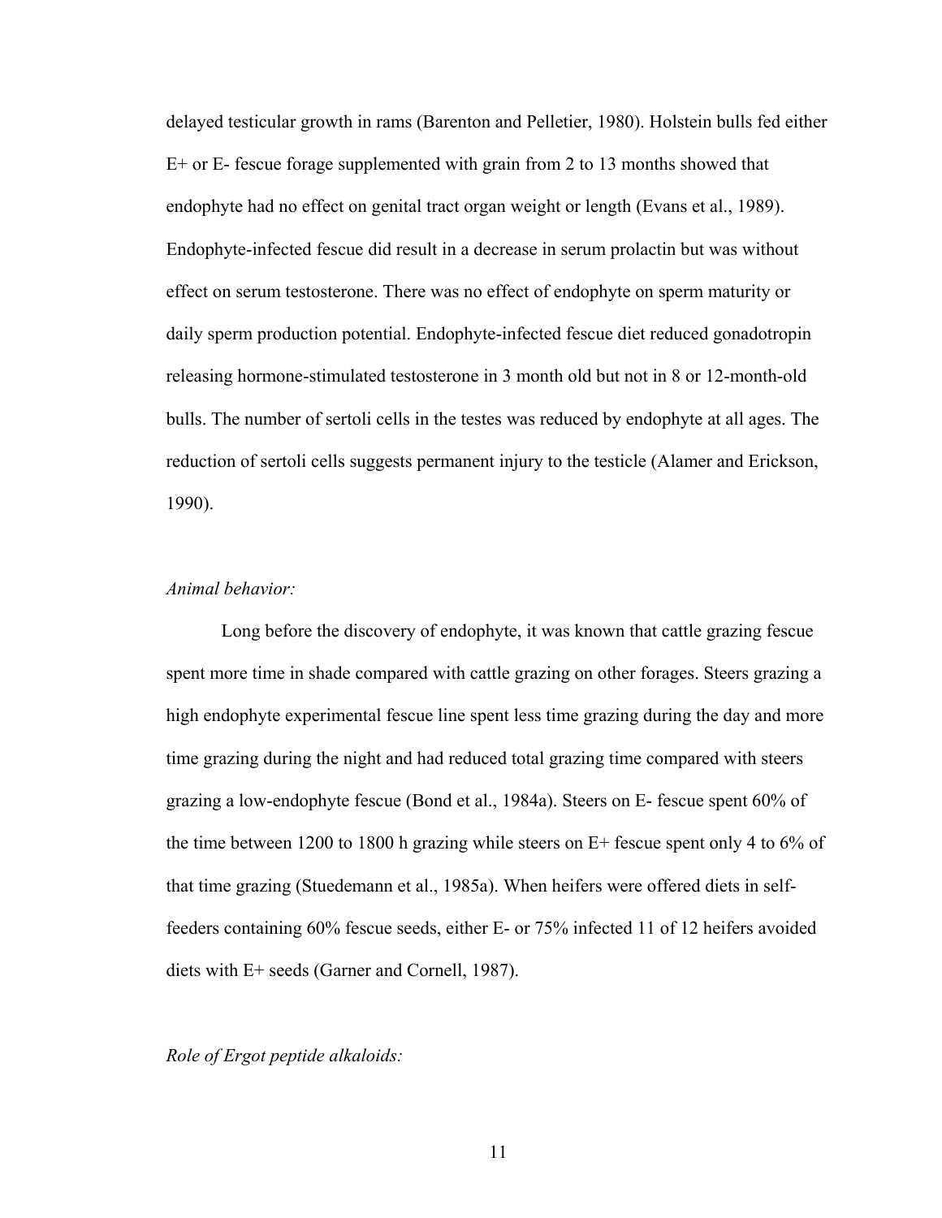delayed testicular growth in rams (Barenton and Pelletier, 1980). Holstein bulls fed either E+ or E- fescue forage supplemented with grain from 2 to 13 months showed that endophyte had no effect on genital tract organ weight or length (Evans et al., 1989). Endophyte-infected fescue did result in a decrease in serum prolactin but was without effect on serum testosterone. There was no effect of endophyte on sperm maturity or daily sperm production potential. Endophyte-infected fescue diet reduced gonadotropin releasing hormone-stimulated testosterone in 3 month old but not in 8 or 12-month-old bulls. The number of sertoli cells in the testes was reduced by endophyte at all ages. The reduction of sertoli cells suggests permanent injury to the testicle (Alamer and Erickson, 1990).

*Animal behavior:*

Long before the discovery of endophyte, it was known that cattle grazing fescue spent more time in shade compared with cattle grazing on other forages. Steers grazing a high endophyte experimental fescue line spent less time grazing during the day and more time grazing during the night and had reduced total grazing time compared with steers grazing a low-endophyte fescue (Bond et al., 1984a). Steers on E- fescue spent 60% of the time between 1200 to 1800 h grazing while steers on E+ fescue spent only 4 to 6% of that time grazing (Stuedemann et al., 1985a). When heifers were offered diets in self-feeders containing 60% fescue seeds, either E- or 75% infected 11 of 12 heifers avoided diets with E+ seeds (Garner and Cornell, 1987).

*Role of Ergot peptide alkaloids:*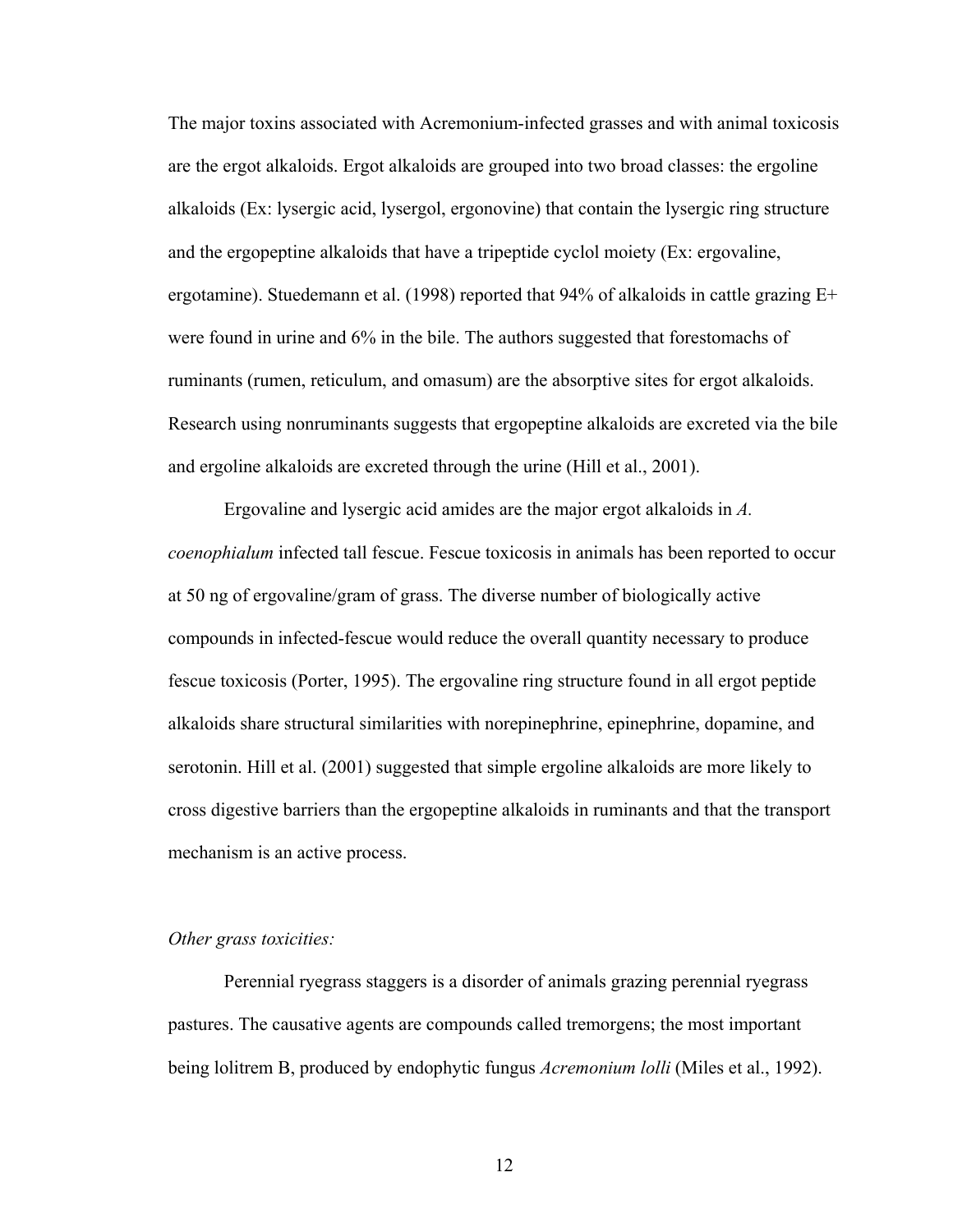The major toxins associated with Acremonium-infected grasses and with animal toxicosis are the ergot alkaloids. Ergot alkaloids are grouped into two broad classes: the ergoline alkaloids (Ex: lysergic acid, lysergol, ergonovine) that contain the lysergic ring structure and the ergopeptine alkaloids that have a tripeptide cyclol moiety (Ex: ergovaline, ergotamine). Stuedemann et al. (1998) reported that 94% of alkaloids in cattle grazing E+ were found in urine and 6% in the bile. The authors suggested that forestomachs of ruminants (rumen, reticulum, and omasum) are the absorptive sites for ergot alkaloids. Research using nonruminants suggests that ergopeptine alkaloids are excreted via the bile and ergoline alkaloids are excreted through the urine (Hill et al., 2001).

Ergovaline and lysergic acid amides are the major ergot alkaloids in *A. coenophialum* infected tall fescue. Fescue toxicosis in animals has been reported to occur at 50 ng of ergovaline/gram of grass. The diverse number of biologically active compounds in infected-fescue would reduce the overall quantity necessary to produce fescue toxicosis (Porter, 1995). The ergovaline ring structure found in all ergot peptide alkaloids share structural similarities with norepinephrine, epinephrine, dopamine, and serotonin. Hill et al. (2001) suggested that simple ergoline alkaloids are more likely to cross digestive barriers than the ergopeptine alkaloids in ruminants and that the transport mechanism is an active process.

*Other grass toxicities:*

Perennial ryegrass staggers is a disorder of animals grazing perennial ryegrass pastures. The causative agents are compounds called tremorgens; the most important being lolitrem B, produced by endophytic fungus *Acremonium lolli* (Miles et al., 1992).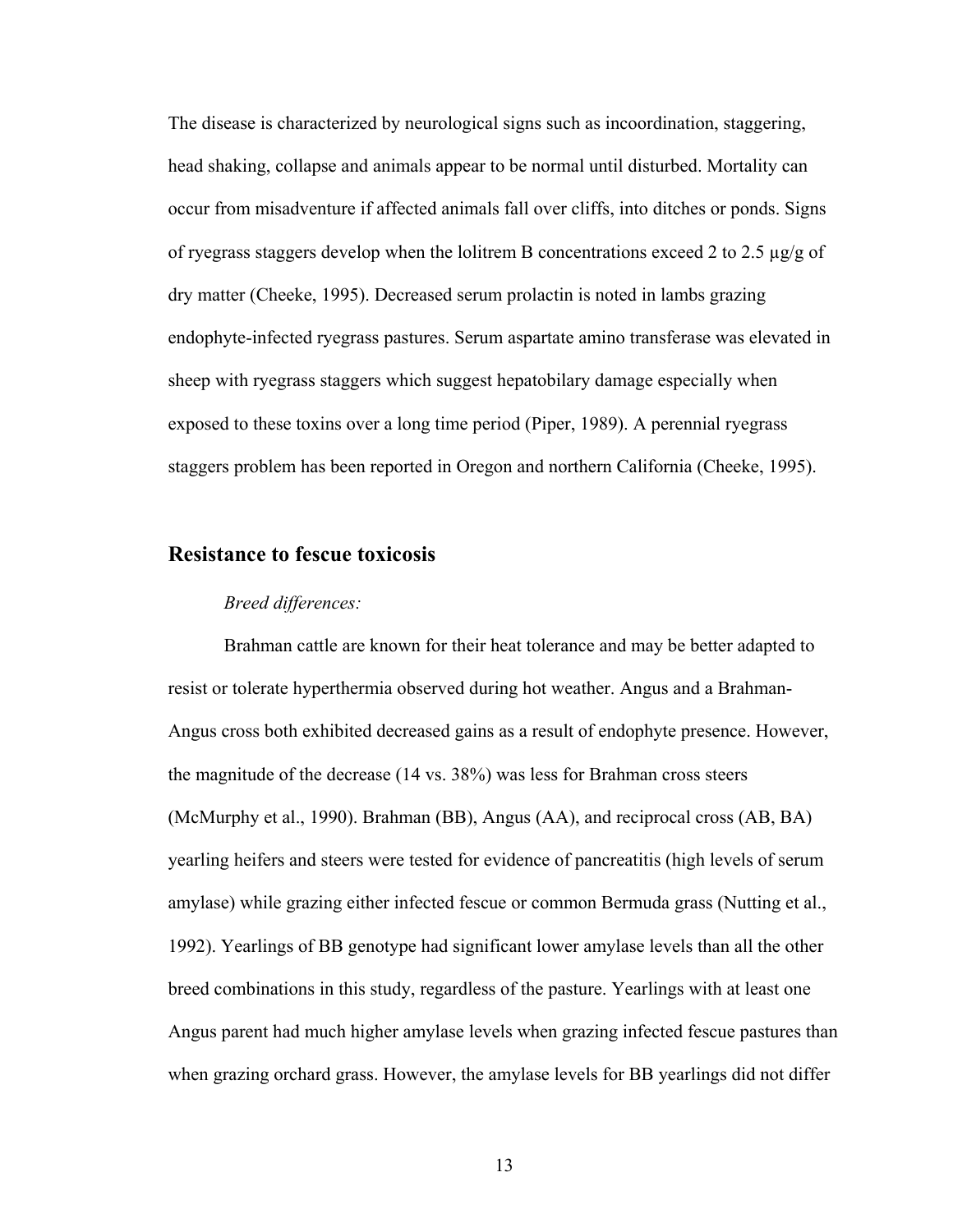The disease is characterized by neurological signs such as incoordination, staggering, head shaking, collapse and animals appear to be normal until disturbed. Mortality can occur from misadventure if affected animals fall over cliffs, into ditches or ponds. Signs of ryegrass staggers develop when the lolitrem B concentrations exceed 2 to 2.5 µg/g of dry matter (Cheeke, 1995). Decreased serum prolactin is noted in lambs grazing endophyte-infected ryegrass pastures. Serum aspartate amino transferase was elevated in sheep with ryegrass staggers which suggest hepatobilary damage especially when exposed to these toxins over a long time period (Piper, 1989). A perennial ryegrass staggers problem has been reported in Oregon and northern California (Cheeke, 1995).

## Resistance to fescue toxicosis

*Breed differences:*

Brahman cattle are known for their heat tolerance and may be better adapted to resist or tolerate hyperthermia observed during hot weather. Angus and a Brahman-Angus cross both exhibited decreased gains as a result of endophyte presence. However, the magnitude of the decrease (14 vs. 38%) was less for Brahman cross steers (McMurphy et al., 1990). Brahman (BB), Angus (AA), and reciprocal cross (AB, BA) yearling heifers and steers were tested for evidence of pancreatitis (high levels of serum amylase) while grazing either infected fescue or common Bermuda grass (Nutting et al., 1992). Yearlings of BB genotype had significant lower amylase levels than all the other breed combinations in this study, regardless of the pasture. Yearlings with at least one Angus parent had much higher amylase levels when grazing infected fescue pastures than when grazing orchard grass. However, the amylase levels for BB yearlings did not differ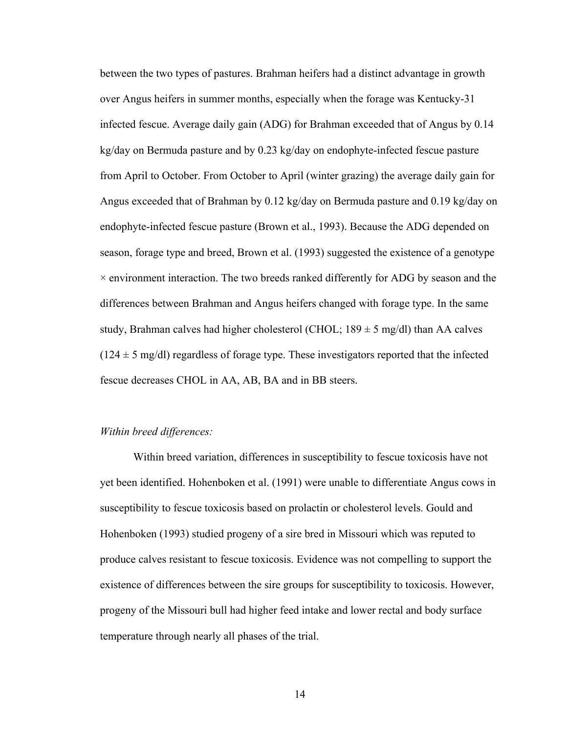between the two types of pastures. Brahman heifers had a distinct advantage in growth over Angus heifers in summer months, especially when the forage was Kentucky-31 infected fescue. Average daily gain (ADG) for Brahman exceeded that of Angus by 0.14 kg/day on Bermuda pasture and by 0.23 kg/day on endophyte-infected fescue pasture from April to October. From October to April (winter grazing) the average daily gain for Angus exceeded that of Brahman by 0.12 kg/day on Bermuda pasture and 0.19 kg/day on endophyte-infected fescue pasture (Brown et al., 1993). Because the ADG depended on season, forage type and breed, Brown et al. (1993) suggested the existence of a genotype $\times$ environment interaction. The two breeds ranked differently for ADG by season and the differences between Brahman and Angus heifers changed with forage type. In the same study, Brahman calves had higher cholesterol (CHOL; $189 \pm 5$ mg/dl) than AA calves ($124 \pm 5$ mg/dl) regardless of forage type. These investigators reported that the infected fescue decreases CHOL in AA, AB, BA and in BB steers.

*Within breed differences:*

Within breed variation, differences in susceptibility to fescue toxicosis have not yet been identified. Hohenboken et al. (1991) were unable to differentiate Angus cows in susceptibility to fescue toxicosis based on prolactin or cholesterol levels. Gould and Hohenboken (1993) studied progeny of a sire bred in Missouri which was reputed to produce calves resistant to fescue toxicosis. Evidence was not compelling to support the existence of differences between the sire groups for susceptibility to toxicosis. However, progeny of the Missouri bull had higher feed intake and lower rectal and body surface temperature through nearly all phases of the trial.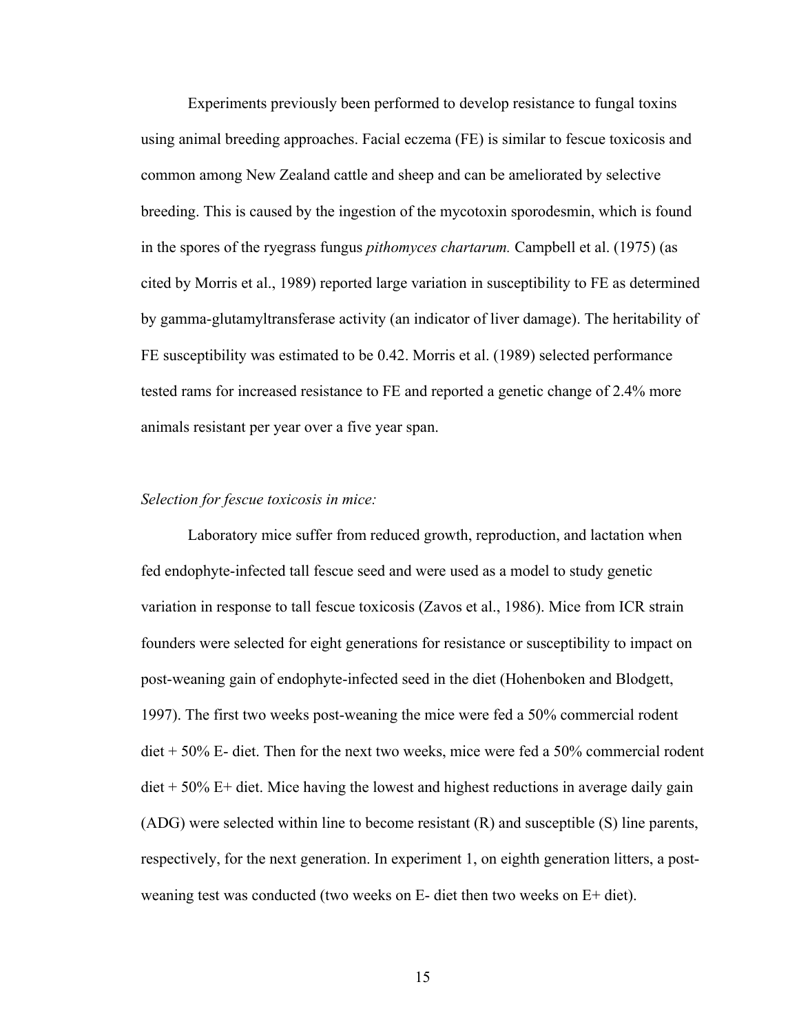Experiments previously been performed to develop resistance to fungal toxins using animal breeding approaches. Facial eczema (FE) is similar to fescue toxicosis and common among New Zealand cattle and sheep and can be ameliorated by selective breeding. This is caused by the ingestion of the mycotoxin sporodesmin, which is found in the spores of the ryegrass fungus *pithomyces chartarum.* Campbell et al. (1975) (as cited by Morris et al., 1989) reported large variation in susceptibility to FE as determined by gamma-glutamyltransferase activity (an indicator of liver damage). The heritability of FE susceptibility was estimated to be 0.42. Morris et al. (1989) selected performance tested rams for increased resistance to FE and reported a genetic change of 2.4% more animals resistant per year over a five year span.

*Selection for fescue toxicosis in mice:*

Laboratory mice suffer from reduced growth, reproduction, and lactation when fed endophyte-infected tall fescue seed and were used as a model to study genetic variation in response to tall fescue toxicosis (Zavos et al., 1986). Mice from ICR strain founders were selected for eight generations for resistance or susceptibility to impact on post-weaning gain of endophyte-infected seed in the diet (Hohenboken and Blodgett, 1997). The first two weeks post-weaning the mice were fed a 50% commercial rodent diet + 50% E- diet. Then for the next two weeks, mice were fed a 50% commercial rodent diet + 50% E+ diet. Mice having the lowest and highest reductions in average daily gain (ADG) were selected within line to become resistant (R) and susceptible (S) line parents, respectively, for the next generation. In experiment 1, on eighth generation litters, a post-weaning test was conducted (two weeks on E- diet then two weeks on E+ diet).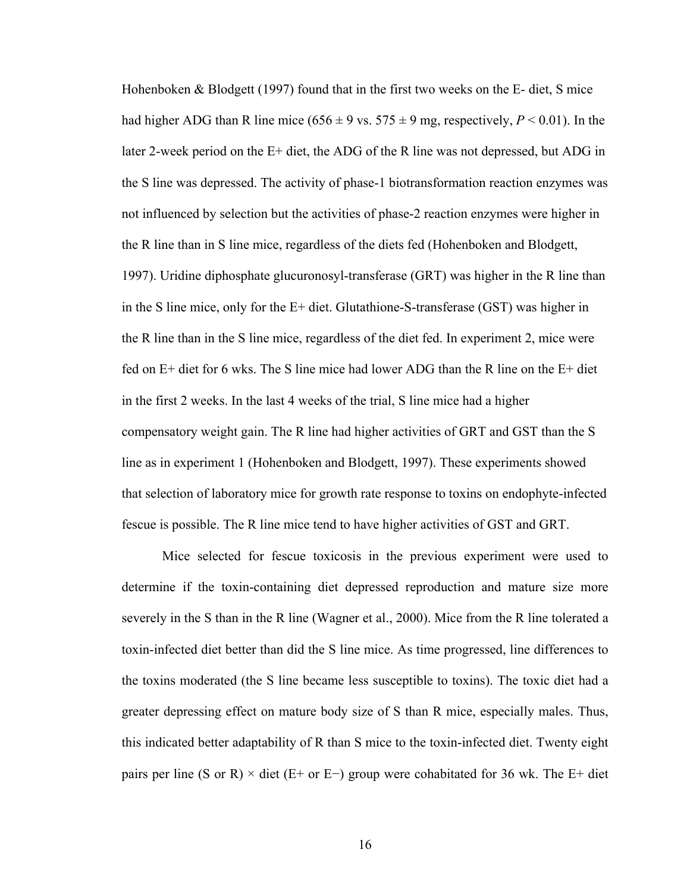Hohenboken & Blodgett (1997) found that in the first two weeks on the E- diet, S mice had higher ADG than R line mice (656 ± 9 vs. 575 ± 9 mg, respectively, $P < 0.01$). In the later 2-week period on the E+ diet, the ADG of the R line was not depressed, but ADG in the S line was depressed. The activity of phase-1 biotransformation reaction enzymes was not influenced by selection but the activities of phase-2 reaction enzymes were higher in the R line than in S line mice, regardless of the diets fed (Hohenboken and Blodgett, 1997). Uridine diphosphate glucuronosyl-transferase (GRT) was higher in the R line than in the S line mice, only for the E+ diet. Glutathione-S-transferase (GST) was higher in the R line than in the S line mice, regardless of the diet fed. In experiment 2, mice were fed on E+ diet for 6 wks. The S line mice had lower ADG than the R line on the E+ diet in the first 2 weeks. In the last 4 weeks of the trial, S line mice had a higher compensatory weight gain. The R line had higher activities of GRT and GST than the S line as in experiment 1 (Hohenboken and Blodgett, 1997). These experiments showed that selection of laboratory mice for growth rate response to toxins on endophyte-infected fescue is possible. The R line mice tend to have higher activities of GST and GRT.

Mice selected for fescue toxicosis in the previous experiment were used to determine if the toxin-containing diet depressed reproduction and mature size more severely in the S than in the R line (Wagner et al., 2000). Mice from the R line tolerated a toxin-infected diet better than did the S line mice. As time progressed, line differences to the toxins moderated (the S line became less susceptible to toxins). The toxic diet had a greater depressing effect on mature body size of S than R mice, especially males. Thus, this indicated better adaptability of R than S mice to the toxin-infected diet. Twenty eight pairs per line (S or R) × diet (E+ or E−) group were cohabitated for 36 wk. The E+ diet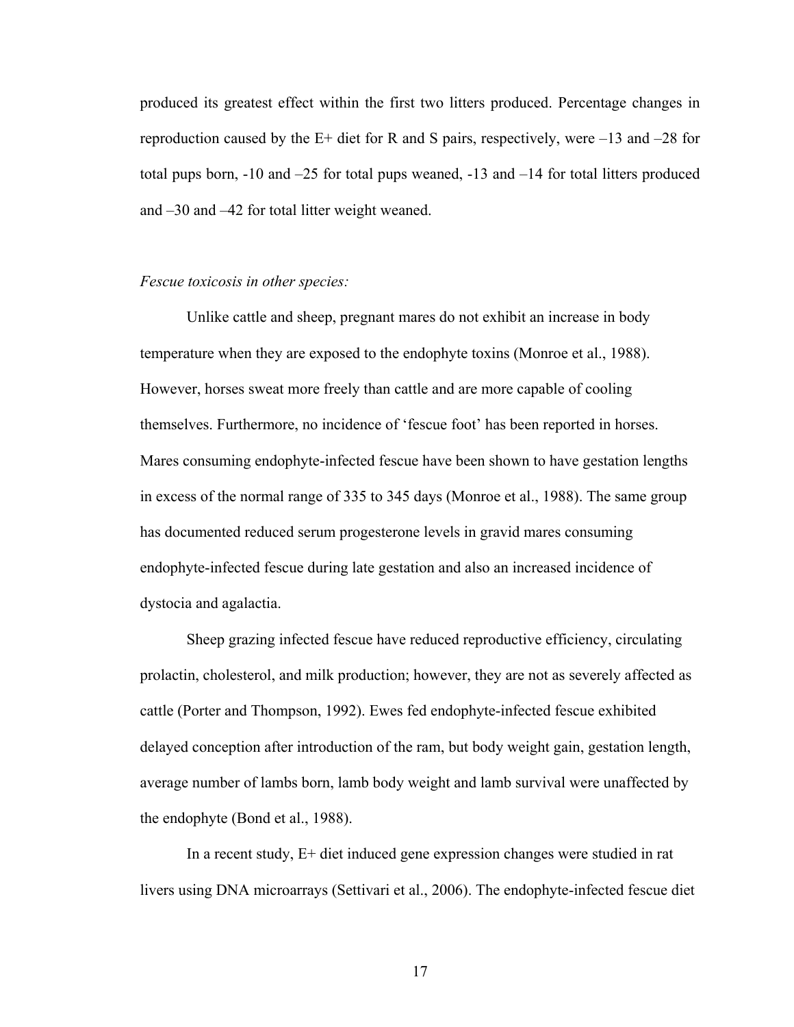produced its greatest effect within the first two litters produced. Percentage changes in reproduction caused by the E+ diet for R and S pairs, respectively, were –13 and –28 for total pups born, -10 and –25 for total pups weaned, -13 and –14 for total litters produced and –30 and –42 for total litter weight weaned.

*Fescue toxicosis in other species:*

Unlike cattle and sheep, pregnant mares do not exhibit an increase in body temperature when they are exposed to the endophyte toxins (Monroe et al., 1988). However, horses sweat more freely than cattle and are more capable of cooling themselves. Furthermore, no incidence of 'fescue foot' has been reported in horses. Mares consuming endophyte-infected fescue have been shown to have gestation lengths in excess of the normal range of 335 to 345 days (Monroe et al., 1988). The same group has documented reduced serum progesterone levels in gravid mares consuming endophyte-infected fescue during late gestation and also an increased incidence of dystocia and agalactia.

Sheep grazing infected fescue have reduced reproductive efficiency, circulating prolactin, cholesterol, and milk production; however, they are not as severely affected as cattle (Porter and Thompson, 1992). Ewes fed endophyte-infected fescue exhibited delayed conception after introduction of the ram, but body weight gain, gestation length, average number of lambs born, lamb body weight and lamb survival were unaffected by the endophyte (Bond et al., 1988).

In a recent study, E+ diet induced gene expression changes were studied in rat livers using DNA microarrays (Settivari et al., 2006). The endophyte-infected fescue diet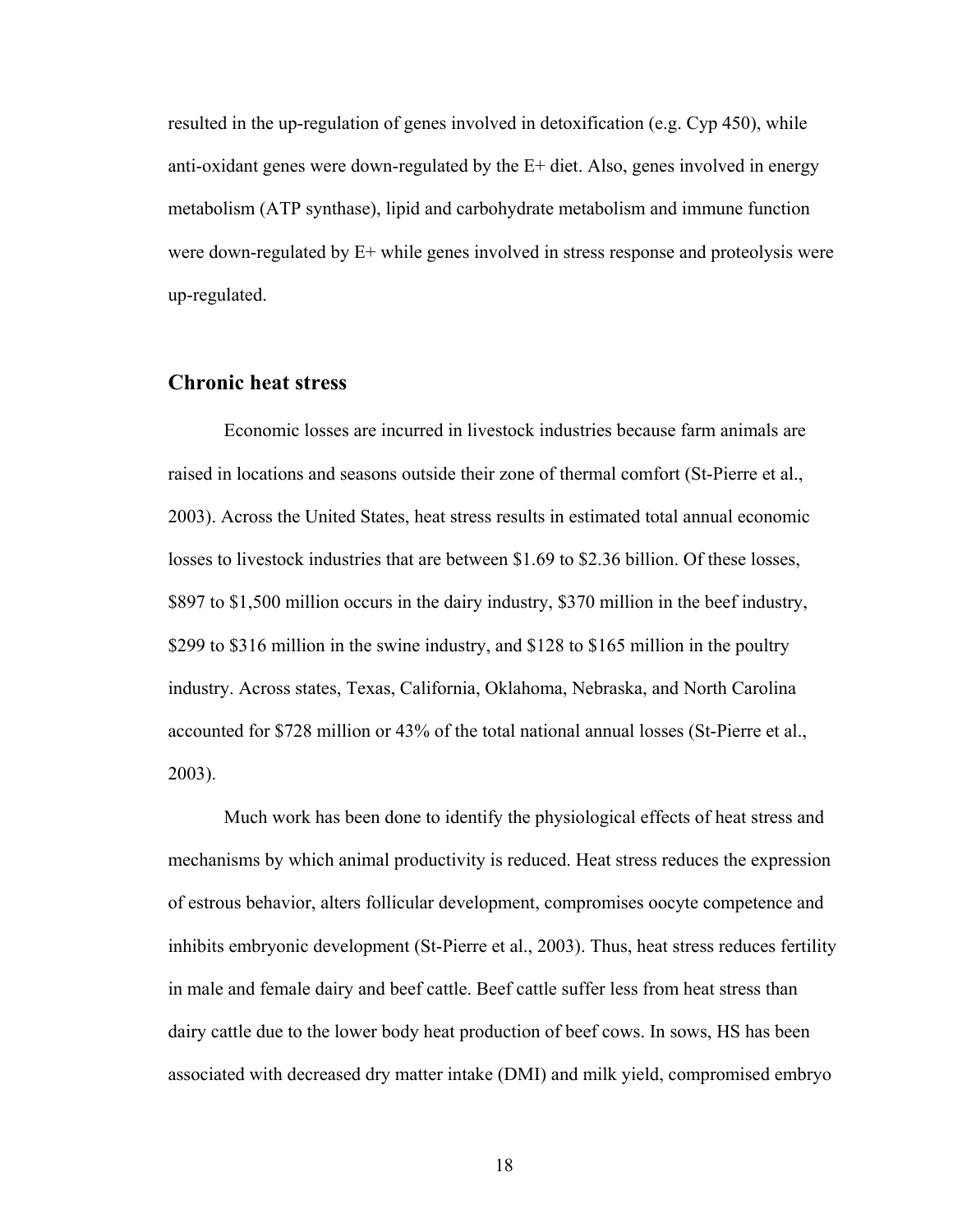resulted in the up-regulation of genes involved in detoxification (e.g. Cyp 450), while anti-oxidant genes were down-regulated by the E+ diet. Also, genes involved in energy metabolism (ATP synthase), lipid and carbohydrate metabolism and immune function were down-regulated by E+ while genes involved in stress response and proteolysis were up-regulated.

## Chronic heat stress

Economic losses are incurred in livestock industries because farm animals are raised in locations and seasons outside their zone of thermal comfort (St-Pierre et al., 2003). Across the United States, heat stress results in estimated total annual economic losses to livestock industries that are between $1.69 to $2.36 billion. Of these losses, $897 to $1,500 million occurs in the dairy industry, $370 million in the beef industry, $299 to $316 million in the swine industry, and $128 to $165 million in the poultry industry. Across states, Texas, California, Oklahoma, Nebraska, and North Carolina accounted for $728 million or 43% of the total national annual losses (St-Pierre et al., 2003).

Much work has been done to identify the physiological effects of heat stress and mechanisms by which animal productivity is reduced. Heat stress reduces the expression of estrous behavior, alters follicular development, compromises oocyte competence and inhibits embryonic development (St-Pierre et al., 2003). Thus, heat stress reduces fertility in male and female dairy and beef cattle. Beef cattle suffer less from heat stress than dairy cattle due to the lower body heat production of beef cows. In sows, HS has been associated with decreased dry matter intake (DMI) and milk yield, compromised embryo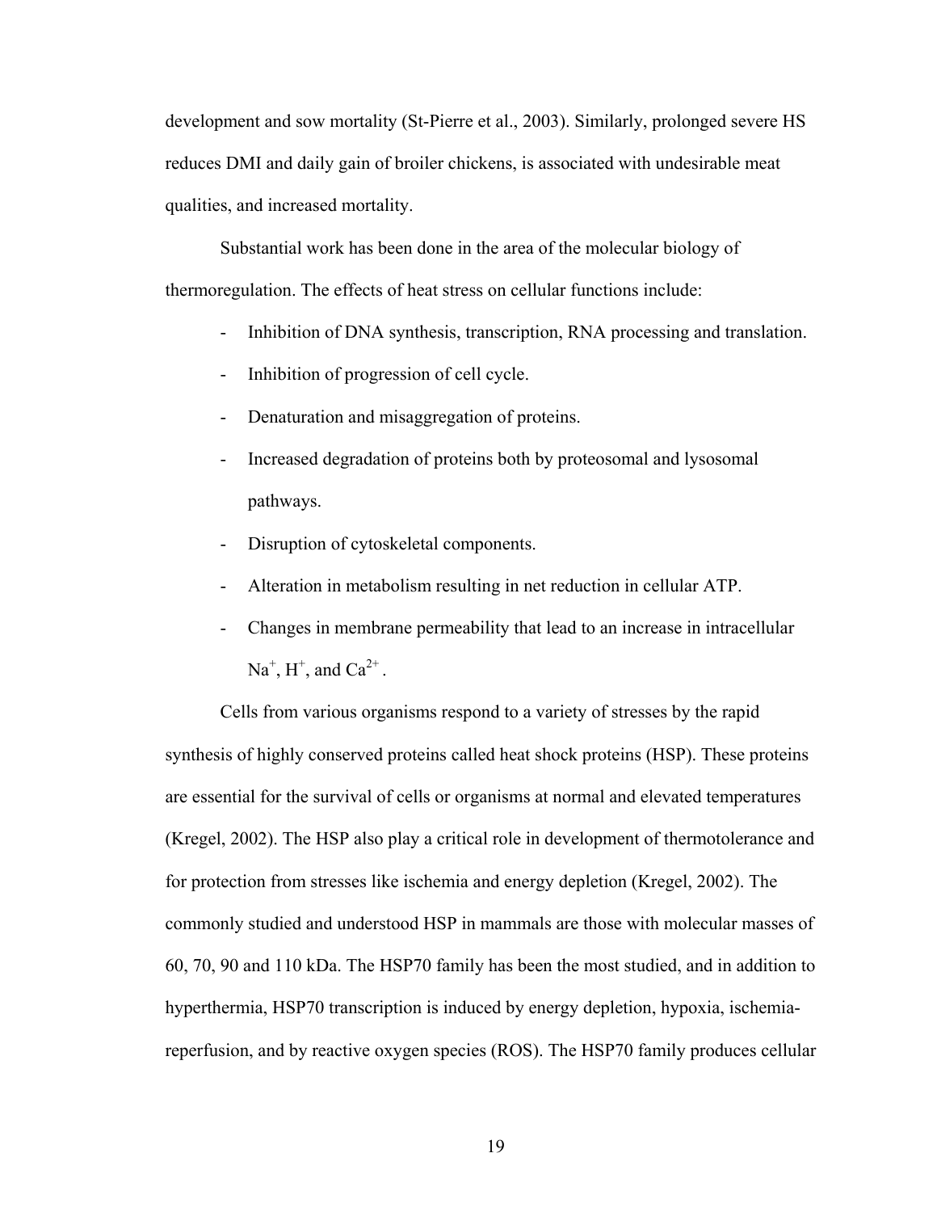development and sow mortality (St-Pierre et al., 2003). Similarly, prolonged severe HS reduces DMI and daily gain of broiler chickens, is associated with undesirable meat qualities, and increased mortality.

Substantial work has been done in the area of the molecular biology of thermoregulation. The effects of heat stress on cellular functions include:

- Inhibition of DNA synthesis, transcription, RNA processing and translation.
- Inhibition of progression of cell cycle.
- Denaturation and misaggregation of proteins.
- Increased degradation of proteins both by proteosomal and lysosomal pathways.
- Disruption of cytoskeletal components.
- Alteration in metabolism resulting in net reduction in cellular ATP.
- Changes in membrane permeability that lead to an increase in intracellular $Na^+$, $H^+$, and $Ca^{2+}$.

Cells from various organisms respond to a variety of stresses by the rapid synthesis of highly conserved proteins called heat shock proteins (HSP). These proteins are essential for the survival of cells or organisms at normal and elevated temperatures (Kregel, 2002). The HSP also play a critical role in development of thermotolerance and for protection from stresses like ischemia and energy depletion (Kregel, 2002). The commonly studied and understood HSP in mammals are those with molecular masses of 60, 70, 90 and 110 kDa. The HSP70 family has been the most studied, and in addition to hyperthermia, HSP70 transcription is induced by energy depletion, hypoxia, ischemia-reperfusion, and by reactive oxygen species (ROS). The HSP70 family produces cellular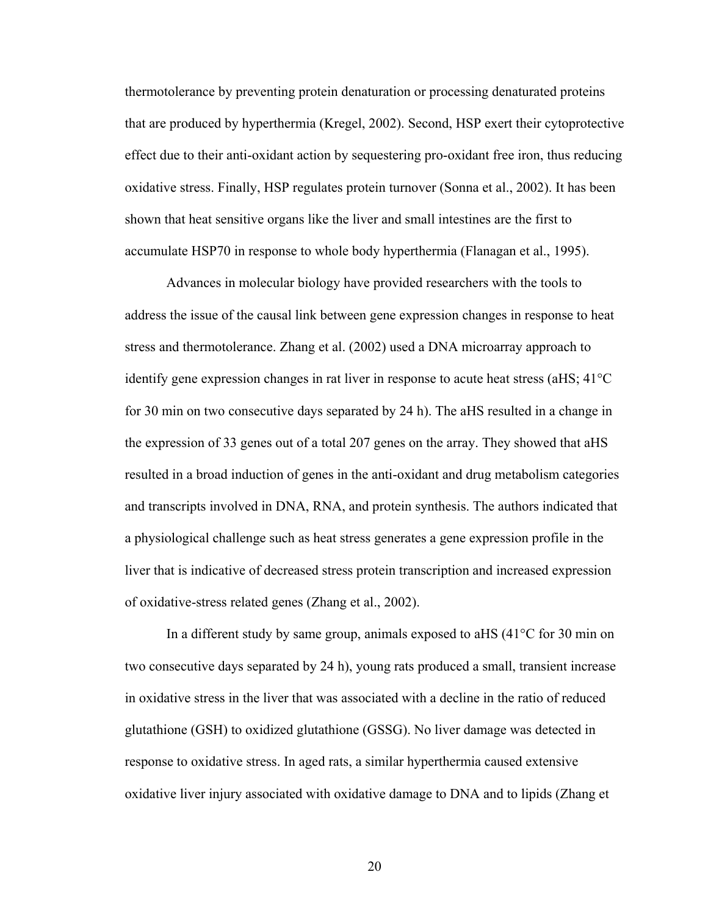thermotolerance by preventing protein denaturation or processing denaturated proteins that are produced by hyperthermia (Kregel, 2002). Second, HSP exert their cytoprotective effect due to their anti-oxidant action by sequestering pro-oxidant free iron, thus reducing oxidative stress. Finally, HSP regulates protein turnover (Sonna et al., 2002). It has been shown that heat sensitive organs like the liver and small intestines are the first to accumulate HSP70 in response to whole body hyperthermia (Flanagan et al., 1995).

Advances in molecular biology have provided researchers with the tools to address the issue of the causal link between gene expression changes in response to heat stress and thermotolerance. Zhang et al. (2002) used a DNA microarray approach to identify gene expression changes in rat liver in response to acute heat stress (aHS; 41°C for 30 min on two consecutive days separated by 24 h). The aHS resulted in a change in the expression of 33 genes out of a total 207 genes on the array. They showed that aHS resulted in a broad induction of genes in the anti-oxidant and drug metabolism categories and transcripts involved in DNA, RNA, and protein synthesis. The authors indicated that a physiological challenge such as heat stress generates a gene expression profile in the liver that is indicative of decreased stress protein transcription and increased expression of oxidative-stress related genes (Zhang et al., 2002).

In a different study by same group, animals exposed to aHS (41°C for 30 min on two consecutive days separated by 24 h), young rats produced a small, transient increase in oxidative stress in the liver that was associated with a decline in the ratio of reduced glutathione (GSH) to oxidized glutathione (GSSG). No liver damage was detected in response to oxidative stress. In aged rats, a similar hyperthermia caused extensive oxidative liver injury associated with oxidative damage to DNA and to lipids (Zhang et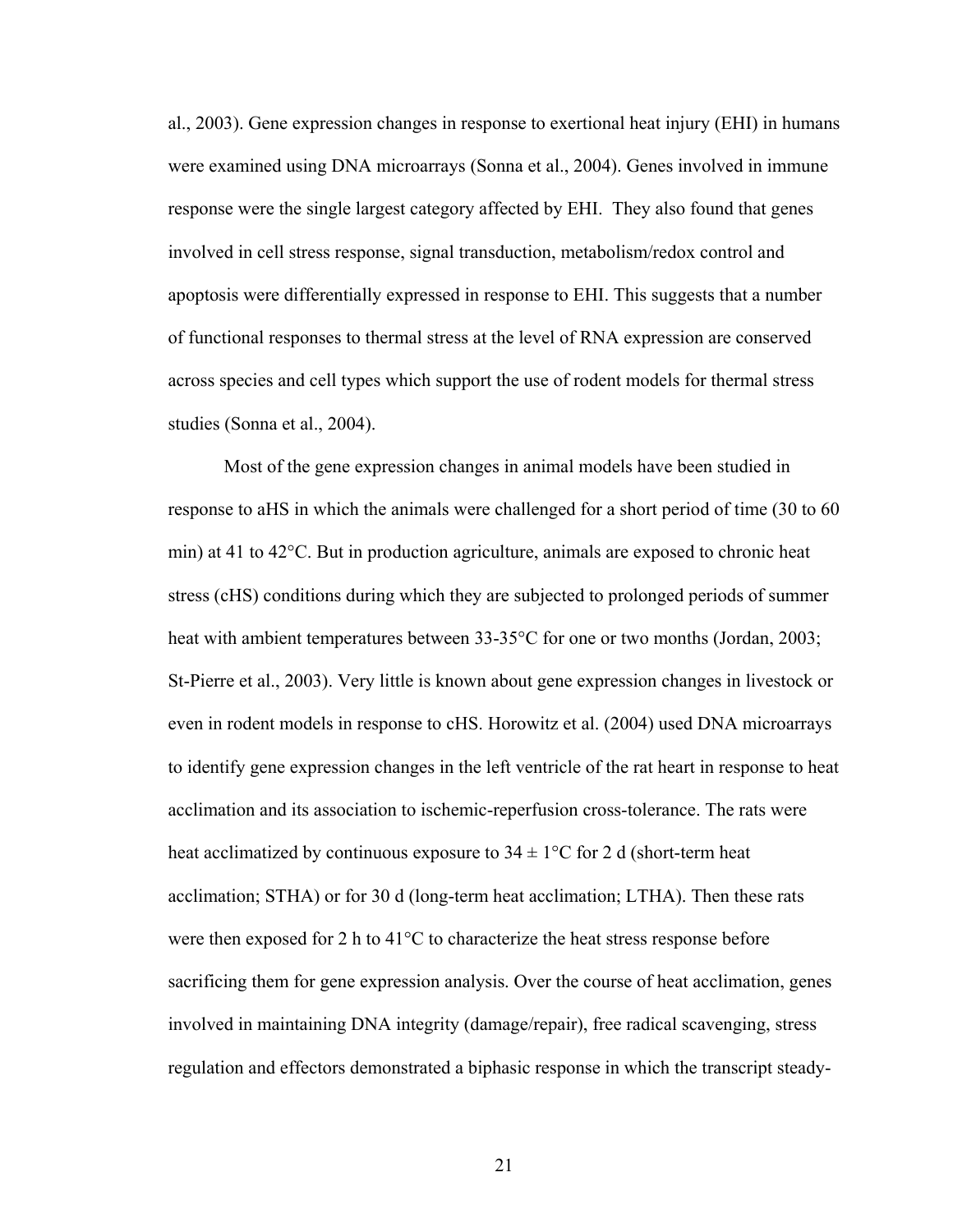al., 2003). Gene expression changes in response to exertional heat injury (EHI) in humans were examined using DNA microarrays (Sonna et al., 2004). Genes involved in immune response were the single largest category affected by EHI. They also found that genes involved in cell stress response, signal transduction, metabolism/redox control and apoptosis were differentially expressed in response to EHI. This suggests that a number of functional responses to thermal stress at the level of RNA expression are conserved across species and cell types which support the use of rodent models for thermal stress studies (Sonna et al., 2004).

Most of the gene expression changes in animal models have been studied in response to aHS in which the animals were challenged for a short period of time (30 to 60 min) at 41 to 42°C. But in production agriculture, animals are exposed to chronic heat stress (cHS) conditions during which they are subjected to prolonged periods of summer heat with ambient temperatures between 33-35°C for one or two months (Jordan, 2003; St-Pierre et al., 2003). Very little is known about gene expression changes in livestock or even in rodent models in response to cHS. Horowitz et al. (2004) used DNA microarrays to identify gene expression changes in the left ventricle of the rat heart in response to heat acclimation and its association to ischemic-reperfusion cross-tolerance. The rats were heat acclimatized by continuous exposure to $34 \pm 1$°C for 2 d (short-term heat acclimation; STHA) or for 30 d (long-term heat acclimation; LTHA). Then these rats were then exposed for 2 h to 41°C to characterize the heat stress response before sacrificing them for gene expression analysis. Over the course of heat acclimation, genes involved in maintaining DNA integrity (damage/repair), free radical scavenging, stress regulation and effectors demonstrated a biphasic response in which the transcript steady-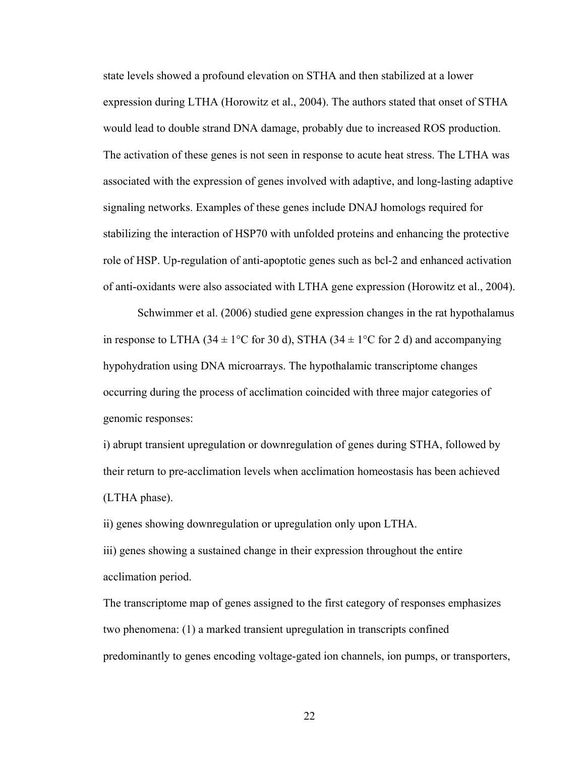state levels showed a profound elevation on STHA and then stabilized at a lower expression during LTHA (Horowitz et al., 2004). The authors stated that onset of STHA would lead to double strand DNA damage, probably due to increased ROS production. The activation of these genes is not seen in response to acute heat stress. The LTHA was associated with the expression of genes involved with adaptive, and long-lasting adaptive signaling networks. Examples of these genes include DNAJ homologs required for stabilizing the interaction of HSP70 with unfolded proteins and enhancing the protective role of HSP. Up-regulation of anti-apoptotic genes such as bcl-2 and enhanced activation of anti-oxidants were also associated with LTHA gene expression (Horowitz et al., 2004).

Schwimmer et al. (2006) studied gene expression changes in the rat hypothalamus in response to LTHA ($34 \pm 1$°C for 30 d), STHA ($34 \pm 1$°C for 2 d) and accompanying hypohydration using DNA microarrays. The hypothalamic transcriptome changes occurring during the process of acclimation coincided with three major categories of genomic responses:

i) abrupt transient upregulation or downregulation of genes during STHA, followed by their return to pre-acclimation levels when acclimation homeostasis has been achieved (LTHA phase).

ii) genes showing downregulation or upregulation only upon LTHA.

iii) genes showing a sustained change in their expression throughout the entire acclimation period.

The transcriptome map of genes assigned to the first category of responses emphasizes two phenomena: (1) a marked transient upregulation in transcripts confined predominantly to genes encoding voltage-gated ion channels, ion pumps, or transporters,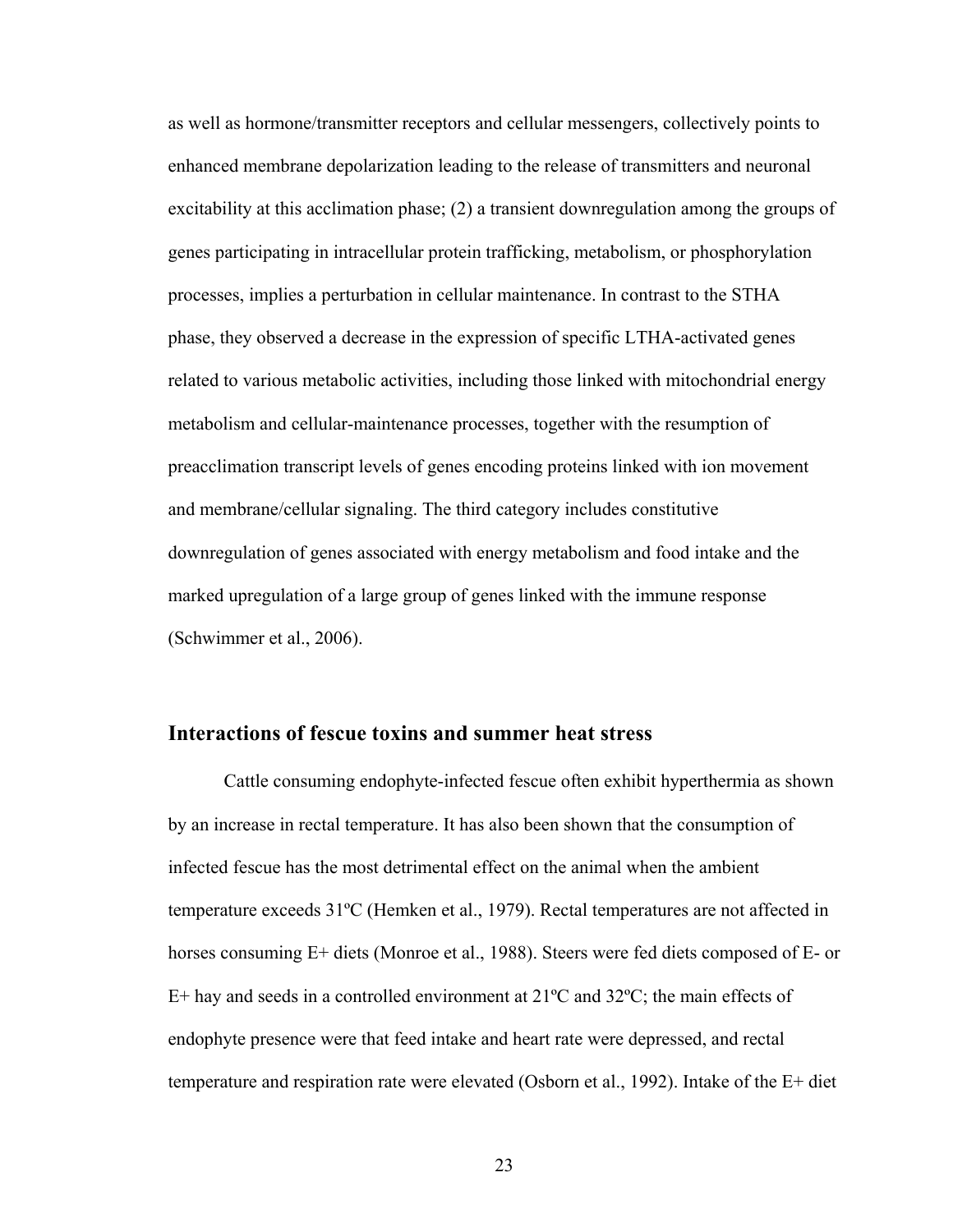as well as hormone/transmitter receptors and cellular messengers, collectively points to enhanced membrane depolarization leading to the release of transmitters and neuronal excitability at this acclimation phase; (2) a transient downregulation among the groups of genes participating in intracellular protein trafficking, metabolism, or phosphorylation processes, implies a perturbation in cellular maintenance. In contrast to the STHA phase, they observed a decrease in the expression of specific LTHA-activated genes related to various metabolic activities, including those linked with mitochondrial energy metabolism and cellular-maintenance processes, together with the resumption of preacclimation transcript levels of genes encoding proteins linked with ion movement and membrane/cellular signaling. The third category includes constitutive downregulation of genes associated with energy metabolism and food intake and the marked upregulation of a large group of genes linked with the immune response (Schwimmer et al., 2006).

## Interactions of fescue toxins and summer heat stress

Cattle consuming endophyte-infected fescue often exhibit hyperthermia as shown by an increase in rectal temperature. It has also been shown that the consumption of infected fescue has the most detrimental effect on the animal when the ambient temperature exceeds 31ºC (Hemken et al., 1979). Rectal temperatures are not affected in horses consuming E+ diets (Monroe et al., 1988). Steers were fed diets composed of E- or E+ hay and seeds in a controlled environment at 21ºC and 32ºC; the main effects of endophyte presence were that feed intake and heart rate were depressed, and rectal temperature and respiration rate were elevated (Osborn et al., 1992). Intake of the E+ diet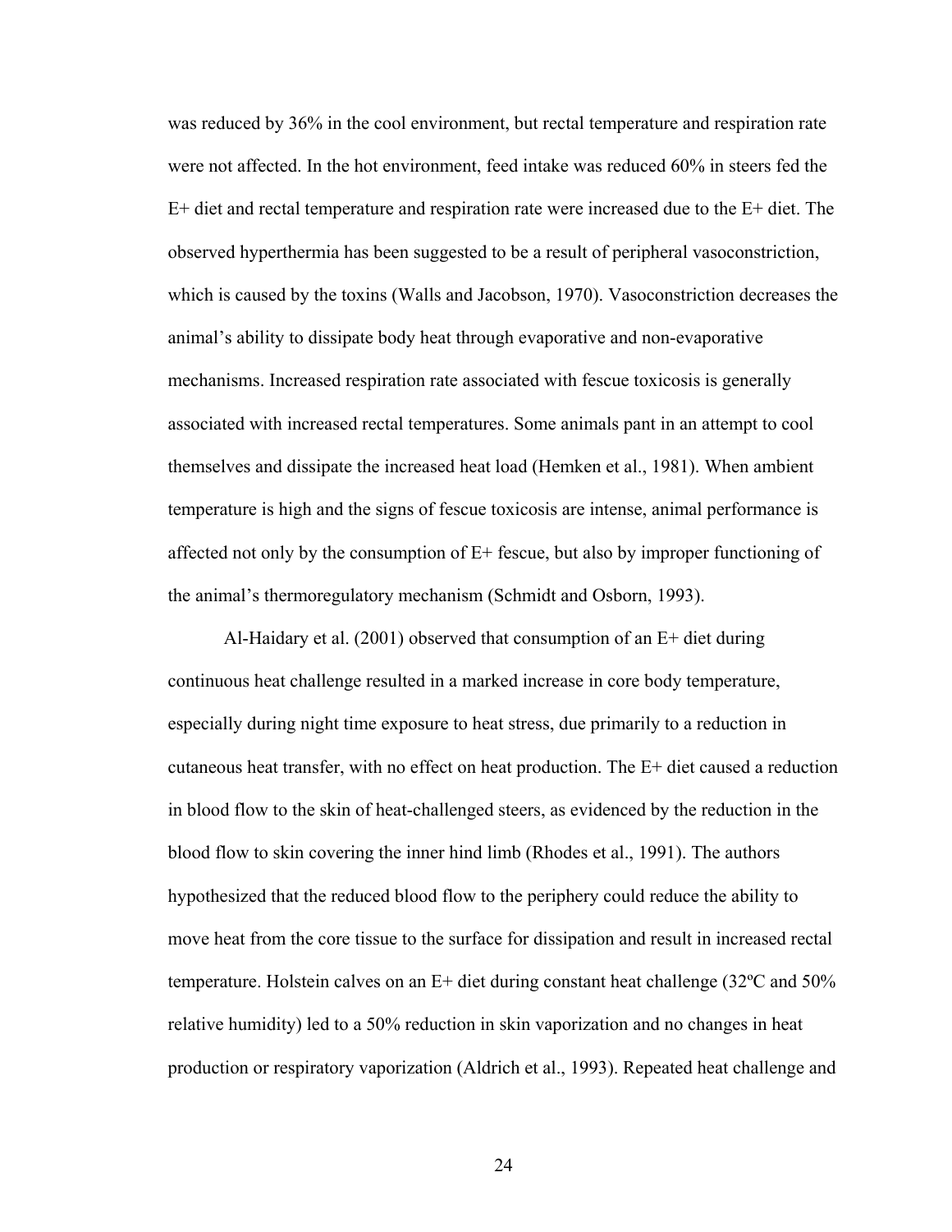was reduced by 36% in the cool environment, but rectal temperature and respiration rate were not affected. In the hot environment, feed intake was reduced 60% in steers fed the E+ diet and rectal temperature and respiration rate were increased due to the E+ diet. The observed hyperthermia has been suggested to be a result of peripheral vasoconstriction, which is caused by the toxins (Walls and Jacobson, 1970). Vasoconstriction decreases the animal's ability to dissipate body heat through evaporative and non-evaporative mechanisms. Increased respiration rate associated with fescue toxicosis is generally associated with increased rectal temperatures. Some animals pant in an attempt to cool themselves and dissipate the increased heat load (Hemken et al., 1981). When ambient temperature is high and the signs of fescue toxicosis are intense, animal performance is affected not only by the consumption of E+ fescue, but also by improper functioning of the animal's thermoregulatory mechanism (Schmidt and Osborn, 1993).

Al-Haidary et al. (2001) observed that consumption of an E+ diet during continuous heat challenge resulted in a marked increase in core body temperature, especially during night time exposure to heat stress, due primarily to a reduction in cutaneous heat transfer, with no effect on heat production. The E+ diet caused a reduction in blood flow to the skin of heat-challenged steers, as evidenced by the reduction in the blood flow to skin covering the inner hind limb (Rhodes et al., 1991). The authors hypothesized that the reduced blood flow to the periphery could reduce the ability to move heat from the core tissue to the surface for dissipation and result in increased rectal temperature. Holstein calves on an E+ diet during constant heat challenge (32ºC and 50% relative humidity) led to a 50% reduction in skin vaporization and no changes in heat production or respiratory vaporization (Aldrich et al., 1993). Repeated heat challenge and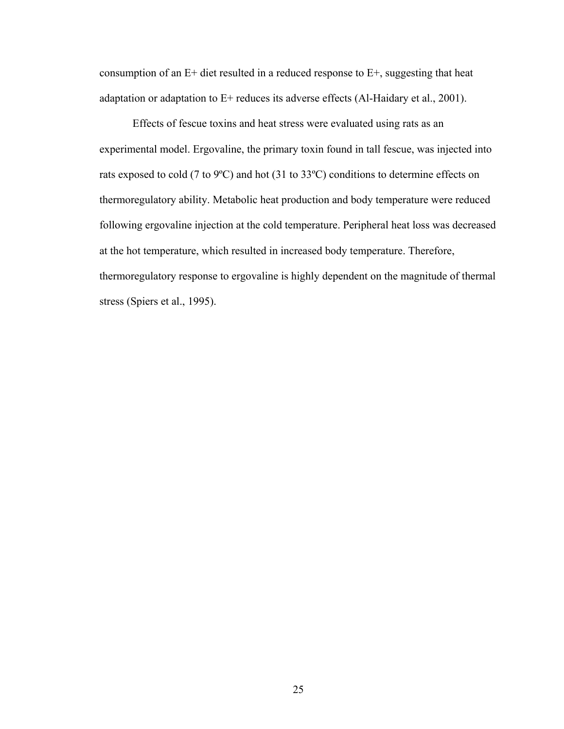consumption of an E+ diet resulted in a reduced response to E+, suggesting that heat adaptation or adaptation to E+ reduces its adverse effects (Al-Haidary et al., 2001).

Effects of fescue toxins and heat stress were evaluated using rats as an experimental model. Ergovaline, the primary toxin found in tall fescue, was injected into rats exposed to cold (7 to 9ºC) and hot (31 to 33ºC) conditions to determine effects on thermoregulatory ability. Metabolic heat production and body temperature were reduced following ergovaline injection at the cold temperature. Peripheral heat loss was decreased at the hot temperature, which resulted in increased body temperature. Therefore, thermoregulatory response to ergovaline is highly dependent on the magnitude of thermal stress (Spiers et al., 1995).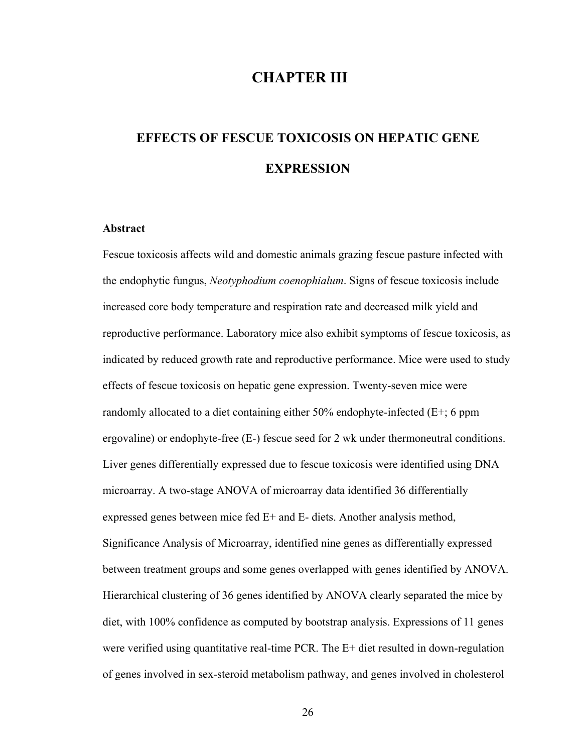# CHAPTER III

## EFFECTS OF FESCUE TOXICOSIS ON HEPATIC GENE EXPRESSION

### Abstract

Fescue toxicosis affects wild and domestic animals grazing fescue pasture infected with the endophytic fungus, *Neotyphodium coenophialum*. Signs of fescue toxicosis include increased core body temperature and respiration rate and decreased milk yield and reproductive performance. Laboratory mice also exhibit symptoms of fescue toxicosis, as indicated by reduced growth rate and reproductive performance. Mice were used to study effects of fescue toxicosis on hepatic gene expression. Twenty-seven mice were randomly allocated to a diet containing either 50% endophyte-infected (E+; 6 ppm ergovaline) or endophyte-free (E-) fescue seed for 2 wk under thermoneutral conditions. Liver genes differentially expressed due to fescue toxicosis were identified using DNA microarray. A two-stage ANOVA of microarray data identified 36 differentially expressed genes between mice fed E+ and E- diets. Another analysis method, Significance Analysis of Microarray, identified nine genes as differentially expressed between treatment groups and some genes overlapped with genes identified by ANOVA. Hierarchical clustering of 36 genes identified by ANOVA clearly separated the mice by diet, with 100% confidence as computed by bootstrap analysis. Expressions of 11 genes were verified using quantitative real-time PCR. The E+ diet resulted in down-regulation of genes involved in sex-steroid metabolism pathway, and genes involved in cholesterol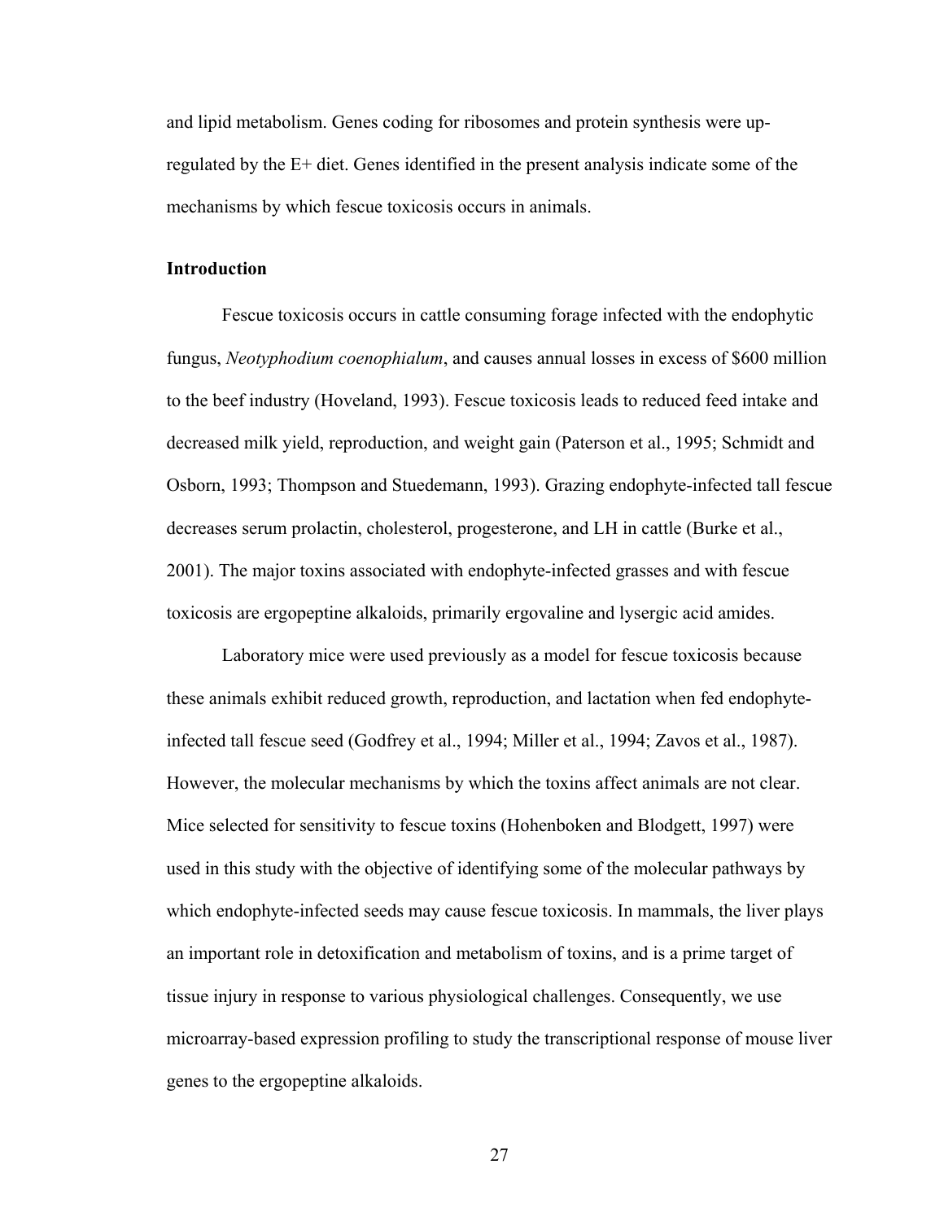and lipid metabolism. Genes coding for ribosomes and protein synthesis were up-regulated by the E+ diet. Genes identified in the present analysis indicate some of the mechanisms by which fescue toxicosis occurs in animals.

**Introduction**

Fescue toxicosis occurs in cattle consuming forage infected with the endophytic fungus, *Neotyphodium coenophialum*, and causes annual losses in excess of $600 million to the beef industry (Hoveland, 1993). Fescue toxicosis leads to reduced feed intake and decreased milk yield, reproduction, and weight gain (Paterson et al., 1995; Schmidt and Osborn, 1993; Thompson and Stuedemann, 1993). Grazing endophyte-infected tall fescue decreases serum prolactin, cholesterol, progesterone, and LH in cattle (Burke et al., 2001). The major toxins associated with endophyte-infected grasses and with fescue toxicosis are ergopeptine alkaloids, primarily ergovaline and lysergic acid amides.

Laboratory mice were used previously as a model for fescue toxicosis because these animals exhibit reduced growth, reproduction, and lactation when fed endophyte-infected tall fescue seed (Godfrey et al., 1994; Miller et al., 1994; Zavos et al., 1987). However, the molecular mechanisms by which the toxins affect animals are not clear. Mice selected for sensitivity to fescue toxins (Hohenboken and Blodgett, 1997) were used in this study with the objective of identifying some of the molecular pathways by which endophyte-infected seeds may cause fescue toxicosis. In mammals, the liver plays an important role in detoxification and metabolism of toxins, and is a prime target of tissue injury in response to various physiological challenges. Consequently, we use microarray-based expression profiling to study the transcriptional response of mouse liver genes to the ergopeptine alkaloids.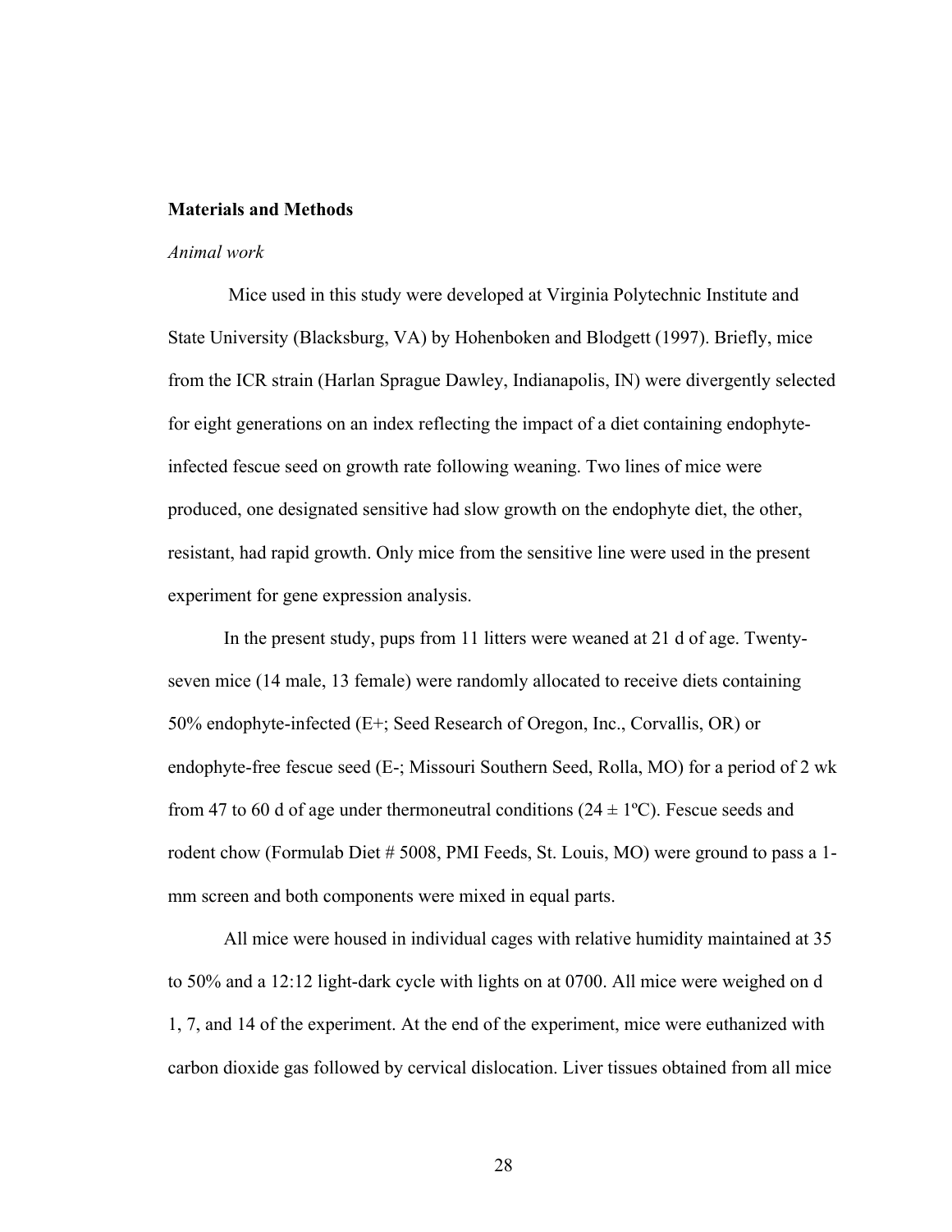## Materials and Methods

### *Animal work*

Mice used in this study were developed at Virginia Polytechnic Institute and State University (Blacksburg, VA) by Hohenboken and Blodgett (1997). Briefly, mice from the ICR strain (Harlan Sprague Dawley, Indianapolis, IN) were divergently selected for eight generations on an index reflecting the impact of a diet containing endophyte-infected fescue seed on growth rate following weaning. Two lines of mice were produced, one designated sensitive had slow growth on the endophyte diet, the other, resistant, had rapid growth. Only mice from the sensitive line were used in the present experiment for gene expression analysis.

In the present study, pups from 11 litters were weaned at 21 d of age. Twenty-seven mice (14 male, 13 female) were randomly allocated to receive diets containing 50% endophyte-infected (E+; Seed Research of Oregon, Inc., Corvallis, OR) or endophyte-free fescue seed (E-; Missouri Southern Seed, Rolla, MO) for a period of 2 wk from 47 to 60 d of age under thermoneutral conditions (24 ± 1ºC). Fescue seeds and rodent chow (Formulab Diet # 5008, PMI Feeds, St. Louis, MO) were ground to pass a 1-mm screen and both components were mixed in equal parts.

All mice were housed in individual cages with relative humidity maintained at 35 to 50% and a 12:12 light-dark cycle with lights on at 0700. All mice were weighed on d 1, 7, and 14 of the experiment. At the end of the experiment, mice were euthanized with carbon dioxide gas followed by cervical dislocation. Liver tissues obtained from all mice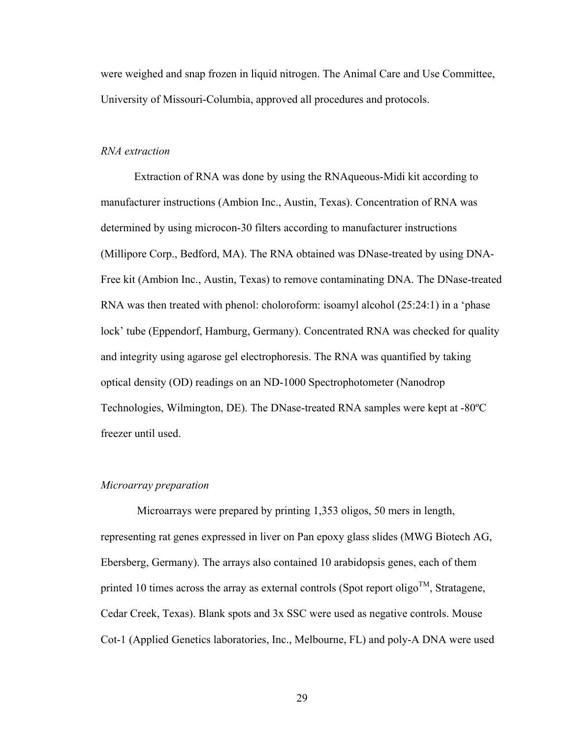were weighed and snap frozen in liquid nitrogen. The Animal Care and Use Committee, University of Missouri-Columbia, approved all procedures and protocols.

*RNA extraction*

Extraction of RNA was done by using the RNAqueous-Midi kit according to manufacturer instructions (Ambion Inc., Austin, Texas). Concentration of RNA was determined by using microcon-30 filters according to manufacturer instructions (Millipore Corp., Bedford, MA). The RNA obtained was DNase-treated by using DNA-Free kit (Ambion Inc., Austin, Texas) to remove contaminating DNA. The DNase-treated RNA was then treated with phenol: choloroform: isoamyl alcohol (25:24:1) in a 'phase lock' tube (Eppendorf, Hamburg, Germany). Concentrated RNA was checked for quality and integrity using agarose gel electrophoresis. The RNA was quantified by taking optical density (OD) readings on an ND-1000 Spectrophotometer (Nanodrop Technologies, Wilmington, DE). The DNase-treated RNA samples were kept at -80ºC freezer until used.

*Microarray preparation*

Microarrays were prepared by printing 1,353 oligos, 50 mers in length, representing rat genes expressed in liver on Pan epoxy glass slides (MWG Biotech AG, Ebersberg, Germany). The arrays also contained 10 arabidopsis genes, each of them printed 10 times across the array as external controls (Spot report oligo™, Stratagene, Cedar Creek, Texas). Blank spots and 3x SSC were used as negative controls. Mouse Cot-1 (Applied Genetics laboratories, Inc., Melbourne, FL) and poly-A DNA were used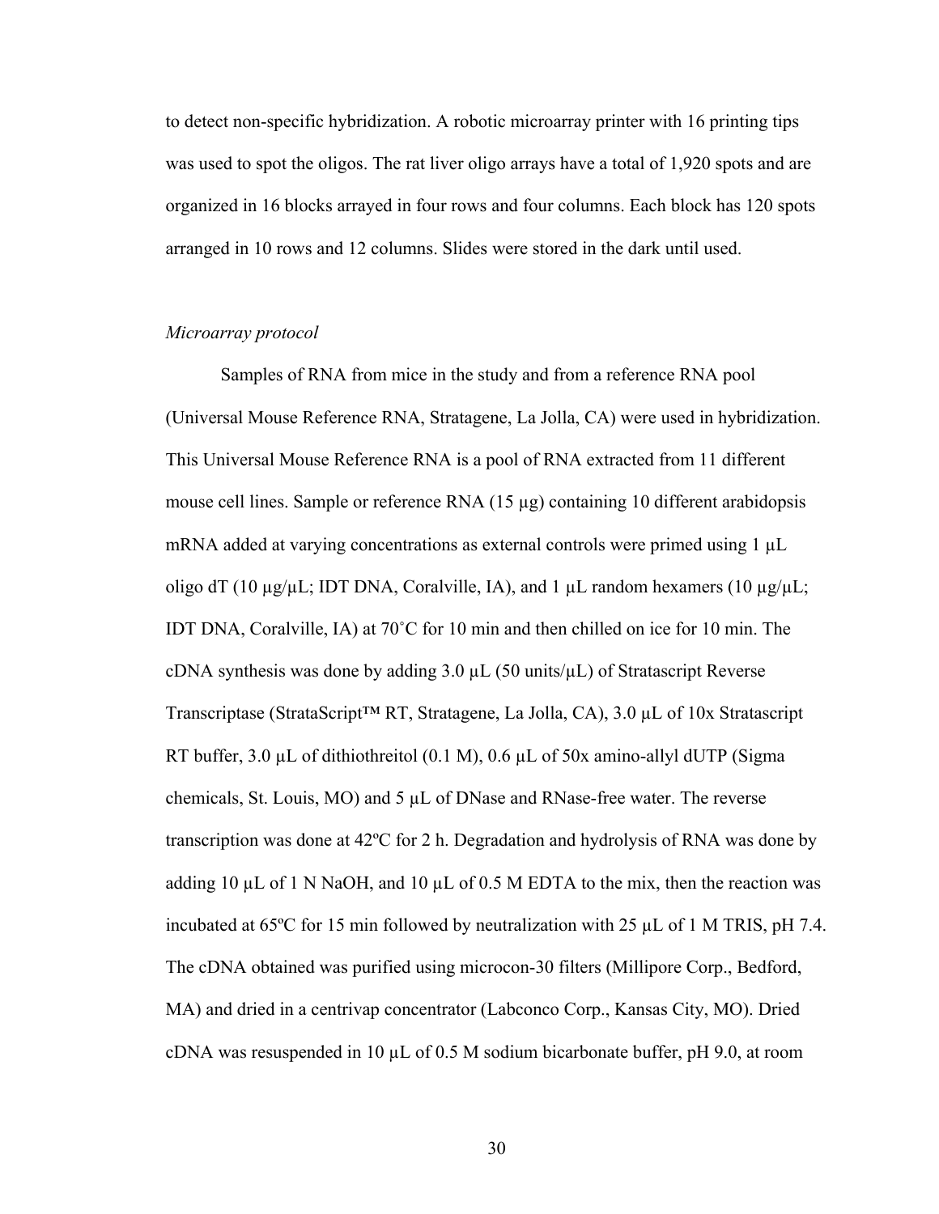to detect non-specific hybridization. A robotic microarray printer with 16 printing tips was used to spot the oligos. The rat liver oligo arrays have a total of 1,920 spots and are organized in 16 blocks arrayed in four rows and four columns. Each block has 120 spots arranged in 10 rows and 12 columns. Slides were stored in the dark until used.

*Microarray protocol*

Samples of RNA from mice in the study and from a reference RNA pool (Universal Mouse Reference RNA, Stratagene, La Jolla, CA) were used in hybridization. This Universal Mouse Reference RNA is a pool of RNA extracted from 11 different mouse cell lines. Sample or reference RNA (15 µg) containing 10 different arabidopsis mRNA added at varying concentrations as external controls were primed using 1 µL oligo dT (10 µg/µL; IDT DNA, Coralville, IA), and 1 µL random hexamers (10 µg/µL; IDT DNA, Coralville, IA) at 70˚C for 10 min and then chilled on ice for 10 min. The cDNA synthesis was done by adding 3.0 µL (50 units/µL) of Stratascript Reverse Transcriptase (StrataScript™ RT, Stratagene, La Jolla, CA), 3.0 µL of 10x Stratascript RT buffer, 3.0 µL of dithiothreitol (0.1 M), 0.6 µL of 50x amino-allyl dUTP (Sigma chemicals, St. Louis, MO) and 5 µL of DNase and RNase-free water. The reverse transcription was done at 42ºC for 2 h. Degradation and hydrolysis of RNA was done by adding 10 µL of 1 N NaOH, and 10 µL of 0.5 M EDTA to the mix, then the reaction was incubated at 65ºC for 15 min followed by neutralization with 25 µL of 1 M TRIS, pH 7.4. The cDNA obtained was purified using microcon-30 filters (Millipore Corp., Bedford, MA) and dried in a centrivap concentrator (Labconco Corp., Kansas City, MO). Dried cDNA was resuspended in 10 µL of 0.5 M sodium bicarbonate buffer, pH 9.0, at room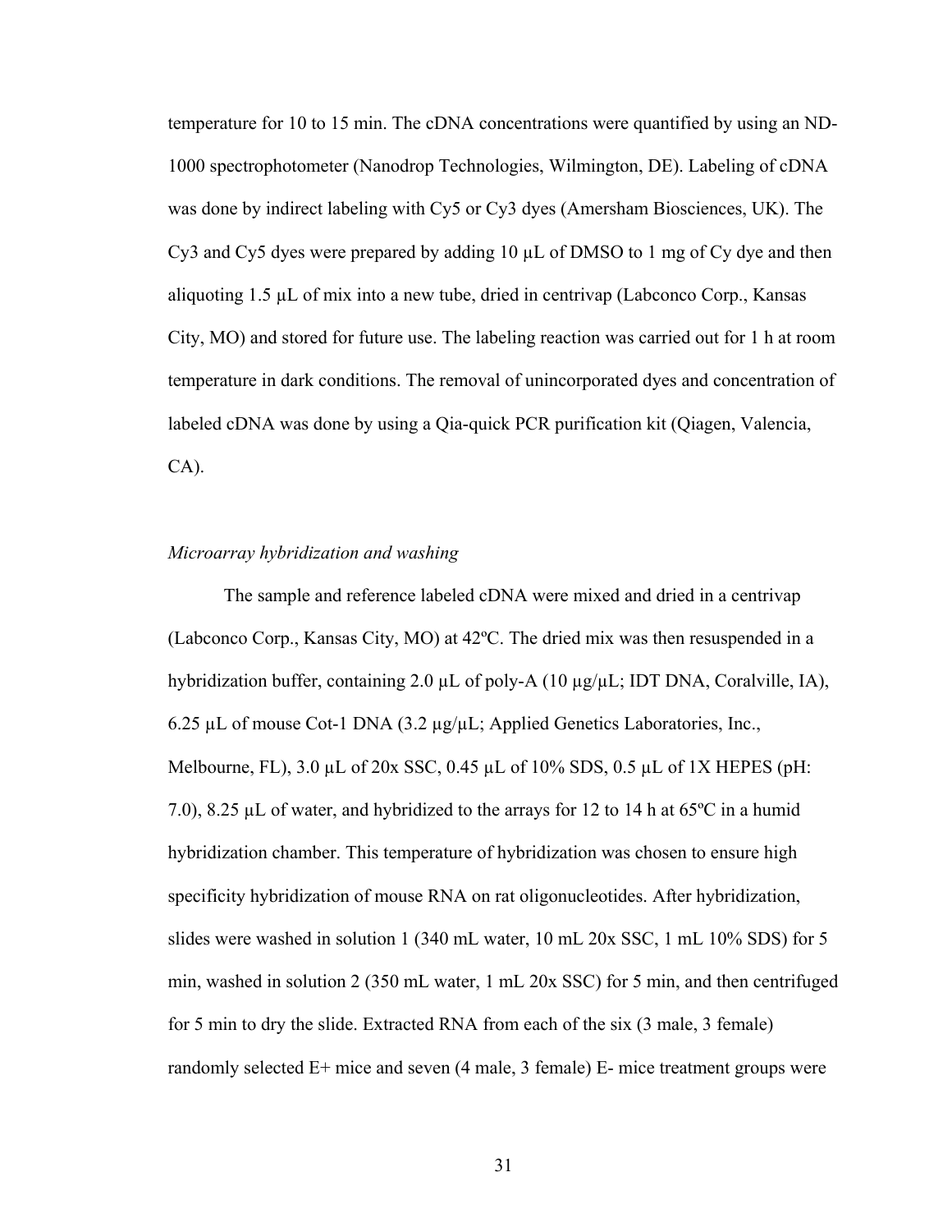temperature for 10 to 15 min. The cDNA concentrations were quantified by using an ND-1000 spectrophotometer (Nanodrop Technologies, Wilmington, DE). Labeling of cDNA was done by indirect labeling with Cy5 or Cy3 dyes (Amersham Biosciences, UK). The Cy3 and Cy5 dyes were prepared by adding 10 µL of DMSO to 1 mg of Cy dye and then aliquoting 1.5 µL of mix into a new tube, dried in centrivap (Labconco Corp., Kansas City, MO) and stored for future use. The labeling reaction was carried out for 1 h at room temperature in dark conditions. The removal of unincorporated dyes and concentration of labeled cDNA was done by using a Qia-quick PCR purification kit (Qiagen, Valencia, CA).

*Microarray hybridization and washing*

The sample and reference labeled cDNA were mixed and dried in a centrivap (Labconco Corp., Kansas City, MO) at 42ºC. The dried mix was then resuspended in a hybridization buffer, containing 2.0 µL of poly-A (10 µg/µL; IDT DNA, Coralville, IA), 6.25 µL of mouse Cot-1 DNA (3.2 µg/µL; Applied Genetics Laboratories, Inc., Melbourne, FL), 3.0 µL of 20x SSC, 0.45 µL of 10% SDS, 0.5 µL of 1X HEPES (pH: 7.0), 8.25 µL of water, and hybridized to the arrays for 12 to 14 h at 65ºC in a humid hybridization chamber. This temperature of hybridization was chosen to ensure high specificity hybridization of mouse RNA on rat oligonucleotides. After hybridization, slides were washed in solution 1 (340 mL water, 10 mL 20x SSC, 1 mL 10% SDS) for 5 min, washed in solution 2 (350 mL water, 1 mL 20x SSC) for 5 min, and then centrifuged for 5 min to dry the slide. Extracted RNA from each of the six (3 male, 3 female) randomly selected E+ mice and seven (4 male, 3 female) E- mice treatment groups were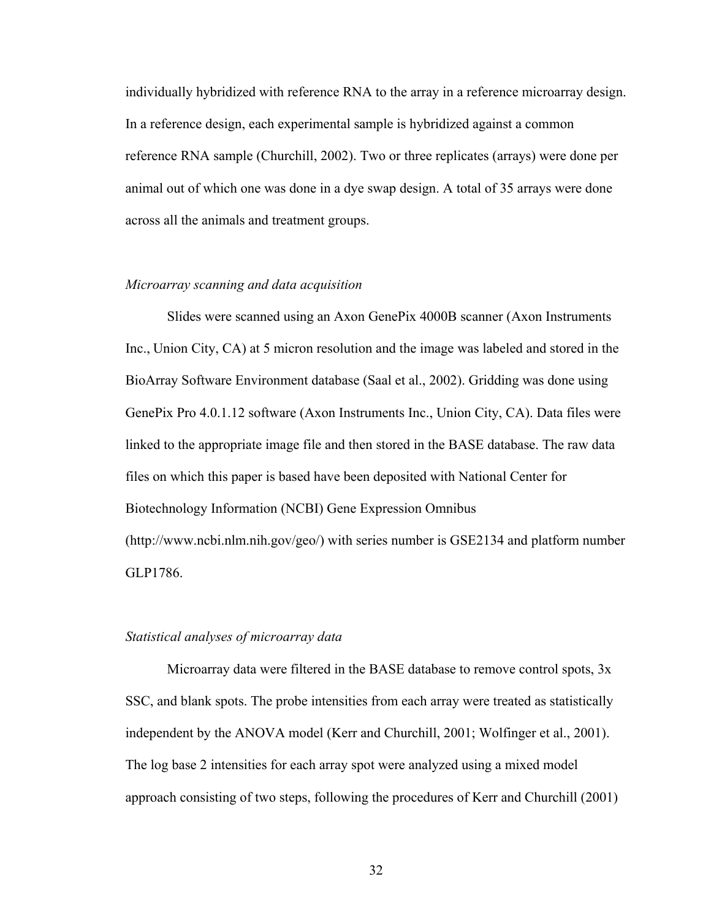individually hybridized with reference RNA to the array in a reference microarray design. In a reference design, each experimental sample is hybridized against a common reference RNA sample (Churchill, 2002). Two or three replicates (arrays) were done per animal out of which one was done in a dye swap design. A total of 35 arrays were done across all the animals and treatment groups.

*Microarray scanning and data acquisition*

Slides were scanned using an Axon GenePix 4000B scanner (Axon Instruments Inc., Union City, CA) at 5 micron resolution and the image was labeled and stored in the BioArray Software Environment database (Saal et al., 2002). Gridding was done using GenePix Pro 4.0.1.12 software (Axon Instruments Inc., Union City, CA). Data files were linked to the appropriate image file and then stored in the BASE database. The raw data files on which this paper is based have been deposited with National Center for Biotechnology Information (NCBI) Gene Expression Omnibus (http://www.ncbi.nlm.nih.gov/geo/) with series number is GSE2134 and platform number GLP1786.

*Statistical analyses of microarray data*

Microarray data were filtered in the BASE database to remove control spots, 3x SSC, and blank spots. The probe intensities from each array were treated as statistically independent by the ANOVA model (Kerr and Churchill, 2001; Wolfinger et al., 2001). The log base 2 intensities for each array spot were analyzed using a mixed model approach consisting of two steps, following the procedures of Kerr and Churchill (2001)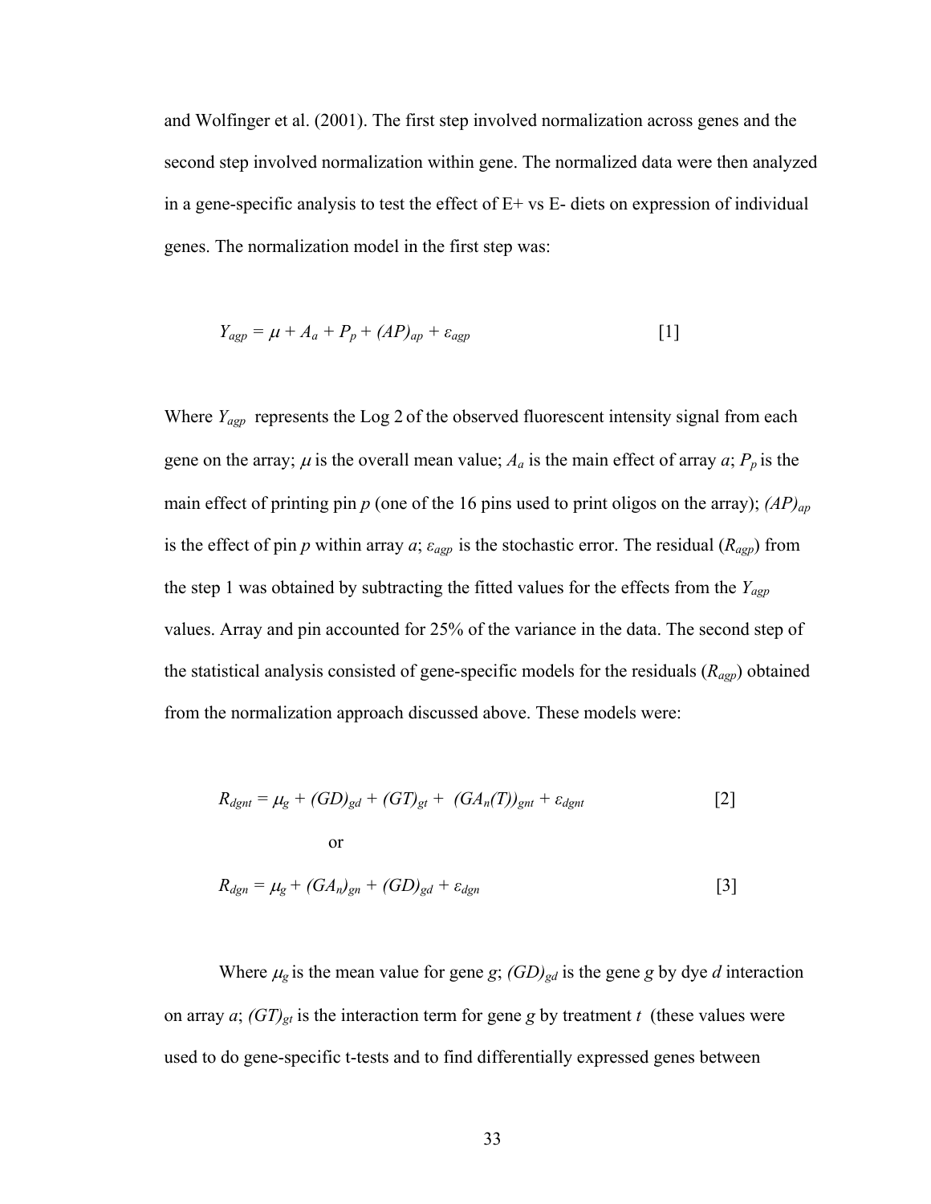and Wolfinger et al. (2001). The first step involved normalization across genes and the second step involved normalization within gene. The normalized data were then analyzed in a gene-specific analysis to test the effect of E+ vs E- diets on expression of individual genes. The normalization model in the first step was:

$$Y_{agp} = \mu + A_a + P_p + (AP)_{ap} + \varepsilon_{agp} \qquad [1]$$

Where $Y_{agp}$ represents the Log 2 of the observed fluorescent intensity signal from each gene on the array; $\mu$ is the overall mean value; $A_a$ is the main effect of array $a$; $P_p$ is the main effect of printing pin $p$ (one of the 16 pins used to print oligos on the array); $(AP)_{ap}$ is the effect of pin $p$ within array $a$; $\varepsilon_{agp}$ is the stochastic error. The residual ($R_{agp}$) from the step 1 was obtained by subtracting the fitted values for the effects from the $Y_{agp}$ values. Array and pin accounted for 25% of the variance in the data. The second step of the statistical analysis consisted of gene-specific models for the residuals ($R_{agp}$) obtained from the normalization approach discussed above. These models were:

$$R_{dgnt} = \mu_g + (GD)_{gd} + (GT)_{gt} + (GA_n(T))_{gnt} + \varepsilon_{dgnt} \qquad [2]$$

or

$$R_{dgn} = \mu_g + (GA_n)_{gn} + (GD)_{gd} + \varepsilon_{dgn} \qquad [3]$$

Where $\mu_g$ is the mean value for gene $g$; $(GD)_{gd}$ is the gene $g$ by dye $d$ interaction on array $a$; $(GT)_{gt}$ is the interaction term for gene $g$ by treatment $t$ (these values were used to do gene-specific t-tests and to find differentially expressed genes between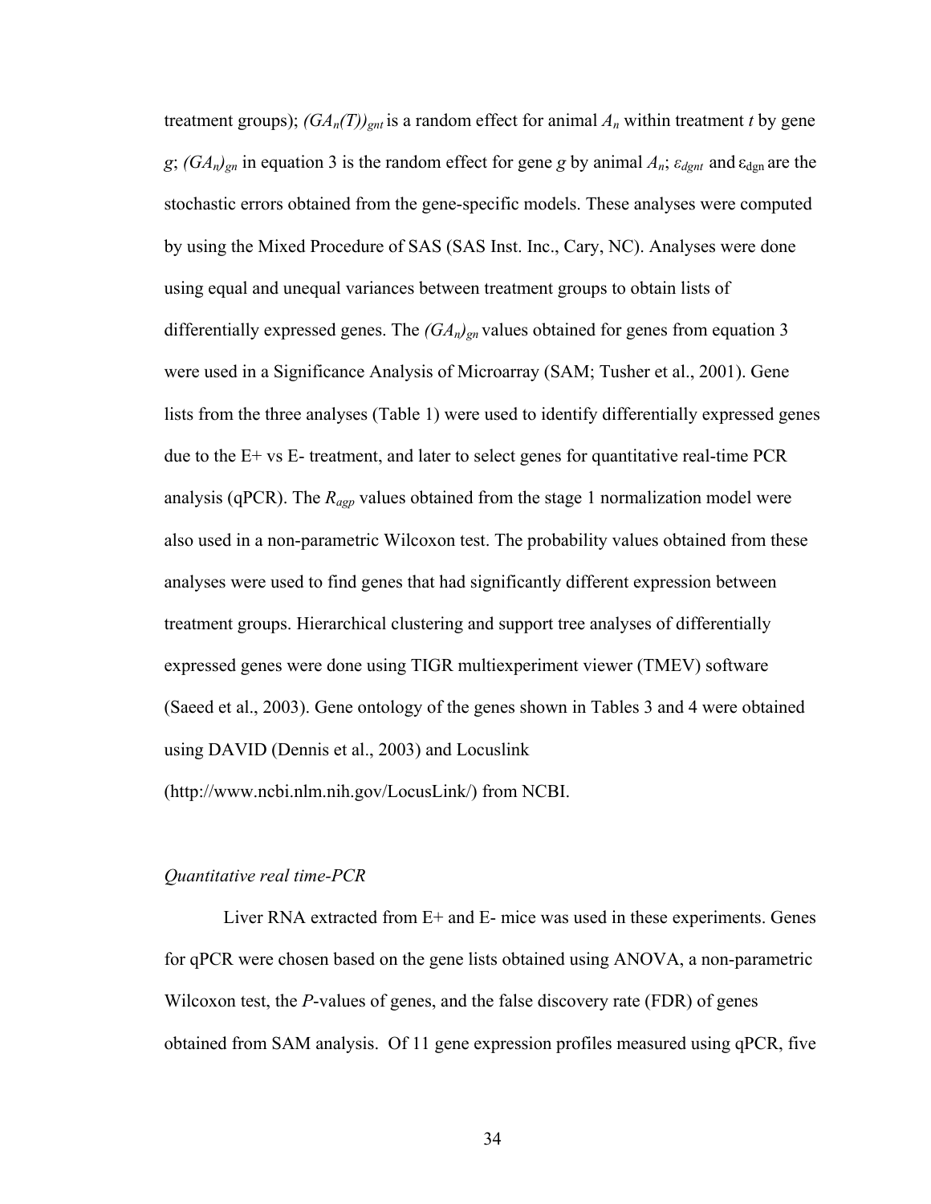treatment groups); $(GA_n(T))_{gnt}$ is a random effect for animal $A_n$ within treatment $t$ by gene $g$; $(GA_n)_{gn}$ in equation 3 is the random effect for gene $g$ by animal $A_n$; $\varepsilon_{dgnt}$ and $\varepsilon_{dgn}$ are the stochastic errors obtained from the gene-specific models. These analyses were computed by using the Mixed Procedure of SAS (SAS Inst. Inc., Cary, NC). Analyses were done using equal and unequal variances between treatment groups to obtain lists of differentially expressed genes. The $(GA_n)_{gn}$ values obtained for genes from equation 3 were used in a Significance Analysis of Microarray (SAM; Tusher et al., 2001). Gene lists from the three analyses (Table 1) were used to identify differentially expressed genes due to the E+ vs E- treatment, and later to select genes for quantitative real-time PCR analysis (qPCR). The $R_{agp}$ values obtained from the stage 1 normalization model were also used in a non-parametric Wilcoxon test. The probability values obtained from these analyses were used to find genes that had significantly different expression between treatment groups. Hierarchical clustering and support tree analyses of differentially expressed genes were done using TIGR multiexperiment viewer (TMEV) software (Saeed et al., 2003). Gene ontology of the genes shown in Tables 3 and 4 were obtained using DAVID (Dennis et al., 2003) and Locuslink (http://www.ncbi.nlm.nih.gov/LocusLink/) from NCBI.

*Quantitative real time-PCR*

Liver RNA extracted from E+ and E- mice was used in these experiments. Genes for qPCR were chosen based on the gene lists obtained using ANOVA, a non-parametric Wilcoxon test, the *P*-values of genes, and the false discovery rate (FDR) of genes obtained from SAM analysis. Of 11 gene expression profiles measured using qPCR, five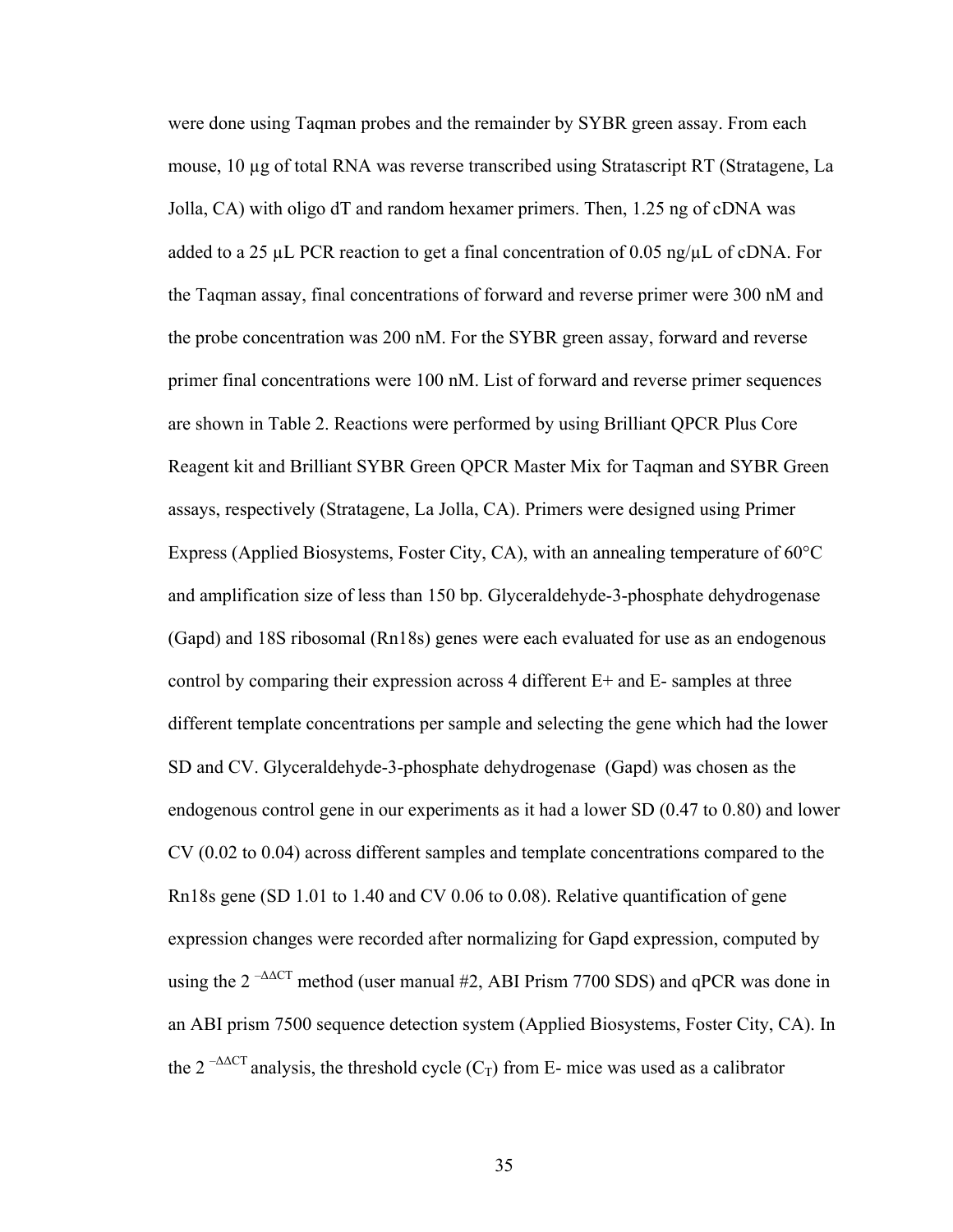were done using Taqman probes and the remainder by SYBR green assay. From each mouse, 10 µg of total RNA was reverse transcribed using Stratascript RT (Stratagene, La Jolla, CA) with oligo dT and random hexamer primers. Then, 1.25 ng of cDNA was added to a 25 µL PCR reaction to get a final concentration of 0.05 ng/µL of cDNA. For the Taqman assay, final concentrations of forward and reverse primer were 300 nM and the probe concentration was 200 nM. For the SYBR green assay, forward and reverse primer final concentrations were 100 nM. List of forward and reverse primer sequences are shown in Table 2. Reactions were performed by using Brilliant QPCR Plus Core Reagent kit and Brilliant SYBR Green QPCR Master Mix for Taqman and SYBR Green assays, respectively (Stratagene, La Jolla, CA). Primers were designed using Primer Express (Applied Biosystems, Foster City, CA), with an annealing temperature of 60°C and amplification size of less than 150 bp. Glyceraldehyde-3-phosphate dehydrogenase (Gapd) and 18S ribosomal (Rn18s) genes were each evaluated for use as an endogenous control by comparing their expression across 4 different E+ and E- samples at three different template concentrations per sample and selecting the gene which had the lower SD and CV. Glyceraldehyde-3-phosphate dehydrogenase (Gapd) was chosen as the endogenous control gene in our experiments as it had a lower SD (0.47 to 0.80) and lower CV (0.02 to 0.04) across different samples and template concentrations compared to the Rn18s gene (SD 1.01 to 1.40 and CV 0.06 to 0.08). Relative quantification of gene expression changes were recorded after normalizing for Gapd expression, computed by using the $2^{-\Delta\Delta CT}$ method (user manual #2, ABI Prism 7700 SDS) and qPCR was done in an ABI prism 7500 sequence detection system (Applied Biosystems, Foster City, CA). In the $2^{-\Delta\Delta CT}$ analysis, the threshold cycle ($C_T$) from E- mice was used as a calibrator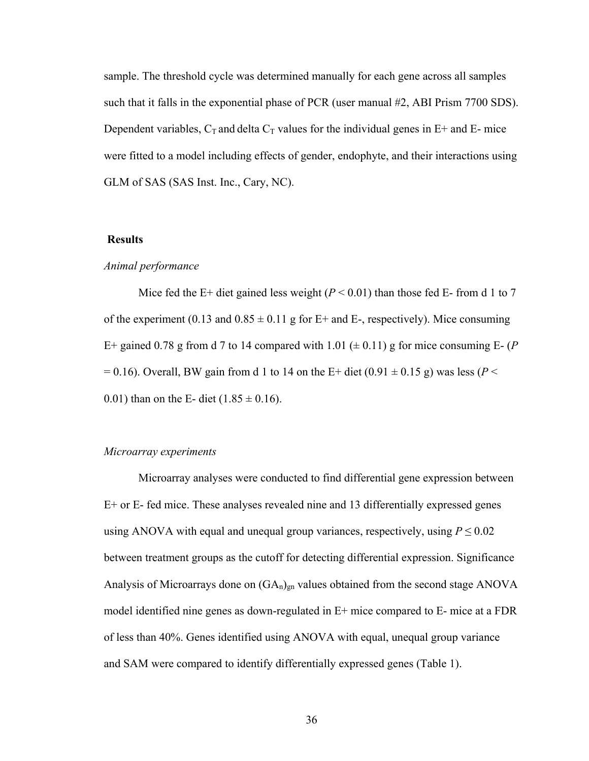sample. The threshold cycle was determined manually for each gene across all samples such that it falls in the exponential phase of PCR (user manual #2, ABI Prism 7700 SDS). Dependent variables, $C_T$ and delta $C_T$ values for the individual genes in E+ and E- mice were fitted to a model including effects of gender, endophyte, and their interactions using GLM of SAS (SAS Inst. Inc., Cary, NC).

## Results

### *Animal performance*

Mice fed the E+ diet gained less weight ($P < 0.01$) than those fed E- from d 1 to 7 of the experiment (0.13 and 0.85 ± 0.11 g for E+ and E-, respectively). Mice consuming E+ gained 0.78 g from d 7 to 14 compared with 1.01 (± 0.11) g for mice consuming E- ($P = 0.16$). Overall, BW gain from d 1 to 14 on the E+ diet (0.91 ± 0.15 g) was less ($P < 0.01$) than on the E- diet (1.85 ± 0.16).

### *Microarray experiments*

Microarray analyses were conducted to find differential gene expression between E+ or E- fed mice. These analyses revealed nine and 13 differentially expressed genes using ANOVA with equal and unequal group variances, respectively, using $P \leq 0.02$ between treatment groups as the cutoff for detecting differential expression. Significance Analysis of Microarrays done on $(GA_n)_{gn}$ values obtained from the second stage ANOVA model identified nine genes as down-regulated in E+ mice compared to E- mice at a FDR of less than 40%. Genes identified using ANOVA with equal, unequal group variance and SAM were compared to identify differentially expressed genes (Table 1).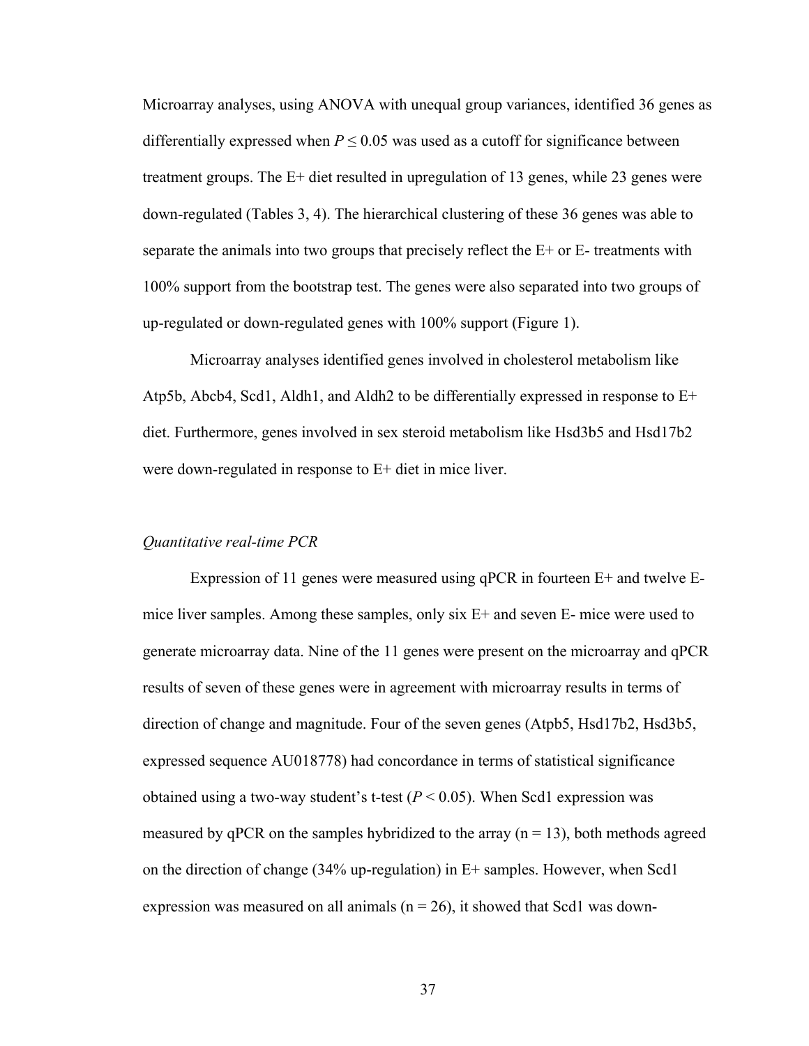Microarray analyses, using ANOVA with unequal group variances, identified 36 genes as differentially expressed when $P \leq 0.05$ was used as a cutoff for significance between treatment groups. The E+ diet resulted in upregulation of 13 genes, while 23 genes were down-regulated (Tables 3, 4). The hierarchical clustering of these 36 genes was able to separate the animals into two groups that precisely reflect the E+ or E- treatments with 100% support from the bootstrap test. The genes were also separated into two groups of up-regulated or down-regulated genes with 100% support (Figure 1).

Microarray analyses identified genes involved in cholesterol metabolism like Atp5b, Abcb4, Scd1, Aldh1, and Aldh2 to be differentially expressed in response to E+ diet. Furthermore, genes involved in sex steroid metabolism like Hsd3b5 and Hsd17b2 were down-regulated in response to E+ diet in mice liver.

*Quantitative real-time PCR*

Expression of 11 genes were measured using qPCR in fourteen E+ and twelve E- mice liver samples. Among these samples, only six E+ and seven E- mice were used to generate microarray data. Nine of the 11 genes were present on the microarray and qPCR results of seven of these genes were in agreement with microarray results in terms of direction of change and magnitude. Four of the seven genes (Atpb5, Hsd17b2, Hsd3b5, expressed sequence AU018778) had concordance in terms of statistical significance obtained using a two-way student's t-test ($P < 0.05$). When Scd1 expression was measured by qPCR on the samples hybridized to the array ($n = 13$), both methods agreed on the direction of change (34% up-regulation) in E+ samples. However, when Scd1 expression was measured on all animals ($n = 26$), it showed that Scd1 was down-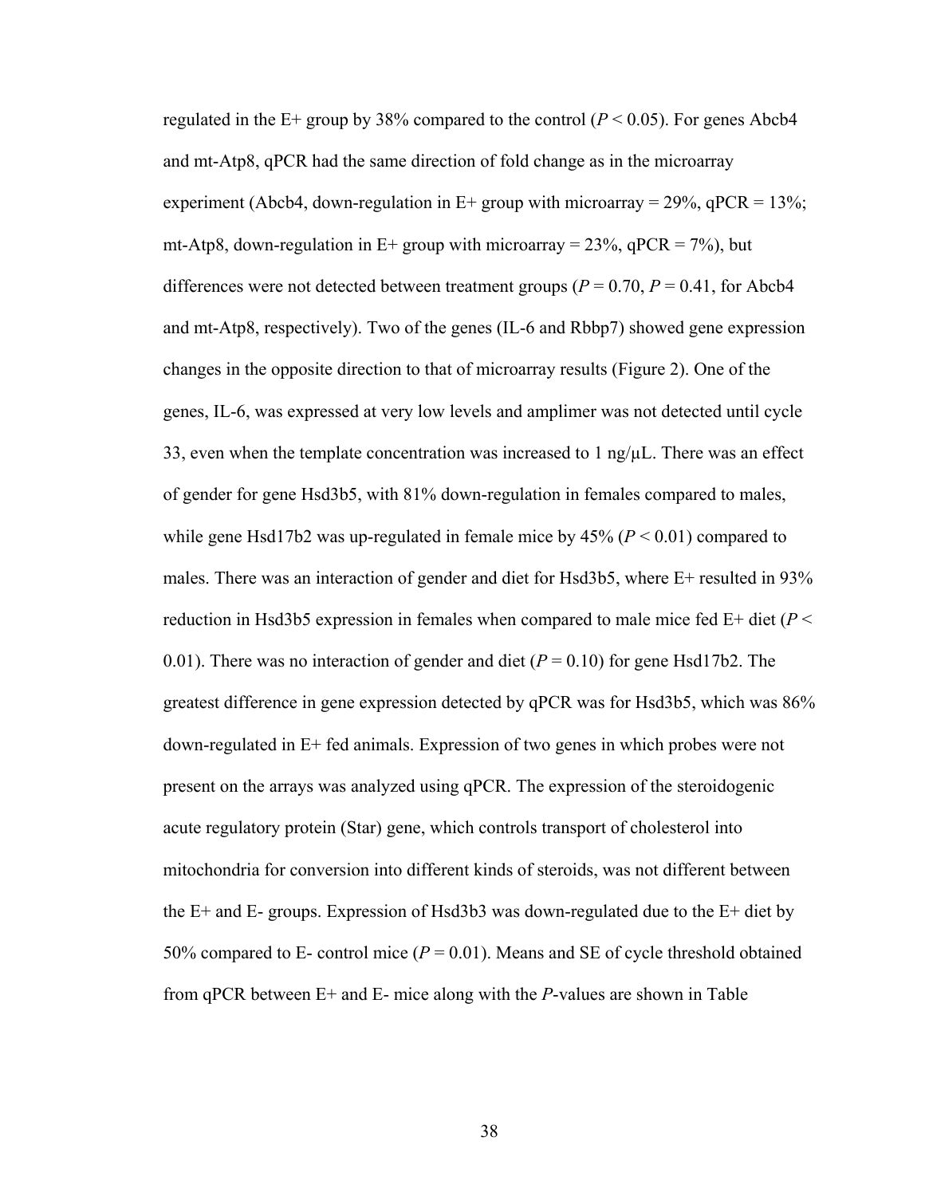regulated in the E+ group by 38% compared to the control ($P < 0.05$). For genes Abcb4 and mt-Atp8, qPCR had the same direction of fold change as in the microarray experiment (Abcb4, down-regulation in E+ group with microarray = 29%, qPCR = 13%; mt-Atp8, down-regulation in E+ group with microarray = 23%, qPCR = 7%), but differences were not detected between treatment groups ($P = 0.70$, $P = 0.41$, for Abcb4 and mt-Atp8, respectively). Two of the genes (IL-6 and Rbbp7) showed gene expression changes in the opposite direction to that of microarray results (Figure 2). One of the genes, IL-6, was expressed at very low levels and amplimer was not detected until cycle 33, even when the template concentration was increased to 1 ng/μL. There was an effect of gender for gene Hsd3b5, with 81% down-regulation in females compared to males, while gene Hsd17b2 was up-regulated in female mice by 45% ($P < 0.01$) compared to males. There was an interaction of gender and diet for Hsd3b5, where E+ resulted in 93% reduction in Hsd3b5 expression in females when compared to male mice fed E+ diet ($P < 0.01$). There was no interaction of gender and diet ($P = 0.10$) for gene Hsd17b2. The greatest difference in gene expression detected by qPCR was for Hsd3b5, which was 86% down-regulated in E+ fed animals. Expression of two genes in which probes were not present on the arrays was analyzed using qPCR. The expression of the steroidogenic acute regulatory protein (Star) gene, which controls transport of cholesterol into mitochondria for conversion into different kinds of steroids, was not different between the E+ and E- groups. Expression of Hsd3b3 was down-regulated due to the E+ diet by 50% compared to E- control mice ($P = 0.01$). Means and SE of cycle threshold obtained from qPCR between E+ and E- mice along with the *P*-values are shown in Table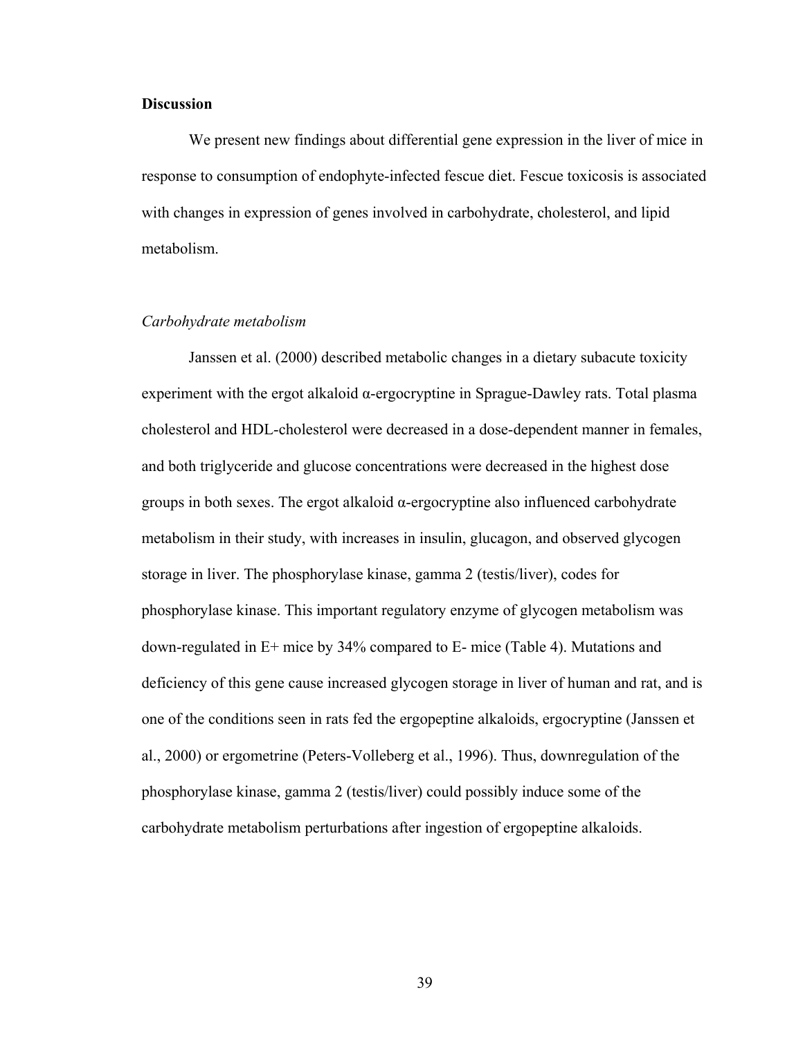## Discussion

We present new findings about differential gene expression in the liver of mice in response to consumption of endophyte-infected fescue diet. Fescue toxicosis is associated with changes in expression of genes involved in carbohydrate, cholesterol, and lipid metabolism.

### *Carbohydrate metabolism*

Janssen et al. (2000) described metabolic changes in a dietary subacute toxicity experiment with the ergot alkaloid α-ergocryptine in Sprague-Dawley rats. Total plasma cholesterol and HDL-cholesterol were decreased in a dose-dependent manner in females, and both triglyceride and glucose concentrations were decreased in the highest dose groups in both sexes. The ergot alkaloid α-ergocryptine also influenced carbohydrate metabolism in their study, with increases in insulin, glucagon, and observed glycogen storage in liver. The phosphorylase kinase, gamma 2 (testis/liver), codes for phosphorylase kinase. This important regulatory enzyme of glycogen metabolism was down-regulated in E+ mice by 34% compared to E- mice (Table 4). Mutations and deficiency of this gene cause increased glycogen storage in liver of human and rat, and is one of the conditions seen in rats fed the ergopeptine alkaloids, ergocryptine (Janssen et al., 2000) or ergometrine (Peters-Volleberg et al., 1996). Thus, downregulation of the phosphorylase kinase, gamma 2 (testis/liver) could possibly induce some of the carbohydrate metabolism perturbations after ingestion of ergopeptine alkaloids.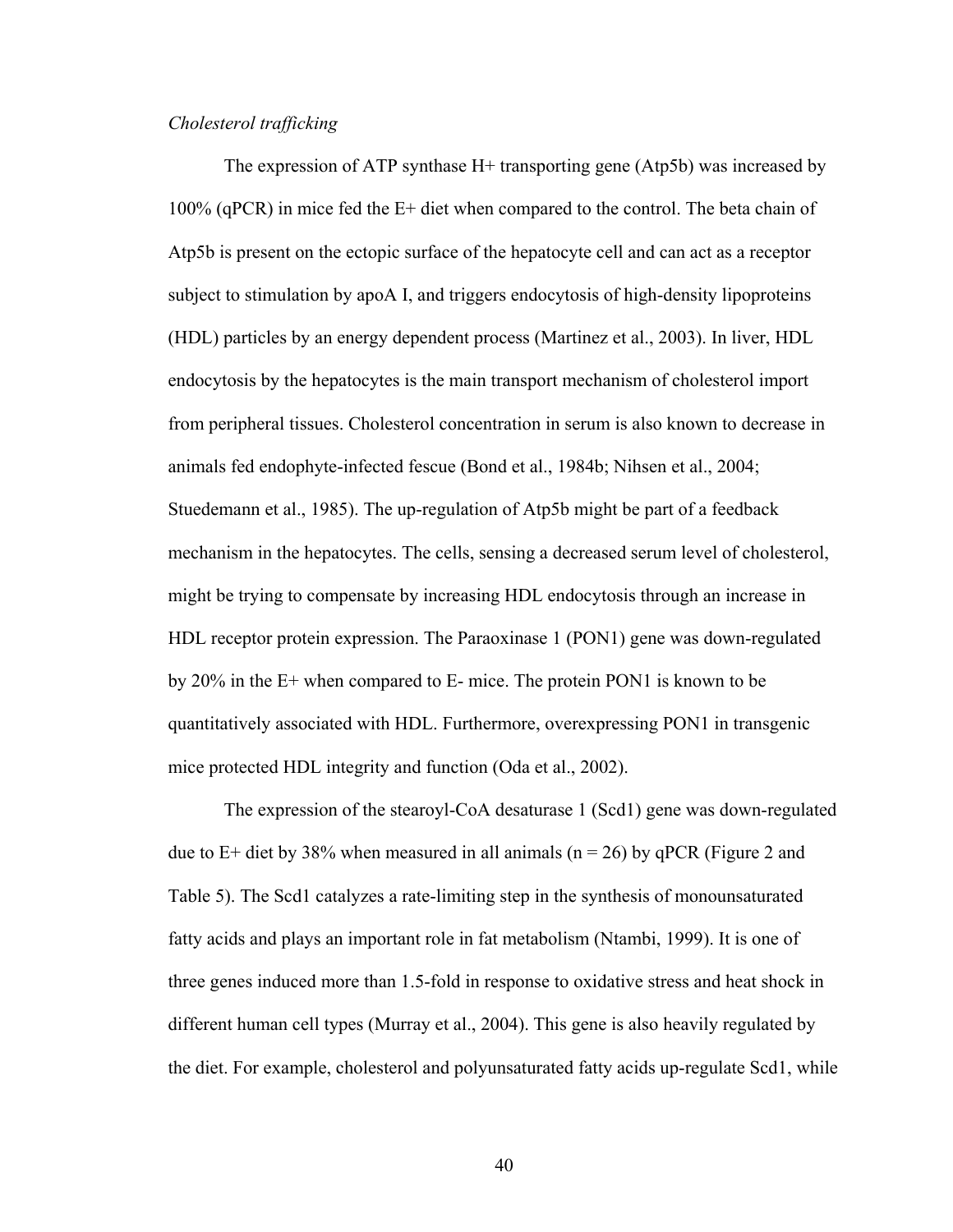*Cholesterol trafficking*

The expression of ATP synthase H+ transporting gene (Atp5b) was increased by 100% (qPCR) in mice fed the E+ diet when compared to the control. The beta chain of Atp5b is present on the ectopic surface of the hepatocyte cell and can act as a receptor subject to stimulation by apoA I, and triggers endocytosis of high-density lipoproteins (HDL) particles by an energy dependent process (Martinez et al., 2003). In liver, HDL endocytosis by the hepatocytes is the main transport mechanism of cholesterol import from peripheral tissues. Cholesterol concentration in serum is also known to decrease in animals fed endophyte-infected fescue (Bond et al., 1984b; Nihsen et al., 2004; Stuedemann et al., 1985). The up-regulation of Atp5b might be part of a feedback mechanism in the hepatocytes. The cells, sensing a decreased serum level of cholesterol, might be trying to compensate by increasing HDL endocytosis through an increase in HDL receptor protein expression. The Paraoxinase 1 (PON1) gene was down-regulated by 20% in the E+ when compared to E- mice. The protein PON1 is known to be quantitatively associated with HDL. Furthermore, overexpressing PON1 in transgenic mice protected HDL integrity and function (Oda et al., 2002).

The expression of the stearoyl-CoA desaturase 1 (Scd1) gene was down-regulated due to E+ diet by 38% when measured in all animals (n = 26) by qPCR (Figure 2 and Table 5). The Scd1 catalyzes a rate-limiting step in the synthesis of monounsaturated fatty acids and plays an important role in fat metabolism (Ntambi, 1999). It is one of three genes induced more than 1.5-fold in response to oxidative stress and heat shock in different human cell types (Murray et al., 2004). This gene is also heavily regulated by the diet. For example, cholesterol and polyunsaturated fatty acids up-regulate Scd1, while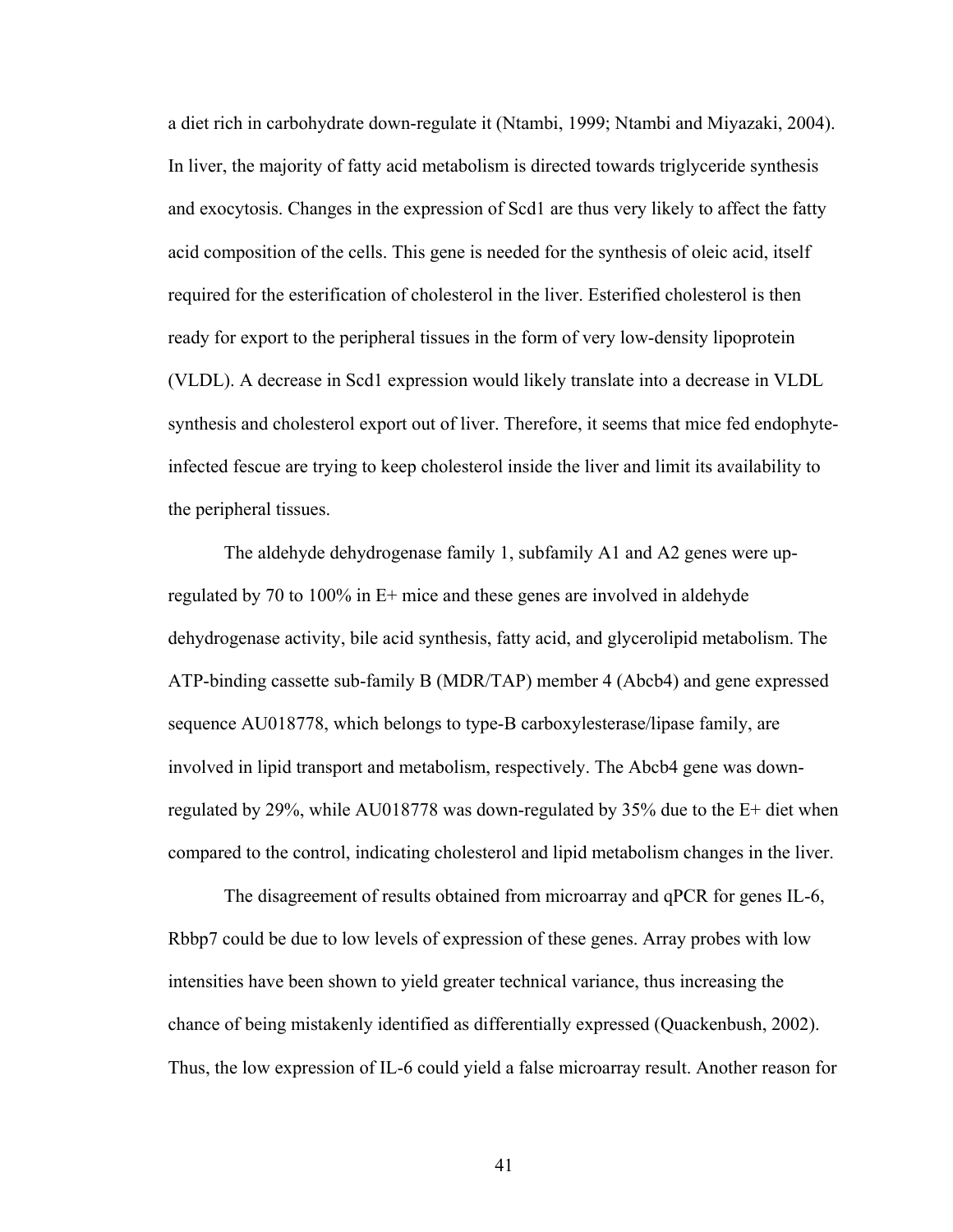a diet rich in carbohydrate down-regulate it (Ntambi, 1999; Ntambi and Miyazaki, 2004). In liver, the majority of fatty acid metabolism is directed towards triglyceride synthesis and exocytosis. Changes in the expression of Scd1 are thus very likely to affect the fatty acid composition of the cells. This gene is needed for the synthesis of oleic acid, itself required for the esterification of cholesterol in the liver. Esterified cholesterol is then ready for export to the peripheral tissues in the form of very low-density lipoprotein (VLDL). A decrease in Scd1 expression would likely translate into a decrease in VLDL synthesis and cholesterol export out of liver. Therefore, it seems that mice fed endophyte-infected fescue are trying to keep cholesterol inside the liver and limit its availability to the peripheral tissues.

The aldehyde dehydrogenase family 1, subfamily A1 and A2 genes were up-regulated by 70 to 100% in E+ mice and these genes are involved in aldehyde dehydrogenase activity, bile acid synthesis, fatty acid, and glycerolipid metabolism. The ATP-binding cassette sub-family B (MDR/TAP) member 4 (Abcb4) and gene expressed sequence AU018778, which belongs to type-B carboxylesterase/lipase family, are involved in lipid transport and metabolism, respectively. The Abcb4 gene was down-regulated by 29%, while AU018778 was down-regulated by 35% due to the E+ diet when compared to the control, indicating cholesterol and lipid metabolism changes in the liver.

The disagreement of results obtained from microarray and qPCR for genes IL-6, Rbbp7 could be due to low levels of expression of these genes. Array probes with low intensities have been shown to yield greater technical variance, thus increasing the chance of being mistakenly identified as differentially expressed (Quackenbush, 2002). Thus, the low expression of IL-6 could yield a false microarray result. Another reason for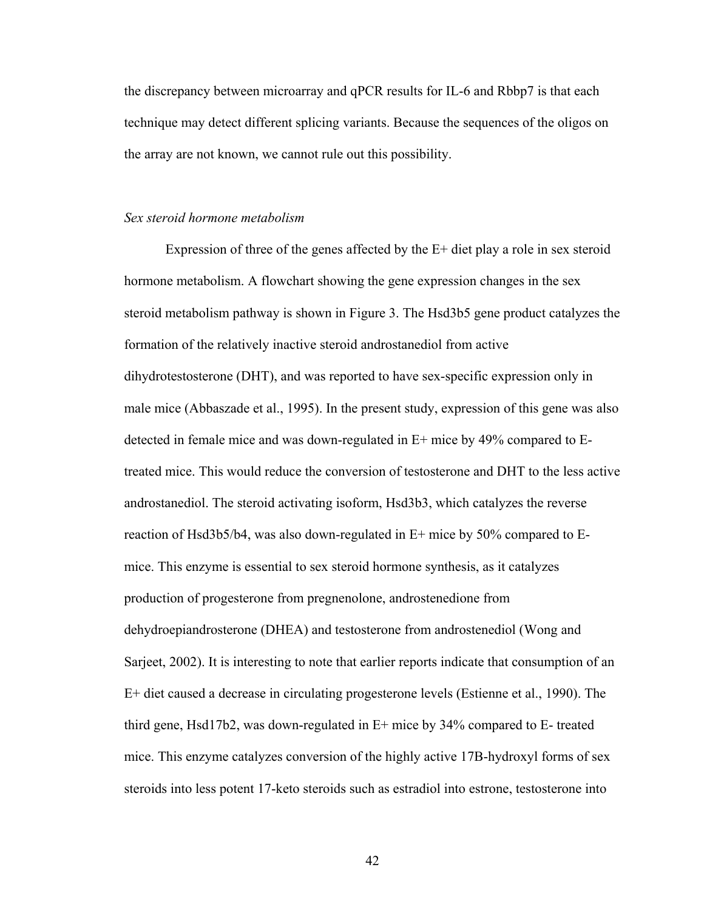the discrepancy between microarray and qPCR results for IL-6 and Rbbp7 is that each technique may detect different splicing variants. Because the sequences of the oligos on the array are not known, we cannot rule out this possibility.

*Sex steroid hormone metabolism*

Expression of three of the genes affected by the E+ diet play a role in sex steroid hormone metabolism. A flowchart showing the gene expression changes in the sex steroid metabolism pathway is shown in Figure 3. The Hsd3b5 gene product catalyzes the formation of the relatively inactive steroid androstanediol from active dihydrotestosterone (DHT), and was reported to have sex-specific expression only in male mice (Abbaszade et al., 1995). In the present study, expression of this gene was also detected in female mice and was down-regulated in E+ mice by 49% compared to E- treated mice. This would reduce the conversion of testosterone and DHT to the less active androstanediol. The steroid activating isoform, Hsd3b3, which catalyzes the reverse reaction of Hsd3b5/b4, was also down-regulated in E+ mice by 50% compared to E- mice. This enzyme is essential to sex steroid hormone synthesis, as it catalyzes production of progesterone from pregnenolone, androstenedione from dehydroepiandrosterone (DHEA) and testosterone from androstenediol (Wong and Sarjeet, 2002). It is interesting to note that earlier reports indicate that consumption of an E+ diet caused a decrease in circulating progesterone levels (Estienne et al., 1990). The third gene, Hsd17b2, was down-regulated in E+ mice by 34% compared to E- treated mice. This enzyme catalyzes conversion of the highly active 17B-hydroxyl forms of sex steroids into less potent 17-keto steroids such as estradiol into estrone, testosterone into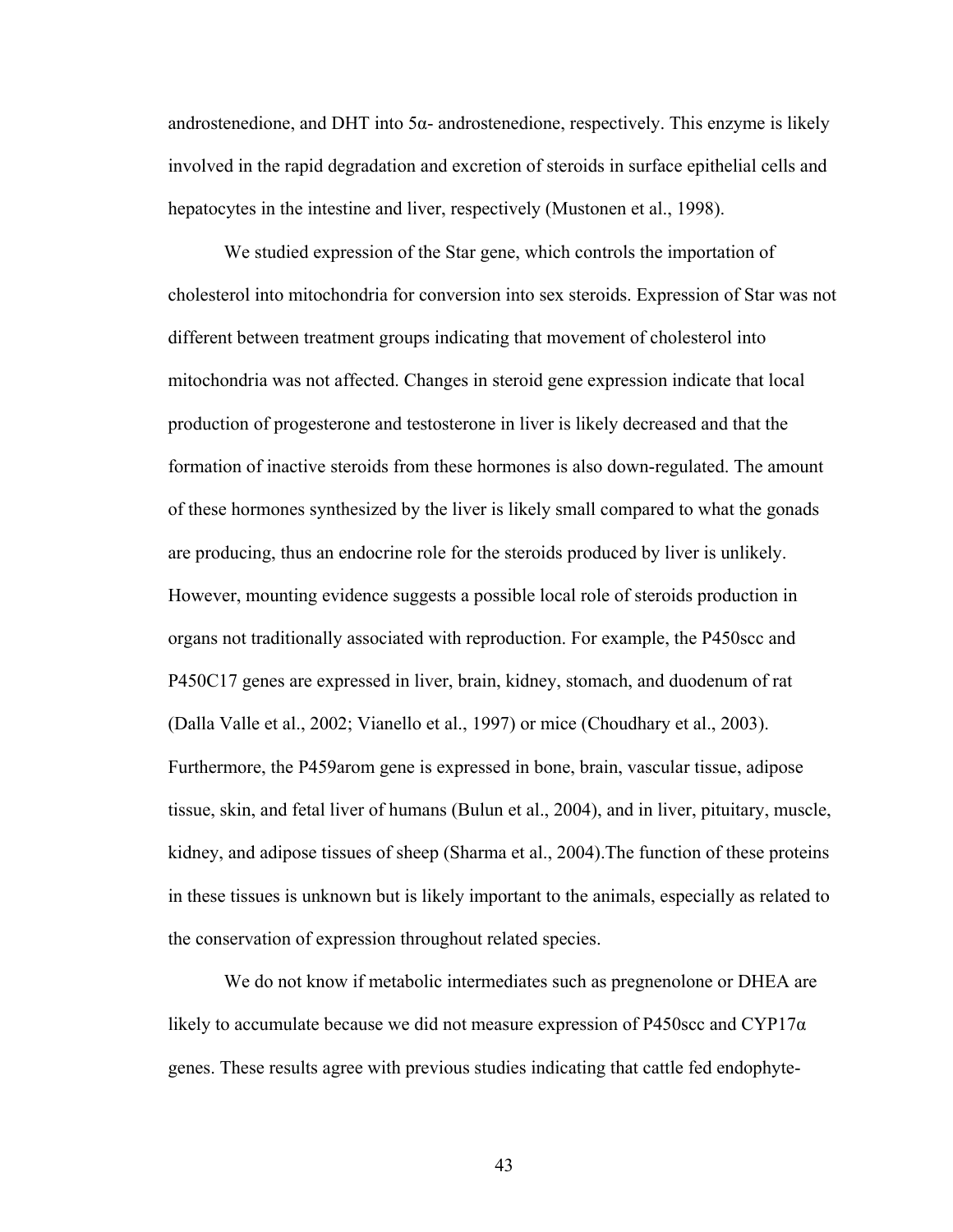androstenedione, and DHT into 5α- androstenedione, respectively. This enzyme is likely involved in the rapid degradation and excretion of steroids in surface epithelial cells and hepatocytes in the intestine and liver, respectively (Mustonen et al., 1998).

We studied expression of the Star gene, which controls the importation of cholesterol into mitochondria for conversion into sex steroids. Expression of Star was not different between treatment groups indicating that movement of cholesterol into mitochondria was not affected. Changes in steroid gene expression indicate that local production of progesterone and testosterone in liver is likely decreased and that the formation of inactive steroids from these hormones is also down-regulated. The amount of these hormones synthesized by the liver is likely small compared to what the gonads are producing, thus an endocrine role for the steroids produced by liver is unlikely. However, mounting evidence suggests a possible local role of steroids production in organs not traditionally associated with reproduction. For example, the P450scc and P450C17 genes are expressed in liver, brain, kidney, stomach, and duodenum of rat (Dalla Valle et al., 2002; Vianello et al., 1997) or mice (Choudhary et al., 2003). Furthermore, the P459arom gene is expressed in bone, brain, vascular tissue, adipose tissue, skin, and fetal liver of humans (Bulun et al., 2004), and in liver, pituitary, muscle, kidney, and adipose tissues of sheep (Sharma et al., 2004).The function of these proteins in these tissues is unknown but is likely important to the animals, especially as related to the conservation of expression throughout related species.

We do not know if metabolic intermediates such as pregnenolone or DHEA are likely to accumulate because we did not measure expression of P450scc and CYP17α genes. These results agree with previous studies indicating that cattle fed endophyte-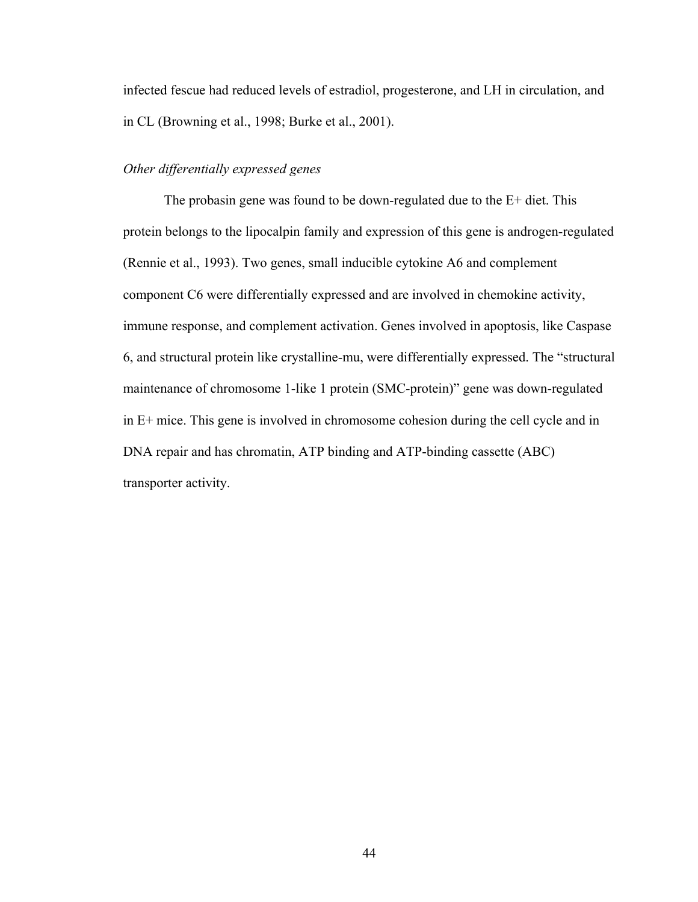infected fescue had reduced levels of estradiol, progesterone, and LH in circulation, and in CL (Browning et al., 1998; Burke et al., 2001).

### *Other differentially expressed genes*

The probasin gene was found to be down-regulated due to the E+ diet. This protein belongs to the lipocalpin family and expression of this gene is androgen-regulated (Rennie et al., 1993). Two genes, small inducible cytokine A6 and complement component C6 were differentially expressed and are involved in chemokine activity, immune response, and complement activation. Genes involved in apoptosis, like Caspase 6, and structural protein like crystalline-mu, were differentially expressed. The "structural maintenance of chromosome 1-like 1 protein (SMC-protein)" gene was down-regulated in E+ mice. This gene is involved in chromosome cohesion during the cell cycle and in DNA repair and has chromatin, ATP binding and ATP-binding cassette (ABC) transporter activity.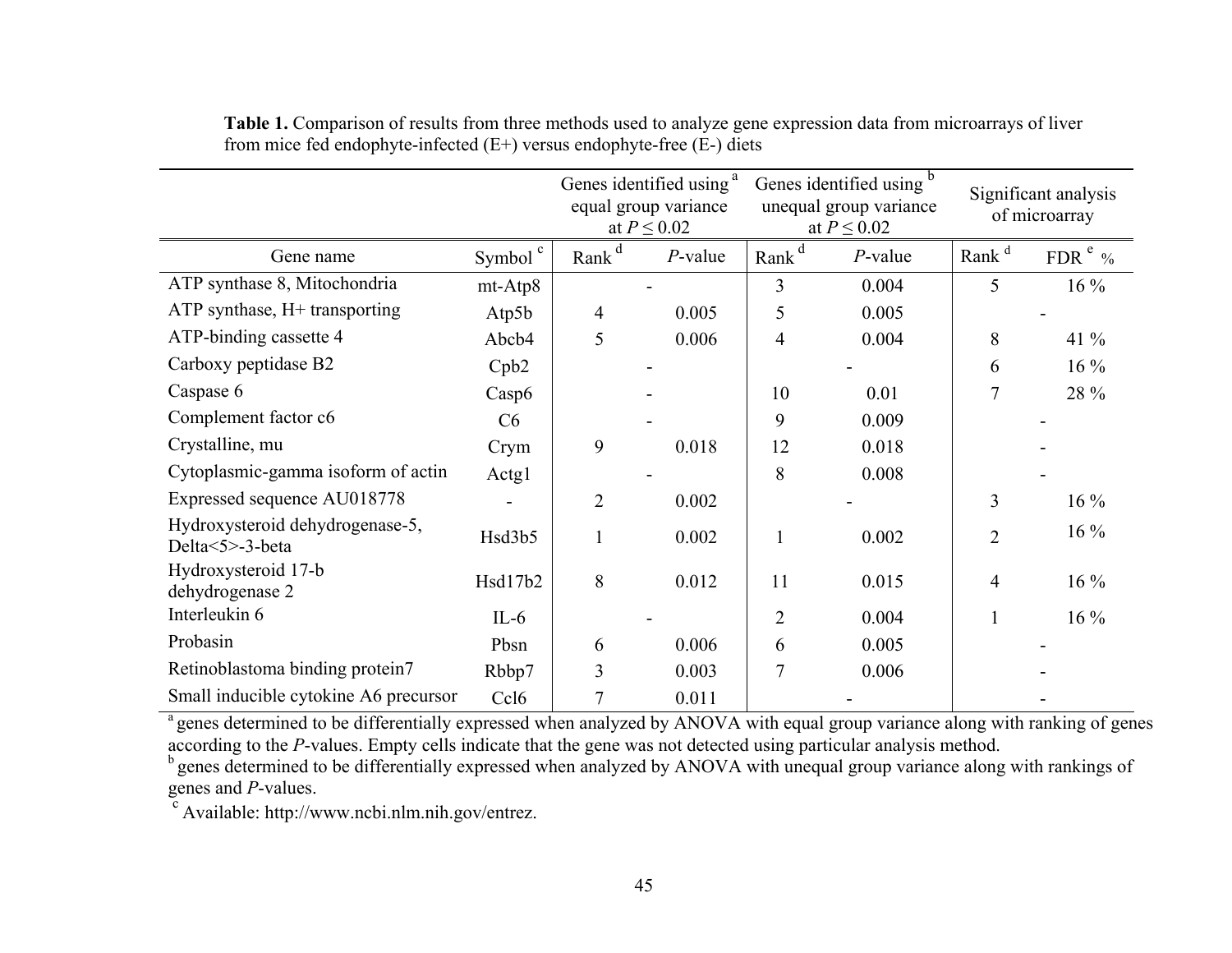**Table 1.** Comparison of results from three methods used to analyze gene expression data from microarrays of liver from mice fed endophyte-infected (E+) versus endophyte-free (E-) diets

| | | Genes identified using[a] equal group variance at $P \leq 0.02$ | | Genes identified using[b] unequal group variance at $P \leq 0.02$ | | Significant analysis of microarray | |
|---|---|---|---|---|---|---|---|
| Gene name | Symbol[c] | Rank[d] | *P*-value | Rank[d] | *P*-value | Rank[d] | FDR[e] % |
| ATP synthase 8, Mitochondria | mt-Atp8 | - | | 3 | 0.004 | 5 | 16 % |
| ATP synthase, H+ transporting | Atp5b | 4 | 0.005 | 5 | 0.005 | - | |
| ATP-binding cassette 4 | Abcb4 | 5 | 0.006 | 4 | 0.004 | 8 | 41 % |
| Carboxy peptidase B2 | Cpb2 | - | | - | | 6 | 16 % |
| Caspase 6 | Casp6 | - | | 10 | 0.01 | 7 | 28 % |
| Complement factor c6 | C6 | - | | 9 | 0.009 | - | |
| Crystalline, mu | Crym | 9 | 0.018 | 12 | 0.018 | - | |
| Cytoplasmic-gamma isoform of actin | Actg1 | - | | 8 | 0.008 | - | |
| Expressed sequence AU018778 | - | 2 | 0.002 | - | | 3 | 16 % |
| Hydroxysteroid dehydrogenase-5, Delta<5>-3-beta | Hsd3b5 | 1 | 0.002 | 1 | 0.002 | 2 | 16 % |
| Hydroxysteroid 17-b dehydrogenase 2 | Hsd17b2 | 8 | 0.012 | 11 | 0.015 | 4 | 16 % |
| Interleukin 6 | IL-6 | - | | 2 | 0.004 | 1 | 16 % |
| Probasin | Pbsn | 6 | 0.006 | 6 | 0.005 | - | |
| Retinoblastoma binding protein7 | Rbbp7 | 3 | 0.003 | 7 | 0.006 | - | |
| Small inducible cytokine A6 precursor | Ccl6 | 7 | 0.011 | - | | - | |

[a] genes determined to be differentially expressed when analyzed by ANOVA with equal group variance along with ranking of genes according to the *P*-values. Empty cells indicate that the gene was not detected using particular analysis method.
[b] genes determined to be differentially expressed when analyzed by ANOVA with unequal group variance along with rankings of genes and *P*-values.
[c] Available: http://www.ncbi.nlm.nih.gov/entrez.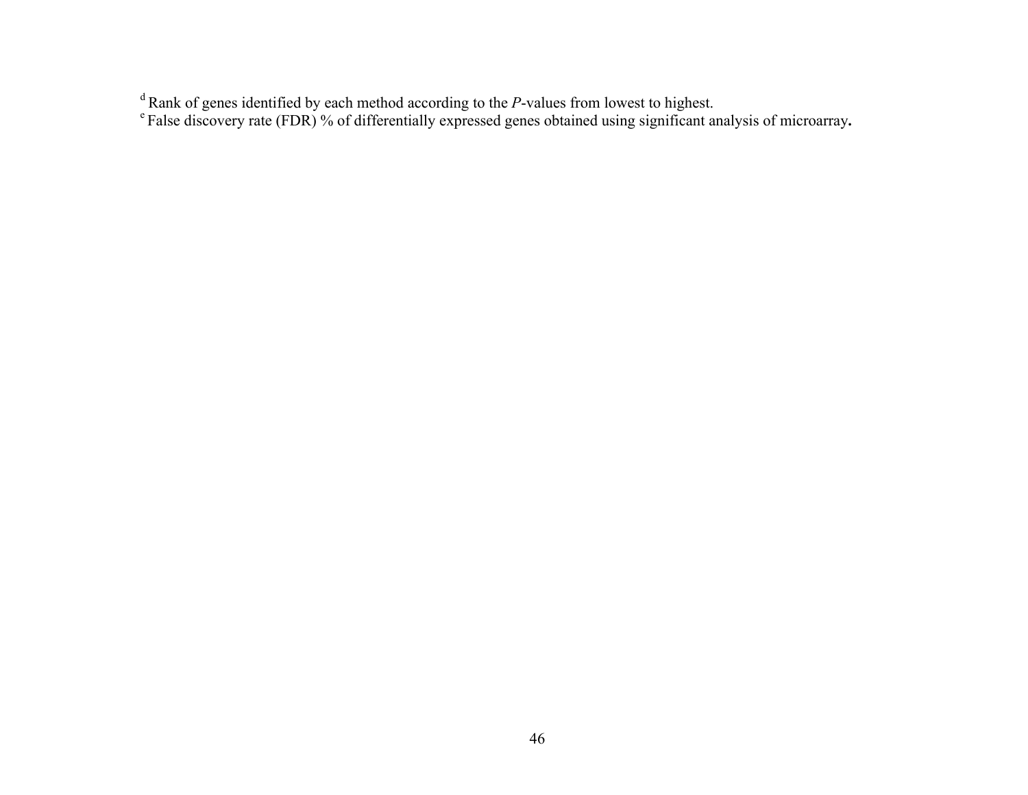[d] Rank of genes identified by each method according to the *P*-values from lowest to highest.
[e] False discovery rate (FDR) % of differentially expressed genes obtained using significant analysis of microarray**.**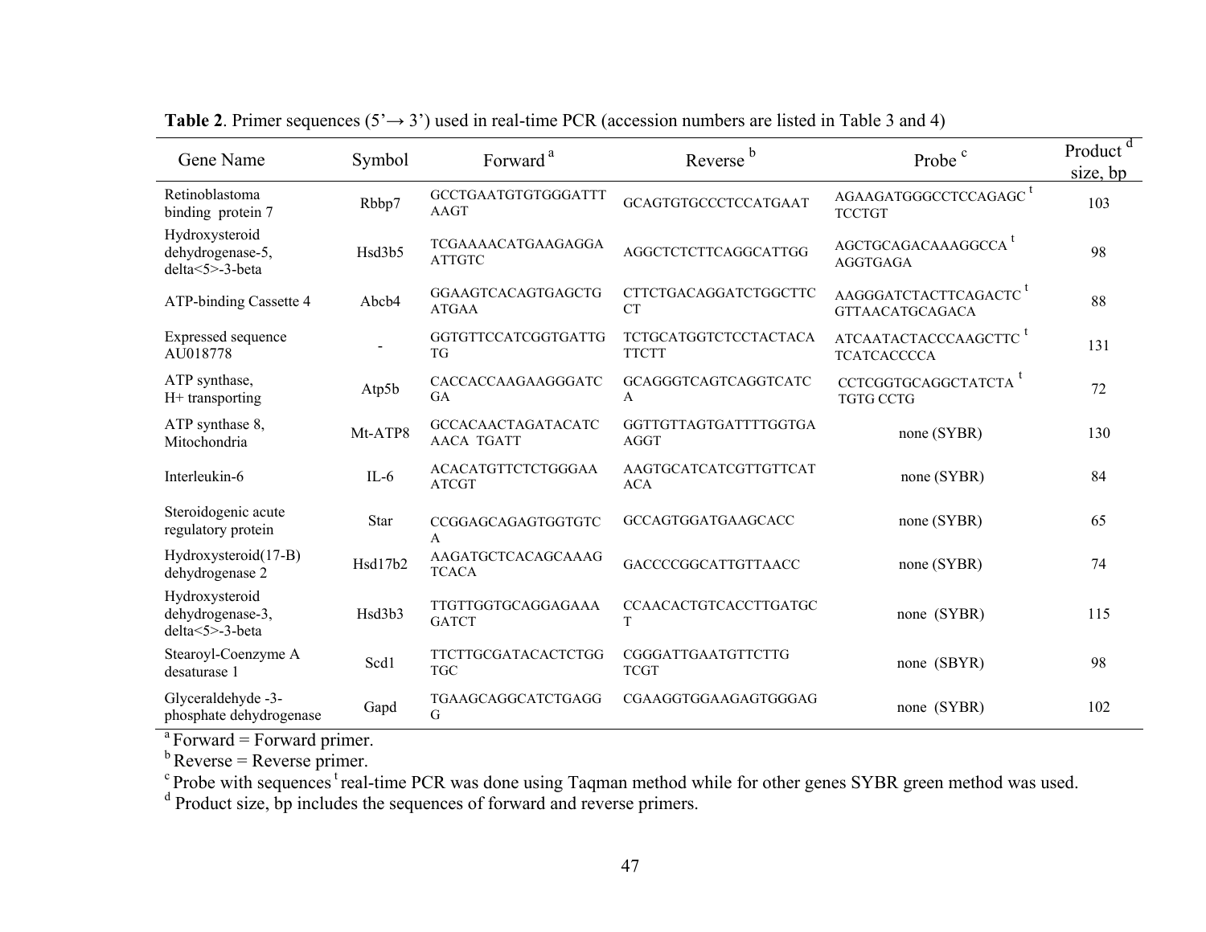**Table 2**. Primer sequences (5'→ 3') used in real-time PCR (accession numbers are listed in Table 3 and 4)

| Gene Name | Symbol | Forward [a] | Reverse [b] | Probe [c] | Product [d] size, bp |
|---|---|---|---|---|---|
| Retinoblastoma binding protein 7 | Rbbp7 | GCCTGAATGTGTGGGATTTAAGT | GCAGTGTGCCCTCCATGAAT | AGAAGATGGGCCTCCAGAGC [t] TCCTGT | 103 |
| Hydroxysteroid dehydrogenase-5, delta<5>-3-beta | Hsd3b5 | TCGAAAACATGAAGAGGAATTGTC | AGGCTCTCTTCAGGCATTGG | AGCTGCAGACAAAGGCCA [t] AGGTGAGA | 98 |
| ATP-binding Cassette 4 | Abcb4 | GGAAGTCACAGTGAGCTGATGAA | CTTCTGACAGGATCTGGCTTCCT | AAGGGATCTACTTCAGACTC [t] GTTAACATGCAGACA | 88 |
| Expressed sequence AU018778 | - | GGTGTTCCATCGGTGATTGTG | TCTGCATGGTCTCCTACTACATTCTT | ATCAATACTACCCAAGCTTC [t] TCATCACCCCA | 131 |
| ATP synthase, H+ transporting | Atp5b | CACCACCAAGAAGGGATCGA | GCAGGGTCAGTCAGGTCATCA | CCTCGGTGCAGGCTATCTA [t] TGTG CCTG | 72 |
| ATP synthase 8, Mitochondria | Mt-ATP8 | GCCACAACTAGATACATCAACA TGATT | GGTTGTTAGTGATTTTGGTGAAGGT | none (SYBR) | 130 |
| Interleukin-6 | IL-6 | ACACATGTTCTCTGGGAAATCGT | AAGTGCATCATCGTTGTTCATACA | none (SYBR) | 84 |
| Steroidogenic acute regulatory protein | Star | CCGGAGCAGAGTGGTGTCA | GCCAGTGGATGAAGCACC | none (SYBR) | 65 |
| Hydroxysteroid(17-B) dehydrogenase 2 | Hsd17b2 | AAGATGCTCACAGCAAAGTCACA | GACCCCGGCATTGTTAACC | none (SYBR) | 74 |
| Hydroxysteroid dehydrogenase-3, delta<5>-3-beta | Hsd3b3 | TTGTTGGTGCAGGAGAAAGATCT | CCAACACTGTCACCTTGATGCT | none (SYBR) | 115 |
| Stearoyl-Coenzyme A desaturase 1 | Scd1 | TTCTTGCGATACACTCTGGTGC | CGGGATTGAATGTTCTTGTCGT | none (SBYR) | 98 |
| Glyceraldehyde -3-phosphate dehydrogenase | Gapd | TGAAGCAGGCATCTGAGGG | CGAAGGTGGAAGAGTGGGAG | none (SYBR) | 102 |

[a] Forward = Forward primer.
[b] Reverse = Reverse primer.
[c] Probe with sequences [t] real-time PCR was done using Taqman method while for other genes SYBR green method was used.
[d] Product size, bp includes the sequences of forward and reverse primers.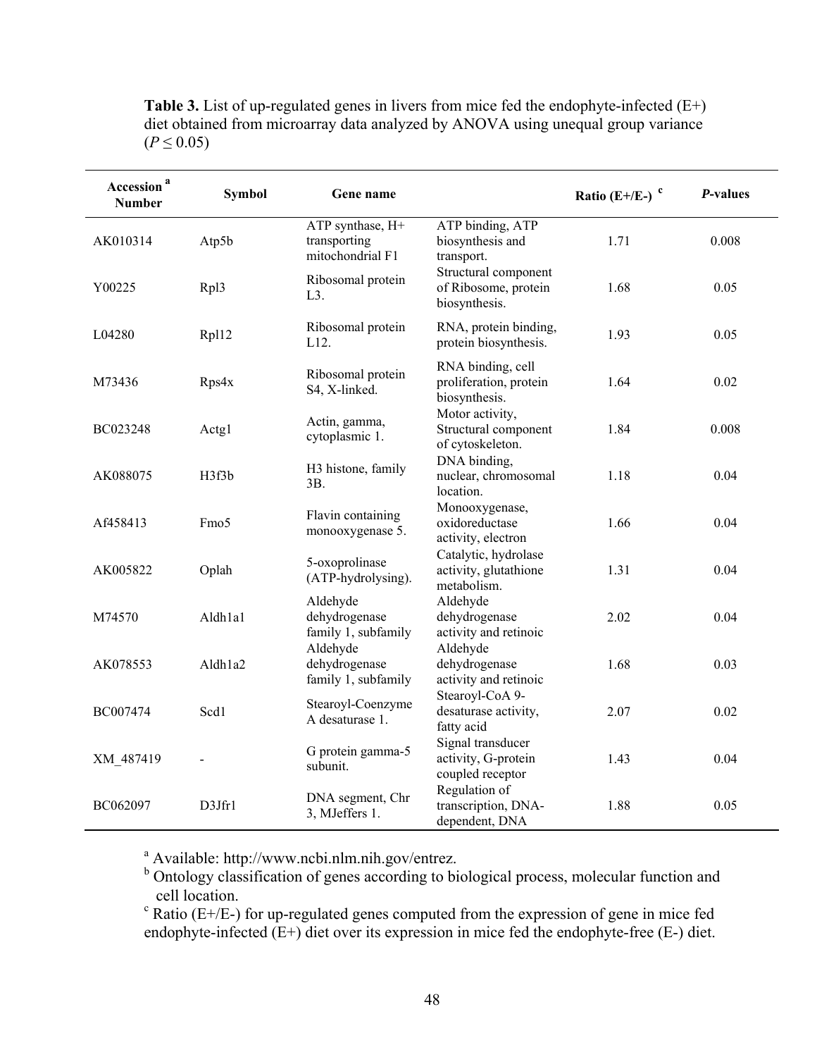**Table 3.** List of up-regulated genes in livers from mice fed the endophyte-infected (E+) diet obtained from microarray data analyzed by ANOVA using unequal group variance ($P \leq 0.05$)

| Accession [a] Number | Symbol | Gene name | | Ratio (E+/E-) [c] | *P*-values |
|---|---|---|---|---|---|
| AK010314 | Atp5b | ATP synthase, H+ transporting mitochondrial F1 | ATP binding, ATP biosynthesis and transport. | 1.71 | 0.008 |
| Y00225 | Rpl3 | Ribosomal protein L3. | Structural component of Ribosome, protein biosynthesis. | 1.68 | 0.05 |
| L04280 | Rpl12 | Ribosomal protein L12. | RNA, protein binding, protein biosynthesis. | 1.93 | 0.05 |
| M73436 | Rps4x | Ribosomal protein S4, X-linked. | RNA binding, cell proliferation, protein biosynthesis. | 1.64 | 0.02 |
| BC023248 | Actg1 | Actin, gamma, cytoplasmic 1. | Motor activity, Structural component of cytoskeleton. | 1.84 | 0.008 |
| AK088075 | H3f3b | H3 histone, family 3B. | DNA binding, nuclear, chromosomal location. | 1.18 | 0.04 |
| Af458413 | Fmo5 | Flavin containing monooxygenase 5. | Monooxygenase, oxidoreductase activity, electron | 1.66 | 0.04 |
| AK005822 | Oplah | 5-oxoprolinase (ATP-hydrolysing). | Catalytic, hydrolase activity, glutathione metabolism. | 1.31 | 0.04 |
| M74570 | Aldh1a1 | Aldehyde dehydrogenase family 1, subfamily | Aldehyde dehydrogenase activity and retinoic | 2.02 | 0.04 |
| AK078553 | Aldh1a2 | Aldehyde dehydrogenase family 1, subfamily | Aldehyde dehydrogenase activity and retinoic | 1.68 | 0.03 |
| BC007474 | Scd1 | Stearoyl-Coenzyme A desaturase 1. | Stearoyl-CoA 9-desaturase activity, fatty acid | 2.07 | 0.02 |
| XM_487419 | - | G protein gamma-5 subunit. | Signal transducer activity, G-protein coupled receptor | 1.43 | 0.04 |
| BC062097 | D3Jfr1 | DNA segment, Chr 3, MJeffers 1. | Regulation of transcription, DNA-dependent, DNA | 1.88 | 0.05 |

[a] Available: http://www.ncbi.nlm.nih.gov/entrez.
[b] Ontology classification of genes according to biological process, molecular function and cell location.
[c] Ratio (E+/E-) for up-regulated genes computed from the expression of gene in mice fed endophyte-infected (E+) diet over its expression in mice fed the endophyte-free (E-) diet.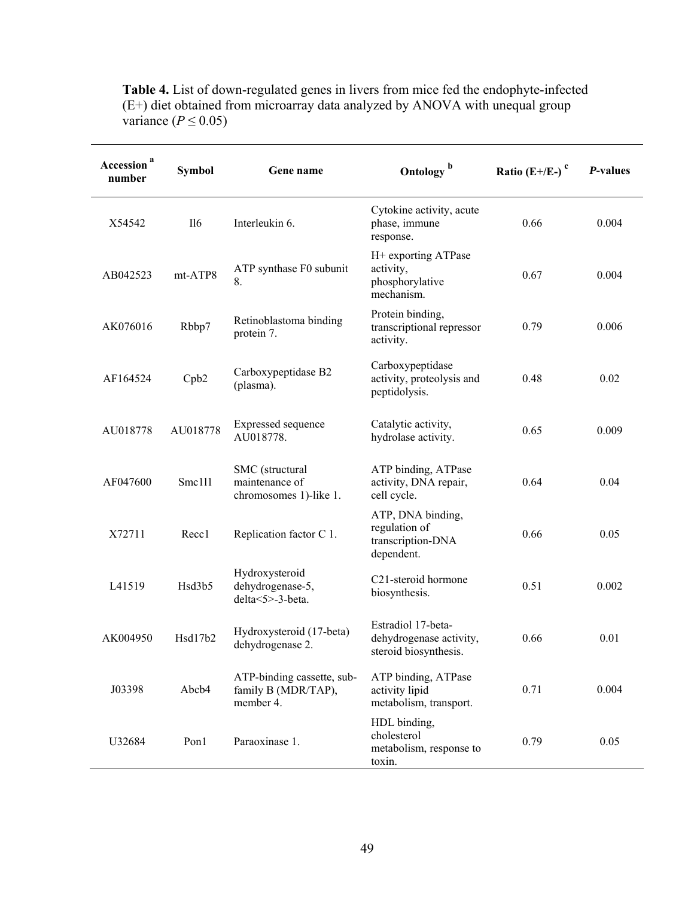**Table 4.** List of down-regulated genes in livers from mice fed the endophyte-infected (E+) diet obtained from microarray data analyzed by ANOVA with unequal group variance ($P \leq 0.05$)

| Accession [a] number | Symbol | Gene name | Ontology [b] | Ratio (E+/E-) [c] | *P*-values |
|---|---|---|---|---|---|
| X54542 | Il6 | Interleukin 6. | Cytokine activity, acute phase, immune response. | 0.66 | 0.004 |
| AB042523 | mt-ATP8 | ATP synthase F0 subunit 8. | H+ exporting ATPase activity, phosphorylative mechanism. | 0.67 | 0.004 |
| AK076016 | Rbbp7 | Retinoblastoma binding protein 7. | Protein binding, transcriptional repressor activity. | 0.79 | 0.006 |
| AF164524 | Cpb2 | Carboxypeptidase B2 (plasma). | Carboxypeptidase activity, proteolysis and peptidolysis. | 0.48 | 0.02 |
| AU018778 | AU018778 | Expressed sequence AU018778. | Catalytic activity, hydrolase activity. | 0.65 | 0.009 |
| AF047600 | Smc1l1 | SMC (structural maintenance of chromosomes 1)-like 1. | ATP binding, ATPase activity, DNA repair, cell cycle. | 0.64 | 0.04 |
| X72711 | Recc1 | Replication factor C 1. | ATP, DNA binding, regulation of transcription-DNA dependent. | 0.66 | 0.05 |
| L41519 | Hsd3b5 | Hydroxysteroid dehydrogenase-5, delta<5>-3-beta. | C21-steroid hormone biosynthesis. | 0.51 | 0.002 |
| AK004950 | Hsd17b2 | Hydroxysteroid (17-beta) dehydrogenase 2. | Estradiol 17-beta-dehydrogenase activity, steroid biosynthesis. | 0.66 | 0.01 |
| J03398 | Abcb4 | ATP-binding cassette, sub-family B (MDR/TAP), member 4. | ATP binding, ATPase activity lipid metabolism, transport. | 0.71 | 0.004 |
| U32684 | Pon1 | Paraoxinase 1. | HDL binding, cholesterol metabolism, response to toxin. | 0.79 | 0.05 |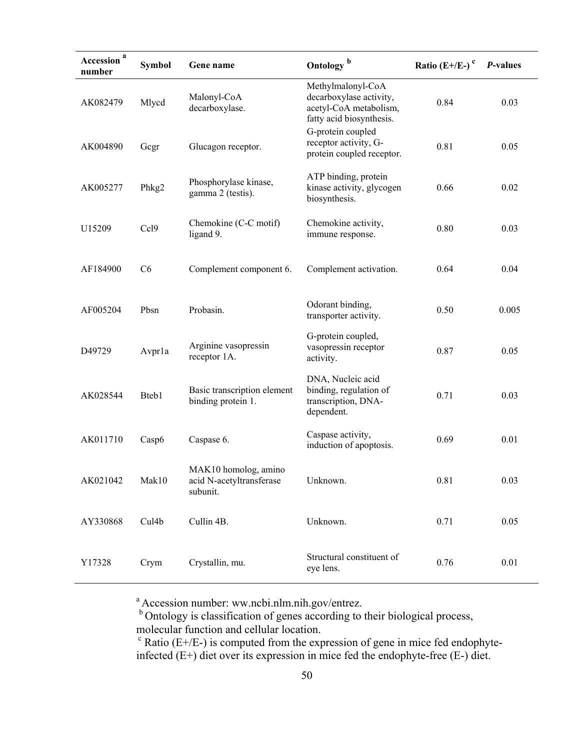| Accession [a] number | Symbol | Gene name | Ontology [b] | Ratio (E+/E-) [c] | *P*-values |
|---|---|---|---|---|---|
| AK082479 | Mlycd | Malonyl-CoA decarboxylase. | Methylmalonyl-CoA decarboxylase activity, acetyl-CoA metabolism, fatty acid biosynthesis. | 0.84 | 0.03 |
| AK004890 | Gcgr | Glucagon receptor. | G-protein coupled receptor activity, G-protein coupled receptor. | 0.81 | 0.05 |
| AK005277 | Phkg2 | Phosphorylase kinase, gamma 2 (testis). | ATP binding, protein kinase activity, glycogen biosynthesis. | 0.66 | 0.02 |
| U15209 | Ccl9 | Chemokine (C-C motif) ligand 9. | Chemokine activity, immune response. | 0.80 | 0.03 |
| AF184900 | C6 | Complement component 6. | Complement activation. | 0.64 | 0.04 |
| AF005204 | Pbsn | Probasin. | Odorant binding, transporter activity. | 0.50 | 0.005 |
| D49729 | Avpr1a | Arginine vasopressin receptor 1A. | G-protein coupled, vasopressin receptor activity. | 0.87 | 0.05 |
| AK028544 | Bteb1 | Basic transcription element binding protein 1. | DNA, Nucleic acid binding, regulation of transcription, DNA-dependent. | 0.71 | 0.03 |
| AK011710 | Casp6 | Caspase 6. | Caspase activity, induction of apoptosis. | 0.69 | 0.01 |
| AK021042 | Mak10 | MAK10 homolog, amino acid N-acetyltransferase subunit. | Unknown. | 0.81 | 0.03 |
| AY330868 | Cul4b | Cullin 4B. | Unknown. | 0.71 | 0.05 |
| Y17328 | Crym | Crystallin, mu. | Structural constituent of eye lens. | 0.76 | 0.01 |

[a] Accession number: www.ncbi.nlm.nih.gov/entrez.

[b] Ontology is classification of genes according to their biological process, molecular function and cellular location.

[c] Ratio (E+/E-) is computed from the expression of gene in mice fed endophyte-infected (E+) diet over its expression in mice fed the endophyte-free (E-) diet.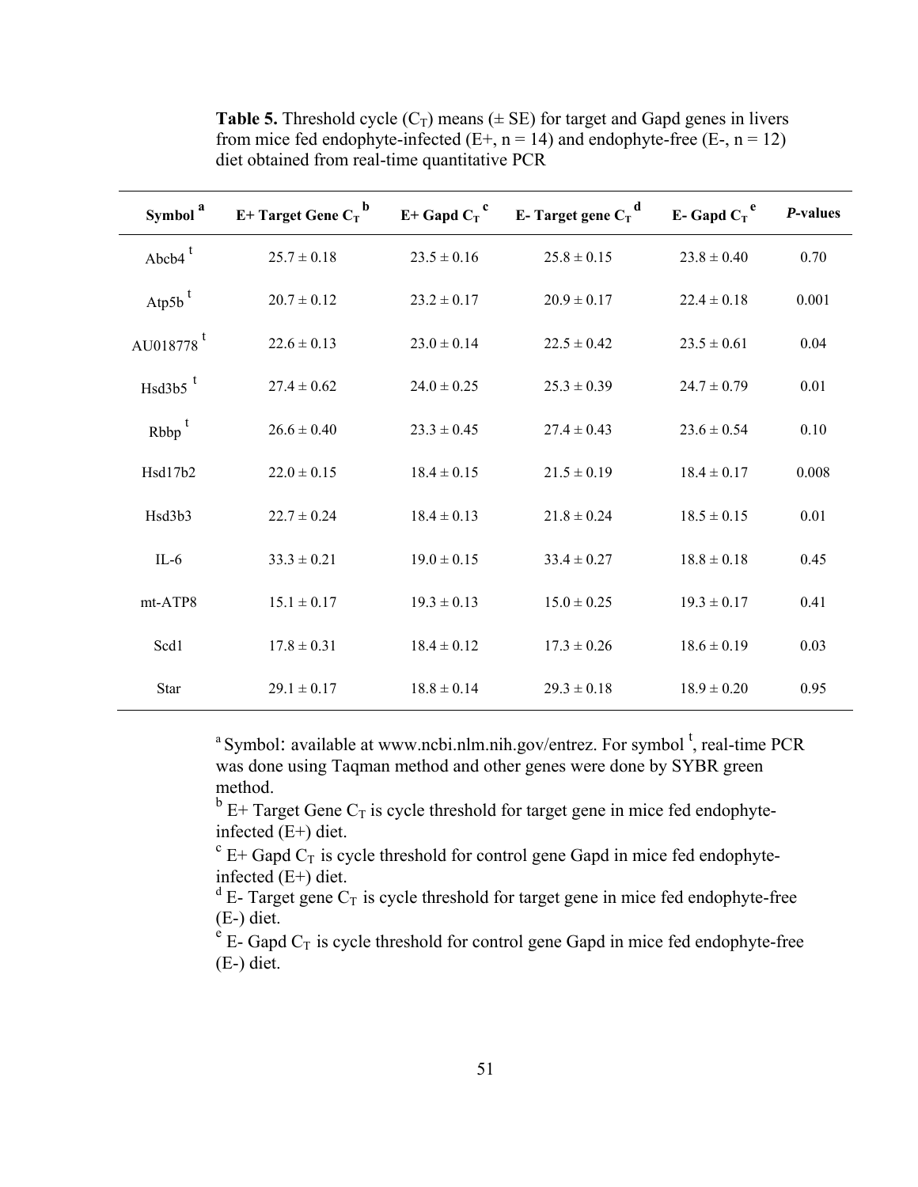**Table 5.** Threshold cycle ($C_T$) means (± SE) for target and Gapd genes in livers from mice fed endophyte-infected (E+, n = 14) and endophyte-free (E-, n = 12) diet obtained from real-time quantitative PCR

| Symbol [a] | E+ Target Gene $C_T$ [b] | E+ Gapd $C_T$ [c] | E- Target gene $C_T$ [d] | E- Gapd $C_T$ [e] | *P*-values |
|---|---|---|---|---|---|
| Abcb4 [t] | 25.7 ± 0.18 | 23.5 ± 0.16 | 25.8 ± 0.15 | 23.8 ± 0.40 | 0.70 |
| Atp5b [t] | 20.7 ± 0.12 | 23.2 ± 0.17 | 20.9 ± 0.17 | 22.4 ± 0.18 | 0.001 |
| AU018778 [t] | 22.6 ± 0.13 | 23.0 ± 0.14 | 22.5 ± 0.42 | 23.5 ± 0.61 | 0.04 |
| Hsd3b5 [t] | 27.4 ± 0.62 | 24.0 ± 0.25 | 25.3 ± 0.39 | 24.7 ± 0.79 | 0.01 |
| Rbbp [t] | 26.6 ± 0.40 | 23.3 ± 0.45 | 27.4 ± 0.43 | 23.6 ± 0.54 | 0.10 |
| Hsd17b2 | 22.0 ± 0.15 | 18.4 ± 0.15 | 21.5 ± 0.19 | 18.4 ± 0.17 | 0.008 |
| Hsd3b3 | 22.7 ± 0.24 | 18.4 ± 0.13 | 21.8 ± 0.24 | 18.5 ± 0.15 | 0.01 |
| IL-6 | 33.3 ± 0.21 | 19.0 ± 0.15 | 33.4 ± 0.27 | 18.8 ± 0.18 | 0.45 |
| mt-ATP8 | 15.1 ± 0.17 | 19.3 ± 0.13 | 15.0 ± 0.25 | 19.3 ± 0.17 | 0.41 |
| Scd1 | 17.8 ± 0.31 | 18.4 ± 0.12 | 17.3 ± 0.26 | 18.6 ± 0.19 | 0.03 |
| Star | 29.1 ± 0.17 | 18.8 ± 0.14 | 29.3 ± 0.18 | 18.9 ± 0.20 | 0.95 |

[a] Symbol: available at www.ncbi.nlm.nih.gov/entrez. For symbol [t], real-time PCR was done using Taqman method and other genes were done by SYBR green method.

[b] E+ Target Gene $C_T$ is cycle threshold for target gene in mice fed endophyte-infected (E+) diet.

[c] E+ Gapd $C_T$ is cycle threshold for control gene Gapd in mice fed endophyte-infected (E+) diet.

[d] E- Target gene $C_T$ is cycle threshold for target gene in mice fed endophyte-free (E-) diet.

[e] E- Gapd $C_T$ is cycle threshold for control gene Gapd in mice fed endophyte-free (E-) diet.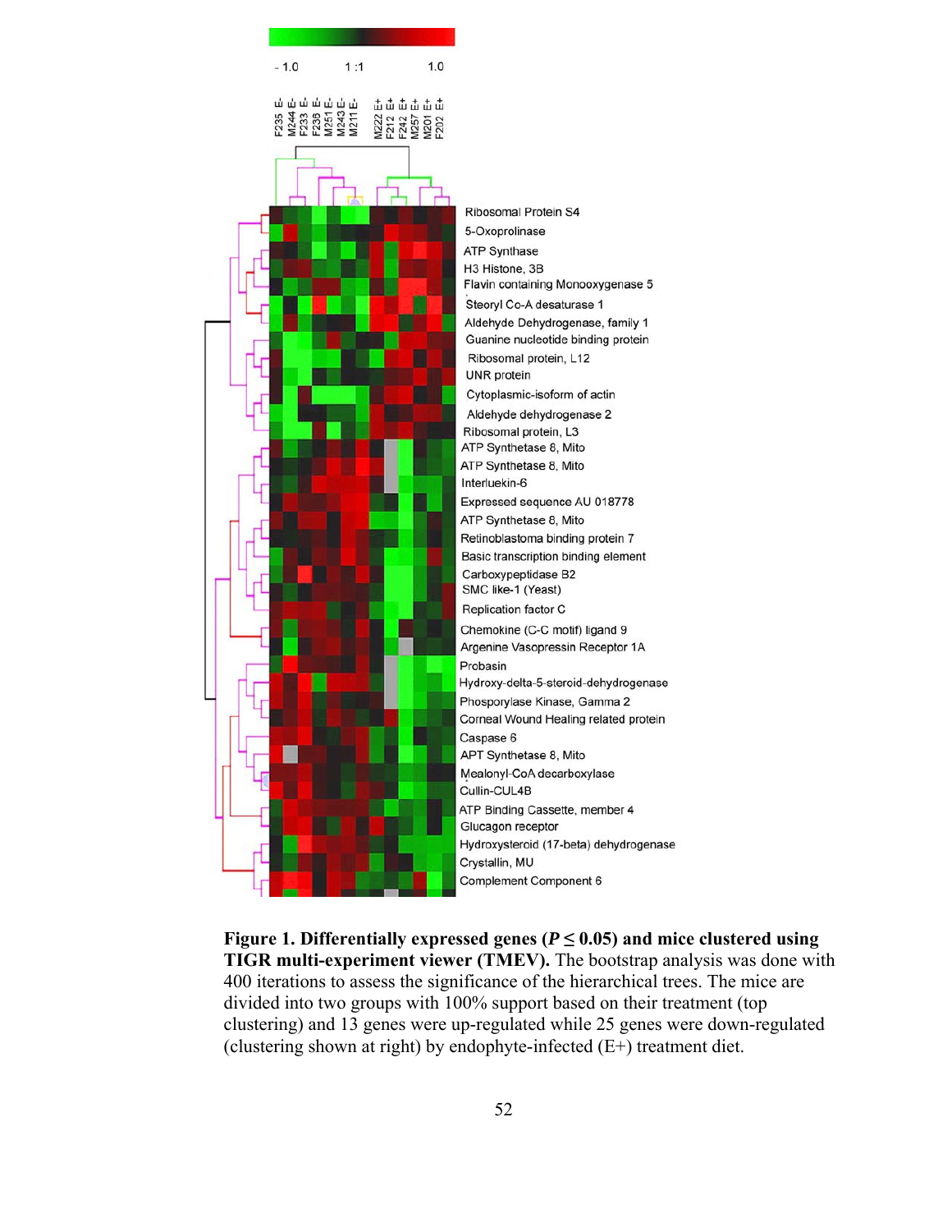**Figure 1. Differentially expressed genes ($P \leq 0.05$) and mice clustered using TIGR multi-experiment viewer (TMEV).** The bootstrap analysis was done with 400 iterations to assess the significance of the hierarchical trees. The mice are divided into two groups with 100% support based on their treatment (top clustering) and 13 genes were up-regulated while 25 genes were down-regulated (clustering shown at right) by endophyte-infected (E+) treatment diet.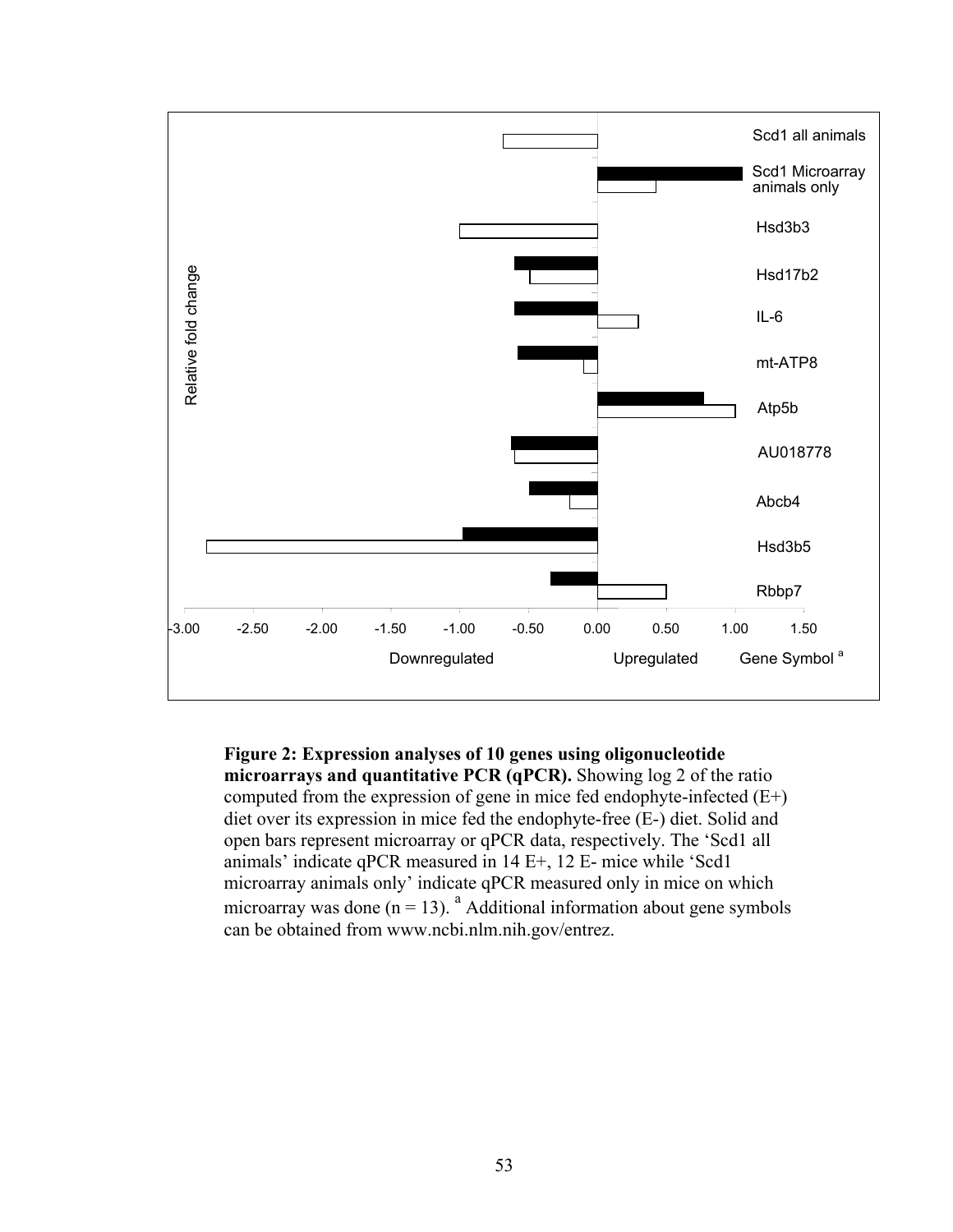**Figure 2: Expression analyses of 10 genes using oligonucleotide microarrays and quantitative PCR (qPCR).** Showing log 2 of the ratio computed from the expression of gene in mice fed endophyte-infected (E+) diet over its expression in mice fed the endophyte-free (E-) diet. Solid and open bars represent microarray or qPCR data, respectively. The 'Scd1 all animals' indicate qPCR measured in 14 E+, 12 E- mice while 'Scd1 microarray animals only' indicate qPCR measured only in mice on which microarray was done (n = 13). [a] Additional information about gene symbols can be obtained from www.ncbi.nlm.nih.gov/entrez.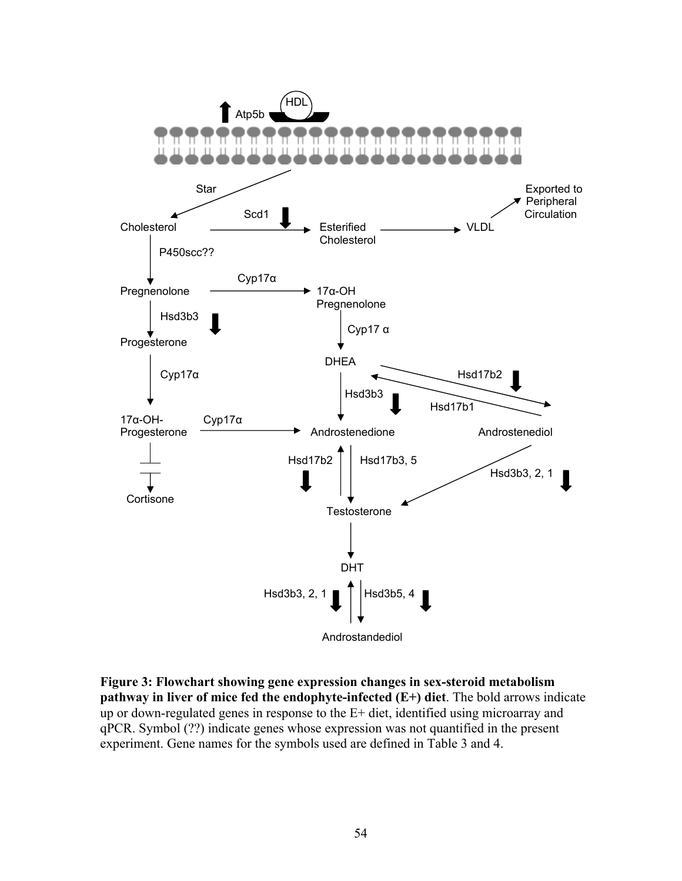**Figure 3: Flowchart showing gene expression changes in sex-steroid metabolism pathway in liver of mice fed the endophyte-infected (E+) diet**. The bold arrows indicate up or down-regulated genes in response to the E+ diet, identified using microarray and qPCR. Symbol (??) indicate genes whose expression was not quantified in the present experiment. Gene names for the symbols used are defined in Table 3 and 4.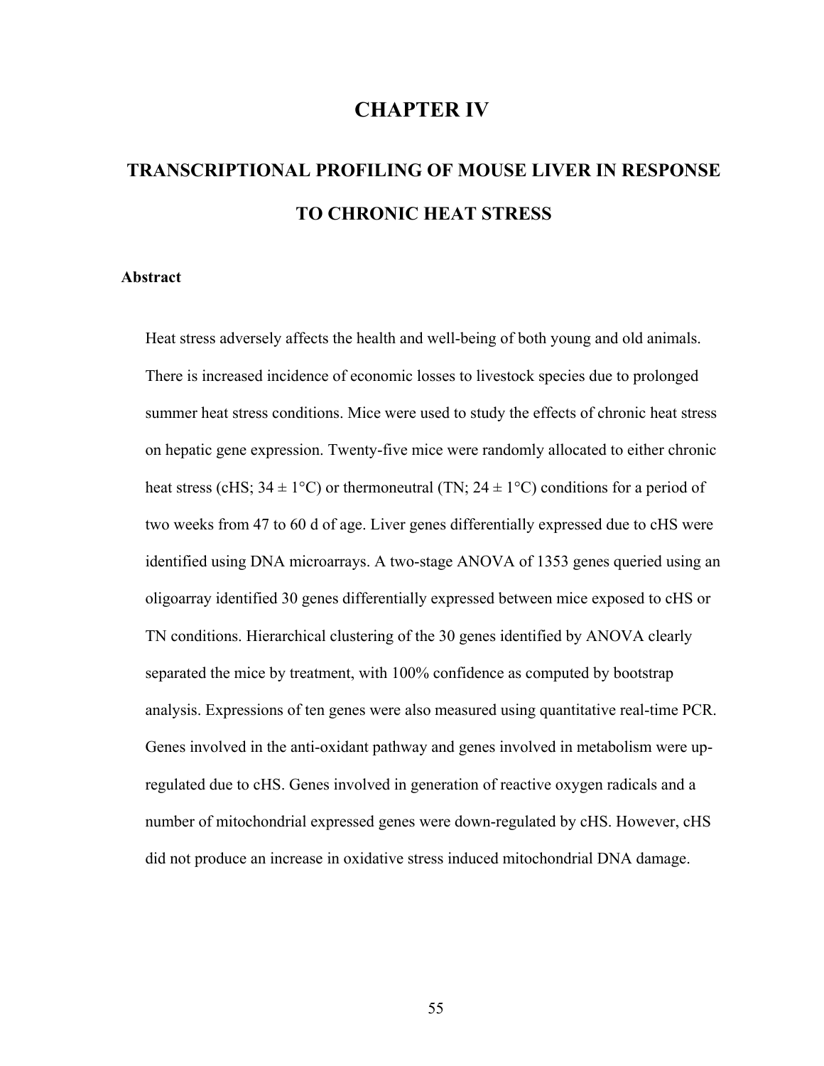# CHAPTER IV

# TRANSCRIPTIONAL PROFILING OF MOUSE LIVER IN RESPONSE TO CHRONIC HEAT STRESS

## Abstract

Heat stress adversely affects the health and well-being of both young and old animals. There is increased incidence of economic losses to livestock species due to prolonged summer heat stress conditions. Mice were used to study the effects of chronic heat stress on hepatic gene expression. Twenty-five mice were randomly allocated to either chronic heat stress (cHS; 34 ± 1°C) or thermoneutral (TN; 24 ± 1°C) conditions for a period of two weeks from 47 to 60 d of age. Liver genes differentially expressed due to cHS were identified using DNA microarrays. A two-stage ANOVA of 1353 genes queried using an oligoarray identified 30 genes differentially expressed between mice exposed to cHS or TN conditions. Hierarchical clustering of the 30 genes identified by ANOVA clearly separated the mice by treatment, with 100% confidence as computed by bootstrap analysis. Expressions of ten genes were also measured using quantitative real-time PCR. Genes involved in the anti-oxidant pathway and genes involved in metabolism were up-regulated due to cHS. Genes involved in generation of reactive oxygen radicals and a number of mitochondrial expressed genes were down-regulated by cHS. However, cHS did not produce an increase in oxidative stress induced mitochondrial DNA damage.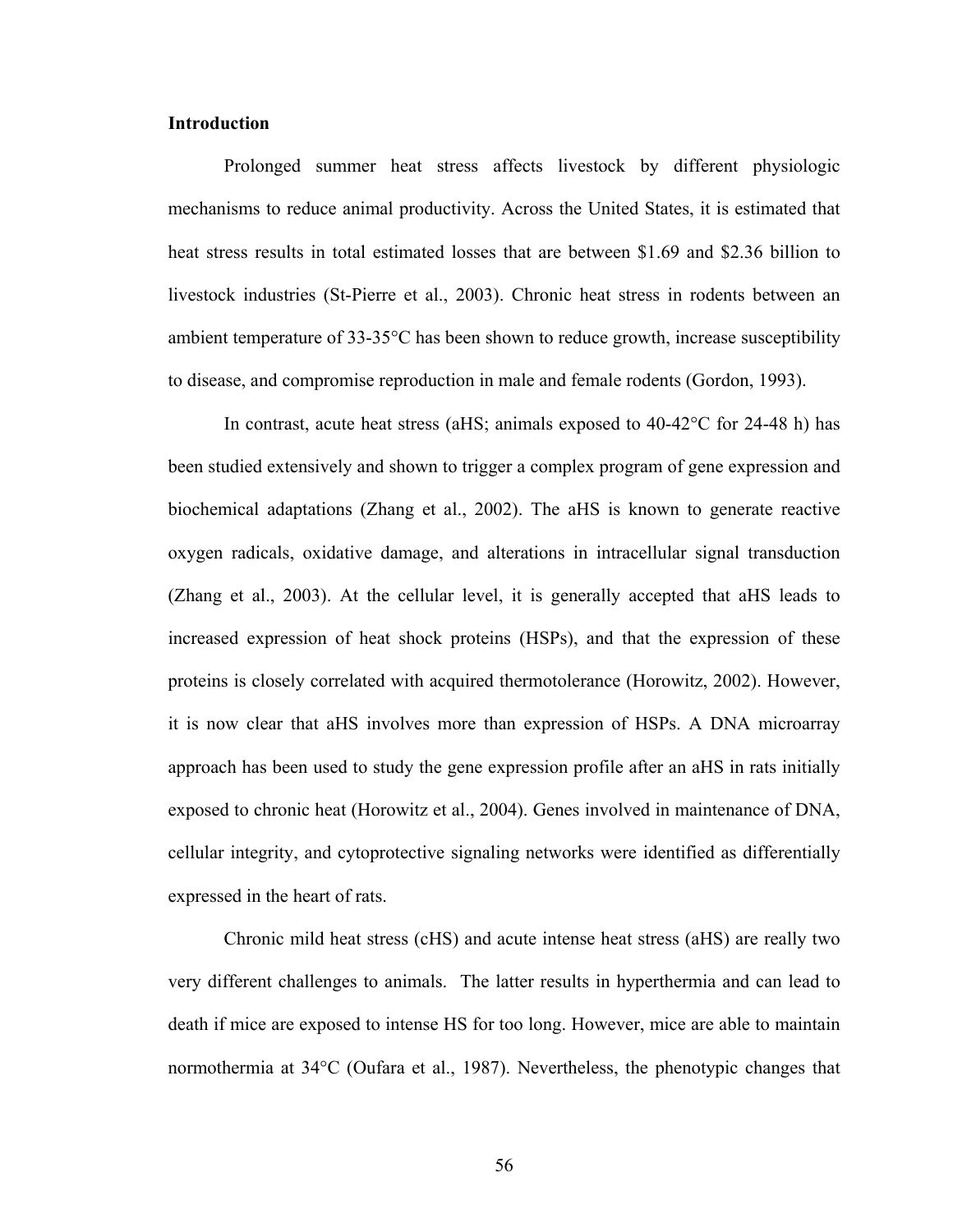**Introduction**

Prolonged summer heat stress affects livestock by different physiologic mechanisms to reduce animal productivity. Across the United States, it is estimated that heat stress results in total estimated losses that are between $1.69 and $2.36 billion to livestock industries (St-Pierre et al., 2003). Chronic heat stress in rodents between an ambient temperature of 33-35°C has been shown to reduce growth, increase susceptibility to disease, and compromise reproduction in male and female rodents (Gordon, 1993).

In contrast, acute heat stress (aHS; animals exposed to 40-42°C for 24-48 h) has been studied extensively and shown to trigger a complex program of gene expression and biochemical adaptations (Zhang et al., 2002). The aHS is known to generate reactive oxygen radicals, oxidative damage, and alterations in intracellular signal transduction (Zhang et al., 2003). At the cellular level, it is generally accepted that aHS leads to increased expression of heat shock proteins (HSPs), and that the expression of these proteins is closely correlated with acquired thermotolerance (Horowitz, 2002). However, it is now clear that aHS involves more than expression of HSPs. A DNA microarray approach has been used to study the gene expression profile after an aHS in rats initially exposed to chronic heat (Horowitz et al., 2004). Genes involved in maintenance of DNA, cellular integrity, and cytoprotective signaling networks were identified as differentially expressed in the heart of rats.

Chronic mild heat stress (cHS) and acute intense heat stress (aHS) are really two very different challenges to animals. The latter results in hyperthermia and can lead to death if mice are exposed to intense HS for too long. However, mice are able to maintain normothermia at 34°C (Oufara et al., 1987). Nevertheless, the phenotypic changes that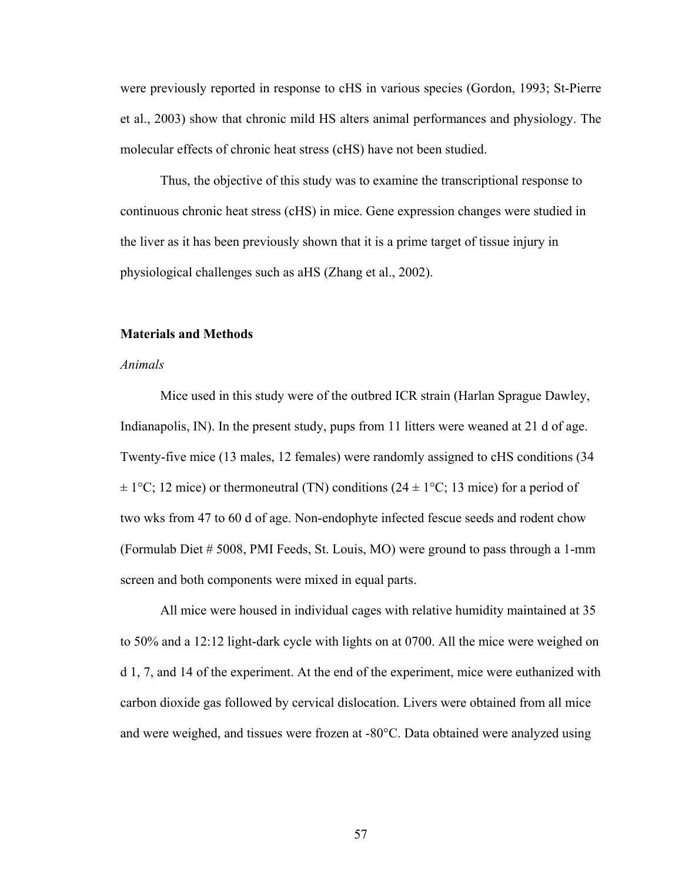were previously reported in response to cHS in various species (Gordon, 1993; St-Pierre et al., 2003) show that chronic mild HS alters animal performances and physiology. The molecular effects of chronic heat stress (cHS) have not been studied.

Thus, the objective of this study was to examine the transcriptional response to continuous chronic heat stress (cHS) in mice. Gene expression changes were studied in the liver as it has been previously shown that it is a prime target of tissue injury in physiological challenges such as aHS (Zhang et al., 2002).

**Materials and Methods**

*Animals*

Mice used in this study were of the outbred ICR strain (Harlan Sprague Dawley, Indianapolis, IN). In the present study, pups from 11 litters were weaned at 21 d of age. Twenty-five mice (13 males, 12 females) were randomly assigned to cHS conditions (34 ± 1°C; 12 mice) or thermoneutral (TN) conditions (24 ± 1°C; 13 mice) for a period of two wks from 47 to 60 d of age. Non-endophyte infected fescue seeds and rodent chow (Formulab Diet # 5008, PMI Feeds, St. Louis, MO) were ground to pass through a 1-mm screen and both components were mixed in equal parts.

All mice were housed in individual cages with relative humidity maintained at 35 to 50% and a 12:12 light-dark cycle with lights on at 0700. All the mice were weighed on d 1, 7, and 14 of the experiment. At the end of the experiment, mice were euthanized with carbon dioxide gas followed by cervical dislocation. Livers were obtained from all mice and were weighed, and tissues were frozen at -80°C. Data obtained were analyzed using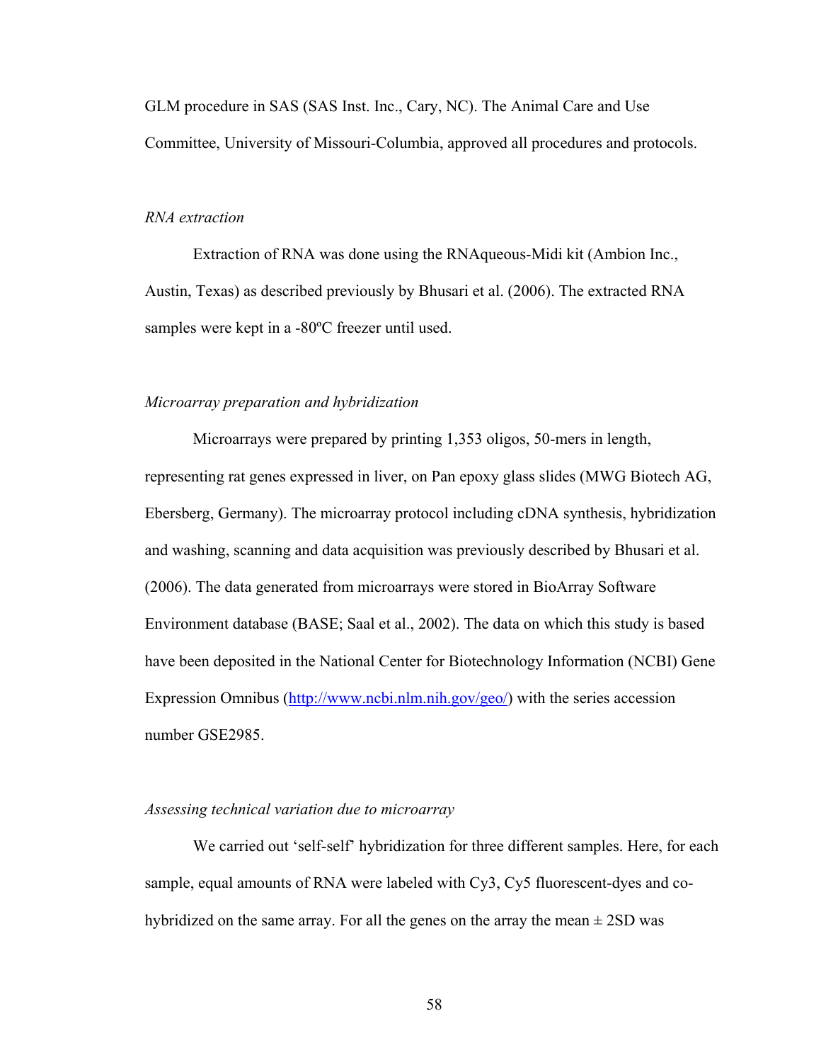GLM procedure in SAS (SAS Inst. Inc., Cary, NC). The Animal Care and Use Committee, University of Missouri-Columbia, approved all procedures and protocols.

*RNA extraction*

Extraction of RNA was done using the RNAqueous-Midi kit (Ambion Inc., Austin, Texas) as described previously by Bhusari et al. (2006). The extracted RNA samples were kept in a -80ºC freezer until used.

*Microarray preparation and hybridization*

Microarrays were prepared by printing 1,353 oligos, 50-mers in length, representing rat genes expressed in liver, on Pan epoxy glass slides (MWG Biotech AG, Ebersberg, Germany). The microarray protocol including cDNA synthesis, hybridization and washing, scanning and data acquisition was previously described by Bhusari et al. (2006). The data generated from microarrays were stored in BioArray Software Environment database (BASE; Saal et al., 2002). The data on which this study is based have been deposited in the National Center for Biotechnology Information (NCBI) Gene Expression Omnibus (http://www.ncbi.nlm.nih.gov/geo/) with the series accession number GSE2985.

*Assessing technical variation due to microarray*

We carried out 'self-self' hybridization for three different samples. Here, for each sample, equal amounts of RNA were labeled with Cy3, Cy5 fluorescent-dyes and co-hybridized on the same array. For all the genes on the array the mean ± 2SD was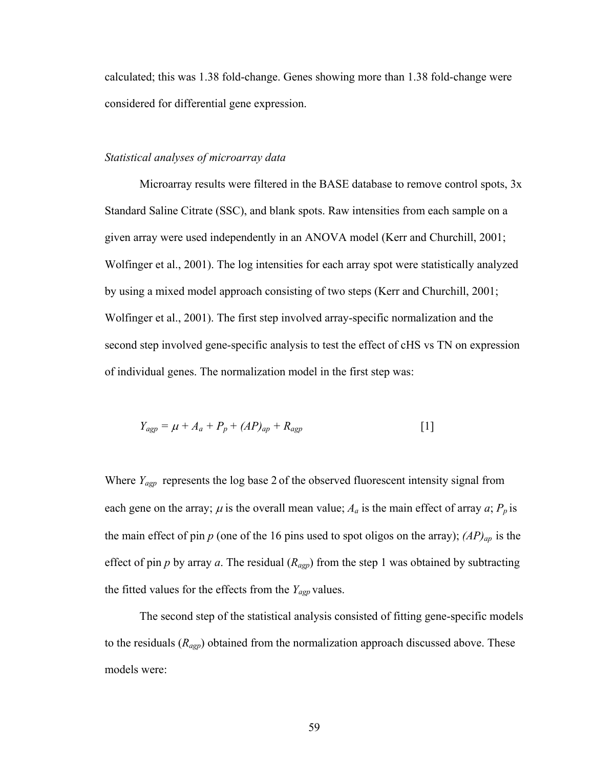calculated; this was 1.38 fold-change. Genes showing more than 1.38 fold-change were considered for differential gene expression.

*Statistical analyses of microarray data*

Microarray results were filtered in the BASE database to remove control spots, 3x Standard Saline Citrate (SSC), and blank spots. Raw intensities from each sample on a given array were used independently in an ANOVA model (Kerr and Churchill, 2001; Wolfinger et al., 2001). The log intensities for each array spot were statistically analyzed by using a mixed model approach consisting of two steps (Kerr and Churchill, 2001; Wolfinger et al., 2001). The first step involved array-specific normalization and the second step involved gene-specific analysis to test the effect of cHS vs TN on expression of individual genes. The normalization model in the first step was:

$$Y_{agp} = \mu + A_a + P_p + (AP)_{ap} + R_{agp} \qquad [1]$$

Where $Y_{agp}$ represents the log base 2 of the observed fluorescent intensity signal from each gene on the array; $\mu$ is the overall mean value; $A_a$ is the main effect of array *a*; $P_p$ is the main effect of pin *p* (one of the 16 pins used to spot oligos on the array); $(AP)_{ap}$ is the effect of pin *p* by array *a*. The residual ($R_{agp}$) from the step 1 was obtained by subtracting the fitted values for the effects from the $Y_{agp}$ values.

The second step of the statistical analysis consisted of fitting gene-specific models to the residuals ($R_{agp}$) obtained from the normalization approach discussed above. These models were: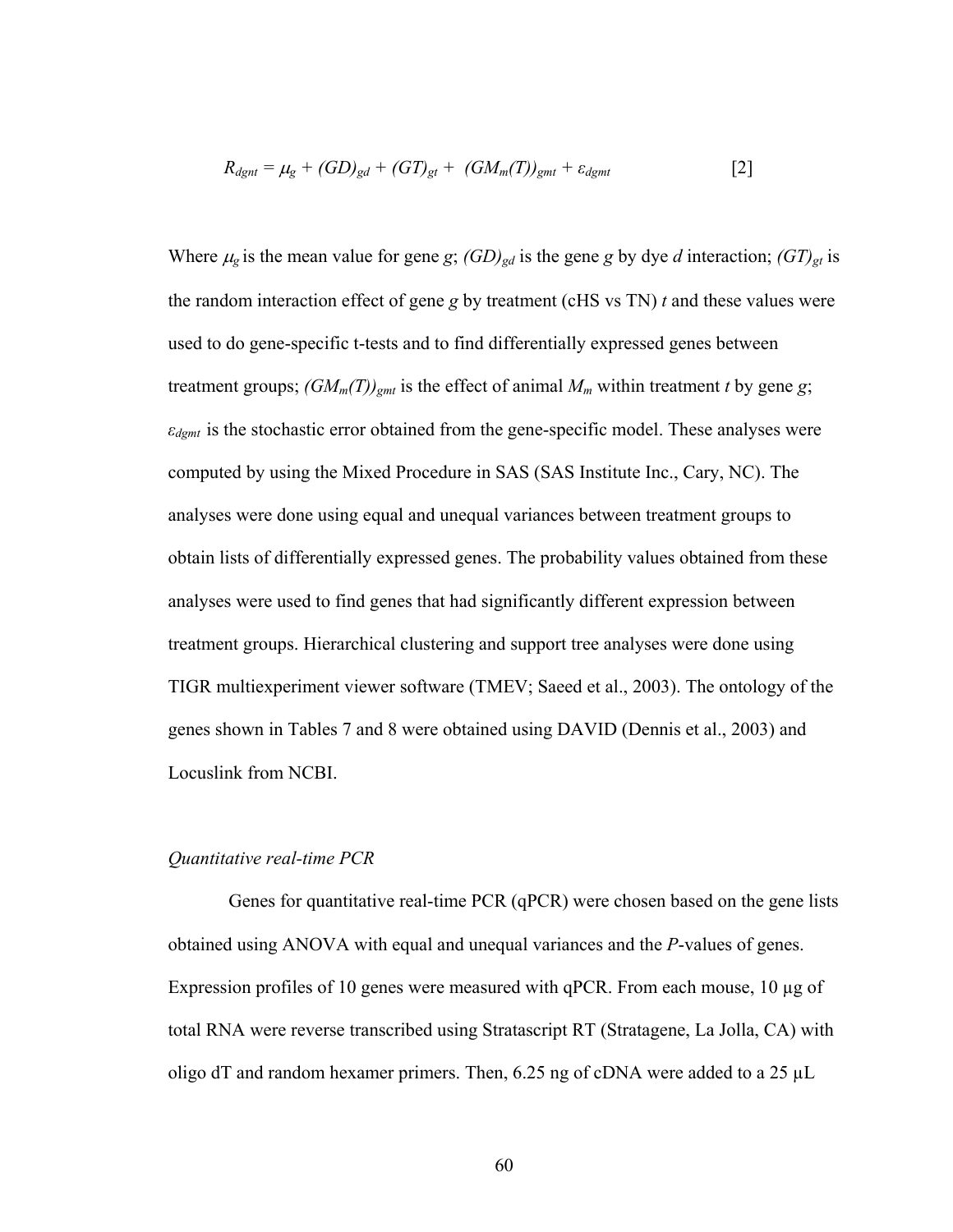$$R_{dgnt} = \mu_g + (GD)_{gd} + (GT)_{gt} + (GM_m(T))_{gmt} + \varepsilon_{dgmt} \qquad [2]$$

Where $\mu_g$ is the mean value for gene $g$; $(GD)_{gd}$ is the gene $g$ by dye $d$ interaction; $(GT)_{gt}$ is the random interaction effect of gene $g$ by treatment (cHS vs TN) $t$ and these values were used to do gene-specific t-tests and to find differentially expressed genes between treatment groups; $(GM_m(T))_{gmt}$ is the effect of animal $M_m$ within treatment $t$ by gene $g$; $\varepsilon_{dgmt}$ is the stochastic error obtained from the gene-specific model. These analyses were computed by using the Mixed Procedure in SAS (SAS Institute Inc., Cary, NC). The analyses were done using equal and unequal variances between treatment groups to obtain lists of differentially expressed genes. The probability values obtained from these analyses were used to find genes that had significantly different expression between treatment groups. Hierarchical clustering and support tree analyses were done using TIGR multiexperiment viewer software (TMEV; Saeed et al., 2003). The ontology of the genes shown in Tables 7 and 8 were obtained using DAVID (Dennis et al., 2003) and Locuslink from NCBI.

*Quantitative real-time PCR*

Genes for quantitative real-time PCR (qPCR) were chosen based on the gene lists obtained using ANOVA with equal and unequal variances and the *P*-values of genes. Expression profiles of 10 genes were measured with qPCR. From each mouse, 10 μg of total RNA were reverse transcribed using Stratascript RT (Stratagene, La Jolla, CA) with oligo dT and random hexamer primers. Then, 6.25 ng of cDNA were added to a 25 μL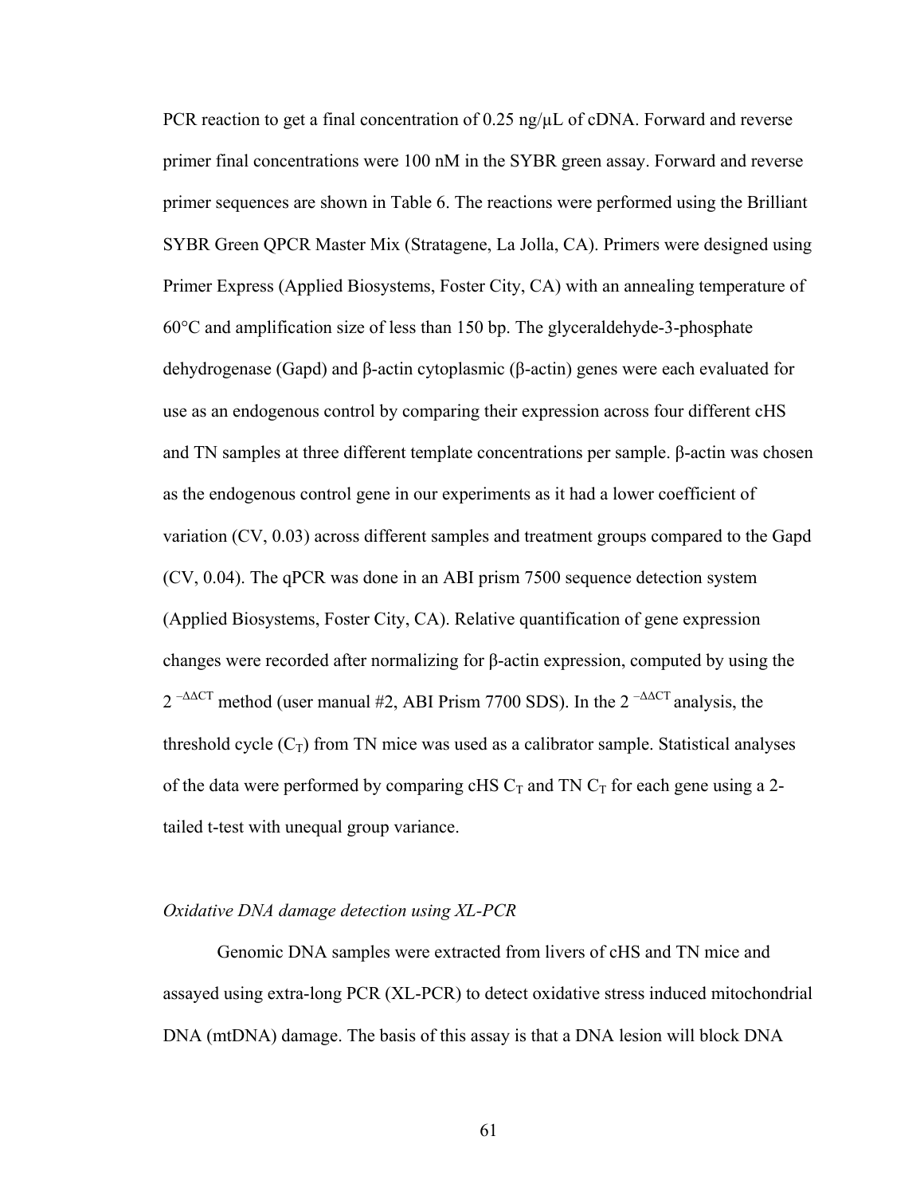PCR reaction to get a final concentration of 0.25 ng/μL of cDNA. Forward and reverse primer final concentrations were 100 nM in the SYBR green assay. Forward and reverse primer sequences are shown in Table 6. The reactions were performed using the Brilliant SYBR Green QPCR Master Mix (Stratagene, La Jolla, CA). Primers were designed using Primer Express (Applied Biosystems, Foster City, CA) with an annealing temperature of 60°C and amplification size of less than 150 bp. The glyceraldehyde-3-phosphate dehydrogenase (Gapd) and β-actin cytoplasmic (β-actin) genes were each evaluated for use as an endogenous control by comparing their expression across four different cHS and TN samples at three different template concentrations per sample. β-actin was chosen as the endogenous control gene in our experiments as it had a lower coefficient of variation (CV, 0.03) across different samples and treatment groups compared to the Gapd (CV, 0.04). The qPCR was done in an ABI prism 7500 sequence detection system (Applied Biosystems, Foster City, CA). Relative quantification of gene expression changes were recorded after normalizing for β-actin expression, computed by using the $2^{-\Delta\Delta CT}$ method (user manual #2, ABI Prism 7700 SDS). In the $2^{-\Delta\Delta CT}$ analysis, the threshold cycle ($C_T$) from TN mice was used as a calibrator sample. Statistical analyses of the data were performed by comparing cHS $C_T$ and TN $C_T$ for each gene using a 2-tailed t-test with unequal group variance.

*Oxidative DNA damage detection using XL-PCR*

Genomic DNA samples were extracted from livers of cHS and TN mice and assayed using extra-long PCR (XL-PCR) to detect oxidative stress induced mitochondrial DNA (mtDNA) damage. The basis of this assay is that a DNA lesion will block DNA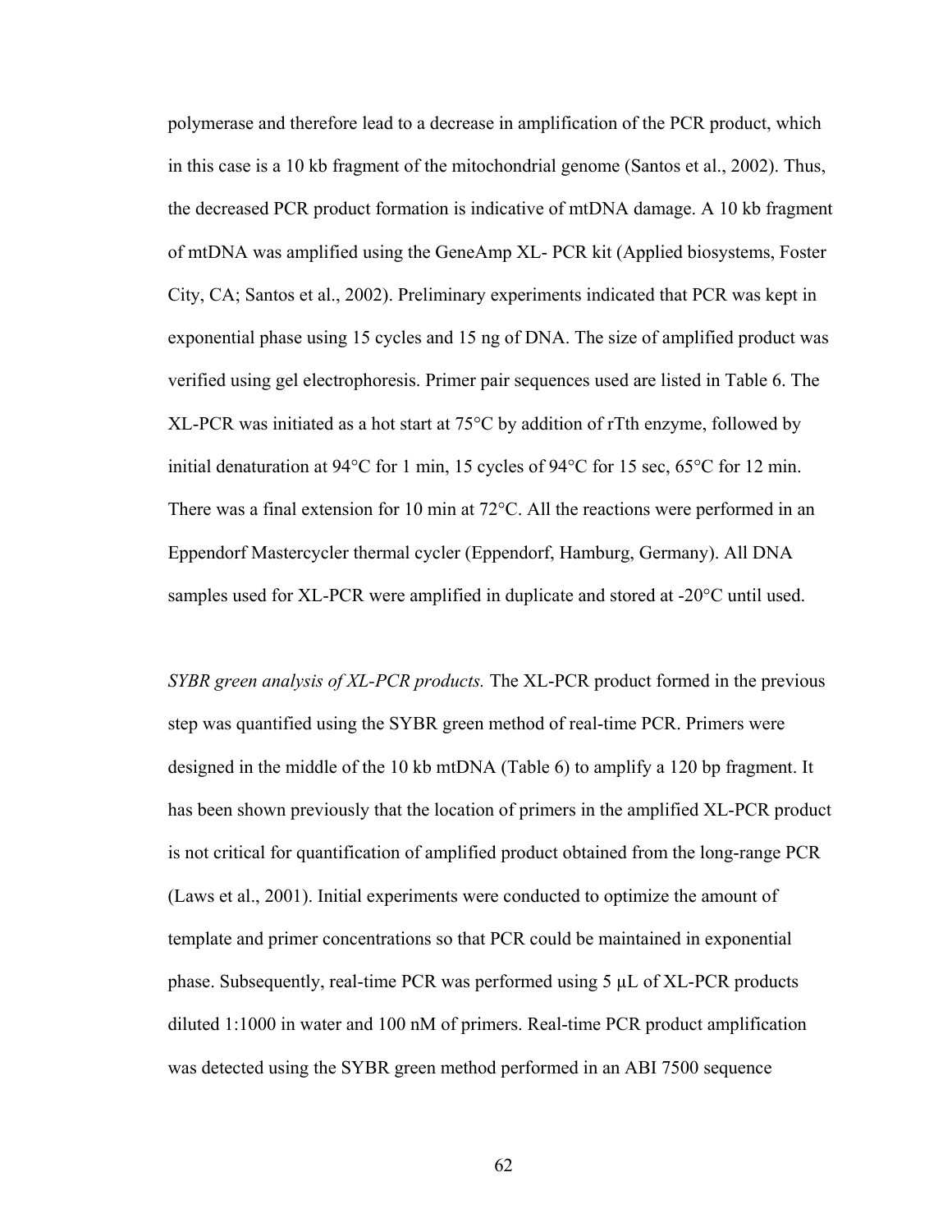polymerase and therefore lead to a decrease in amplification of the PCR product, which in this case is a 10 kb fragment of the mitochondrial genome (Santos et al., 2002). Thus, the decreased PCR product formation is indicative of mtDNA damage. A 10 kb fragment of mtDNA was amplified using the GeneAmp XL- PCR kit (Applied biosystems, Foster City, CA; Santos et al., 2002). Preliminary experiments indicated that PCR was kept in exponential phase using 15 cycles and 15 ng of DNA. The size of amplified product was verified using gel electrophoresis. Primer pair sequences used are listed in Table 6. The XL-PCR was initiated as a hot start at 75°C by addition of rTth enzyme, followed by initial denaturation at 94°C for 1 min, 15 cycles of 94°C for 15 sec, 65°C for 12 min. There was a final extension for 10 min at 72°C. All the reactions were performed in an Eppendorf Mastercycler thermal cycler (Eppendorf, Hamburg, Germany). All DNA samples used for XL-PCR were amplified in duplicate and stored at -20°C until used.

*SYBR green analysis of XL-PCR products.* The XL-PCR product formed in the previous step was quantified using the SYBR green method of real-time PCR. Primers were designed in the middle of the 10 kb mtDNA (Table 6) to amplify a 120 bp fragment. It has been shown previously that the location of primers in the amplified XL-PCR product is not critical for quantification of amplified product obtained from the long-range PCR (Laws et al., 2001). Initial experiments were conducted to optimize the amount of template and primer concentrations so that PCR could be maintained in exponential phase. Subsequently, real-time PCR was performed using 5 µL of XL-PCR products diluted 1:1000 in water and 100 nM of primers. Real-time PCR product amplification was detected using the SYBR green method performed in an ABI 7500 sequence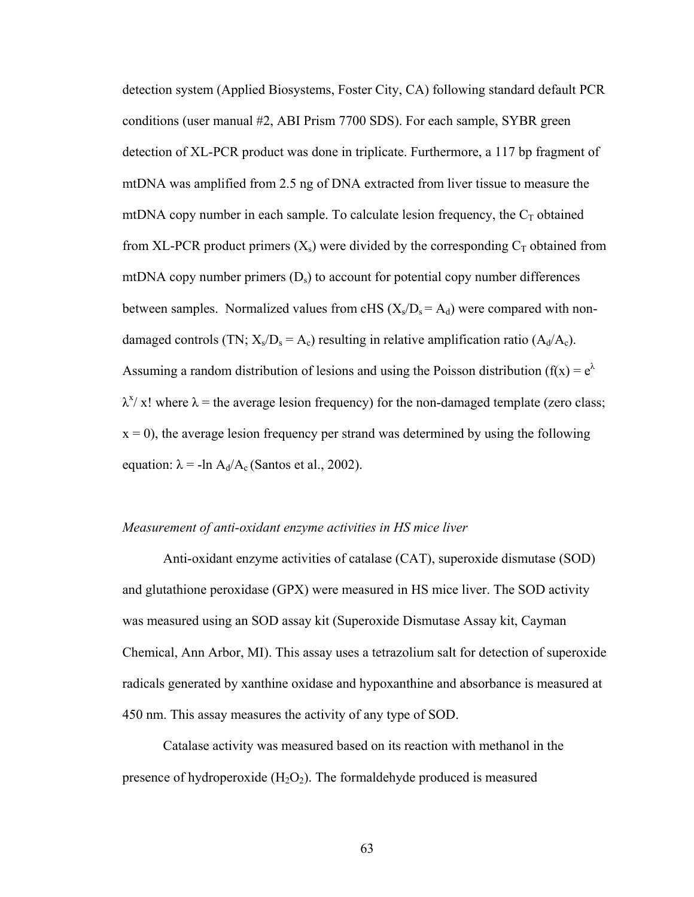detection system (Applied Biosystems, Foster City, CA) following standard default PCR conditions (user manual #2, ABI Prism 7700 SDS). For each sample, SYBR green detection of XL-PCR product was done in triplicate. Furthermore, a 117 bp fragment of mtDNA was amplified from 2.5 ng of DNA extracted from liver tissue to measure the mtDNA copy number in each sample. To calculate lesion frequency, the $C_T$ obtained from XL-PCR product primers ($X_s$) were divided by the corresponding $C_T$ obtained from mtDNA copy number primers ($D_s$) to account for potential copy number differences between samples. Normalized values from cHS ($X_s/D_s = A_d$) were compared with non-damaged controls (TN; $X_s/D_s = A_c$) resulting in relative amplification ratio ($A_d/A_c$). Assuming a random distribution of lesions and using the Poisson distribution ($f(x) = e^{\lambda} \lambda^x / x!$ where $\lambda$ = the average lesion frequency) for the non-damaged template (zero class; $x = 0$), the average lesion frequency per strand was determined by using the following equation: $\lambda = -\ln A_d/A_c$ (Santos et al., 2002).

*Measurement of anti-oxidant enzyme activities in HS mice liver*

Anti-oxidant enzyme activities of catalase (CAT), superoxide dismutase (SOD) and glutathione peroxidase (GPX) were measured in HS mice liver. The SOD activity was measured using an SOD assay kit (Superoxide Dismutase Assay kit, Cayman Chemical, Ann Arbor, MI). This assay uses a tetrazolium salt for detection of superoxide radicals generated by xanthine oxidase and hypoxanthine and absorbance is measured at 450 nm. This assay measures the activity of any type of SOD.

Catalase activity was measured based on its reaction with methanol in the presence of hydroperoxide ($H_2O_2$). The formaldehyde produced is measured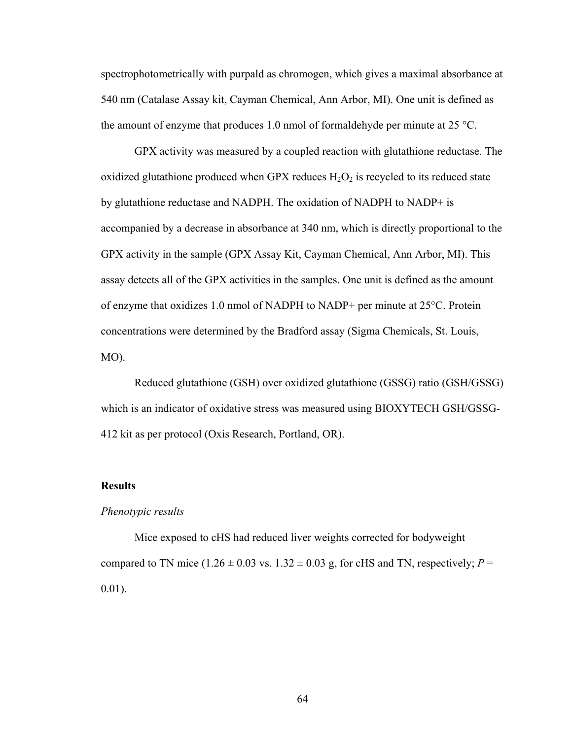spectrophotometrically with purpald as chromogen, which gives a maximal absorbance at 540 nm (Catalase Assay kit, Cayman Chemical, Ann Arbor, MI). One unit is defined as the amount of enzyme that produces 1.0 nmol of formaldehyde per minute at 25 °C.

GPX activity was measured by a coupled reaction with glutathione reductase. The oxidized glutathione produced when GPX reduces $H_2O_2$ is recycled to its reduced state by glutathione reductase and NADPH. The oxidation of NADPH to NADP+ is accompanied by a decrease in absorbance at 340 nm, which is directly proportional to the GPX activity in the sample (GPX Assay Kit, Cayman Chemical, Ann Arbor, MI). This assay detects all of the GPX activities in the samples. One unit is defined as the amount of enzyme that oxidizes 1.0 nmol of NADPH to NADP+ per minute at 25°C. Protein concentrations were determined by the Bradford assay (Sigma Chemicals, St. Louis, MO).

Reduced glutathione (GSH) over oxidized glutathione (GSSG) ratio (GSH/GSSG) which is an indicator of oxidative stress was measured using BIOXYTECH GSH/GSSG-412 kit as per protocol (Oxis Research, Portland, OR).

**Results**

*Phenotypic results*

Mice exposed to cHS had reduced liver weights corrected for bodyweight compared to TN mice ($1.26 \pm 0.03$ vs. $1.32 \pm 0.03$ g, for cHS and TN, respectively; $P = 0.01$).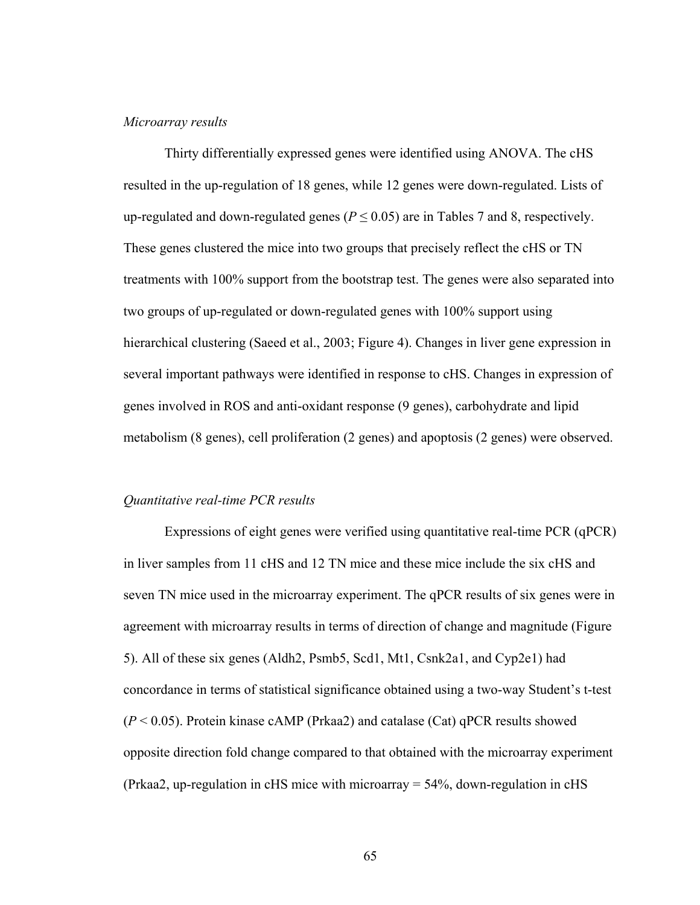*Microarray results*

Thirty differentially expressed genes were identified using ANOVA. The cHS resulted in the up-regulation of 18 genes, while 12 genes were down-regulated. Lists of up-regulated and down-regulated genes ($P \leq 0.05$) are in Tables 7 and 8, respectively. These genes clustered the mice into two groups that precisely reflect the cHS or TN treatments with 100% support from the bootstrap test. The genes were also separated into two groups of up-regulated or down-regulated genes with 100% support using hierarchical clustering (Saeed et al., 2003; Figure 4). Changes in liver gene expression in several important pathways were identified in response to cHS. Changes in expression of genes involved in ROS and anti-oxidant response (9 genes), carbohydrate and lipid metabolism (8 genes), cell proliferation (2 genes) and apoptosis (2 genes) were observed.

*Quantitative real-time PCR results*

Expressions of eight genes were verified using quantitative real-time PCR (qPCR) in liver samples from 11 cHS and 12 TN mice and these mice include the six cHS and seven TN mice used in the microarray experiment. The qPCR results of six genes were in agreement with microarray results in terms of direction of change and magnitude (Figure 5). All of these six genes (Aldh2, Psmb5, Scd1, Mt1, Csnk2a1, and Cyp2e1) had concordance in terms of statistical significance obtained using a two-way Student's t-test ($P < 0.05$). Protein kinase cAMP (Prkaa2) and catalase (Cat) qPCR results showed opposite direction fold change compared to that obtained with the microarray experiment (Prkaa2, up-regulation in cHS mice with microarray = 54%, down-regulation in cHS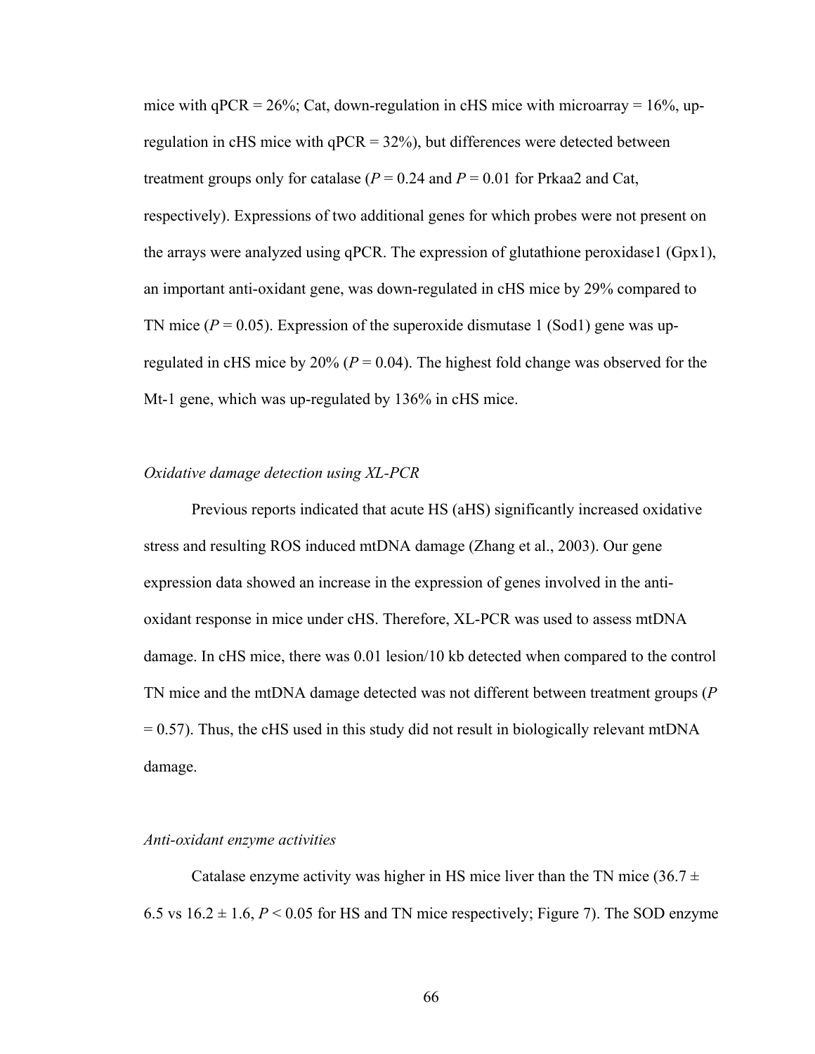mice with qPCR = 26%; Cat, down-regulation in cHS mice with microarray = 16%, up-regulation in cHS mice with qPCR = 32%), but differences were detected between treatment groups only for catalase (*P* = 0.24 and *P* = 0.01 for Prkaa2 and Cat, respectively). Expressions of two additional genes for which probes were not present on the arrays were analyzed using qPCR. The expression of glutathione peroxidase1 (Gpx1), an important anti-oxidant gene, was down-regulated in cHS mice by 29% compared to TN mice (*P* = 0.05). Expression of the superoxide dismutase 1 (Sod1) gene was up-regulated in cHS mice by 20% (*P* = 0.04). The highest fold change was observed for the Mt-1 gene, which was up-regulated by 136% in cHS mice.

*Oxidative damage detection using XL-PCR*

Previous reports indicated that acute HS (aHS) significantly increased oxidative stress and resulting ROS induced mtDNA damage (Zhang et al., 2003). Our gene expression data showed an increase in the expression of genes involved in the anti-oxidant response in mice under cHS. Therefore, XL-PCR was used to assess mtDNA damage. In cHS mice, there was 0.01 lesion/10 kb detected when compared to the control TN mice and the mtDNA damage detected was not different between treatment groups (*P* = 0.57). Thus, the cHS used in this study did not result in biologically relevant mtDNA damage.

*Anti-oxidant enzyme activities*

Catalase enzyme activity was higher in HS mice liver than the TN mice ($36.7 \pm 6.5$ vs $16.2 \pm 1.6$, $P < 0.05$ for HS and TN mice respectively; Figure 7). The SOD enzyme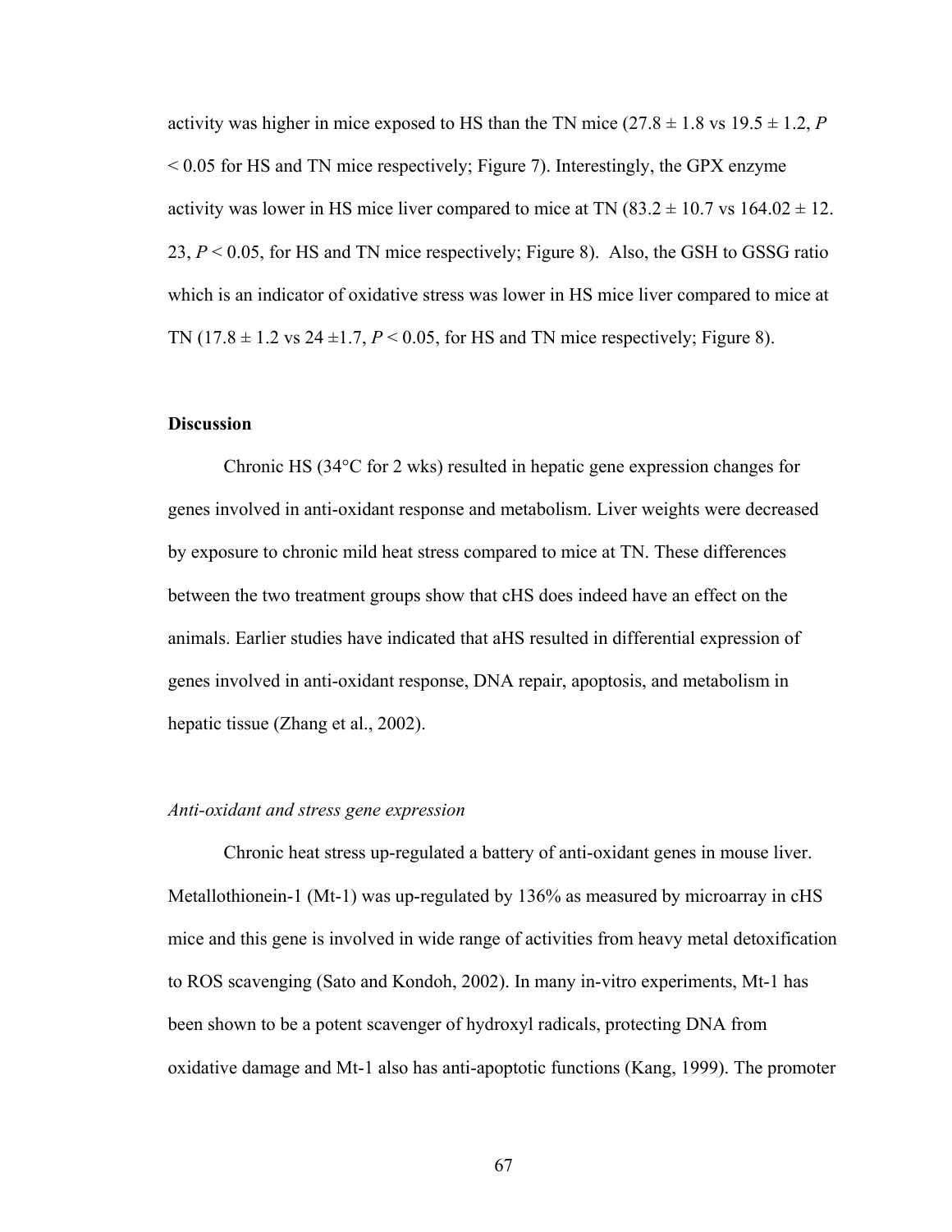activity was higher in mice exposed to HS than the TN mice (27.8 ± 1.8 vs 19.5 ± 1.2, $P < 0.05$ for HS and TN mice respectively; Figure 7). Interestingly, the GPX enzyme activity was lower in HS mice liver compared to mice at TN (83.2 ± 10.7 vs 164.02 ± 12. 23, $P < 0.05$, for HS and TN mice respectively; Figure 8). Also, the GSH to GSSG ratio which is an indicator of oxidative stress was lower in HS mice liver compared to mice at TN (17.8 ± 1.2 vs 24 ±1.7, $P < 0.05$, for HS and TN mice respectively; Figure 8).

**Discussion**

Chronic HS (34°C for 2 wks) resulted in hepatic gene expression changes for genes involved in anti-oxidant response and metabolism. Liver weights were decreased by exposure to chronic mild heat stress compared to mice at TN. These differences between the two treatment groups show that cHS does indeed have an effect on the animals. Earlier studies have indicated that aHS resulted in differential expression of genes involved in anti-oxidant response, DNA repair, apoptosis, and metabolism in hepatic tissue (Zhang et al., 2002).

*Anti-oxidant and stress gene expression*

Chronic heat stress up-regulated a battery of anti-oxidant genes in mouse liver. Metallothionein-1 (Mt-1) was up-regulated by 136% as measured by microarray in cHS mice and this gene is involved in wide range of activities from heavy metal detoxification to ROS scavenging (Sato and Kondoh, 2002). In many in-vitro experiments, Mt-1 has been shown to be a potent scavenger of hydroxyl radicals, protecting DNA from oxidative damage and Mt-1 also has anti-apoptotic functions (Kang, 1999). The promoter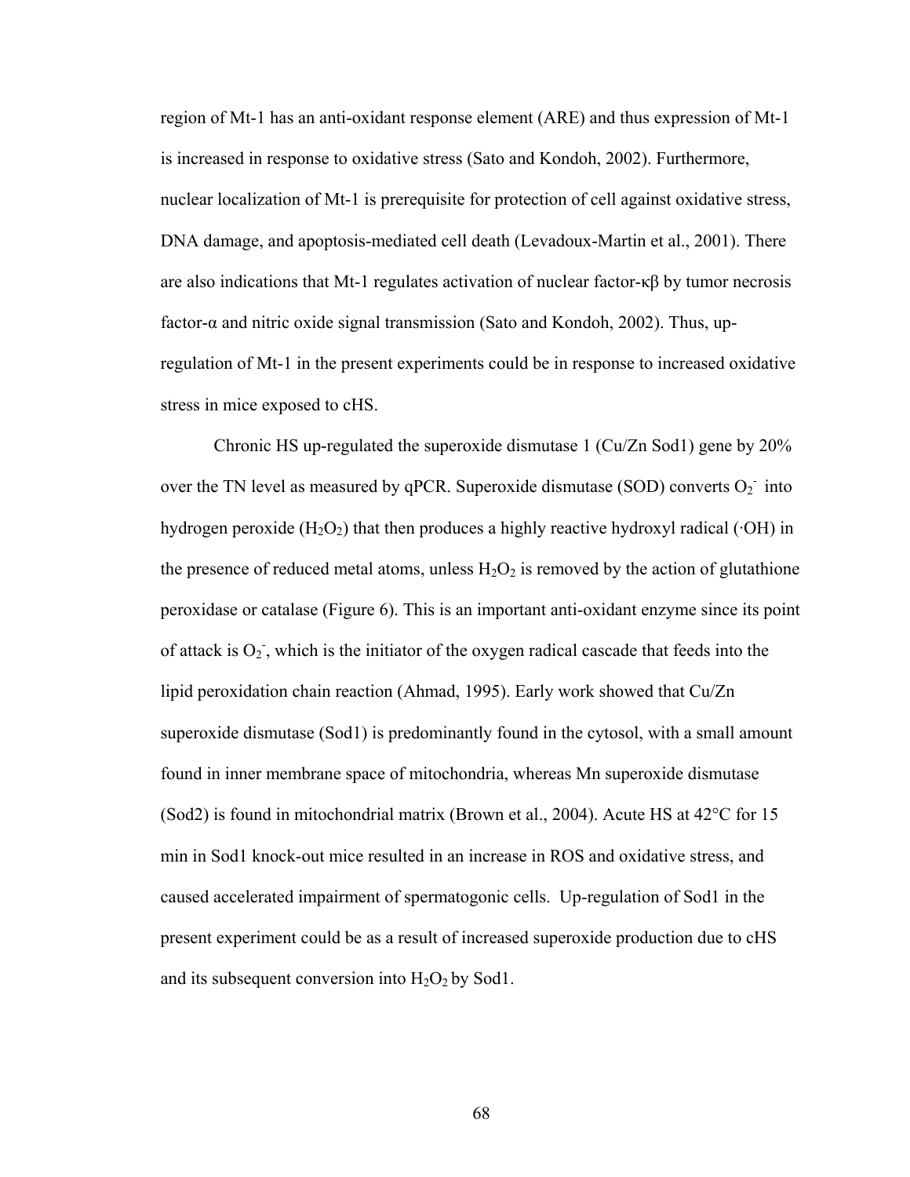region of Mt-1 has an anti-oxidant response element (ARE) and thus expression of Mt-1 is increased in response to oxidative stress (Sato and Kondoh, 2002). Furthermore, nuclear localization of Mt-1 is prerequisite for protection of cell against oxidative stress, DNA damage, and apoptosis-mediated cell death (Levadoux-Martin et al., 2001). There are also indications that Mt-1 regulates activation of nuclear factor-κβ by tumor necrosis factor-α and nitric oxide signal transmission (Sato and Kondoh, 2002). Thus, up-regulation of Mt-1 in the present experiments could be in response to increased oxidative stress in mice exposed to cHS.

Chronic HS up-regulated the superoxide dismutase 1 (Cu/Zn Sod1) gene by 20% over the TN level as measured by qPCR. Superoxide dismutase (SOD) converts $O_2^-$ into hydrogen peroxide ($H_2O_2$) that then produces a highly reactive hydroxyl radical (·OH) in the presence of reduced metal atoms, unless $H_2O_2$ is removed by the action of glutathione peroxidase or catalase (Figure 6). This is an important anti-oxidant enzyme since its point of attack is $O_2^-$, which is the initiator of the oxygen radical cascade that feeds into the lipid peroxidation chain reaction (Ahmad, 1995). Early work showed that Cu/Zn superoxide dismutase (Sod1) is predominantly found in the cytosol, with a small amount found in inner membrane space of mitochondria, whereas Mn superoxide dismutase (Sod2) is found in mitochondrial matrix (Brown et al., 2004). Acute HS at 42°C for 15 min in Sod1 knock-out mice resulted in an increase in ROS and oxidative stress, and caused accelerated impairment of spermatogonic cells. Up-regulation of Sod1 in the present experiment could be as a result of increased superoxide production due to cHS and its subsequent conversion into $H_2O_2$ by Sod1.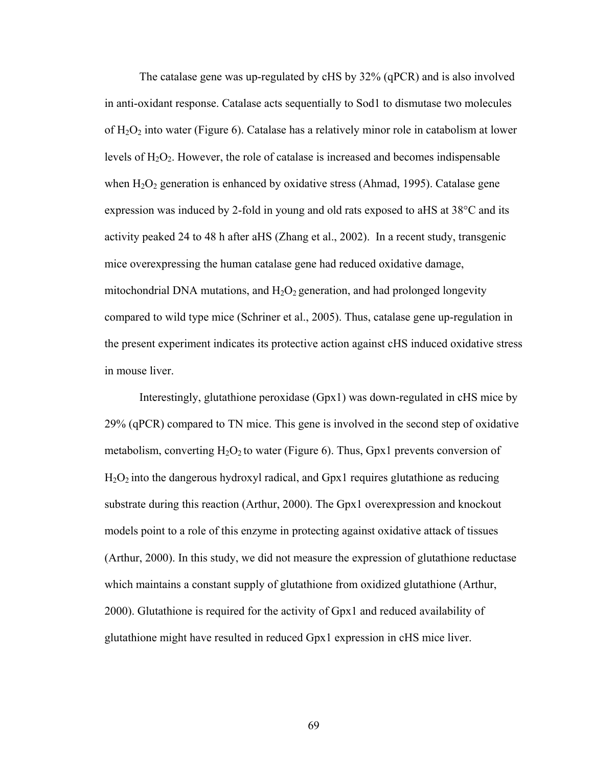The catalase gene was up-regulated by cHS by 32% (qPCR) and is also involved in anti-oxidant response. Catalase acts sequentially to Sod1 to dismutase two molecules of $H_2O_2$ into water (Figure 6). Catalase has a relatively minor role in catabolism at lower levels of $H_2O_2$. However, the role of catalase is increased and becomes indispensable when $H_2O_2$ generation is enhanced by oxidative stress (Ahmad, 1995). Catalase gene expression was induced by 2-fold in young and old rats exposed to aHS at 38°C and its activity peaked 24 to 48 h after aHS (Zhang et al., 2002). In a recent study, transgenic mice overexpressing the human catalase gene had reduced oxidative damage, mitochondrial DNA mutations, and $H_2O_2$ generation, and had prolonged longevity compared to wild type mice (Schriner et al., 2005). Thus, catalase gene up-regulation in the present experiment indicates its protective action against cHS induced oxidative stress in mouse liver.

Interestingly, glutathione peroxidase (Gpx1) was down-regulated in cHS mice by 29% (qPCR) compared to TN mice. This gene is involved in the second step of oxidative metabolism, converting $H_2O_2$ to water (Figure 6). Thus, Gpx1 prevents conversion of $H_2O_2$ into the dangerous hydroxyl radical, and Gpx1 requires glutathione as reducing substrate during this reaction (Arthur, 2000). The Gpx1 overexpression and knockout models point to a role of this enzyme in protecting against oxidative attack of tissues (Arthur, 2000). In this study, we did not measure the expression of glutathione reductase which maintains a constant supply of glutathione from oxidized glutathione (Arthur, 2000). Glutathione is required for the activity of Gpx1 and reduced availability of glutathione might have resulted in reduced Gpx1 expression in cHS mice liver.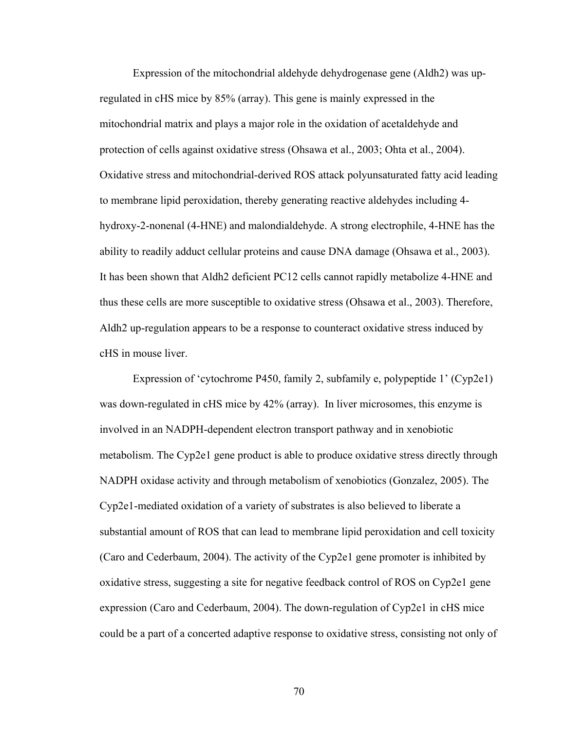Expression of the mitochondrial aldehyde dehydrogenase gene (Aldh2) was up-regulated in cHS mice by 85% (array). This gene is mainly expressed in the mitochondrial matrix and plays a major role in the oxidation of acetaldehyde and protection of cells against oxidative stress (Ohsawa et al., 2003; Ohta et al., 2004). Oxidative stress and mitochondrial-derived ROS attack polyunsaturated fatty acid leading to membrane lipid peroxidation, thereby generating reactive aldehydes including 4-hydroxy-2-nonenal (4-HNE) and malondialdehyde. A strong electrophile, 4-HNE has the ability to readily adduct cellular proteins and cause DNA damage (Ohsawa et al., 2003). It has been shown that Aldh2 deficient PC12 cells cannot rapidly metabolize 4-HNE and thus these cells are more susceptible to oxidative stress (Ohsawa et al., 2003). Therefore, Aldh2 up-regulation appears to be a response to counteract oxidative stress induced by cHS in mouse liver.

Expression of 'cytochrome P450, family 2, subfamily e, polypeptide 1' (Cyp2e1) was down-regulated in cHS mice by 42% (array). In liver microsomes, this enzyme is involved in an NADPH-dependent electron transport pathway and in xenobiotic metabolism. The Cyp2e1 gene product is able to produce oxidative stress directly through NADPH oxidase activity and through metabolism of xenobiotics (Gonzalez, 2005). The Cyp2e1-mediated oxidation of a variety of substrates is also believed to liberate a substantial amount of ROS that can lead to membrane lipid peroxidation and cell toxicity (Caro and Cederbaum, 2004). The activity of the Cyp2e1 gene promoter is inhibited by oxidative stress, suggesting a site for negative feedback control of ROS on Cyp2e1 gene expression (Caro and Cederbaum, 2004). The down-regulation of Cyp2e1 in cHS mice could be a part of a concerted adaptive response to oxidative stress, consisting not only of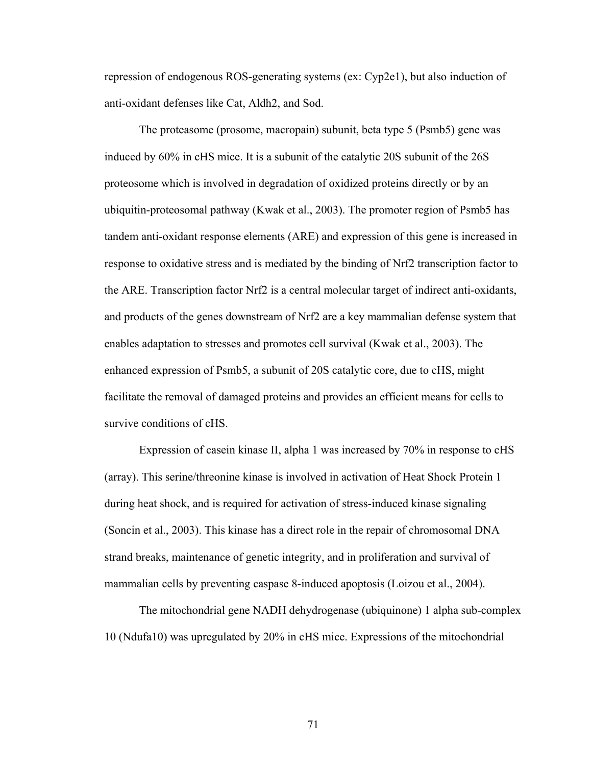repression of endogenous ROS-generating systems (ex: Cyp2e1), but also induction of anti-oxidant defenses like Cat, Aldh2, and Sod.

The proteasome (prosome, macropain) subunit, beta type 5 (Psmb5) gene was induced by 60% in cHS mice. It is a subunit of the catalytic 20S subunit of the 26S proteosome which is involved in degradation of oxidized proteins directly or by an ubiquitin-proteosomal pathway (Kwak et al., 2003). The promoter region of Psmb5 has tandem anti-oxidant response elements (ARE) and expression of this gene is increased in response to oxidative stress and is mediated by the binding of Nrf2 transcription factor to the ARE. Transcription factor Nrf2 is a central molecular target of indirect anti-oxidants, and products of the genes downstream of Nrf2 are a key mammalian defense system that enables adaptation to stresses and promotes cell survival (Kwak et al., 2003). The enhanced expression of Psmb5, a subunit of 20S catalytic core, due to cHS, might facilitate the removal of damaged proteins and provides an efficient means for cells to survive conditions of cHS.

Expression of casein kinase II, alpha 1 was increased by 70% in response to cHS (array). This serine/threonine kinase is involved in activation of Heat Shock Protein 1 during heat shock, and is required for activation of stress-induced kinase signaling (Soncin et al., 2003). This kinase has a direct role in the repair of chromosomal DNA strand breaks, maintenance of genetic integrity, and in proliferation and survival of mammalian cells by preventing caspase 8-induced apoptosis (Loizou et al., 2004).

The mitochondrial gene NADH dehydrogenase (ubiquinone) 1 alpha sub-complex 10 (Ndufa10) was upregulated by 20% in cHS mice. Expressions of the mitochondrial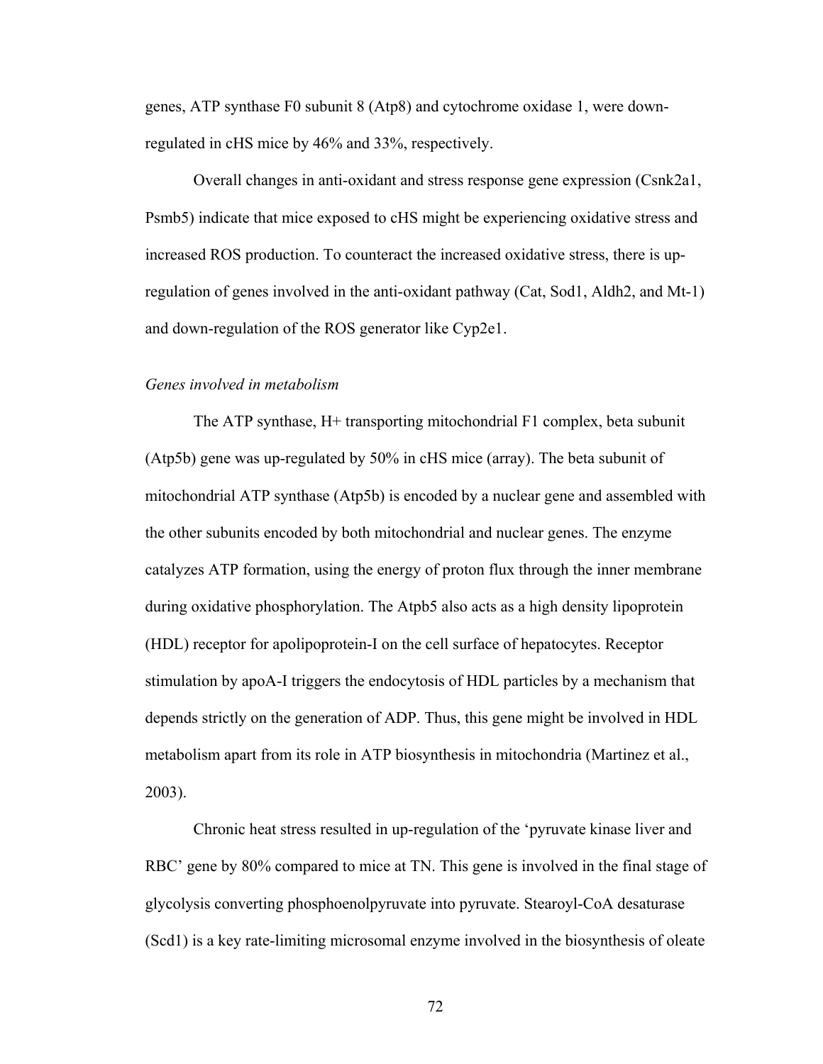genes, ATP synthase F0 subunit 8 (Atp8) and cytochrome oxidase 1, were down-regulated in cHS mice by 46% and 33%, respectively.

Overall changes in anti-oxidant and stress response gene expression (Csnk2a1, Psmb5) indicate that mice exposed to cHS might be experiencing oxidative stress and increased ROS production. To counteract the increased oxidative stress, there is up-regulation of genes involved in the anti-oxidant pathway (Cat, Sod1, Aldh2, and Mt-1) and down-regulation of the ROS generator like Cyp2e1.

*Genes involved in metabolism*

The ATP synthase, H+ transporting mitochondrial F1 complex, beta subunit (Atp5b) gene was up-regulated by 50% in cHS mice (array). The beta subunit of mitochondrial ATP synthase (Atp5b) is encoded by a nuclear gene and assembled with the other subunits encoded by both mitochondrial and nuclear genes. The enzyme catalyzes ATP formation, using the energy of proton flux through the inner membrane during oxidative phosphorylation. The Atpb5 also acts as a high density lipoprotein (HDL) receptor for apolipoprotein-I on the cell surface of hepatocytes. Receptor stimulation by apoA-I triggers the endocytosis of HDL particles by a mechanism that depends strictly on the generation of ADP. Thus, this gene might be involved in HDL metabolism apart from its role in ATP biosynthesis in mitochondria (Martinez et al., 2003).

Chronic heat stress resulted in up-regulation of the 'pyruvate kinase liver and RBC' gene by 80% compared to mice at TN. This gene is involved in the final stage of glycolysis converting phosphoenolpyruvate into pyruvate. Stearoyl-CoA desaturase (Scd1) is a key rate-limiting microsomal enzyme involved in the biosynthesis of oleate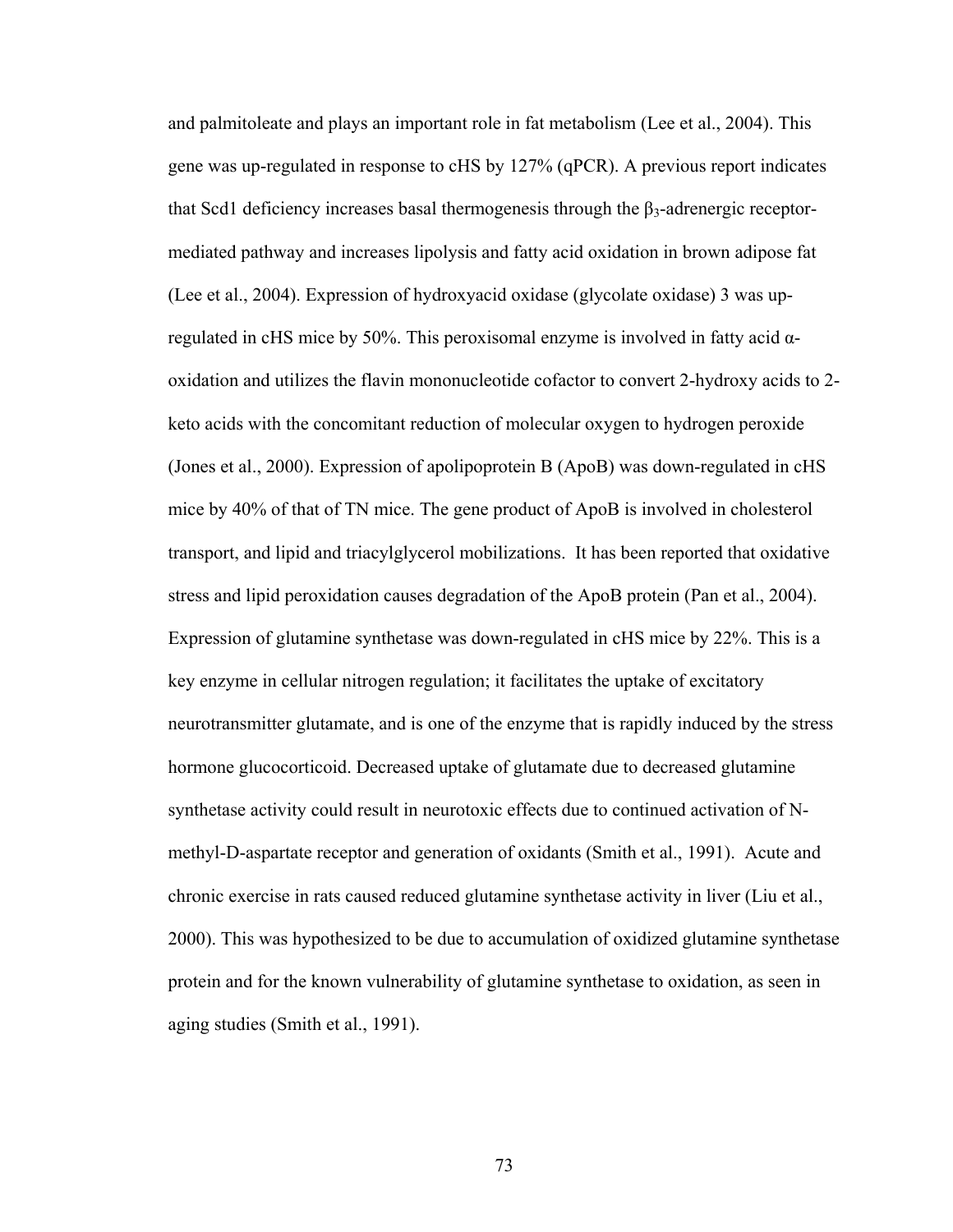and palmitoleate and plays an important role in fat metabolism (Lee et al., 2004). This gene was up-regulated in response to cHS by 127% (qPCR). A previous report indicates that Scd1 deficiency increases basal thermogenesis through the $\beta_3$-adrenergic receptor-mediated pathway and increases lipolysis and fatty acid oxidation in brown adipose fat (Lee et al., 2004). Expression of hydroxyacid oxidase (glycolate oxidase) 3 was up-regulated in cHS mice by 50%. This peroxisomal enzyme is involved in fatty acid α-oxidation and utilizes the flavin mononucleotide cofactor to convert 2-hydroxy acids to 2-keto acids with the concomitant reduction of molecular oxygen to hydrogen peroxide (Jones et al., 2000). Expression of apolipoprotein B (ApoB) was down-regulated in cHS mice by 40% of that of TN mice. The gene product of ApoB is involved in cholesterol transport, and lipid and triacylglycerol mobilizations. It has been reported that oxidative stress and lipid peroxidation causes degradation of the ApoB protein (Pan et al., 2004). Expression of glutamine synthetase was down-regulated in cHS mice by 22%. This is a key enzyme in cellular nitrogen regulation; it facilitates the uptake of excitatory neurotransmitter glutamate, and is one of the enzyme that is rapidly induced by the stress hormone glucocorticoid. Decreased uptake of glutamate due to decreased glutamine synthetase activity could result in neurotoxic effects due to continued activation of N-methyl-D-aspartate receptor and generation of oxidants (Smith et al., 1991). Acute and chronic exercise in rats caused reduced glutamine synthetase activity in liver (Liu et al., 2000). This was hypothesized to be due to accumulation of oxidized glutamine synthetase protein and for the known vulnerability of glutamine synthetase to oxidation, as seen in aging studies (Smith et al., 1991).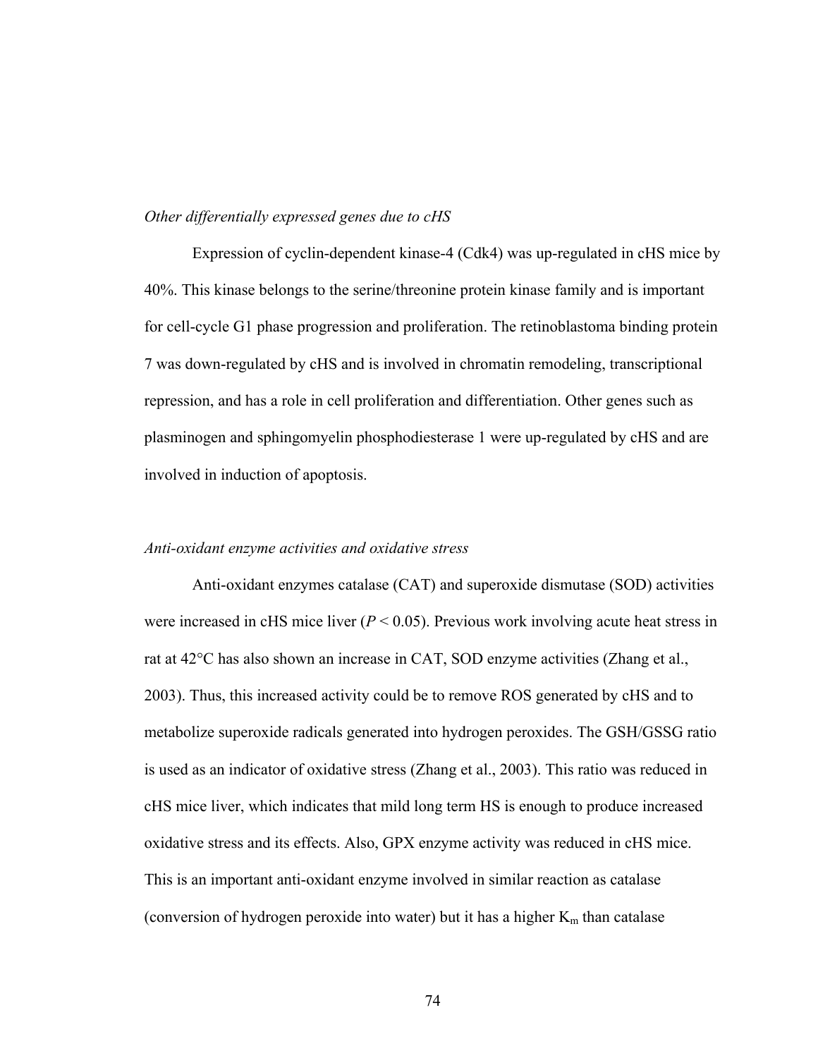*Other differentially expressed genes due to cHS*

Expression of cyclin-dependent kinase-4 (Cdk4) was up-regulated in cHS mice by 40%. This kinase belongs to the serine/threonine protein kinase family and is important for cell-cycle G1 phase progression and proliferation. The retinoblastoma binding protein 7 was down-regulated by cHS and is involved in chromatin remodeling, transcriptional repression, and has a role in cell proliferation and differentiation. Other genes such as plasminogen and sphingomyelin phosphodiesterase 1 were up-regulated by cHS and are involved in induction of apoptosis.

*Anti-oxidant enzyme activities and oxidative stress*

Anti-oxidant enzymes catalase (CAT) and superoxide dismutase (SOD) activities were increased in cHS mice liver ($P < 0.05$). Previous work involving acute heat stress in rat at 42°C has also shown an increase in CAT, SOD enzyme activities (Zhang et al., 2003). Thus, this increased activity could be to remove ROS generated by cHS and to metabolize superoxide radicals generated into hydrogen peroxides. The GSH/GSSG ratio is used as an indicator of oxidative stress (Zhang et al., 2003). This ratio was reduced in cHS mice liver, which indicates that mild long term HS is enough to produce increased oxidative stress and its effects. Also, GPX enzyme activity was reduced in cHS mice. This is an important anti-oxidant enzyme involved in similar reaction as catalase (conversion of hydrogen peroxide into water) but it has a higher $K_m$ than catalase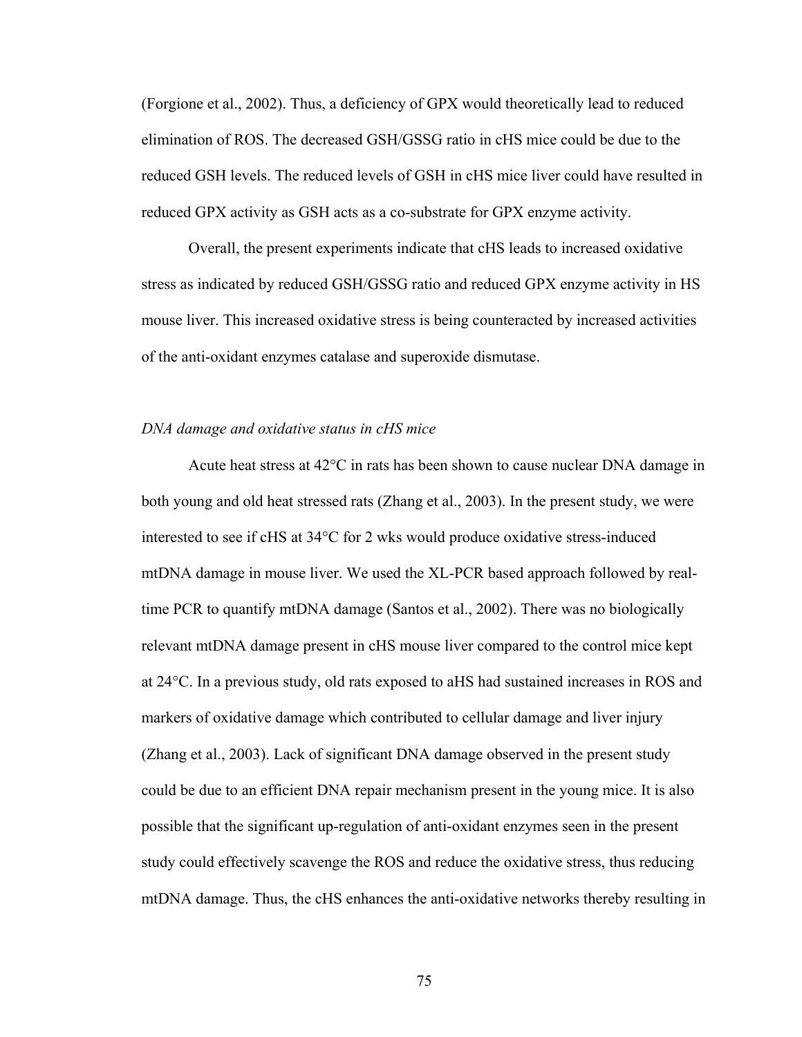(Forgione et al., 2002). Thus, a deficiency of GPX would theoretically lead to reduced elimination of ROS. The decreased GSH/GSSG ratio in cHS mice could be due to the reduced GSH levels. The reduced levels of GSH in cHS mice liver could have resulted in reduced GPX activity as GSH acts as a co-substrate for GPX enzyme activity.

Overall, the present experiments indicate that cHS leads to increased oxidative stress as indicated by reduced GSH/GSSG ratio and reduced GPX enzyme activity in HS mouse liver. This increased oxidative stress is being counteracted by increased activities of the anti-oxidant enzymes catalase and superoxide dismutase.

*DNA damage and oxidative status in cHS mice*

Acute heat stress at 42°C in rats has been shown to cause nuclear DNA damage in both young and old heat stressed rats (Zhang et al., 2003). In the present study, we were interested to see if cHS at 34°C for 2 wks would produce oxidative stress-induced mtDNA damage in mouse liver. We used the XL-PCR based approach followed by real-time PCR to quantify mtDNA damage (Santos et al., 2002). There was no biologically relevant mtDNA damage present in cHS mouse liver compared to the control mice kept at 24°C. In a previous study, old rats exposed to aHS had sustained increases in ROS and markers of oxidative damage which contributed to cellular damage and liver injury (Zhang et al., 2003). Lack of significant DNA damage observed in the present study could be due to an efficient DNA repair mechanism present in the young mice. It is also possible that the significant up-regulation of anti-oxidant enzymes seen in the present study could effectively scavenge the ROS and reduce the oxidative stress, thus reducing mtDNA damage. Thus, the cHS enhances the anti-oxidative networks thereby resulting in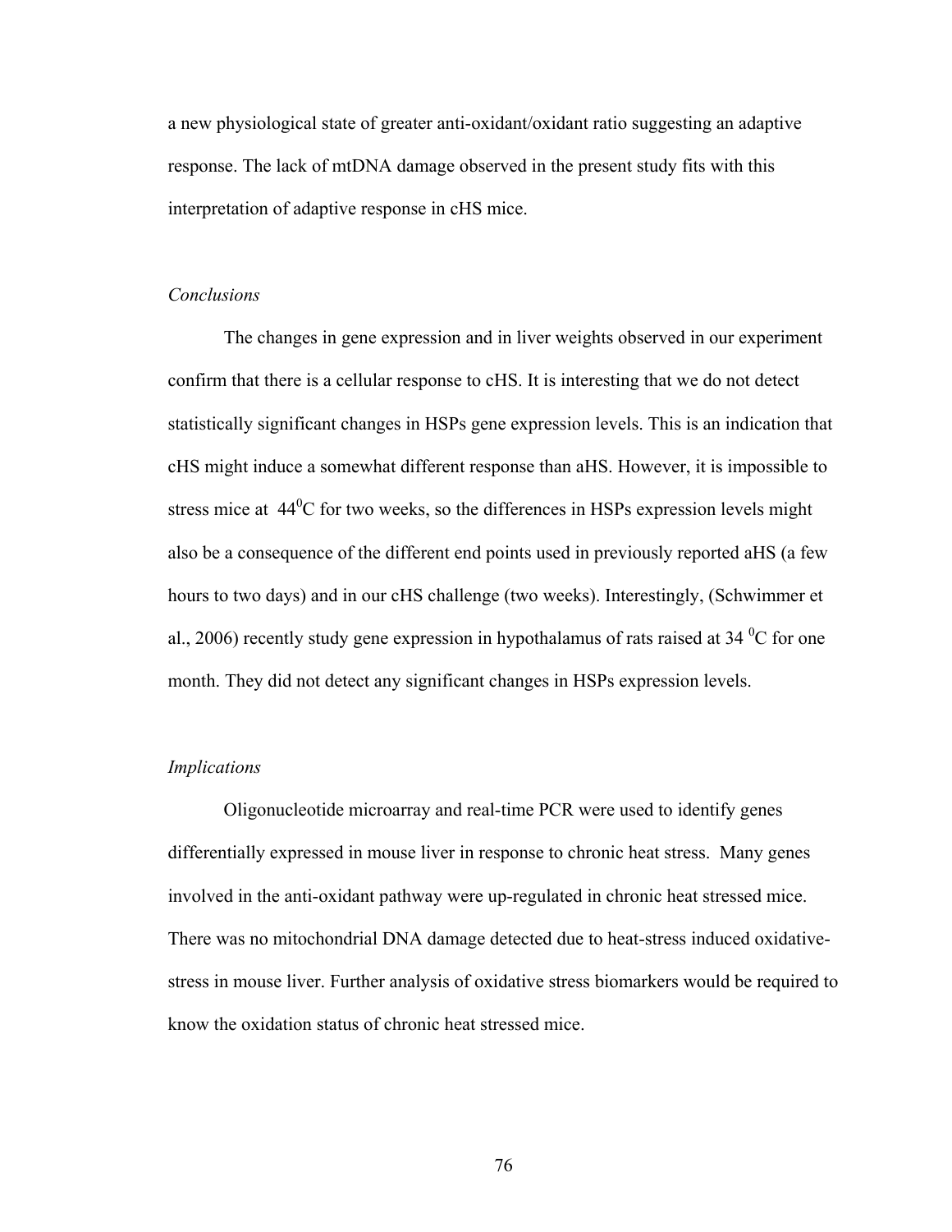a new physiological state of greater anti-oxidant/oxidant ratio suggesting an adaptive response. The lack of mtDNA damage observed in the present study fits with this interpretation of adaptive response in cHS mice.

*Conclusions*

The changes in gene expression and in liver weights observed in our experiment confirm that there is a cellular response to cHS. It is interesting that we do not detect statistically significant changes in HSPs gene expression levels. This is an indication that cHS might induce a somewhat different response than aHS. However, it is impossible to stress mice at $44^0$C for two weeks, so the differences in HSPs expression levels might also be a consequence of the different end points used in previously reported aHS (a few hours to two days) and in our cHS challenge (two weeks). Interestingly, (Schwimmer et al., 2006) recently study gene expression in hypothalamus of rats raised at 34 $^0$C for one month. They did not detect any significant changes in HSPs expression levels.

*Implications*

Oligonucleotide microarray and real-time PCR were used to identify genes differentially expressed in mouse liver in response to chronic heat stress. Many genes involved in the anti-oxidant pathway were up-regulated in chronic heat stressed mice. There was no mitochondrial DNA damage detected due to heat-stress induced oxidative-stress in mouse liver. Further analysis of oxidative stress biomarkers would be required to know the oxidation status of chronic heat stressed mice.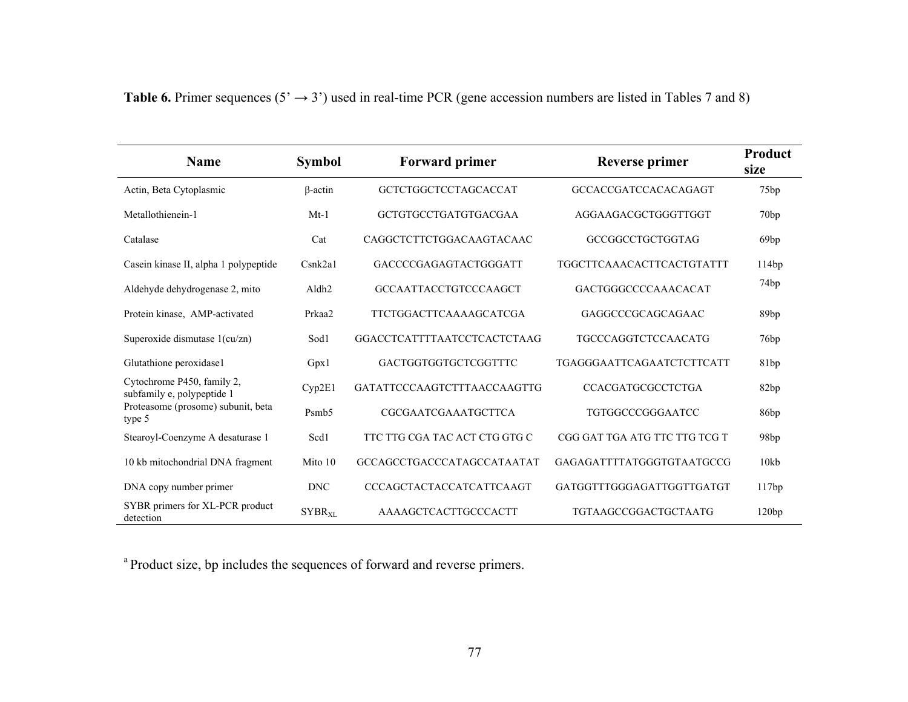**Table 6.** Primer sequences (5' → 3') used in real-time PCR (gene accession numbers are listed in Tables 7 and 8)

| Name | Symbol | Forward primer | Reverse primer | Product size |
|---|---|---|---|---|
| Actin, Beta Cytoplasmic | β-actin | GCTCTGGCTCCTAGCACCAT | GCCACCGATCCACACAGAGT | 75bp |
| Metallothienein-1 | Mt-1 | GCTGTGCCTGATGTGACGAA | AGGAAGACGCTGGGTTGGT | 70bp |
| Catalase | Cat | CAGGCTCTTCTGGACAAGTACAAC | GCCGGCCTGCTGGTAG | 69bp |
| Casein kinase II, alpha 1 polypeptide | Csnk2a1 | GACCCCGAGAGTACTGGGATT | TGGCTTCAAACACTTCACTGTATTT | 114bp |
| Aldehyde dehydrogenase 2, mito | Aldh2 | GCCAATTACCTGTCCCAAGCT | GACTGGGCCCCAAACACAT | 74bp |
| Protein kinase, AMP-activated | Prkaa2 | TTCTGGACTTCAAAAGCATCGA | GAGGCCCGCAGCAGAAC | 89bp |
| Superoxide dismutase 1(cu/zn) | Sod1 | GGACCTCATTTTAATCCTCACTCTAAG | TGCCCAGGTCTCCAACATG | 76bp |
| Glutathione peroxidase1 | Gpx1 | GACTGGTGGTGCTCGGTTTC | TGAGGGAATTCAGAATCTCTTCATT | 81bp |
| Cytochrome P450, family 2, subfamily e, polypeptide 1 | Cyp2E1 | GATATTCCCAAGTCTTTAACCAAGTTG | CCACGATGCGCCTCTGA | 82bp |
| Proteasome (prosome) subunit, beta type 5 | Psmb5 | CGCGAATCGAAATGCTTCA | TGTGGCCCGGGAATCC | 86bp |
| Stearoyl-Coenzyme A desaturase 1 | Scd1 | TTC TTG CGA TAC ACT CTG GTG C | CGG GAT TGA ATG TTC TTG TCG T | 98bp |
| 10 kb mitochondrial DNA fragment | Mito 10 | GCCAGCCTGACCCATAGCCATAATAT | GAGAGATTTTATGGGTGTAATGCCG | 10kb |
| DNA copy number primer | DNC | CCCAGCTACTACCATCATTCAAGT | GATGGTTTGGGAGATTGGTTGATGT | 117bp |
| SYBR primers for XL-PCR product detection | $SYBR_{XL}$ | AAAAGCTCACTTGCCCACTT | TGTAAGCCGGACTGCTAATG | 120bp |

[a] Product size, bp includes the sequences of forward and reverse primers.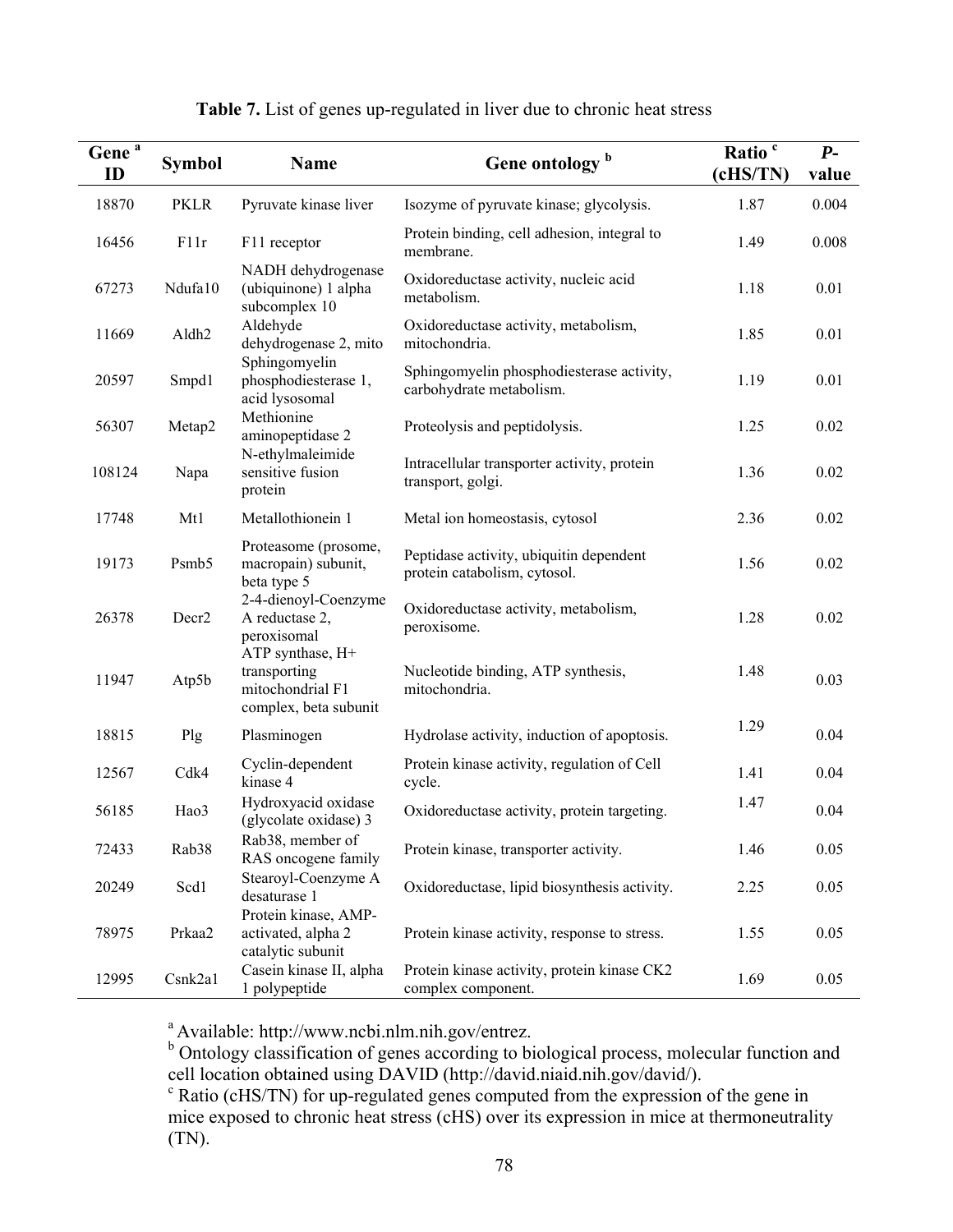**Table 7.** List of genes up-regulated in liver due to chronic heat stress

| Gene [a] ID | Symbol | Name | Gene ontology [b] | Ratio [c] (cHS/TN) | *P*-value |
|---|---|---|---|---|---|
| 18870 | PKLR | Pyruvate kinase liver | Isozyme of pyruvate kinase; glycolysis. | 1.87 | 0.004 |
| 16456 | F11r | F11 receptor | Protein binding, cell adhesion, integral to membrane. | 1.49 | 0.008 |
| 67273 | Ndufa10 | NADH dehydrogenase (ubiquinone) 1 alpha subcomplex 10 | Oxidoreductase activity, nucleic acid metabolism. | 1.18 | 0.01 |
| 11669 | Aldh2 | Aldehyde dehydrogenase 2, mito | Oxidoreductase activity, metabolism, mitochondria. | 1.85 | 0.01 |
| 20597 | Smpd1 | Sphingomyelin phosphodiesterase 1, acid lysosomal | Sphingomyelin phosphodiesterase activity, carbohydrate metabolism. | 1.19 | 0.01 |
| 56307 | Metap2 | Methionine aminopeptidase 2 | Proteolysis and peptidolysis. | 1.25 | 0.02 |
| 108124 | Napa | N-ethylmaleimide sensitive fusion protein | Intracellular transporter activity, protein transport, golgi. | 1.36 | 0.02 |
| 17748 | Mt1 | Metallothionein 1 | Metal ion homeostasis, cytosol | 2.36 | 0.02 |
| 19173 | Psmb5 | Proteasome (prosome, macropain) subunit, beta type 5 | Peptidase activity, ubiquitin dependent protein catabolism, cytosol. | 1.56 | 0.02 |
| 26378 | Decr2 | 2-4-dienoyl-Coenzyme A reductase 2, peroxisomal | Oxidoreductase activity, metabolism, peroxisome. | 1.28 | 0.02 |
| 11947 | Atp5b | ATP synthase, H+ transporting mitochondrial F1 complex, beta subunit | Nucleotide binding, ATP synthesis, mitochondria. | 1.48 | 0.03 |
| 18815 | Plg | Plasminogen | Hydrolase activity, induction of apoptosis. | 1.29 | 0.04 |
| 12567 | Cdk4 | Cyclin-dependent kinase 4 | Protein kinase activity, regulation of Cell cycle. | 1.41 | 0.04 |
| 56185 | Hao3 | Hydroxyacid oxidase (glycolate oxidase) 3 | Oxidoreductase activity, protein targeting. | 1.47 | 0.04 |
| 72433 | Rab38 | Rab38, member of RAS oncogene family | Protein kinase, transporter activity. | 1.46 | 0.05 |
| 20249 | Scd1 | Stearoyl-Coenzyme A desaturase 1 | Oxidoreductase, lipid biosynthesis activity. | 2.25 | 0.05 |
| 78975 | Prkaa2 | Protein kinase, AMP-activated, alpha 2 catalytic subunit | Protein kinase activity, response to stress. | 1.55 | 0.05 |
| 12995 | Csnk2a1 | Casein kinase II, alpha 1 polypeptide | Protein kinase activity, protein kinase CK2 complex component. | 1.69 | 0.05 |

[a] Available: http://www.ncbi.nlm.nih.gov/entrez.
[b] Ontology classification of genes according to biological process, molecular function and cell location obtained using DAVID (http://david.niaid.nih.gov/david/).
[c] Ratio (cHS/TN) for up-regulated genes computed from the expression of the gene in mice exposed to chronic heat stress (cHS) over its expression in mice at thermoneutrality (TN).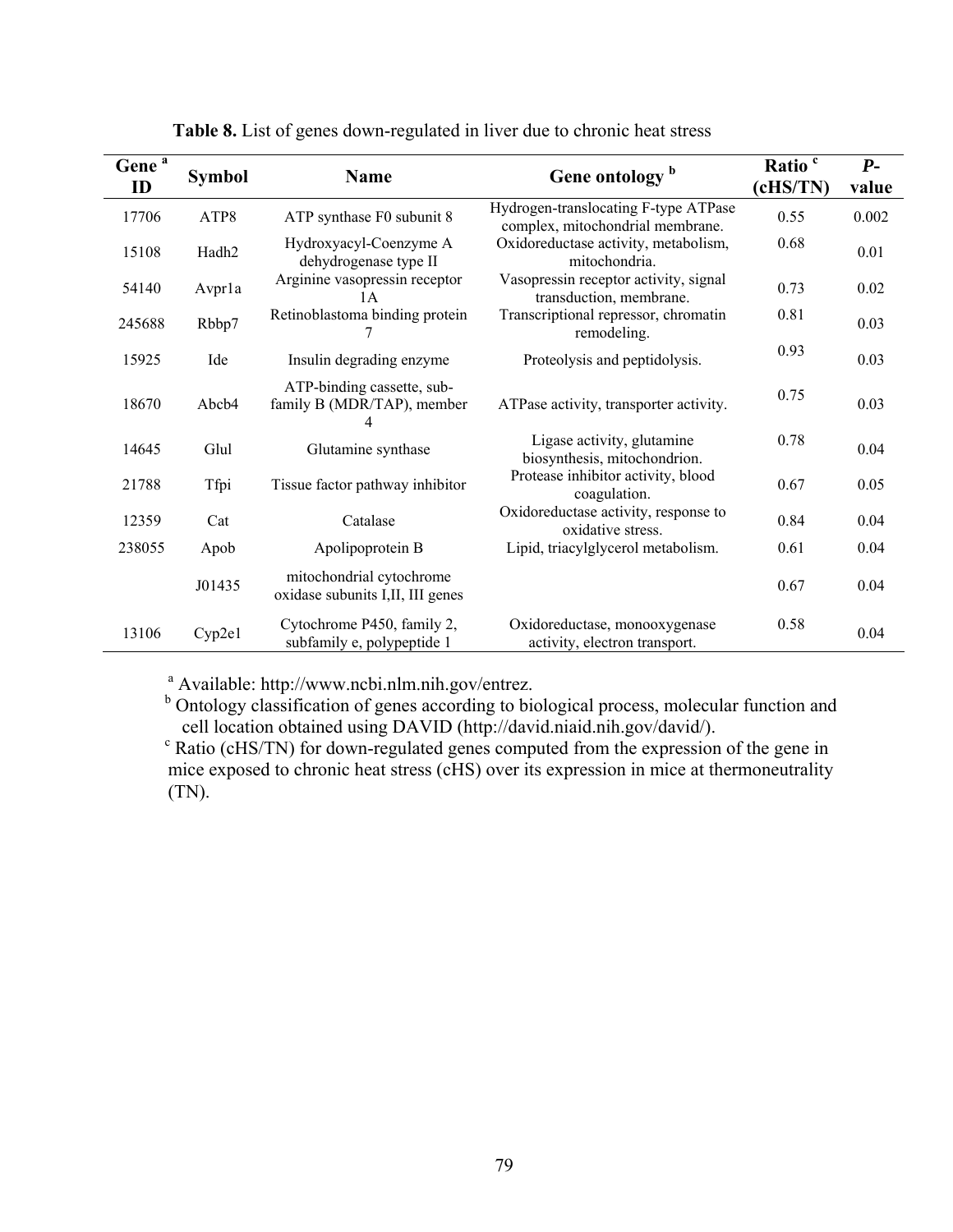**Table 8.** List of genes down-regulated in liver due to chronic heat stress

| Gene [a] ID | Symbol | Name | Gene ontology [b] | Ratio [c] (cHS/TN) | *P*-value |
|---|---|---|---|---|---|
| 17706 | ATP8 | ATP synthase F0 subunit 8 | Hydrogen-translocating F-type ATPase complex, mitochondrial membrane. | 0.55 | 0.002 |
| 15108 | Hadh2 | Hydroxyacyl-Coenzyme A dehydrogenase type II | Oxidoreductase activity, metabolism, mitochondria. | 0.68 | 0.01 |
| 54140 | Avpr1a | Arginine vasopressin receptor 1A | Vasopressin receptor activity, signal transduction, membrane. | 0.73 | 0.02 |
| 245688 | Rbbp7 | Retinoblastoma binding protein 7 | Transcriptional repressor, chromatin remodeling. | 0.81 | 0.03 |
| 15925 | Ide | Insulin degrading enzyme | Proteolysis and peptidolysis. | 0.93 | 0.03 |
| 18670 | Abcb4 | ATP-binding cassette, sub-family B (MDR/TAP), member 4 | ATPase activity, transporter activity. | 0.75 | 0.03 |
| 14645 | Glul | Glutamine synthase | Ligase activity, glutamine biosynthesis, mitochondrion. | 0.78 | 0.04 |
| 21788 | Tfpi | Tissue factor pathway inhibitor | Protease inhibitor activity, blood coagulation. | 0.67 | 0.05 |
| 12359 | Cat | Catalase | Oxidoreductase activity, response to oxidative stress. | 0.84 | 0.04 |
| 238055 | Apob | Apolipoprotein B | Lipid, triacylglycerol metabolism. | 0.61 | 0.04 |
| | J01435 | mitochondrial cytochrome oxidase subunits I,II, III genes | | 0.67 | 0.04 |
| 13106 | Cyp2e1 | Cytochrome P450, family 2, subfamily e, polypeptide 1 | Oxidoreductase, monooxygenase activity, electron transport. | 0.58 | 0.04 |

[a] Available: http://www.ncbi.nlm.nih.gov/entrez.

[b] Ontology classification of genes according to biological process, molecular function and cell location obtained using DAVID (http://david.niaid.nih.gov/david/).

[c] Ratio (cHS/TN) for down-regulated genes computed from the expression of the gene in mice exposed to chronic heat stress (cHS) over its expression in mice at thermoneutrality (TN).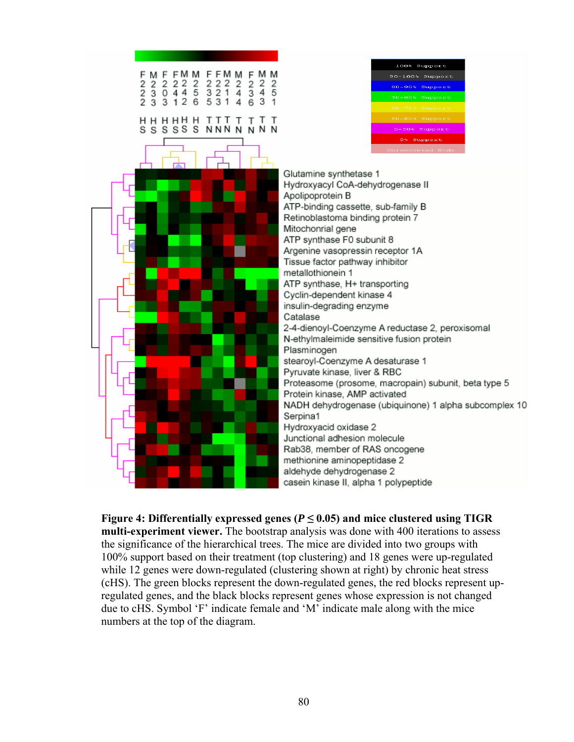**Figure 4: Differentially expressed genes ($P \leq 0.05$) and mice clustered using TIGR multi-experiment viewer.** The bootstrap analysis was done with 400 iterations to assess the significance of the hierarchical trees. The mice are divided into two groups with 100% support based on their treatment (top clustering) and 18 genes were up-regulated while 12 genes were down-regulated (clustering shown at right) by chronic heat stress (cHS). The green blocks represent the down-regulated genes, the red blocks represent up-regulated genes, and the black blocks represent genes whose expression is not changed due to cHS. Symbol 'F' indicate female and 'M' indicate male along with the mice numbers at the top of the diagram.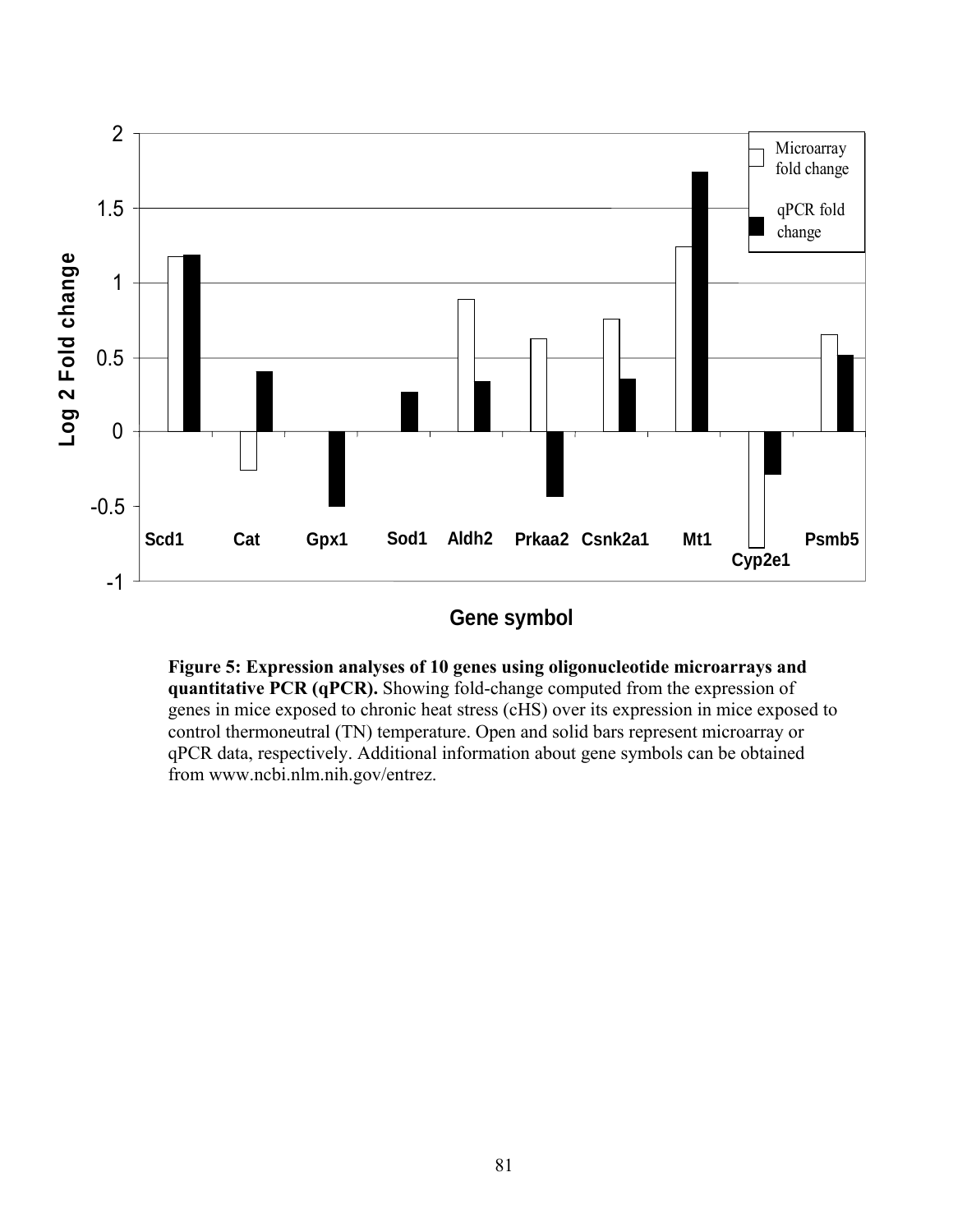**Figure 5: Expression analyses of 10 genes using oligonucleotide microarrays and quantitative PCR (qPCR).** Showing fold-change computed from the expression of genes in mice exposed to chronic heat stress (cHS) over its expression in mice exposed to control thermoneutral (TN) temperature. Open and solid bars represent microarray or qPCR data, respectively. Additional information about gene symbols can be obtained from www.ncbi.nlm.nih.gov/entrez.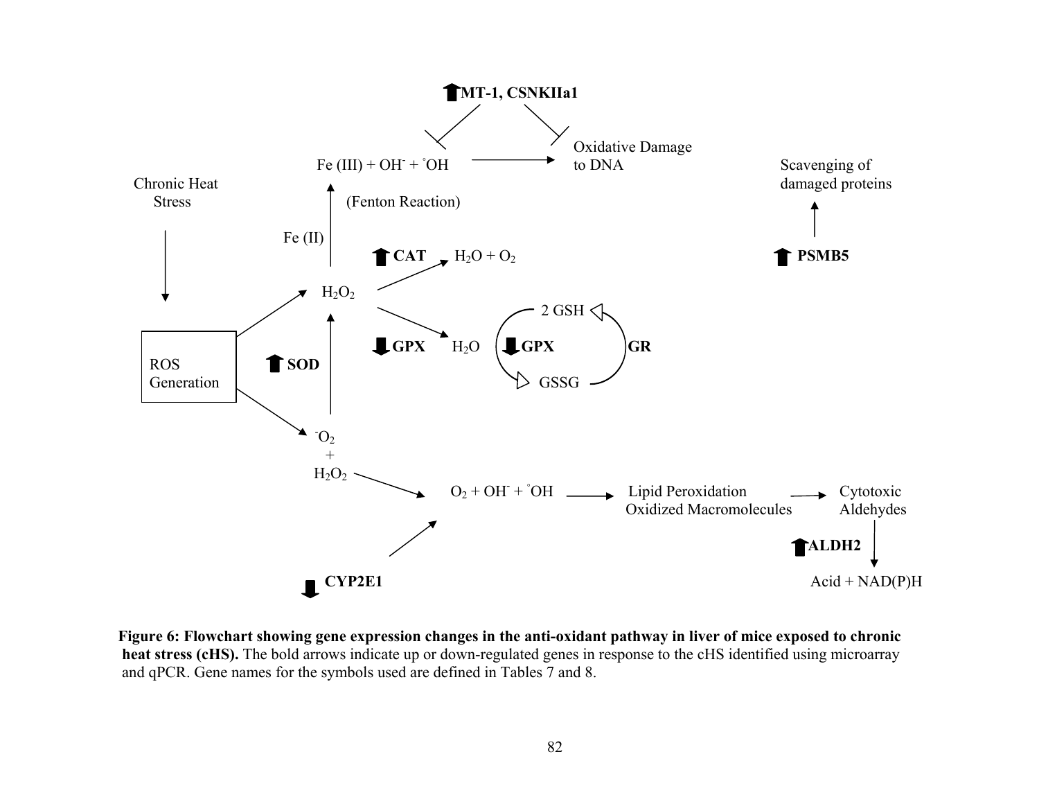$\uparrow$ **MT-1, CSNKIIa1**

$Fe(III) + OH^- + {}^{\circ}OH$ → Oxidative Damage to DNA

Scavenging of damaged proteins

Chronic Heat Stress

(Fenton Reaction)

Fe (II)

$\uparrow$ **CAT** $H_2O + O_2$

$\uparrow$ **PSMB5**

$H_2O_2$

2 GSH

$\downarrow$ **GPX** $H_2O$ $\downarrow$ **GPX** **GR**

ROS Generation

$\uparrow$ **SOD**

GSSG

${}^{-}O_2$ + $H_2O_2$

$O_2 + OH^- + {}^{\circ}OH$ → Lipid Peroxidation Oxidized Macromolecules → Cytotoxic Aldehydes

$\uparrow$ **ALDH2**

$\downarrow$ **CYP2E1**

Acid + NAD(P)H

**Figure 6: Flowchart showing gene expression changes in the anti-oxidant pathway in liver of mice exposed to chronic heat stress (cHS).** The bold arrows indicate up or down-regulated genes in response to the cHS identified using microarray and qPCR. Gene names for the symbols used are defined in Tables 7 and 8.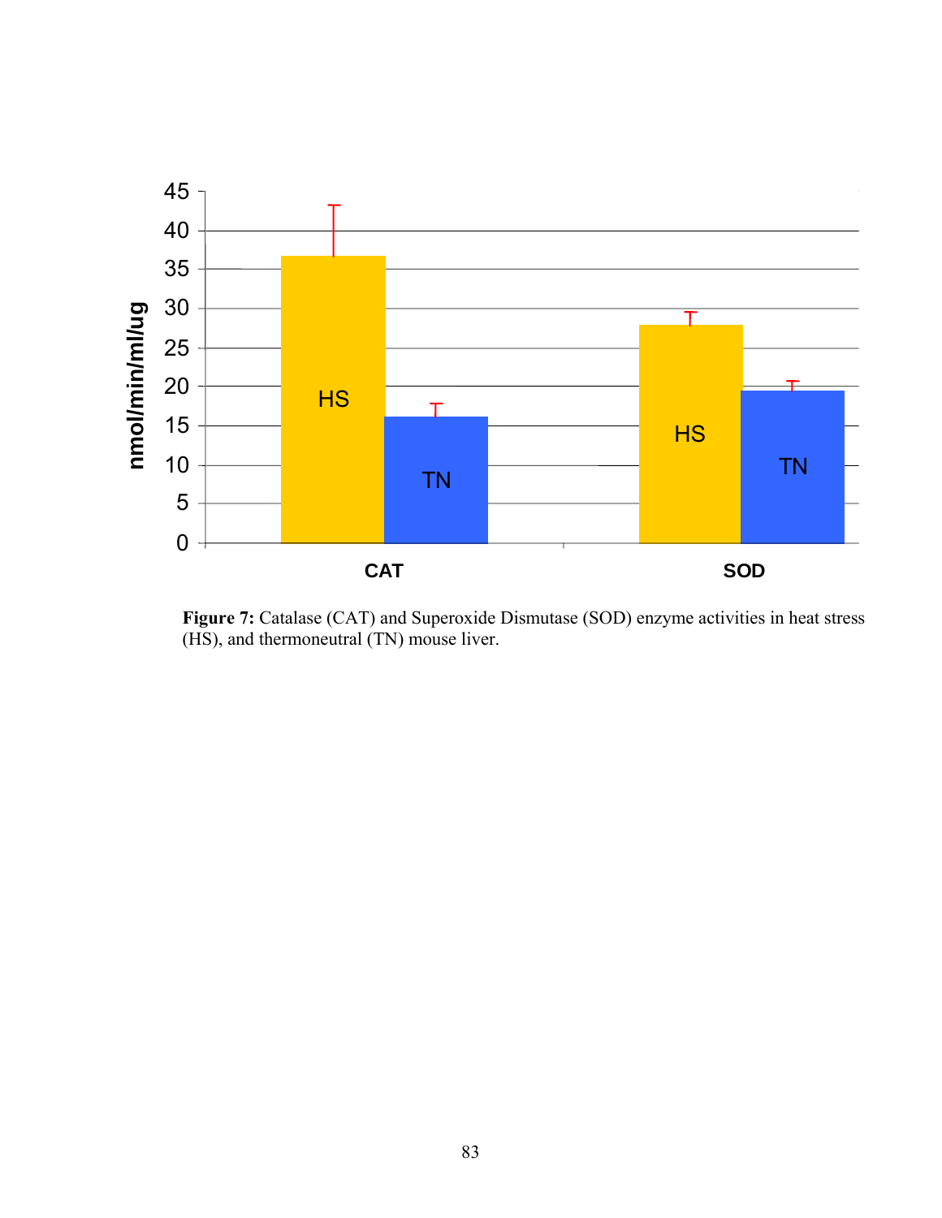**Figure 7:** Catalase (CAT) and Superoxide Dismutase (SOD) enzyme activities in heat stress (HS), and thermoneutral (TN) mouse liver.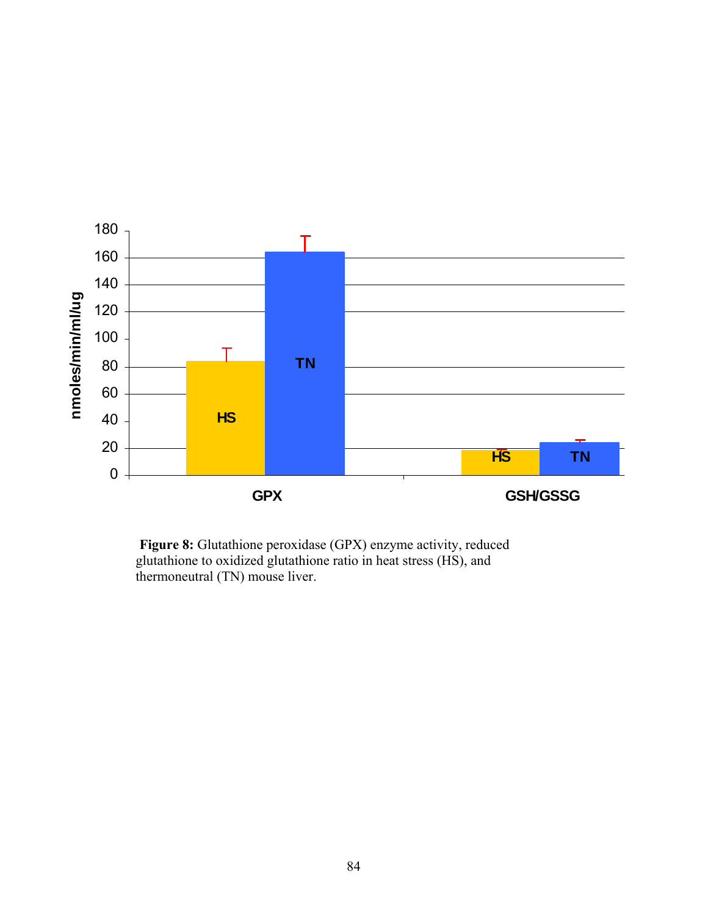**Figure 8:** Glutathione peroxidase (GPX) enzyme activity, reduced glutathione to oxidized glutathione ratio in heat stress (HS), and thermoneutral (TN) mouse liver.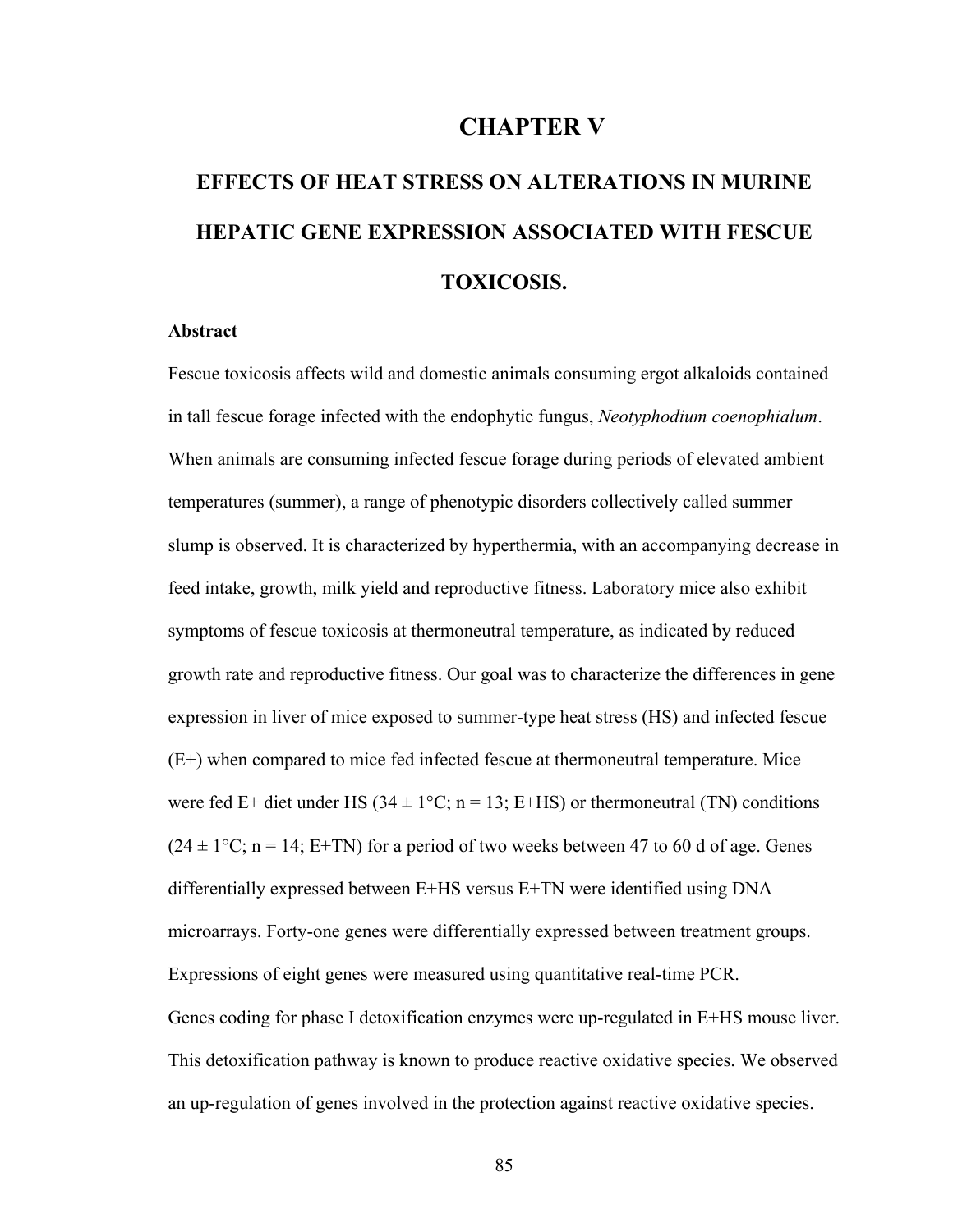# CHAPTER V

# EFFECTS OF HEAT STRESS ON ALTERATIONS IN MURINE HEPATIC GENE EXPRESSION ASSOCIATED WITH FESCUE TOXICOSIS.

**Abstract**

Fescue toxicosis affects wild and domestic animals consuming ergot alkaloids contained in tall fescue forage infected with the endophytic fungus, *Neotyphodium coenophialum*. When animals are consuming infected fescue forage during periods of elevated ambient temperatures (summer), a range of phenotypic disorders collectively called summer slump is observed. It is characterized by hyperthermia, with an accompanying decrease in feed intake, growth, milk yield and reproductive fitness. Laboratory mice also exhibit symptoms of fescue toxicosis at thermoneutral temperature, as indicated by reduced growth rate and reproductive fitness. Our goal was to characterize the differences in gene expression in liver of mice exposed to summer-type heat stress (HS) and infected fescue (E+) when compared to mice fed infected fescue at thermoneutral temperature. Mice were fed E+ diet under HS ($34 \pm 1$°C; n = 13; E+HS) or thermoneutral (TN) conditions ($24 \pm 1$°C; n = 14; E+TN) for a period of two weeks between 47 to 60 d of age. Genes differentially expressed between E+HS versus E+TN were identified using DNA microarrays. Forty-one genes were differentially expressed between treatment groups. Expressions of eight genes were measured using quantitative real-time PCR. Genes coding for phase I detoxification enzymes were up-regulated in E+HS mouse liver. This detoxification pathway is known to produce reactive oxidative species. We observed an up-regulation of genes involved in the protection against reactive oxidative species.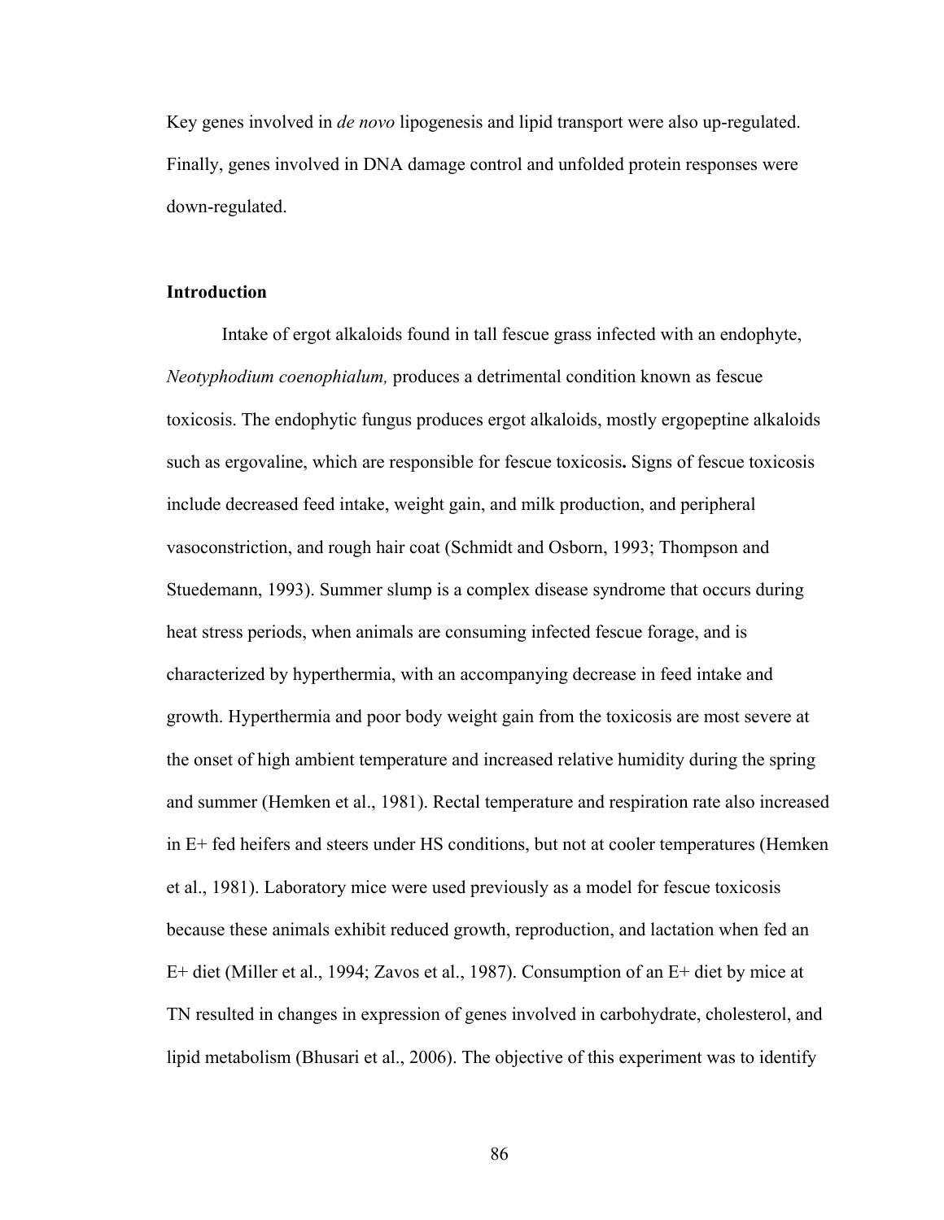Key genes involved in *de novo* lipogenesis and lipid transport were also up-regulated. Finally, genes involved in DNA damage control and unfolded protein responses were down-regulated.

## Introduction

Intake of ergot alkaloids found in tall fescue grass infected with an endophyte, *Neotyphodium coenophialum,* produces a detrimental condition known as fescue toxicosis. The endophytic fungus produces ergot alkaloids, mostly ergopeptine alkaloids such as ergovaline, which are responsible for fescue toxicosis**.** Signs of fescue toxicosis include decreased feed intake, weight gain, and milk production, and peripheral vasoconstriction, and rough hair coat (Schmidt and Osborn, 1993; Thompson and Stuedemann, 1993). Summer slump is a complex disease syndrome that occurs during heat stress periods, when animals are consuming infected fescue forage, and is characterized by hyperthermia, with an accompanying decrease in feed intake and growth. Hyperthermia and poor body weight gain from the toxicosis are most severe at the onset of high ambient temperature and increased relative humidity during the spring and summer (Hemken et al., 1981). Rectal temperature and respiration rate also increased in E+ fed heifers and steers under HS conditions, but not at cooler temperatures (Hemken et al., 1981). Laboratory mice were used previously as a model for fescue toxicosis because these animals exhibit reduced growth, reproduction, and lactation when fed an E+ diet (Miller et al., 1994; Zavos et al., 1987). Consumption of an E+ diet by mice at TN resulted in changes in expression of genes involved in carbohydrate, cholesterol, and lipid metabolism (Bhusari et al., 2006). The objective of this experiment was to identify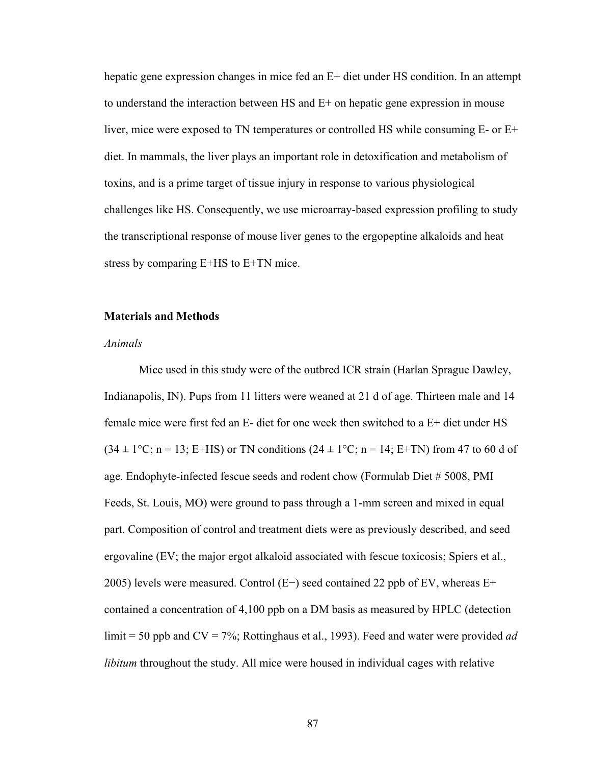hepatic gene expression changes in mice fed an E+ diet under HS condition. In an attempt to understand the interaction between HS and E+ on hepatic gene expression in mouse liver, mice were exposed to TN temperatures or controlled HS while consuming E- or E+ diet. In mammals, the liver plays an important role in detoxification and metabolism of toxins, and is a prime target of tissue injury in response to various physiological challenges like HS. Consequently, we use microarray-based expression profiling to study the transcriptional response of mouse liver genes to the ergopeptine alkaloids and heat stress by comparing E+HS to E+TN mice.

## Materials and Methods

### *Animals*

Mice used in this study were of the outbred ICR strain (Harlan Sprague Dawley, Indianapolis, IN). Pups from 11 litters were weaned at 21 d of age. Thirteen male and 14 female mice were first fed an E- diet for one week then switched to a E+ diet under HS ($34 \pm 1$°C; n = 13; E+HS) or TN conditions ($24 \pm 1$°C; n = 14; E+TN) from 47 to 60 d of age. Endophyte-infected fescue seeds and rodent chow (Formulab Diet # 5008, PMI Feeds, St. Louis, MO) were ground to pass through a 1-mm screen and mixed in equal part. Composition of control and treatment diets were as previously described, and seed ergovaline (EV; the major ergot alkaloid associated with fescue toxicosis; Spiers et al., 2005) levels were measured. Control (E−) seed contained 22 ppb of EV, whereas E+ contained a concentration of 4,100 ppb on a DM basis as measured by HPLC (detection limit = 50 ppb and CV = 7%; Rottinghaus et al., 1993). Feed and water were provided *ad libitum* throughout the study. All mice were housed in individual cages with relative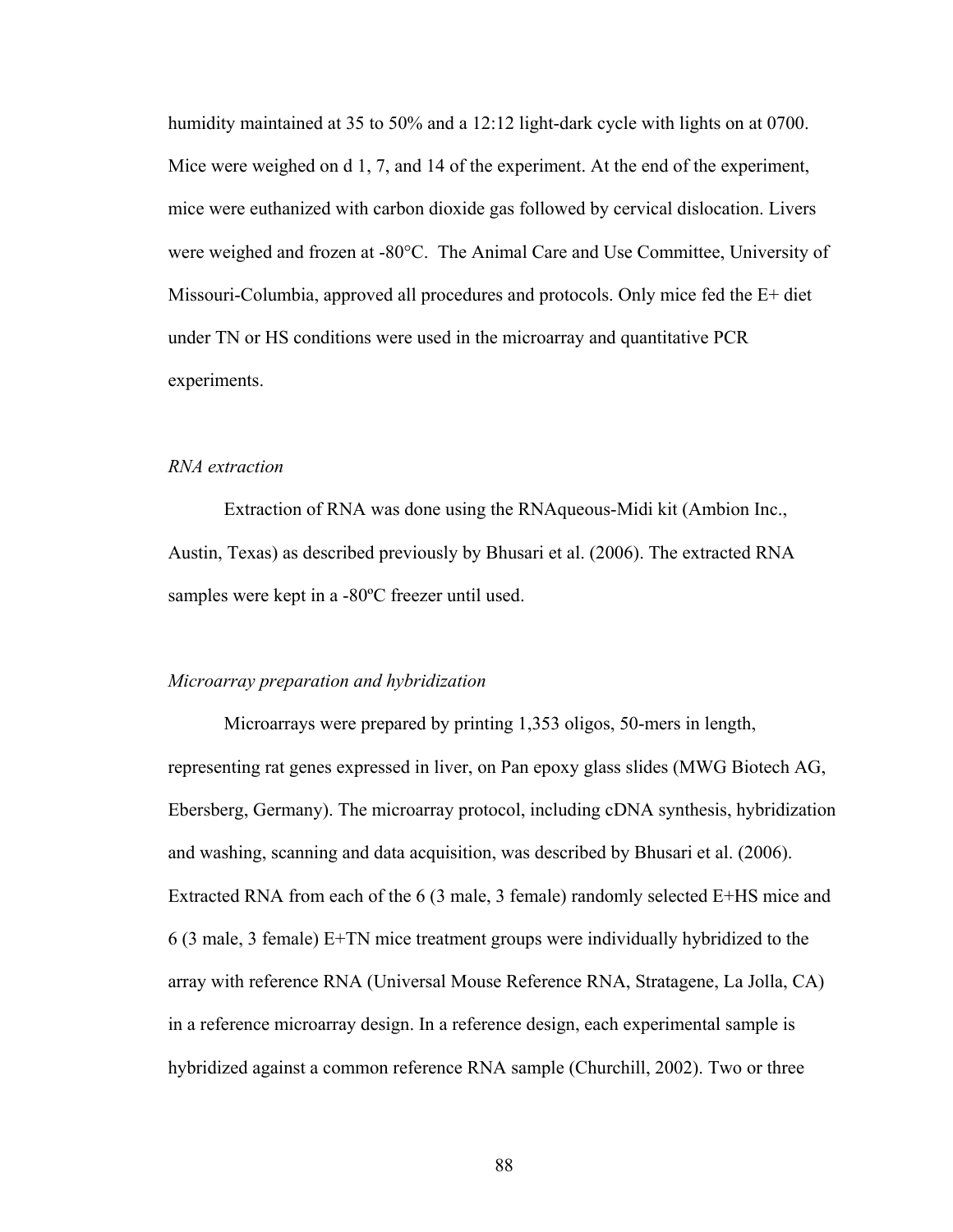humidity maintained at 35 to 50% and a 12:12 light-dark cycle with lights on at 0700. Mice were weighed on d 1, 7, and 14 of the experiment. At the end of the experiment, mice were euthanized with carbon dioxide gas followed by cervical dislocation. Livers were weighed and frozen at -80°C. The Animal Care and Use Committee, University of Missouri-Columbia, approved all procedures and protocols. Only mice fed the E+ diet under TN or HS conditions were used in the microarray and quantitative PCR experiments.

*RNA extraction*

Extraction of RNA was done using the RNAqueous-Midi kit (Ambion Inc., Austin, Texas) as described previously by Bhusari et al. (2006). The extracted RNA samples were kept in a -80ºC freezer until used.

*Microarray preparation and hybridization*

Microarrays were prepared by printing 1,353 oligos, 50-mers in length, representing rat genes expressed in liver, on Pan epoxy glass slides (MWG Biotech AG, Ebersberg, Germany). The microarray protocol, including cDNA synthesis, hybridization and washing, scanning and data acquisition, was described by Bhusari et al. (2006). Extracted RNA from each of the 6 (3 male, 3 female) randomly selected E+HS mice and 6 (3 male, 3 female) E+TN mice treatment groups were individually hybridized to the array with reference RNA (Universal Mouse Reference RNA, Stratagene, La Jolla, CA) in a reference microarray design. In a reference design, each experimental sample is hybridized against a common reference RNA sample (Churchill, 2002). Two or three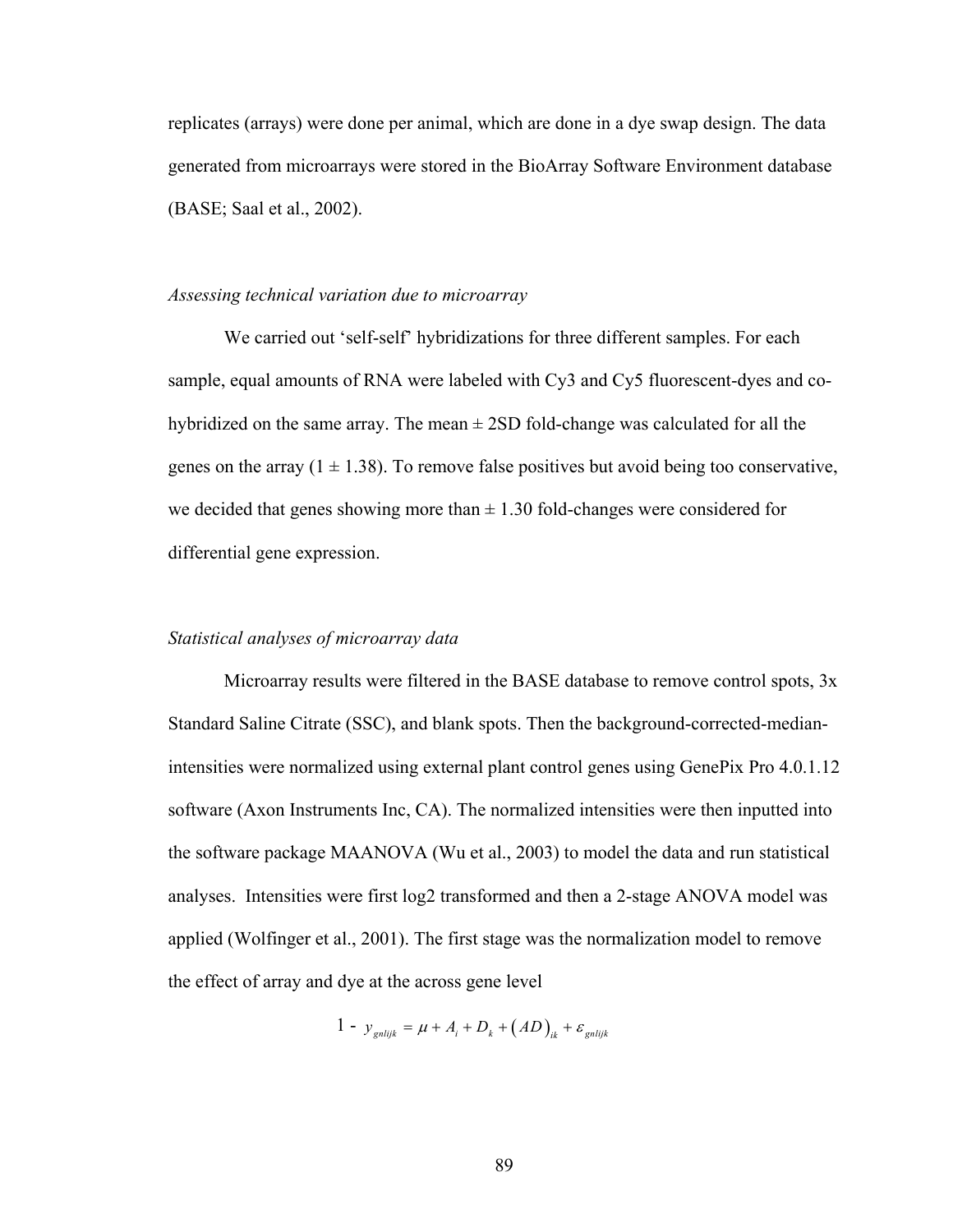replicates (arrays) were done per animal, which are done in a dye swap design. The data generated from microarrays were stored in the BioArray Software Environment database (BASE; Saal et al., 2002).

*Assessing technical variation due to microarray*

We carried out 'self-self' hybridizations for three different samples. For each sample, equal amounts of RNA were labeled with Cy3 and Cy5 fluorescent-dyes and co-hybridized on the same array. The mean ± 2SD fold-change was calculated for all the genes on the array (1 ± 1.38). To remove false positives but avoid being too conservative, we decided that genes showing more than ± 1.30 fold-changes were considered for differential gene expression.

*Statistical analyses of microarray data*

Microarray results were filtered in the BASE database to remove control spots, 3x Standard Saline Citrate (SSC), and blank spots. Then the background-corrected-median-intensities were normalized using external plant control genes using GenePix Pro 4.0.1.12 software (Axon Instruments Inc, CA). The normalized intensities were then inputted into the software package MAANOVA (Wu et al., 2003) to model the data and run statistical analyses. Intensities were first log2 transformed and then a 2-stage ANOVA model was applied (Wolfinger et al., 2001). The first stage was the normalization model to remove the effect of array and dye at the across gene level

$$1 - \ y_{gnlijk} = \mu + A_i + D_k + \left(AD\right)_{ik} + \varepsilon_{gnlijk}$$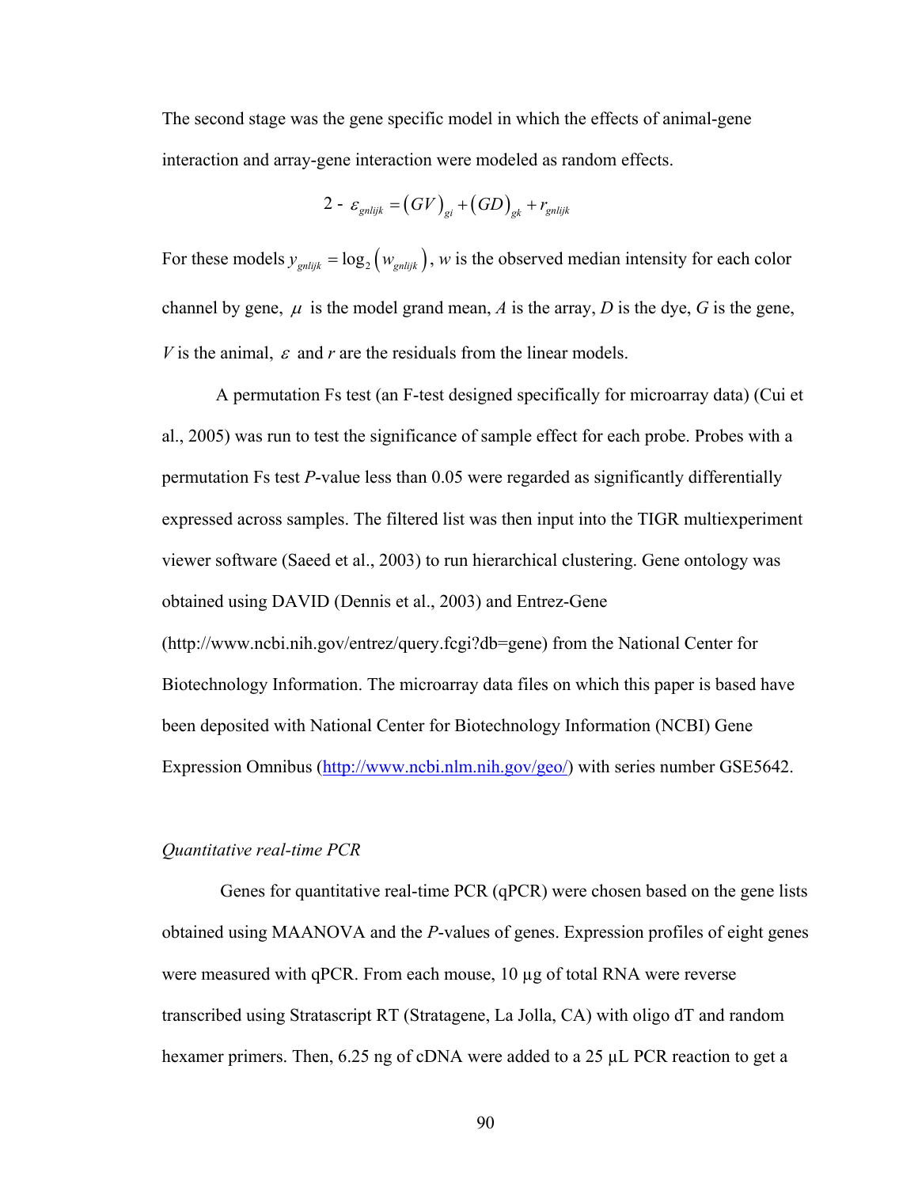The second stage was the gene specific model in which the effects of animal-gene interaction and array-gene interaction were modeled as random effects.

$$2 - \ \varepsilon_{gnlijk} = \left(GV\right)_{gi} + \left(GD\right)_{gk} + r_{gnlijk}$$

For these models $y_{gnlijk} = \log_2\left(w_{gnlijk}\right)$, $w$ is the observed median intensity for each color channel by gene, $\mu$ is the model grand mean, $A$ is the array, $D$ is the dye, $G$ is the gene, $V$ is the animal, $\varepsilon$ and $r$ are the residuals from the linear models.

A permutation Fs test (an F-test designed specifically for microarray data) (Cui et al., 2005) was run to test the significance of sample effect for each probe. Probes with a permutation Fs test *P*-value less than 0.05 were regarded as significantly differentially expressed across samples. The filtered list was then input into the TIGR multiexperiment viewer software (Saeed et al., 2003) to run hierarchical clustering. Gene ontology was obtained using DAVID (Dennis et al., 2003) and Entrez-Gene (http://www.ncbi.nih.gov/entrez/query.fcgi?db=gene) from the National Center for Biotechnology Information. The microarray data files on which this paper is based have been deposited with National Center for Biotechnology Information (NCBI) Gene Expression Omnibus (http://www.ncbi.nlm.nih.gov/geo/) with series number GSE5642.

*Quantitative real-time PCR*

Genes for quantitative real-time PCR (qPCR) were chosen based on the gene lists obtained using MAANOVA and the *P*-values of genes. Expression profiles of eight genes were measured with qPCR. From each mouse, 10 µg of total RNA were reverse transcribed using Stratascript RT (Stratagene, La Jolla, CA) with oligo dT and random hexamer primers. Then, 6.25 ng of cDNA were added to a 25 µL PCR reaction to get a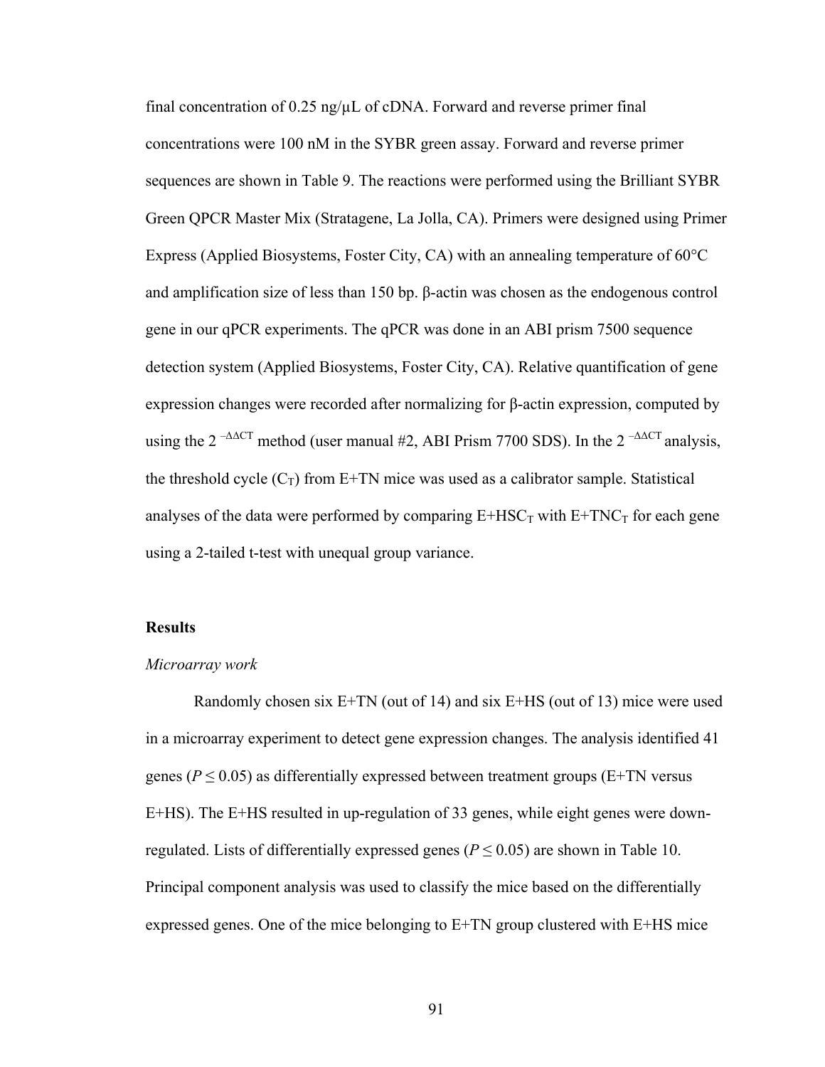final concentration of 0.25 ng/µL of cDNA. Forward and reverse primer final concentrations were 100 nM in the SYBR green assay. Forward and reverse primer sequences are shown in Table 9. The reactions were performed using the Brilliant SYBR Green QPCR Master Mix (Stratagene, La Jolla, CA). Primers were designed using Primer Express (Applied Biosystems, Foster City, CA) with an annealing temperature of 60°C and amplification size of less than 150 bp. β-actin was chosen as the endogenous control gene in our qPCR experiments. The qPCR was done in an ABI prism 7500 sequence detection system (Applied Biosystems, Foster City, CA). Relative quantification of gene expression changes were recorded after normalizing for β-actin expression, computed by using the $2^{-\Delta\Delta CT}$ method (user manual #2, ABI Prism 7700 SDS). In the $2^{-\Delta\Delta CT}$ analysis, the threshold cycle ($C_T$) from E+TN mice was used as a calibrator sample. Statistical analyses of the data were performed by comparing E+HS$C_T$ with E+TN$C_T$ for each gene using a 2-tailed t-test with unequal group variance.

## Results

*Microarray work*

Randomly chosen six E+TN (out of 14) and six E+HS (out of 13) mice were used in a microarray experiment to detect gene expression changes. The analysis identified 41 genes ($P \leq 0.05$) as differentially expressed between treatment groups (E+TN versus E+HS). The E+HS resulted in up-regulation of 33 genes, while eight genes were down-regulated. Lists of differentially expressed genes ($P \leq 0.05$) are shown in Table 10. Principal component analysis was used to classify the mice based on the differentially expressed genes. One of the mice belonging to E+TN group clustered with E+HS mice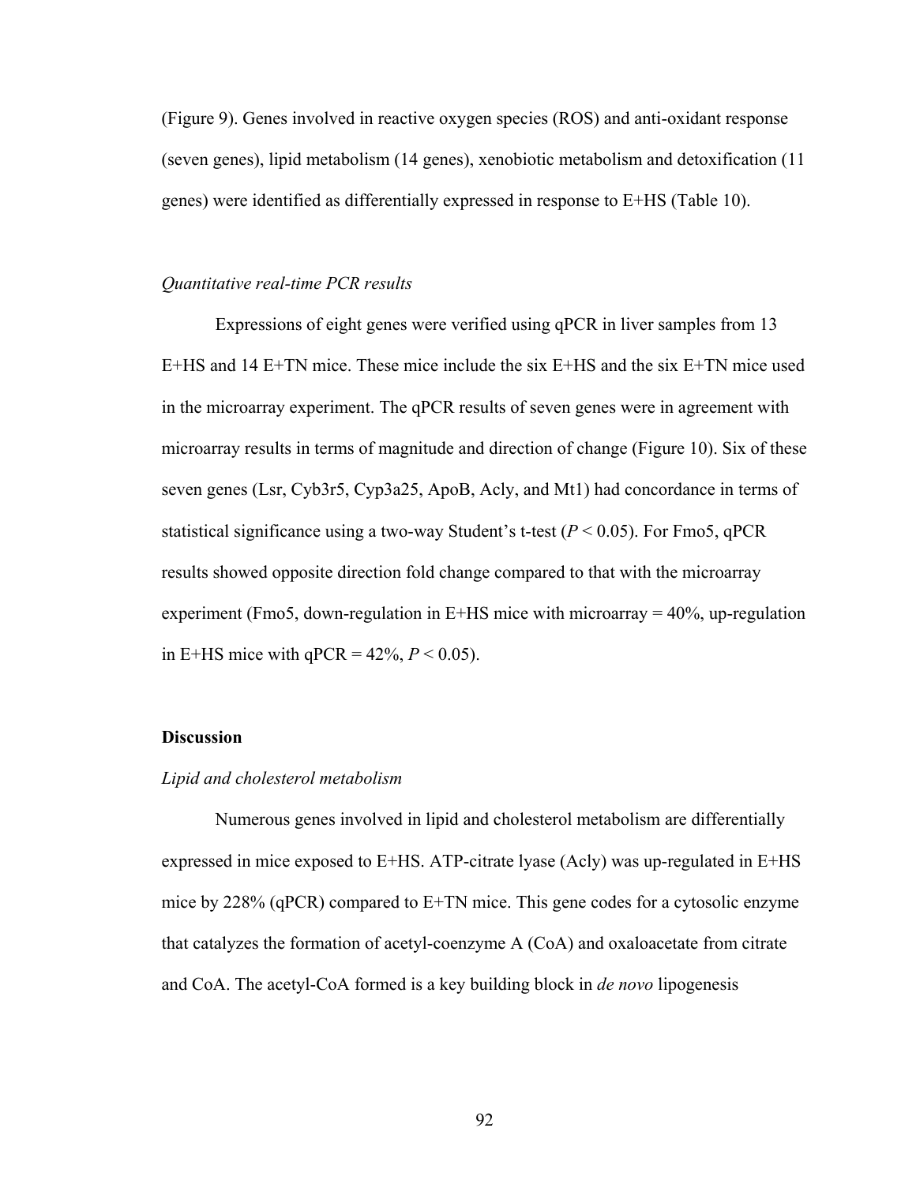(Figure 9). Genes involved in reactive oxygen species (ROS) and anti-oxidant response (seven genes), lipid metabolism (14 genes), xenobiotic metabolism and detoxification (11 genes) were identified as differentially expressed in response to E+HS (Table 10).

*Quantitative real-time PCR results*

Expressions of eight genes were verified using qPCR in liver samples from 13 E+HS and 14 E+TN mice. These mice include the six E+HS and the six E+TN mice used in the microarray experiment. The qPCR results of seven genes were in agreement with microarray results in terms of magnitude and direction of change (Figure 10). Six of these seven genes (Lsr, Cyb3r5, Cyp3a25, ApoB, Acly, and Mt1) had concordance in terms of statistical significance using a two-way Student's t-test ($P < 0.05$). For Fmo5, qPCR results showed opposite direction fold change compared to that with the microarray experiment (Fmo5, down-regulation in E+HS mice with microarray = 40%, up-regulation in E+HS mice with qPCR = 42%, $P < 0.05$).

## Discussion

*Lipid and cholesterol metabolism*

Numerous genes involved in lipid and cholesterol metabolism are differentially expressed in mice exposed to E+HS. ATP-citrate lyase (Acly) was up-regulated in E+HS mice by 228% (qPCR) compared to E+TN mice. This gene codes for a cytosolic enzyme that catalyzes the formation of acetyl-coenzyme A (CoA) and oxaloacetate from citrate and CoA. The acetyl-CoA formed is a key building block in *de novo* lipogenesis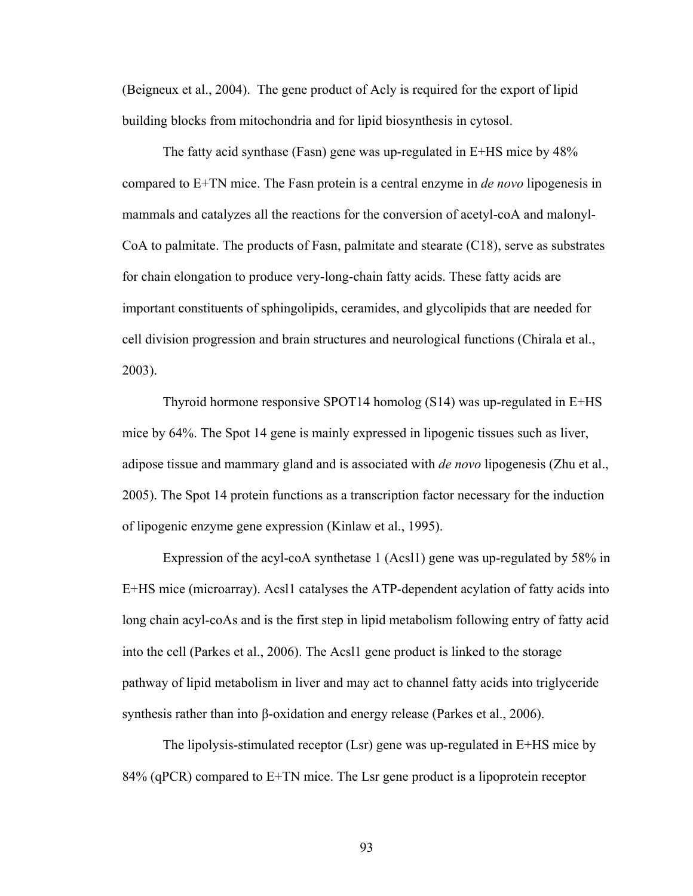(Beigneux et al., 2004). The gene product of Acly is required for the export of lipid building blocks from mitochondria and for lipid biosynthesis in cytosol.

The fatty acid synthase (Fasn) gene was up-regulated in E+HS mice by 48% compared to E+TN mice. The Fasn protein is a central enzyme in *de novo* lipogenesis in mammals and catalyzes all the reactions for the conversion of acetyl-coA and malonyl-CoA to palmitate. The products of Fasn, palmitate and stearate (C18), serve as substrates for chain elongation to produce very-long-chain fatty acids. These fatty acids are important constituents of sphingolipids, ceramides, and glycolipids that are needed for cell division progression and brain structures and neurological functions (Chirala et al., 2003).

Thyroid hormone responsive SPOT14 homolog (S14) was up-regulated in E+HS mice by 64%. The Spot 14 gene is mainly expressed in lipogenic tissues such as liver, adipose tissue and mammary gland and is associated with *de novo* lipogenesis (Zhu et al., 2005). The Spot 14 protein functions as a transcription factor necessary for the induction of lipogenic enzyme gene expression (Kinlaw et al., 1995).

Expression of the acyl-coA synthetase 1 (Acsl1) gene was up-regulated by 58% in E+HS mice (microarray). Acsl1 catalyses the ATP-dependent acylation of fatty acids into long chain acyl-coAs and is the first step in lipid metabolism following entry of fatty acid into the cell (Parkes et al., 2006). The Acsl1 gene product is linked to the storage pathway of lipid metabolism in liver and may act to channel fatty acids into triglyceride synthesis rather than into β-oxidation and energy release (Parkes et al., 2006).

The lipolysis-stimulated receptor (Lsr) gene was up-regulated in E+HS mice by 84% (qPCR) compared to E+TN mice. The Lsr gene product is a lipoprotein receptor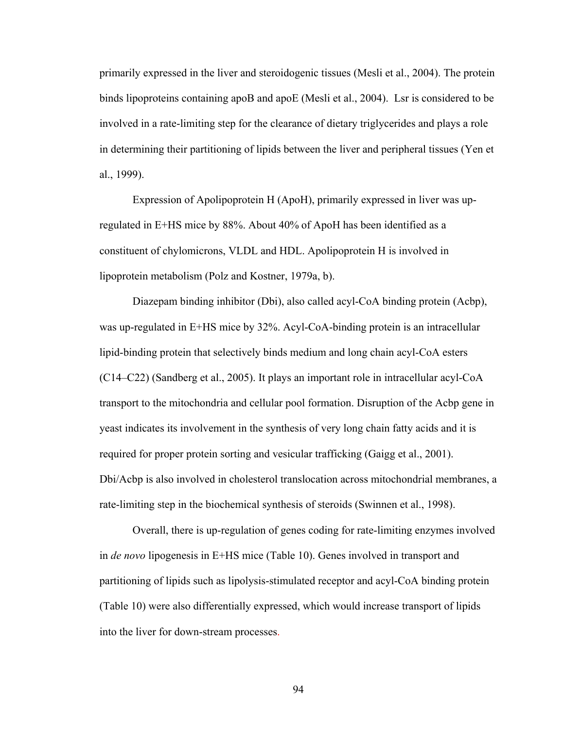primarily expressed in the liver and steroidogenic tissues (Mesli et al., 2004). The protein binds lipoproteins containing apoB and apoE (Mesli et al., 2004). Lsr is considered to be involved in a rate-limiting step for the clearance of dietary triglycerides and plays a role in determining their partitioning of lipids between the liver and peripheral tissues (Yen et al., 1999).

Expression of Apolipoprotein H (ApoH), primarily expressed in liver was up-regulated in E+HS mice by 88%. About 40% of ApoH has been identified as a constituent of chylomicrons, VLDL and HDL. Apolipoprotein H is involved in lipoprotein metabolism (Polz and Kostner, 1979a, b).

Diazepam binding inhibitor (Dbi), also called acyl-CoA binding protein (Acbp), was up-regulated in E+HS mice by 32%. Acyl-CoA-binding protein is an intracellular lipid-binding protein that selectively binds medium and long chain acyl-CoA esters (C14–C22) (Sandberg et al., 2005). It plays an important role in intracellular acyl-CoA transport to the mitochondria and cellular pool formation. Disruption of the Acbp gene in yeast indicates its involvement in the synthesis of very long chain fatty acids and it is required for proper protein sorting and vesicular trafficking (Gaigg et al., 2001). Dbi/Acbp is also involved in cholesterol translocation across mitochondrial membranes, a rate-limiting step in the biochemical synthesis of steroids (Swinnen et al., 1998).

Overall, there is up-regulation of genes coding for rate-limiting enzymes involved in *de novo* lipogenesis in E+HS mice (Table 10). Genes involved in transport and partitioning of lipids such as lipolysis-stimulated receptor and acyl-CoA binding protein (Table 10) were also differentially expressed, which would increase transport of lipids into the liver for down-stream processes.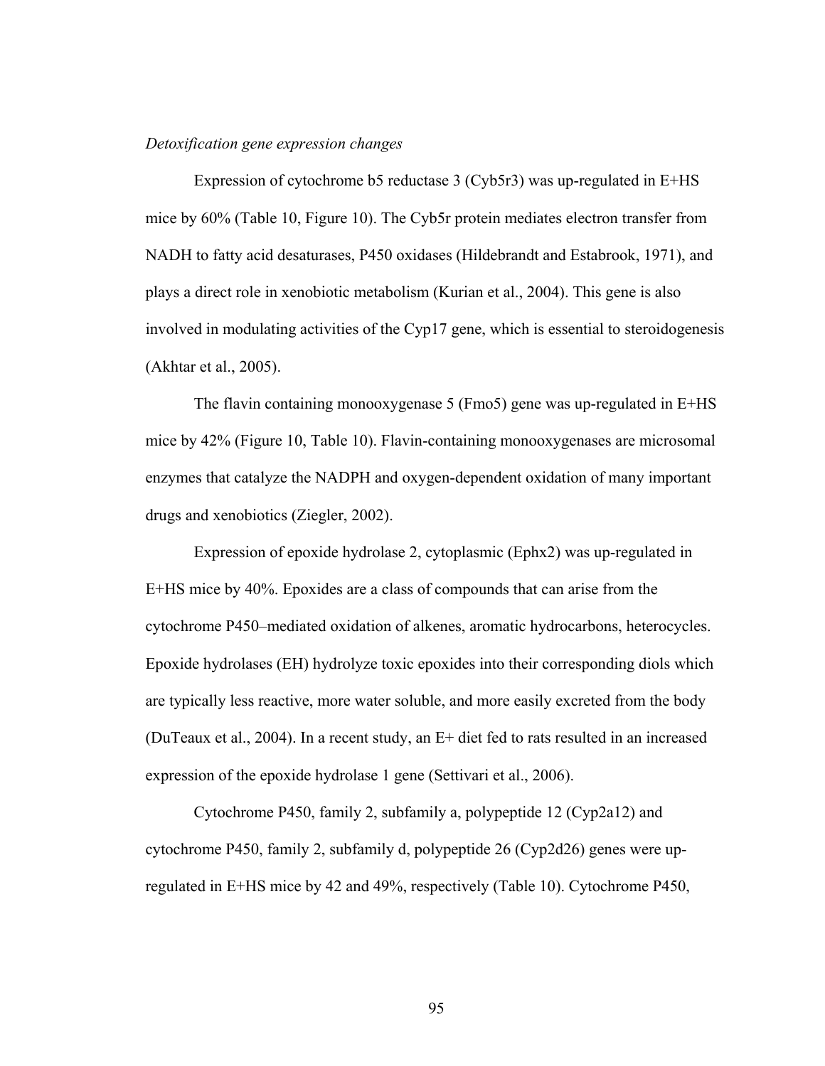*Detoxification gene expression changes*

Expression of cytochrome b5 reductase 3 (Cyb5r3) was up-regulated in E+HS mice by 60% (Table 10, Figure 10). The Cyb5r protein mediates electron transfer from NADH to fatty acid desaturases, P450 oxidases (Hildebrandt and Estabrook, 1971), and plays a direct role in xenobiotic metabolism (Kurian et al., 2004). This gene is also involved in modulating activities of the Cyp17 gene, which is essential to steroidogenesis (Akhtar et al., 2005).

The flavin containing monooxygenase 5 (Fmo5) gene was up-regulated in E+HS mice by 42% (Figure 10, Table 10). Flavin-containing monooxygenases are microsomal enzymes that catalyze the NADPH and oxygen-dependent oxidation of many important drugs and xenobiotics (Ziegler, 2002).

Expression of epoxide hydrolase 2, cytoplasmic (Ephx2) was up-regulated in E+HS mice by 40%. Epoxides are a class of compounds that can arise from the cytochrome P450–mediated oxidation of alkenes, aromatic hydrocarbons, heterocycles. Epoxide hydrolases (EH) hydrolyze toxic epoxides into their corresponding diols which are typically less reactive, more water soluble, and more easily excreted from the body (DuTeaux et al., 2004). In a recent study, an E+ diet fed to rats resulted in an increased expression of the epoxide hydrolase 1 gene (Settivari et al., 2006).

Cytochrome P450, family 2, subfamily a, polypeptide 12 (Cyp2a12) and cytochrome P450, family 2, subfamily d, polypeptide 26 (Cyp2d26) genes were up-regulated in E+HS mice by 42 and 49%, respectively (Table 10). Cytochrome P450,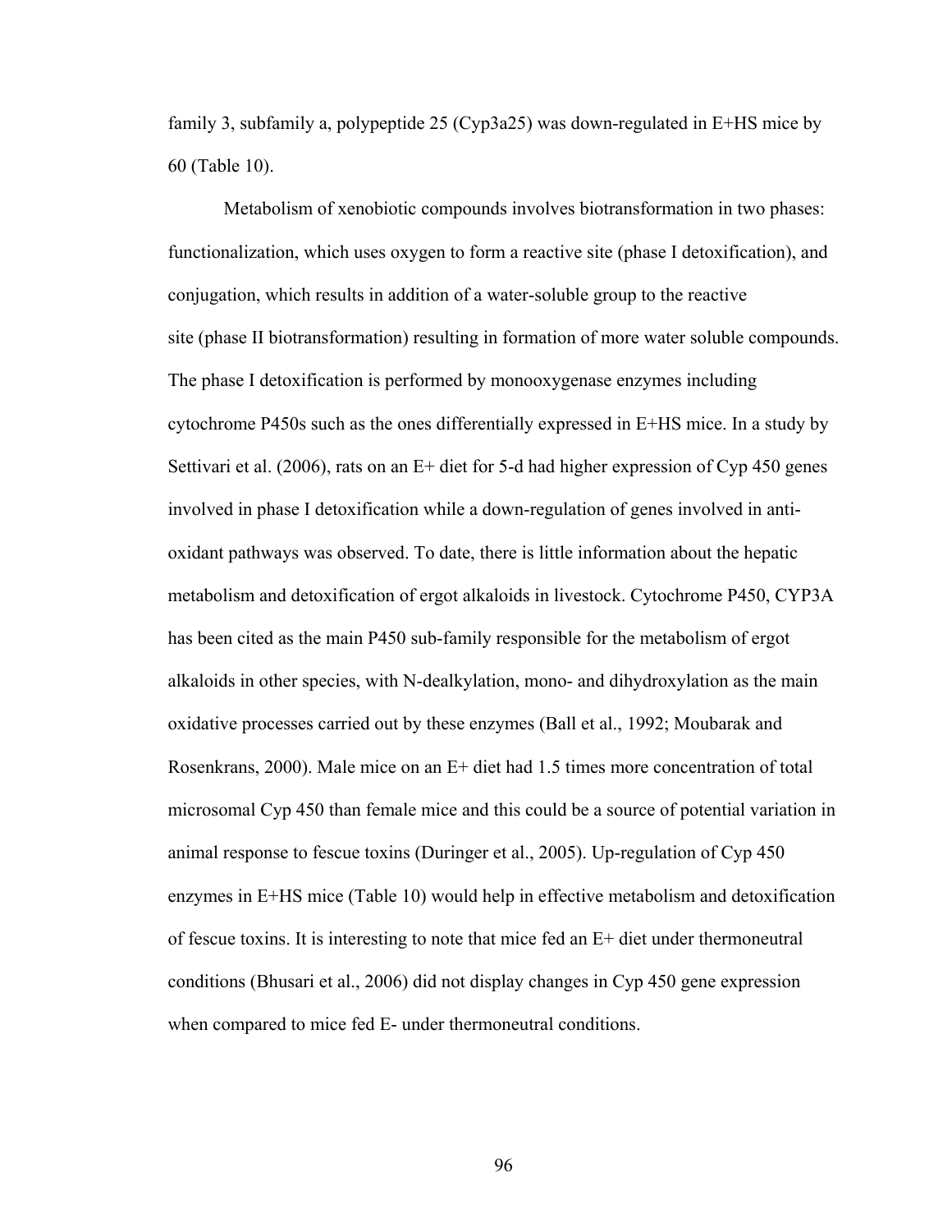family 3, subfamily a, polypeptide 25 (Cyp3a25) was down-regulated in E+HS mice by 60 (Table 10).

Metabolism of xenobiotic compounds involves biotransformation in two phases: functionalization, which uses oxygen to form a reactive site (phase I detoxification), and conjugation, which results in addition of a water-soluble group to the reactive site (phase II biotransformation) resulting in formation of more water soluble compounds. The phase I detoxification is performed by monooxygenase enzymes including cytochrome P450s such as the ones differentially expressed in E+HS mice. In a study by Settivari et al. (2006), rats on an E+ diet for 5-d had higher expression of Cyp 450 genes involved in phase I detoxification while a down-regulation of genes involved in anti-oxidant pathways was observed. To date, there is little information about the hepatic metabolism and detoxification of ergot alkaloids in livestock. Cytochrome P450, CYP3A has been cited as the main P450 sub-family responsible for the metabolism of ergot alkaloids in other species, with N-dealkylation, mono- and dihydroxylation as the main oxidative processes carried out by these enzymes (Ball et al., 1992; Moubarak and Rosenkrans, 2000). Male mice on an E+ diet had 1.5 times more concentration of total microsomal Cyp 450 than female mice and this could be a source of potential variation in animal response to fescue toxins (Duringer et al., 2005). Up-regulation of Cyp 450 enzymes in E+HS mice (Table 10) would help in effective metabolism and detoxification of fescue toxins. It is interesting to note that mice fed an E+ diet under thermoneutral conditions (Bhusari et al., 2006) did not display changes in Cyp 450 gene expression when compared to mice fed E- under thermoneutral conditions.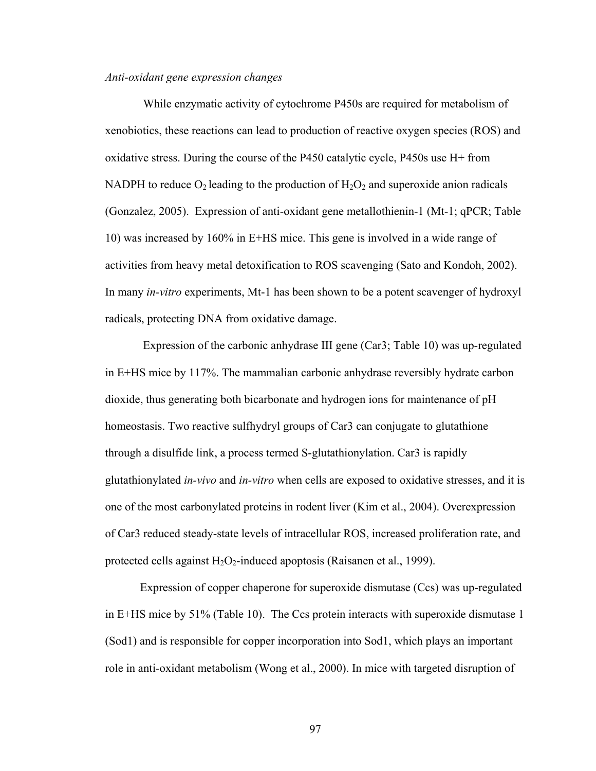*Anti-oxidant gene expression changes*

While enzymatic activity of cytochrome P450s are required for metabolism of xenobiotics, these reactions can lead to production of reactive oxygen species (ROS) and oxidative stress. During the course of the P450 catalytic cycle, P450s use H+ from NADPH to reduce $O_2$ leading to the production of $H_2O_2$ and superoxide anion radicals (Gonzalez, 2005). Expression of anti-oxidant gene metallothienin-1 (Mt-1; qPCR; Table 10) was increased by 160% in E+HS mice. This gene is involved in a wide range of activities from heavy metal detoxification to ROS scavenging (Sato and Kondoh, 2002). In many *in-vitro* experiments, Mt-1 has been shown to be a potent scavenger of hydroxyl radicals, protecting DNA from oxidative damage.

Expression of the carbonic anhydrase III gene (Car3; Table 10) was up-regulated in E+HS mice by 117%. The mammalian carbonic anhydrase reversibly hydrate carbon dioxide, thus generating both bicarbonate and hydrogen ions for maintenance of pH homeostasis. Two reactive sulfhydryl groups of Car3 can conjugate to glutathione through a disulfide link, a process termed S-glutathionylation. Car3 is rapidly glutathionylated *in-vivo* and *in-vitro* when cells are exposed to oxidative stresses, and it is one of the most carbonylated proteins in rodent liver (Kim et al., 2004). Overexpression of Car3 reduced steady-state levels of intracellular ROS, increased proliferation rate, and protected cells against $H_2O_2$-induced apoptosis (Raisanen et al., 1999).

Expression of copper chaperone for superoxide dismutase (Ccs) was up-regulated in E+HS mice by 51% (Table 10). The Ccs protein interacts with superoxide dismutase 1 (Sod1) and is responsible for copper incorporation into Sod1, which plays an important role in anti-oxidant metabolism (Wong et al., 2000). In mice with targeted disruption of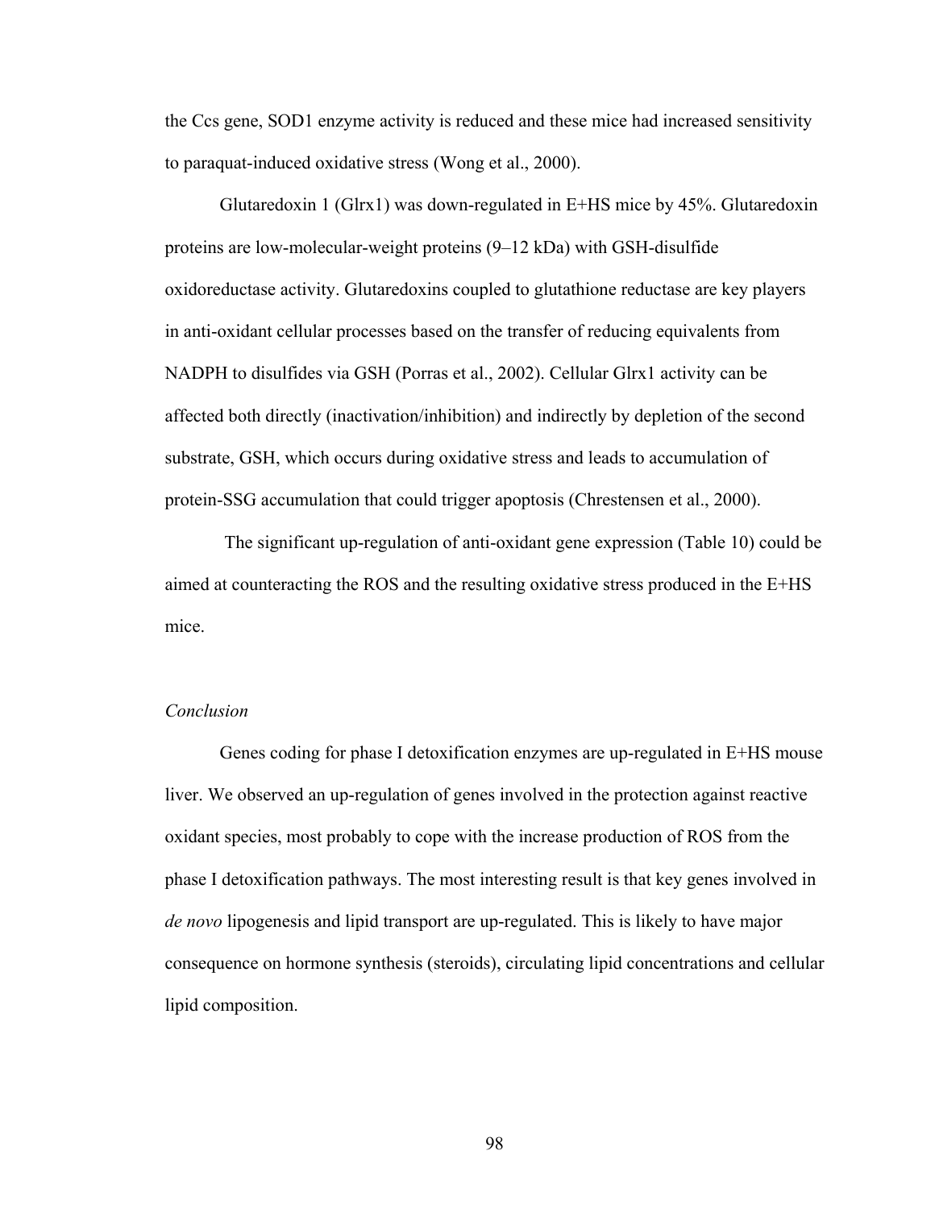the Ccs gene, SOD1 enzyme activity is reduced and these mice had increased sensitivity to paraquat-induced oxidative stress (Wong et al., 2000).

Glutaredoxin 1 (Glrx1) was down-regulated in E+HS mice by 45%. Glutaredoxin proteins are low-molecular-weight proteins (9–12 kDa) with GSH-disulfide oxidoreductase activity. Glutaredoxins coupled to glutathione reductase are key players in anti-oxidant cellular processes based on the transfer of reducing equivalents from NADPH to disulfides via GSH (Porras et al., 2002). Cellular Glrx1 activity can be affected both directly (inactivation/inhibition) and indirectly by depletion of the second substrate, GSH, which occurs during oxidative stress and leads to accumulation of protein-SSG accumulation that could trigger apoptosis (Chrestensen et al., 2000).

The significant up-regulation of anti-oxidant gene expression (Table 10) could be aimed at counteracting the ROS and the resulting oxidative stress produced in the E+HS mice.

*Conclusion*

Genes coding for phase I detoxification enzymes are up-regulated in E+HS mouse liver. We observed an up-regulation of genes involved in the protection against reactive oxidant species, most probably to cope with the increase production of ROS from the phase I detoxification pathways. The most interesting result is that key genes involved in *de novo* lipogenesis and lipid transport are up-regulated. This is likely to have major consequence on hormone synthesis (steroids), circulating lipid concentrations and cellular lipid composition.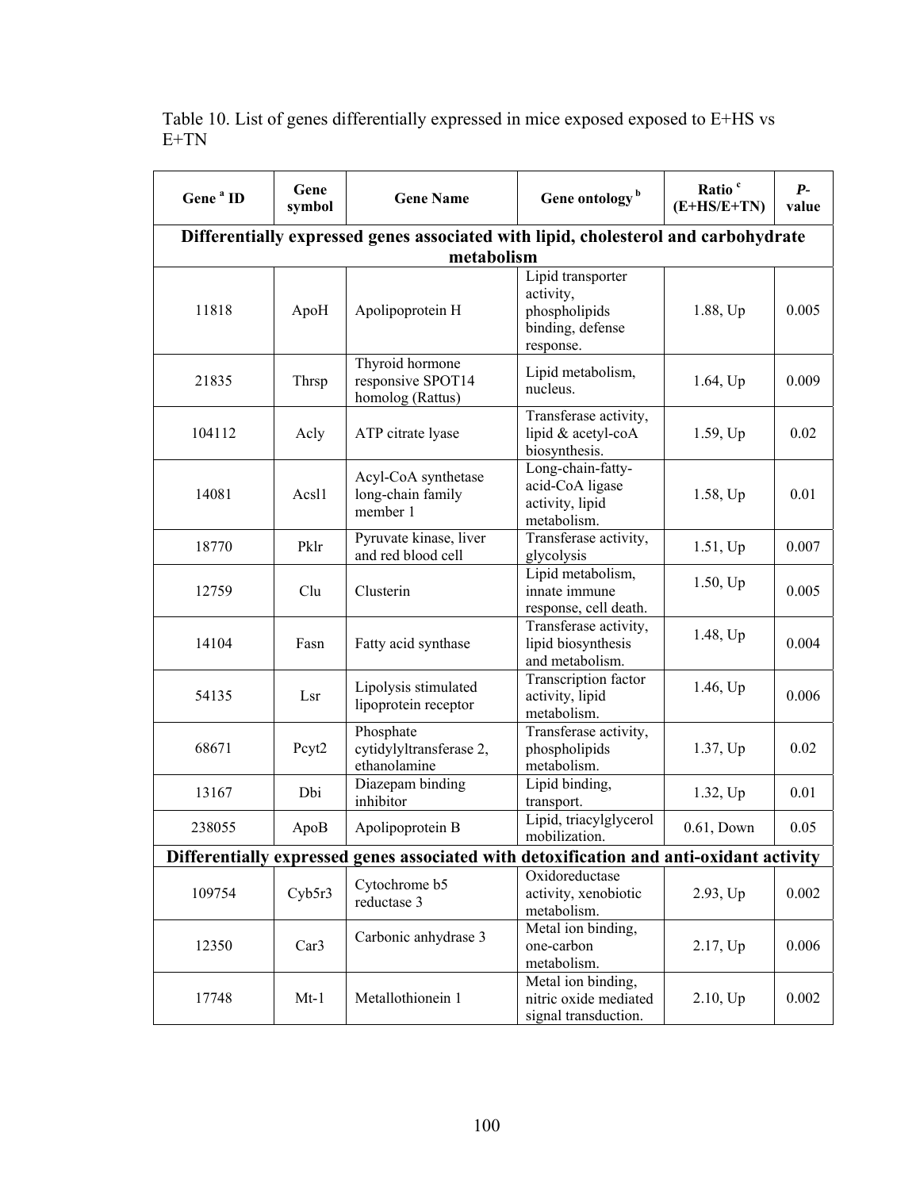Table 10. List of genes differentially expressed in mice exposed exposed to E+HS vs E+TN

| Gene [a] ID | Gene symbol | Gene Name | Gene ontology [b] | Ratio [c] (E+HS/E+TN) | *P*-value |
|---|---|---|---|---|---|
| **Differentially expressed genes associated with lipid, cholesterol and carbohydrate metabolism** | | | | | |
| 11818 | ApoH | Apolipoprotein H | Lipid transporter activity, phospholipids binding, defense response. | 1.88, Up | 0.005 |
| 21835 | Thrsp | Thyroid hormone responsive SPOT14 homolog (Rattus) | Lipid metabolism, nucleus. | 1.64, Up | 0.009 |
| 104112 | Acly | ATP citrate lyase | Transferase activity, lipid & acetyl-coA biosynthesis. | 1.59, Up | 0.02 |
| 14081 | Acsl1 | Acyl-CoA synthetase long-chain family member 1 | Long-chain-fatty-acid-CoA ligase activity, lipid metabolism. | 1.58, Up | 0.01 |
| 18770 | Pklr | Pyruvate kinase, liver and red blood cell | Transferase activity, glycolysis | 1.51, Up | 0.007 |
| 12759 | Clu | Clusterin | Lipid metabolism, innate immune response, cell death. | 1.50, Up | 0.005 |
| 14104 | Fasn | Fatty acid synthase | Transferase activity, lipid biosynthesis and metabolism. | 1.48, Up | 0.004 |
| 54135 | Lsr | Lipolysis stimulated lipoprotein receptor | Transcription factor activity, lipid metabolism. | 1.46, Up | 0.006 |
| 68671 | Pcyt2 | Phosphate cytidylyltransferase 2, ethanolamine | Transferase activity, phospholipids metabolism. | 1.37, Up | 0.02 |
| 13167 | Dbi | Diazepam binding inhibitor | Lipid binding, transport. | 1.32, Up | 0.01 |
| 238055 | ApoB | Apolipoprotein B | Lipid, triacylglycerol mobilization. | 0.61, Down | 0.05 |
| **Differentially expressed genes associated with detoxification and anti-oxidant activity** | | | | | |
| 109754 | Cyb5r3 | Cytochrome b5 reductase 3 | Oxidoreductase activity, xenobiotic metabolism. | 2.93, Up | 0.002 |
| 12350 | Car3 | Carbonic anhydrase 3 | Metal ion binding, one-carbon metabolism. | 2.17, Up | 0.006 |
| 17748 | Mt-1 | Metallothionein 1 | Metal ion binding, nitric oxide mediated signal transduction. | 2.10, Up | 0.002 |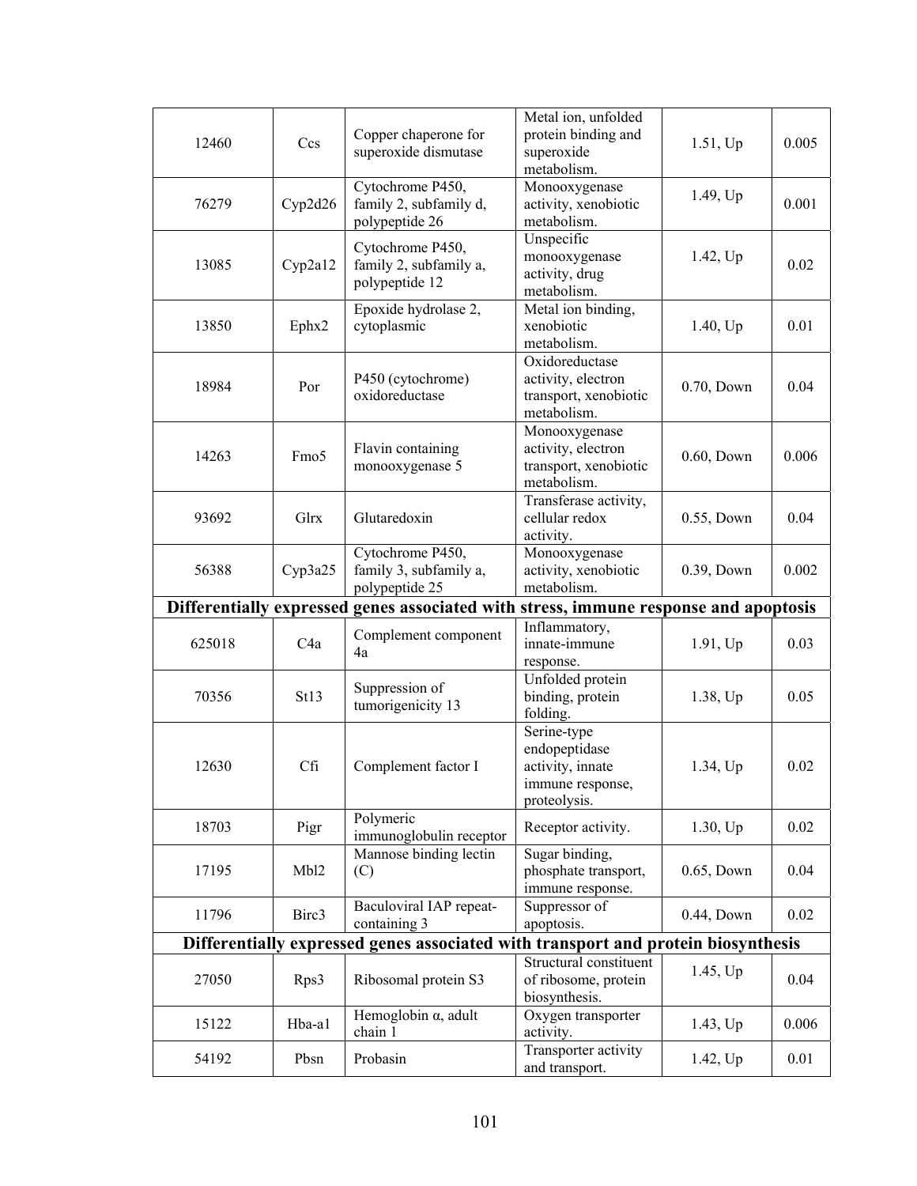| | | | | | |
|---|---|---|---|---|---|
| 12460 | Ccs | Copper chaperone for superoxide dismutase | Metal ion, unfolded protein binding and superoxide metabolism. | 1.51, Up | 0.005 |
| 76279 | Cyp2d26 | Cytochrome P450, family 2, subfamily d, polypeptide 26 | Monooxygenase activity, xenobiotic metabolism. | 1.49, Up | 0.001 |
| 13085 | Cyp2a12 | Cytochrome P450, family 2, subfamily a, polypeptide 12 | Unspecific monooxygenase activity, drug metabolism. | 1.42, Up | 0.02 |
| 13850 | Ephx2 | Epoxide hydrolase 2, cytoplasmic | Metal ion binding, xenobiotic metabolism. | 1.40, Up | 0.01 |
| 18984 | Por | P450 (cytochrome) oxidoreductase | Oxidoreductase activity, electron transport, xenobiotic metabolism. | 0.70, Down | 0.04 |
| 14263 | Fmo5 | Flavin containing monooxygenase 5 | Monooxygenase activity, electron transport, xenobiotic metabolism. | 0.60, Down | 0.006 |
| 93692 | Glrx | Glutaredoxin | Transferase activity, cellular redox activity. | 0.55, Down | 0.04 |
| 56388 | Cyp3a25 | Cytochrome P450, family 3, subfamily a, polypeptide 25 | Monooxygenase activity, xenobiotic metabolism. | 0.39, Down | 0.002 |
| **Differentially expressed genes associated with stress, immune response and apoptosis** | | | | | |
| 625018 | C4a | Complement component 4a | Inflammatory, innate-immune response. | 1.91, Up | 0.03 |
| 70356 | St13 | Suppression of tumorigenicity 13 | Unfolded protein binding, protein folding. | 1.38, Up | 0.05 |
| 12630 | Cfi | Complement factor I | Serine-type endopeptidase activity, innate immune response, proteolysis. | 1.34, Up | 0.02 |
| 18703 | Pigr | Polymeric immunoglobulin receptor | Receptor activity. | 1.30, Up | 0.02 |
| 17195 | Mbl2 | Mannose binding lectin (C) | Sugar binding, phosphate transport, immune response. | 0.65, Down | 0.04 |
| 11796 | Birc3 | Baculoviral IAP repeat-containing 3 | Suppressor of apoptosis. | 0.44, Down | 0.02 |
| **Differentially expressed genes associated with transport and protein biosynthesis** | | | | | |
| 27050 | Rps3 | Ribosomal protein S3 | Structural constituent of ribosome, protein biosynthesis. | 1.45, Up | 0.04 |
| 15122 | Hba-a1 | Hemoglobin α, adult chain 1 | Oxygen transporter activity. | 1.43, Up | 0.006 |
| 54192 | Pbsn | Probasin | Transporter activity and transport. | 1.42, Up | 0.01 |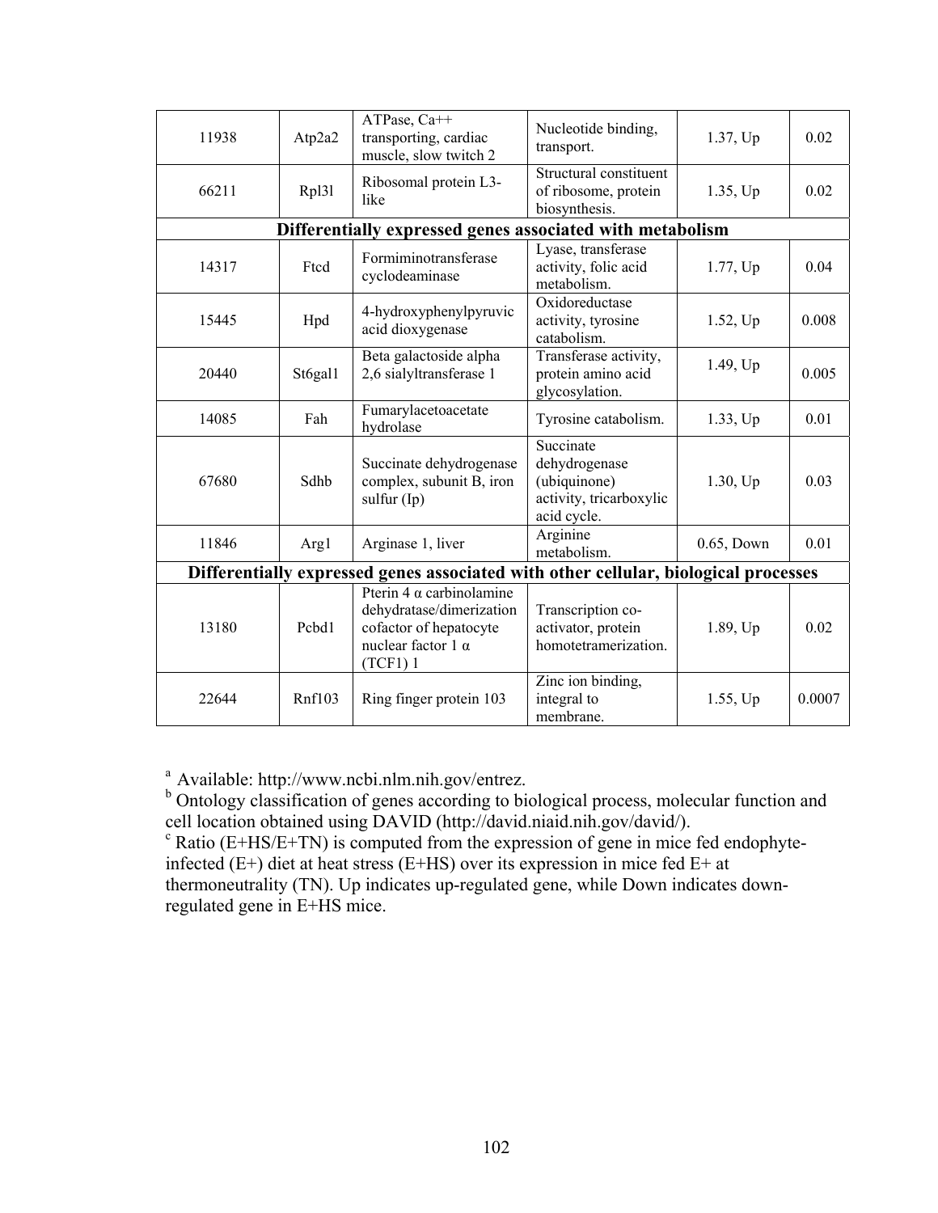| | | | | | |
|---|---|---|---|---|---|
| 11938 | Atp2a2 | ATPase, Ca++ transporting, cardiac muscle, slow twitch 2 | Nucleotide binding, transport. | 1.37, Up | 0.02 |
| 66211 | Rpl3l | Ribosomal protein L3-like | Structural constituent of ribosome, protein biosynthesis. | 1.35, Up | 0.02 |
| **Differentially expressed genes associated with metabolism** | | | | | |
| 14317 | Ftcd | Formiminotransferase cyclodeaminase | Lyase, transferase activity, folic acid metabolism. | 1.77, Up | 0.04 |
| 15445 | Hpd | 4-hydroxyphenylpyruvic acid dioxygenase | Oxidoreductase activity, tyrosine catabolism. | 1.52, Up | 0.008 |
| 20440 | St6gal1 | Beta galactoside alpha 2,6 sialyltransferase 1 | Transferase activity, protein amino acid glycosylation. | 1.49, Up | 0.005 |
| 14085 | Fah | Fumarylacetoacetate hydrolase | Tyrosine catabolism. | 1.33, Up | 0.01 |
| 67680 | Sdhb | Succinate dehydrogenase complex, subunit B, iron sulfur (Ip) | Succinate dehydrogenase (ubiquinone) activity, tricarboxylic acid cycle. | 1.30, Up | 0.03 |
| 11846 | Arg1 | Arginase 1, liver | Arginine metabolism. | 0.65, Down | 0.01 |
| **Differentially expressed genes associated with other cellular, biological processes** | | | | | |
| 13180 | Pcbd1 | Pterin 4 α carbinolamine dehydratase/dimerization cofactor of hepatocyte nuclear factor 1 α (TCF1) 1 | Transcription co-activator, protein homotetramerization. | 1.89, Up | 0.02 |
| 22644 | Rnf103 | Ring finger protein 103 | Zinc ion binding, integral to membrane. | 1.55, Up | 0.0007 |

[a] Available: http://www.ncbi.nlm.nih.gov/entrez.
[b] Ontology classification of genes according to biological process, molecular function and cell location obtained using DAVID (http://david.niaid.nih.gov/david/).
[c] Ratio (E+HS/E+TN) is computed from the expression of gene in mice fed endophyte-infected (E+) diet at heat stress (E+HS) over its expression in mice fed E+ at thermoneutrality (TN). Up indicates up-regulated gene, while Down indicates down-regulated gene in E+HS mice.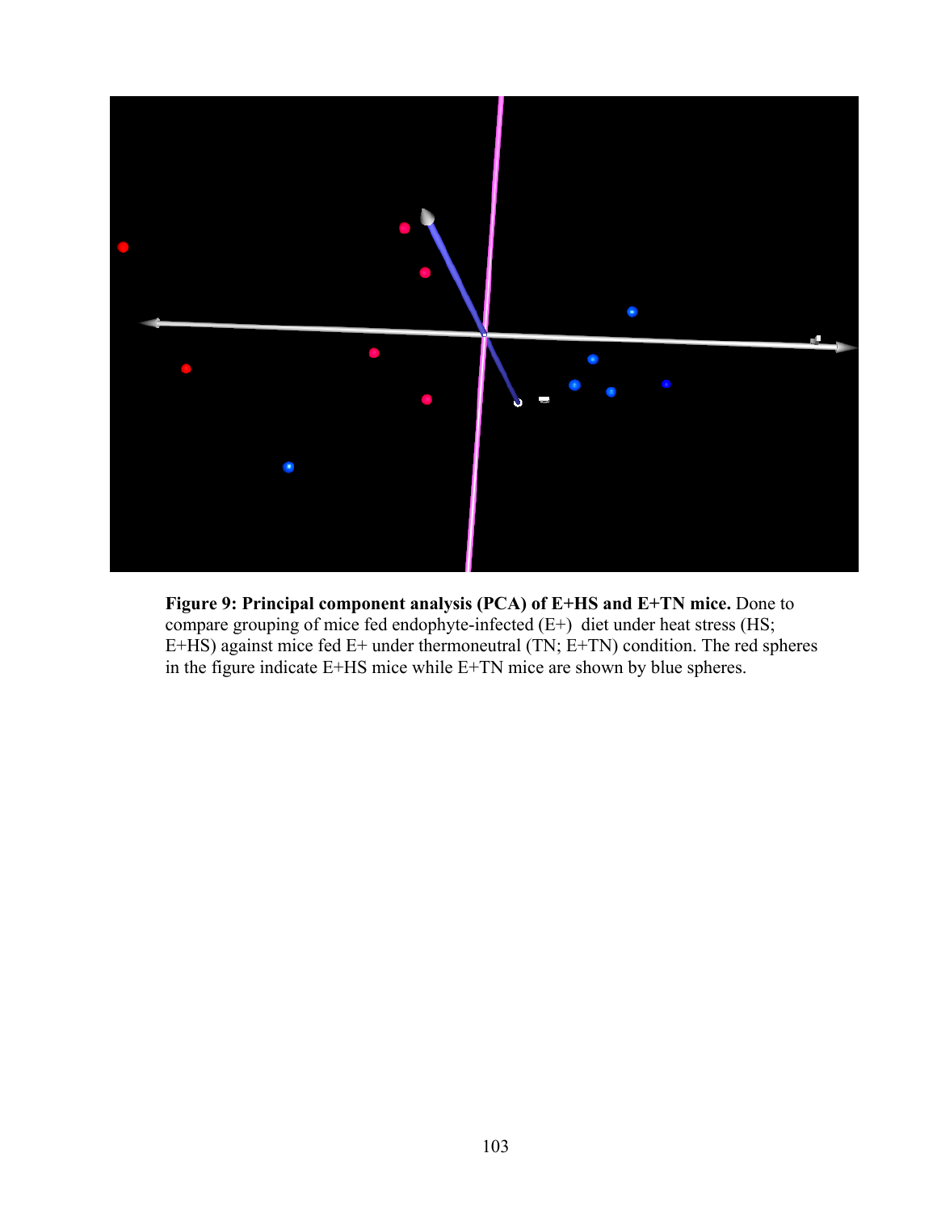**Figure 9: Principal component analysis (PCA) of E+HS and E+TN mice.** Done to compare grouping of mice fed endophyte-infected (E+) diet under heat stress (HS; E+HS) against mice fed E+ under thermoneutral (TN; E+TN) condition. The red spheres in the figure indicate E+HS mice while E+TN mice are shown by blue spheres.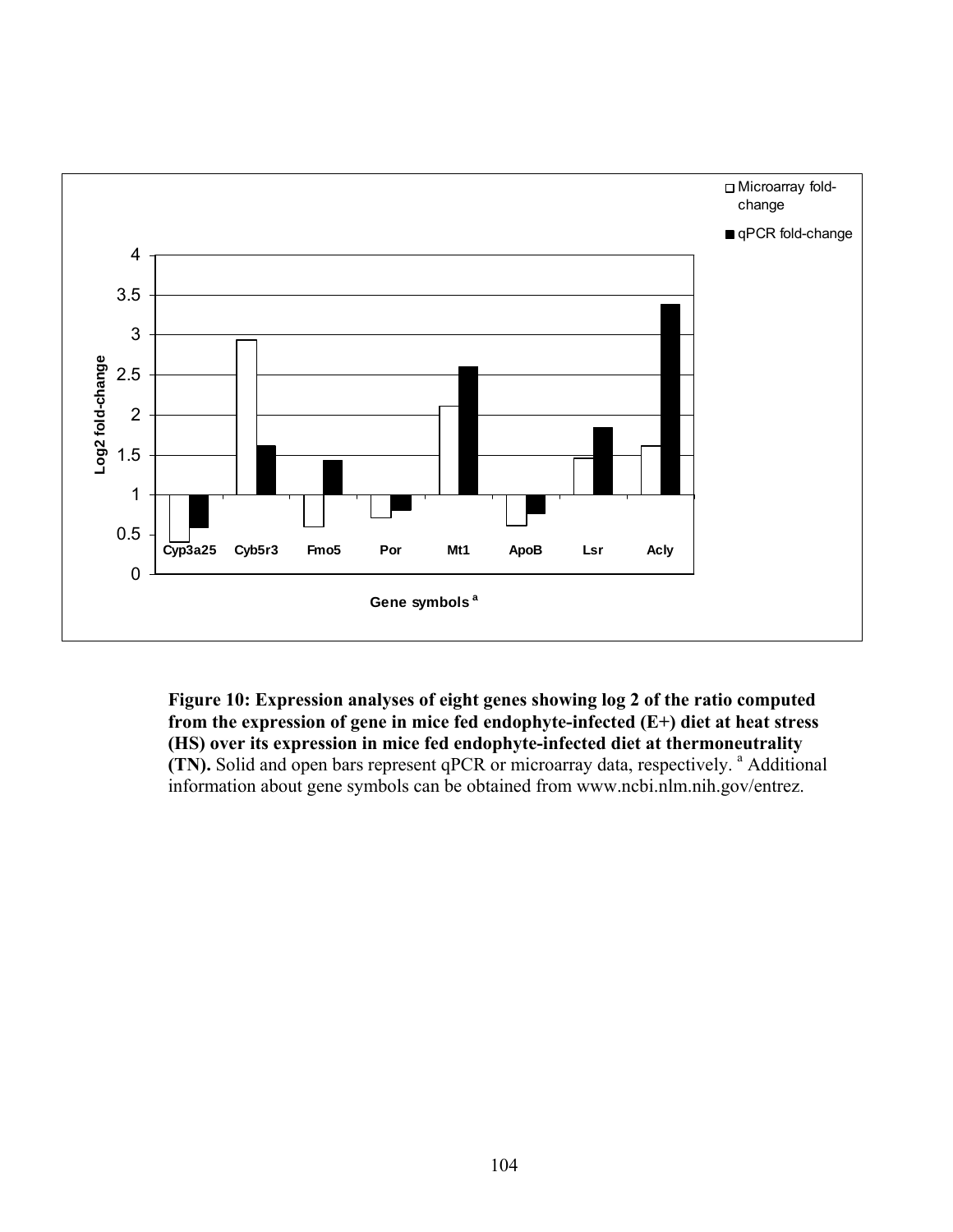**Figure 10: Expression analyses of eight genes showing log 2 of the ratio computed from the expression of gene in mice fed endophyte-infected (E+) diet at heat stress (HS) over its expression in mice fed endophyte-infected diet at thermoneutrality (TN).** Solid and open bars represent qPCR or microarray data, respectively. [a] Additional information about gene symbols can be obtained from www.ncbi.nlm.nih.gov/entrez.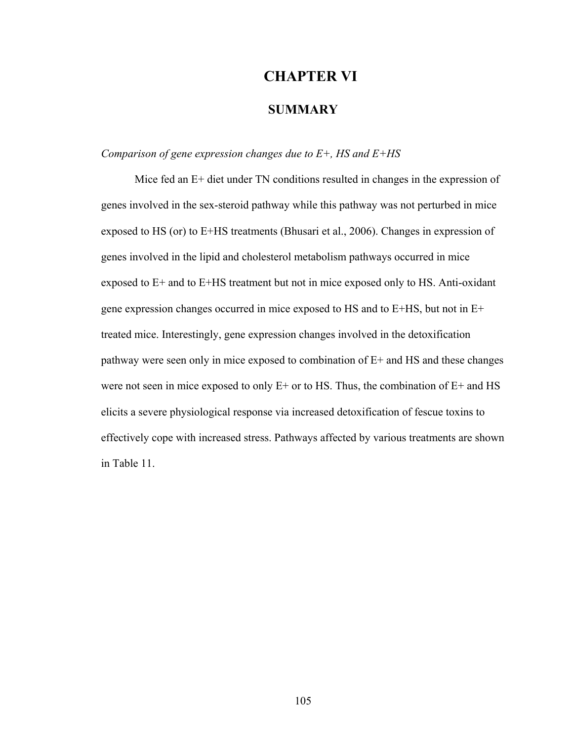# CHAPTER VI

## SUMMARY

*Comparison of gene expression changes due to E+, HS and E+HS*

Mice fed an E+ diet under TN conditions resulted in changes in the expression of genes involved in the sex-steroid pathway while this pathway was not perturbed in mice exposed to HS (or) to E+HS treatments (Bhusari et al., 2006). Changes in expression of genes involved in the lipid and cholesterol metabolism pathways occurred in mice exposed to E+ and to E+HS treatment but not in mice exposed only to HS. Anti-oxidant gene expression changes occurred in mice exposed to HS and to E+HS, but not in E+ treated mice. Interestingly, gene expression changes involved in the detoxification pathway were seen only in mice exposed to combination of E+ and HS and these changes were not seen in mice exposed to only E+ or to HS. Thus, the combination of E+ and HS elicits a severe physiological response via increased detoxification of fescue toxins to effectively cope with increased stress. Pathways affected by various treatments are shown in Table 11.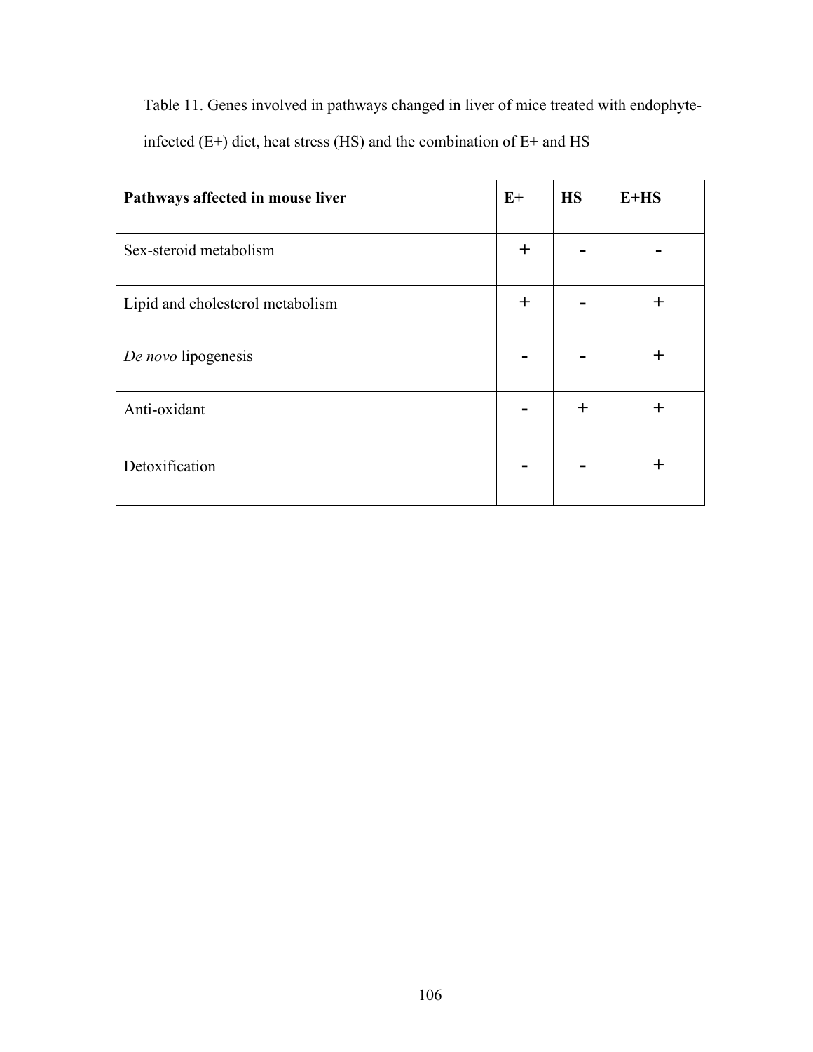Table 11. Genes involved in pathways changed in liver of mice treated with endophyte-infected (E+) diet, heat stress (HS) and the combination of E+ and HS

| **Pathways affected in mouse liver** | **E+** | **HS** | **E+HS** |
|---|---|---|---|
| Sex-steroid metabolism | + | - | - |
| Lipid and cholesterol metabolism | + | - | + |
| *De novo* lipogenesis | - | - | + |
| Anti-oxidant | - | + | + |
| Detoxification | - | - | + |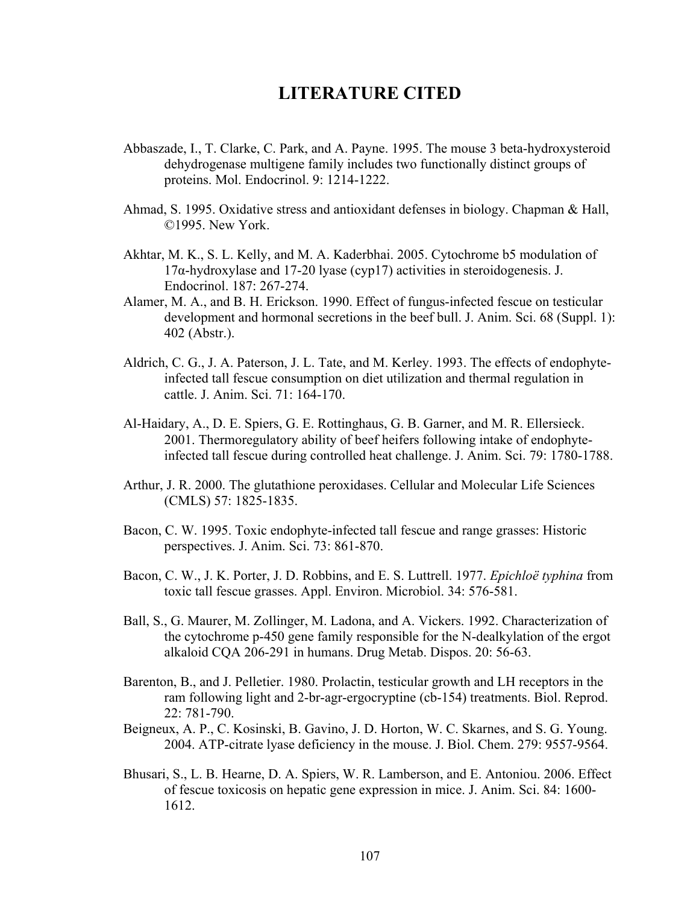# LITERATURE CITED

Abbaszade, I., T. Clarke, C. Park, and A. Payne. 1995. The mouse 3 beta-hydroxysteroid dehydrogenase multigene family includes two functionally distinct groups of proteins. Mol. Endocrinol. 9: 1214-1222.

Ahmad, S. 1995. Oxidative stress and antioxidant defenses in biology. Chapman & Hall, ©1995. New York.

Akhtar, M. K., S. L. Kelly, and M. A. Kaderbhai. 2005. Cytochrome b5 modulation of 17α-hydroxylase and 17-20 lyase (cyp17) activities in steroidogenesis. J. Endocrinol. 187: 267-274.

Alamer, M. A., and B. H. Erickson. 1990. Effect of fungus-infected fescue on testicular development and hormonal secretions in the beef bull. J. Anim. Sci. 68 (Suppl. 1): 402 (Abstr.).

Aldrich, C. G., J. A. Paterson, J. L. Tate, and M. Kerley. 1993. The effects of endophyte-infected tall fescue consumption on diet utilization and thermal regulation in cattle. J. Anim. Sci. 71: 164-170.

Al-Haidary, A., D. E. Spiers, G. E. Rottinghaus, G. B. Garner, and M. R. Ellersieck. 2001. Thermoregulatory ability of beef heifers following intake of endophyte-infected tall fescue during controlled heat challenge. J. Anim. Sci. 79: 1780-1788.

Arthur, J. R. 2000. The glutathione peroxidases. Cellular and Molecular Life Sciences (CMLS) 57: 1825-1835.

Bacon, C. W. 1995. Toxic endophyte-infected tall fescue and range grasses: Historic perspectives. J. Anim. Sci. 73: 861-870.

Bacon, C. W., J. K. Porter, J. D. Robbins, and E. S. Luttrell. 1977. *Epichloë typhina* from toxic tall fescue grasses. Appl. Environ. Microbiol. 34: 576-581.

Ball, S., G. Maurer, M. Zollinger, M. Ladona, and A. Vickers. 1992. Characterization of the cytochrome p-450 gene family responsible for the N-dealkylation of the ergot alkaloid CQA 206-291 in humans. Drug Metab. Dispos. 20: 56-63.

Barenton, B., and J. Pelletier. 1980. Prolactin, testicular growth and LH receptors in the ram following light and 2-br-agr-ergocryptine (cb-154) treatments. Biol. Reprod. 22: 781-790.

Beigneux, A. P., C. Kosinski, B. Gavino, J. D. Horton, W. C. Skarnes, and S. G. Young. 2004. ATP-citrate lyase deficiency in the mouse. J. Biol. Chem. 279: 9557-9564.

Bhusari, S., L. B. Hearne, D. A. Spiers, W. R. Lamberson, and E. Antoniou. 2006. Effect of fescue toxicosis on hepatic gene expression in mice. J. Anim. Sci. 84: 1600-1612.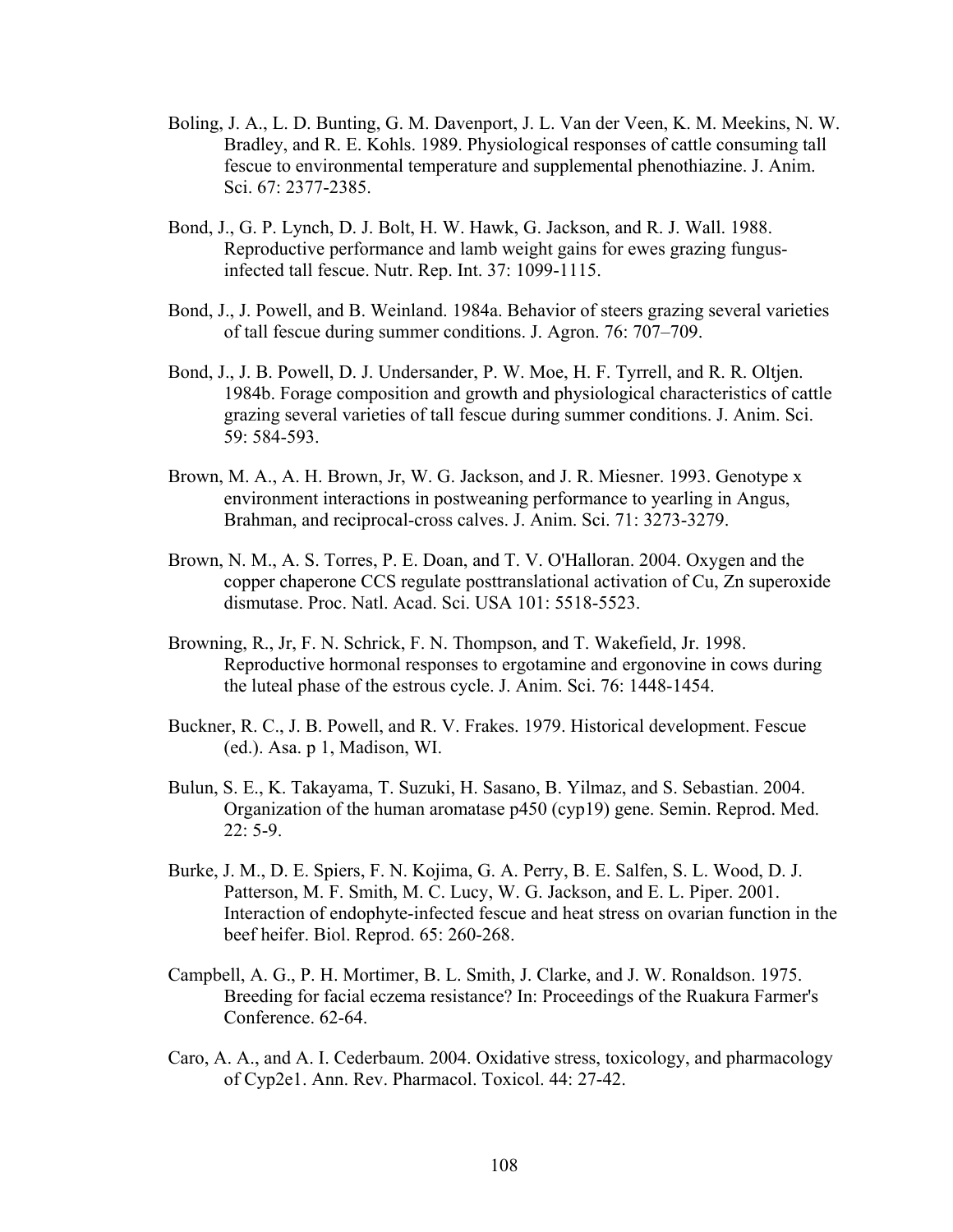Boling, J. A., L. D. Bunting, G. M. Davenport, J. L. Van der Veen, K. M. Meekins, N. W. Bradley, and R. E. Kohls. 1989. Physiological responses of cattle consuming tall fescue to environmental temperature and supplemental phenothiazine. J. Anim. Sci. 67: 2377-2385.

Bond, J., G. P. Lynch, D. J. Bolt, H. W. Hawk, G. Jackson, and R. J. Wall. 1988. Reproductive performance and lamb weight gains for ewes grazing fungus-infected tall fescue. Nutr. Rep. Int. 37: 1099-1115.

Bond, J., J. Powell, and B. Weinland. 1984a. Behavior of steers grazing several varieties of tall fescue during summer conditions. J. Agron. 76: 707–709.

Bond, J., J. B. Powell, D. J. Undersander, P. W. Moe, H. F. Tyrrell, and R. R. Oltjen. 1984b. Forage composition and growth and physiological characteristics of cattle grazing several varieties of tall fescue during summer conditions. J. Anim. Sci. 59: 584-593.

Brown, M. A., A. H. Brown, Jr, W. G. Jackson, and J. R. Miesner. 1993. Genotype x environment interactions in postweaning performance to yearling in Angus, Brahman, and reciprocal-cross calves. J. Anim. Sci. 71: 3273-3279.

Brown, N. M., A. S. Torres, P. E. Doan, and T. V. O'Halloran. 2004. Oxygen and the copper chaperone CCS regulate posttranslational activation of Cu, Zn superoxide dismutase. Proc. Natl. Acad. Sci. USA 101: 5518-5523.

Browning, R., Jr, F. N. Schrick, F. N. Thompson, and T. Wakefield, Jr. 1998. Reproductive hormonal responses to ergotamine and ergonovine in cows during the luteal phase of the estrous cycle. J. Anim. Sci. 76: 1448-1454.

Buckner, R. C., J. B. Powell, and R. V. Frakes. 1979. Historical development. Fescue (ed.). Asa. p 1, Madison, WI.

Bulun, S. E., K. Takayama, T. Suzuki, H. Sasano, B. Yilmaz, and S. Sebastian. 2004. Organization of the human aromatase p450 (cyp19) gene. Semin. Reprod. Med. 22: 5-9.

Burke, J. M., D. E. Spiers, F. N. Kojima, G. A. Perry, B. E. Salfen, S. L. Wood, D. J. Patterson, M. F. Smith, M. C. Lucy, W. G. Jackson, and E. L. Piper. 2001. Interaction of endophyte-infected fescue and heat stress on ovarian function in the beef heifer. Biol. Reprod. 65: 260-268.

Campbell, A. G., P. H. Mortimer, B. L. Smith, J. Clarke, and J. W. Ronaldson. 1975. Breeding for facial eczema resistance? In: Proceedings of the Ruakura Farmer's Conference. 62-64.

Caro, A. A., and A. I. Cederbaum. 2004. Oxidative stress, toxicology, and pharmacology of Cyp2e1. Ann. Rev. Pharmacol. Toxicol. 44: 27-42.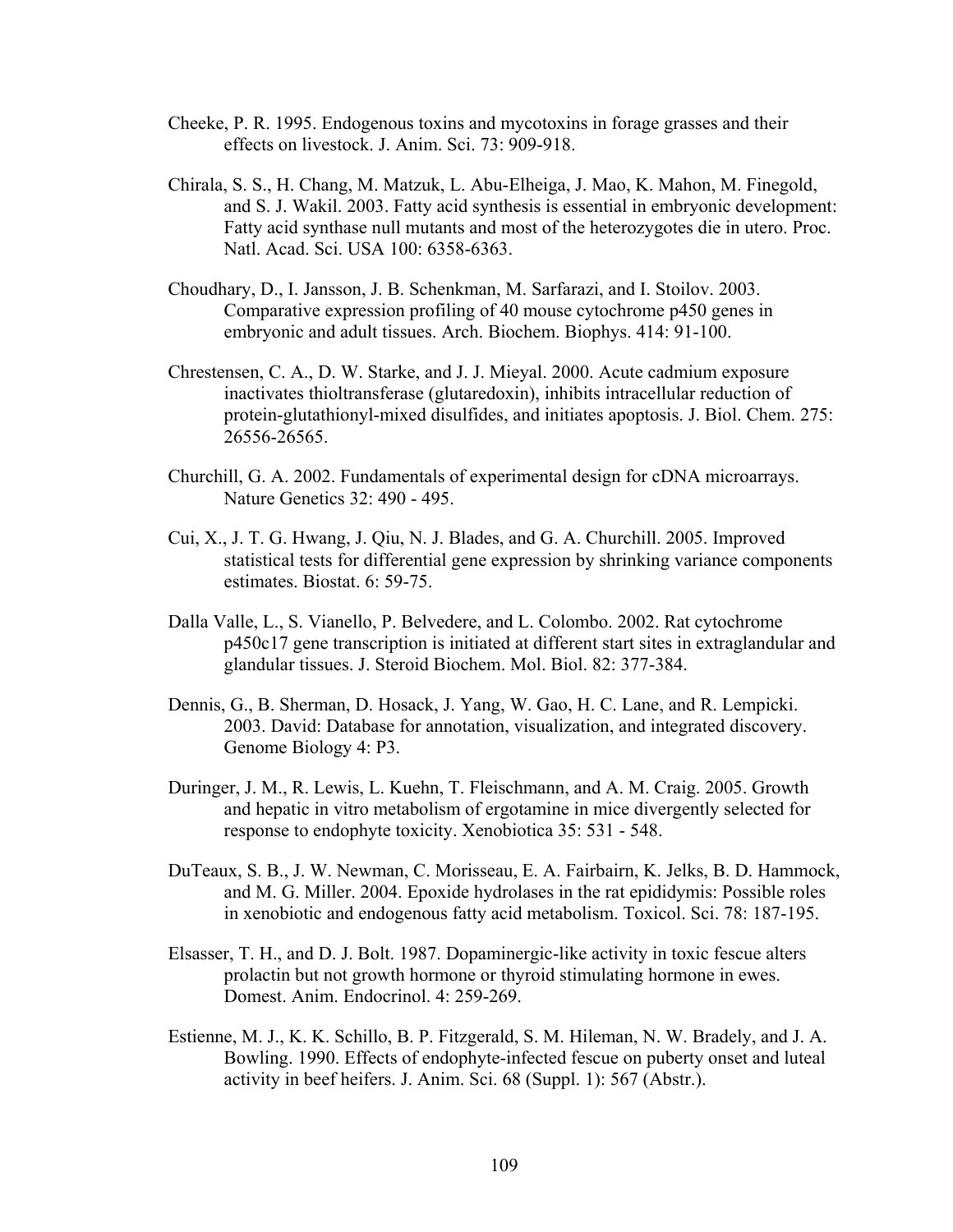Cheeke, P. R. 1995. Endogenous toxins and mycotoxins in forage grasses and their effects on livestock. J. Anim. Sci. 73: 909-918.

Chirala, S. S., H. Chang, M. Matzuk, L. Abu-Elheiga, J. Mao, K. Mahon, M. Finegold, and S. J. Wakil. 2003. Fatty acid synthesis is essential in embryonic development: Fatty acid synthase null mutants and most of the heterozygotes die in utero. Proc. Natl. Acad. Sci. USA 100: 6358-6363.

Choudhary, D., I. Jansson, J. B. Schenkman, M. Sarfarazi, and I. Stoilov. 2003. Comparative expression profiling of 40 mouse cytochrome p450 genes in embryonic and adult tissues. Arch. Biochem. Biophys. 414: 91-100.

Chrestensen, C. A., D. W. Starke, and J. J. Mieyal. 2000. Acute cadmium exposure inactivates thioltransferase (glutaredoxin), inhibits intracellular reduction of protein-glutathionyl-mixed disulfides, and initiates apoptosis. J. Biol. Chem. 275: 26556-26565.

Churchill, G. A. 2002. Fundamentals of experimental design for cDNA microarrays. Nature Genetics 32: 490 - 495.

Cui, X., J. T. G. Hwang, J. Qiu, N. J. Blades, and G. A. Churchill. 2005. Improved statistical tests for differential gene expression by shrinking variance components estimates. Biostat. 6: 59-75.

Dalla Valle, L., S. Vianello, P. Belvedere, and L. Colombo. 2002. Rat cytochrome p450c17 gene transcription is initiated at different start sites in extraglandular and glandular tissues. J. Steroid Biochem. Mol. Biol. 82: 377-384.

Dennis, G., B. Sherman, D. Hosack, J. Yang, W. Gao, H. C. Lane, and R. Lempicki. 2003. David: Database for annotation, visualization, and integrated discovery. Genome Biology 4: P3.

Duringer, J. M., R. Lewis, L. Kuehn, T. Fleischmann, and A. M. Craig. 2005. Growth and hepatic in vitro metabolism of ergotamine in mice divergently selected for response to endophyte toxicity. Xenobiotica 35: 531 - 548.

DuTeaux, S. B., J. W. Newman, C. Morisseau, E. A. Fairbairn, K. Jelks, B. D. Hammock, and M. G. Miller. 2004. Epoxide hydrolases in the rat epididymis: Possible roles in xenobiotic and endogenous fatty acid metabolism. Toxicol. Sci. 78: 187-195.

Elsasser, T. H., and D. J. Bolt. 1987. Dopaminergic-like activity in toxic fescue alters prolactin but not growth hormone or thyroid stimulating hormone in ewes. Domest. Anim. Endocrinol. 4: 259-269.

Estienne, M. J., K. K. Schillo, B. P. Fitzgerald, S. M. Hileman, N. W. Bradely, and J. A. Bowling. 1990. Effects of endophyte-infected fescue on puberty onset and luteal activity in beef heifers. J. Anim. Sci. 68 (Suppl. 1): 567 (Abstr.).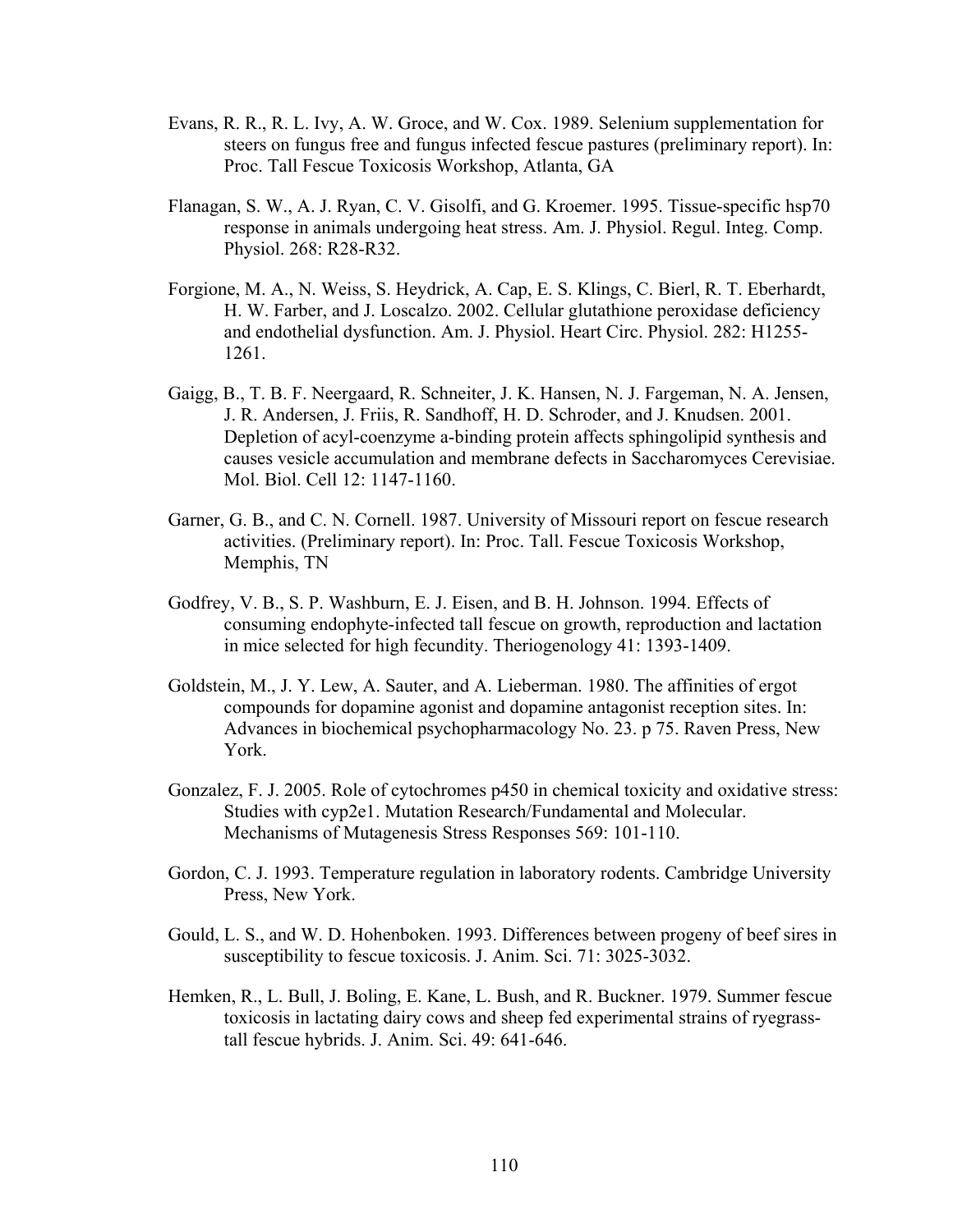Evans, R. R., R. L. Ivy, A. W. Groce, and W. Cox. 1989. Selenium supplementation for steers on fungus free and fungus infected fescue pastures (preliminary report). In: Proc. Tall Fescue Toxicosis Workshop, Atlanta, GA

Flanagan, S. W., A. J. Ryan, C. V. Gisolfi, and G. Kroemer. 1995. Tissue-specific hsp70 response in animals undergoing heat stress. Am. J. Physiol. Regul. Integ. Comp. Physiol. 268: R28-R32.

Forgione, M. A., N. Weiss, S. Heydrick, A. Cap, E. S. Klings, C. Bierl, R. T. Eberhardt, H. W. Farber, and J. Loscalzo. 2002. Cellular glutathione peroxidase deficiency and endothelial dysfunction. Am. J. Physiol. Heart Circ. Physiol. 282: H1255-1261.

Gaigg, B., T. B. F. Neergaard, R. Schneiter, J. K. Hansen, N. J. Fargeman, N. A. Jensen, J. R. Andersen, J. Friis, R. Sandhoff, H. D. Schroder, and J. Knudsen. 2001. Depletion of acyl-coenzyme a-binding protein affects sphingolipid synthesis and causes vesicle accumulation and membrane defects in Saccharomyces Cerevisiae. Mol. Biol. Cell 12: 1147-1160.

Garner, G. B., and C. N. Cornell. 1987. University of Missouri report on fescue research activities. (Preliminary report). In: Proc. Tall. Fescue Toxicosis Workshop, Memphis, TN

Godfrey, V. B., S. P. Washburn, E. J. Eisen, and B. H. Johnson. 1994. Effects of consuming endophyte-infected tall fescue on growth, reproduction and lactation in mice selected for high fecundity. Theriogenology 41: 1393-1409.

Goldstein, M., J. Y. Lew, A. Sauter, and A. Lieberman. 1980. The affinities of ergot compounds for dopamine agonist and dopamine antagonist reception sites. In: Advances in biochemical psychopharmacology No. 23. p 75. Raven Press, New York.

Gonzalez, F. J. 2005. Role of cytochromes p450 in chemical toxicity and oxidative stress: Studies with cyp2e1. Mutation Research/Fundamental and Molecular. Mechanisms of Mutagenesis Stress Responses 569: 101-110.

Gordon, C. J. 1993. Temperature regulation in laboratory rodents. Cambridge University Press, New York.

Gould, L. S., and W. D. Hohenboken. 1993. Differences between progeny of beef sires in susceptibility to fescue toxicosis. J. Anim. Sci. 71: 3025-3032.

Hemken, R., L. Bull, J. Boling, E. Kane, L. Bush, and R. Buckner. 1979. Summer fescue toxicosis in lactating dairy cows and sheep fed experimental strains of ryegrass-tall fescue hybrids. J. Anim. Sci. 49: 641-646.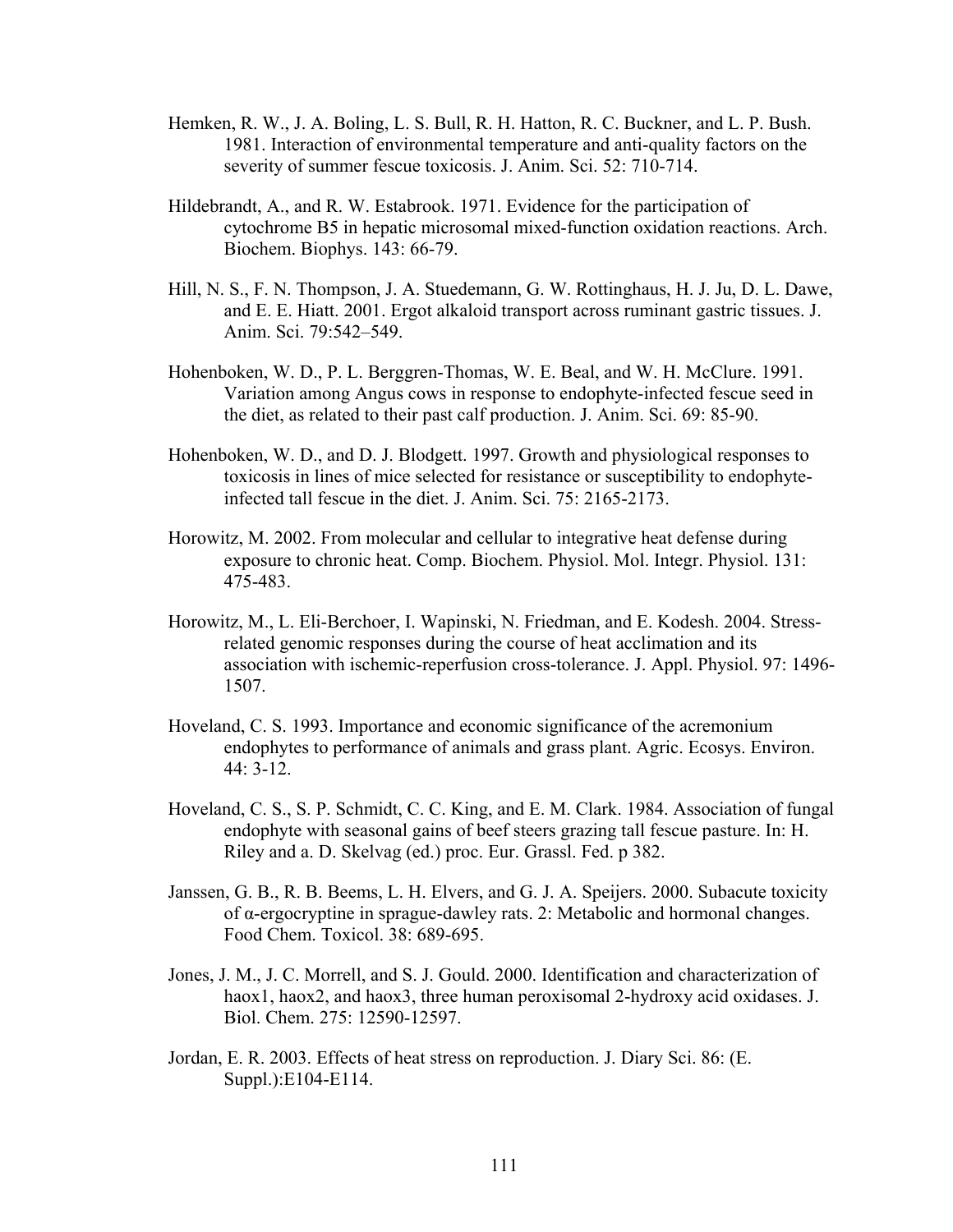Hemken, R. W., J. A. Boling, L. S. Bull, R. H. Hatton, R. C. Buckner, and L. P. Bush. 1981. Interaction of environmental temperature and anti-quality factors on the severity of summer fescue toxicosis. J. Anim. Sci. 52: 710-714.

Hildebrandt, A., and R. W. Estabrook. 1971. Evidence for the participation of cytochrome B5 in hepatic microsomal mixed-function oxidation reactions. Arch. Biochem. Biophys. 143: 66-79.

Hill, N. S., F. N. Thompson, J. A. Stuedemann, G. W. Rottinghaus, H. J. Ju, D. L. Dawe, and E. E. Hiatt. 2001. Ergot alkaloid transport across ruminant gastric tissues. J. Anim. Sci. 79:542–549.

Hohenboken, W. D., P. L. Berggren-Thomas, W. E. Beal, and W. H. McClure. 1991. Variation among Angus cows in response to endophyte-infected fescue seed in the diet, as related to their past calf production. J. Anim. Sci. 69: 85-90.

Hohenboken, W. D., and D. J. Blodgett. 1997. Growth and physiological responses to toxicosis in lines of mice selected for resistance or susceptibility to endophyte-infected tall fescue in the diet. J. Anim. Sci. 75: 2165-2173.

Horowitz, M. 2002. From molecular and cellular to integrative heat defense during exposure to chronic heat. Comp. Biochem. Physiol. Mol. Integr. Physiol. 131: 475-483.

Horowitz, M., L. Eli-Berchoer, I. Wapinski, N. Friedman, and E. Kodesh. 2004. Stress-related genomic responses during the course of heat acclimation and its association with ischemic-reperfusion cross-tolerance. J. Appl. Physiol. 97: 1496-1507.

Hoveland, C. S. 1993. Importance and economic significance of the acremonium endophytes to performance of animals and grass plant. Agric. Ecosys. Environ. 44: 3-12.

Hoveland, C. S., S. P. Schmidt, C. C. King, and E. M. Clark. 1984. Association of fungal endophyte with seasonal gains of beef steers grazing tall fescue pasture. In: H. Riley and a. D. Skelvag (ed.) proc. Eur. Grassl. Fed. p 382.

Janssen, G. B., R. B. Beems, L. H. Elvers, and G. J. A. Speijers. 2000. Subacute toxicity of α-ergocryptine in sprague-dawley rats. 2: Metabolic and hormonal changes. Food Chem. Toxicol. 38: 689-695.

Jones, J. M., J. C. Morrell, and S. J. Gould. 2000. Identification and characterization of haox1, haox2, and haox3, three human peroxisomal 2-hydroxy acid oxidases. J. Biol. Chem. 275: 12590-12597.

Jordan, E. R. 2003. Effects of heat stress on reproduction. J. Diary Sci. 86: (E. Suppl.):E104-E114.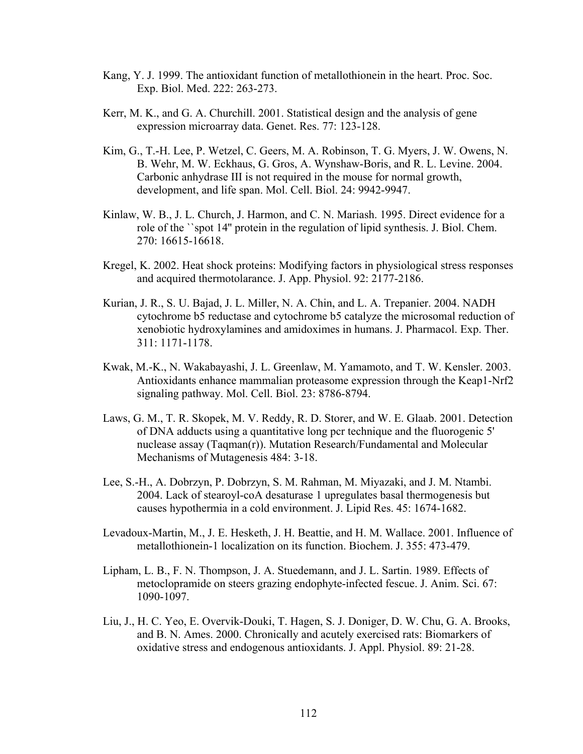Kang, Y. J. 1999. The antioxidant function of metallothionein in the heart. Proc. Soc. Exp. Biol. Med. 222: 263-273.

Kerr, M. K., and G. A. Churchill. 2001. Statistical design and the analysis of gene expression microarray data. Genet. Res. 77: 123-128.

Kim, G., T.-H. Lee, P. Wetzel, C. Geers, M. A. Robinson, T. G. Myers, J. W. Owens, N. B. Wehr, M. W. Eckhaus, G. Gros, A. Wynshaw-Boris, and R. L. Levine. 2004. Carbonic anhydrase III is not required in the mouse for normal growth, development, and life span. Mol. Cell. Biol. 24: 9942-9947.

Kinlaw, W. B., J. L. Church, J. Harmon, and C. N. Mariash. 1995. Direct evidence for a role of the ``spot 14'' protein in the regulation of lipid synthesis. J. Biol. Chem. 270: 16615-16618.

Kregel, K. 2002. Heat shock proteins: Modifying factors in physiological stress responses and acquired thermotolarance. J. App. Physiol. 92: 2177-2186.

Kurian, J. R., S. U. Bajad, J. L. Miller, N. A. Chin, and L. A. Trepanier. 2004. NADH cytochrome b5 reductase and cytochrome b5 catalyze the microsomal reduction of xenobiotic hydroxylamines and amidoximes in humans. J. Pharmacol. Exp. Ther. 311: 1171-1178.

Kwak, M.-K., N. Wakabayashi, J. L. Greenlaw, M. Yamamoto, and T. W. Kensler. 2003. Antioxidants enhance mammalian proteasome expression through the Keap1-Nrf2 signaling pathway. Mol. Cell. Biol. 23: 8786-8794.

Laws, G. M., T. R. Skopek, M. V. Reddy, R. D. Storer, and W. E. Glaab. 2001. Detection of DNA adducts using a quantitative long pcr technique and the fluorogenic 5' nuclease assay (Taqman(r)). Mutation Research/Fundamental and Molecular Mechanisms of Mutagenesis 484: 3-18.

Lee, S.-H., A. Dobrzyn, P. Dobrzyn, S. M. Rahman, M. Miyazaki, and J. M. Ntambi. 2004. Lack of stearoyl-coA desaturase 1 upregulates basal thermogenesis but causes hypothermia in a cold environment. J. Lipid Res. 45: 1674-1682.

Levadoux-Martin, M., J. E. Hesketh, J. H. Beattie, and H. M. Wallace. 2001. Influence of metallothionein-1 localization on its function. Biochem. J. 355: 473-479.

Lipham, L. B., F. N. Thompson, J. A. Stuedemann, and J. L. Sartin. 1989. Effects of metoclopramide on steers grazing endophyte-infected fescue. J. Anim. Sci. 67: 1090-1097.

Liu, J., H. C. Yeo, E. Overvik-Douki, T. Hagen, S. J. Doniger, D. W. Chu, G. A. Brooks, and B. N. Ames. 2000. Chronically and acutely exercised rats: Biomarkers of oxidative stress and endogenous antioxidants. J. Appl. Physiol. 89: 21-28.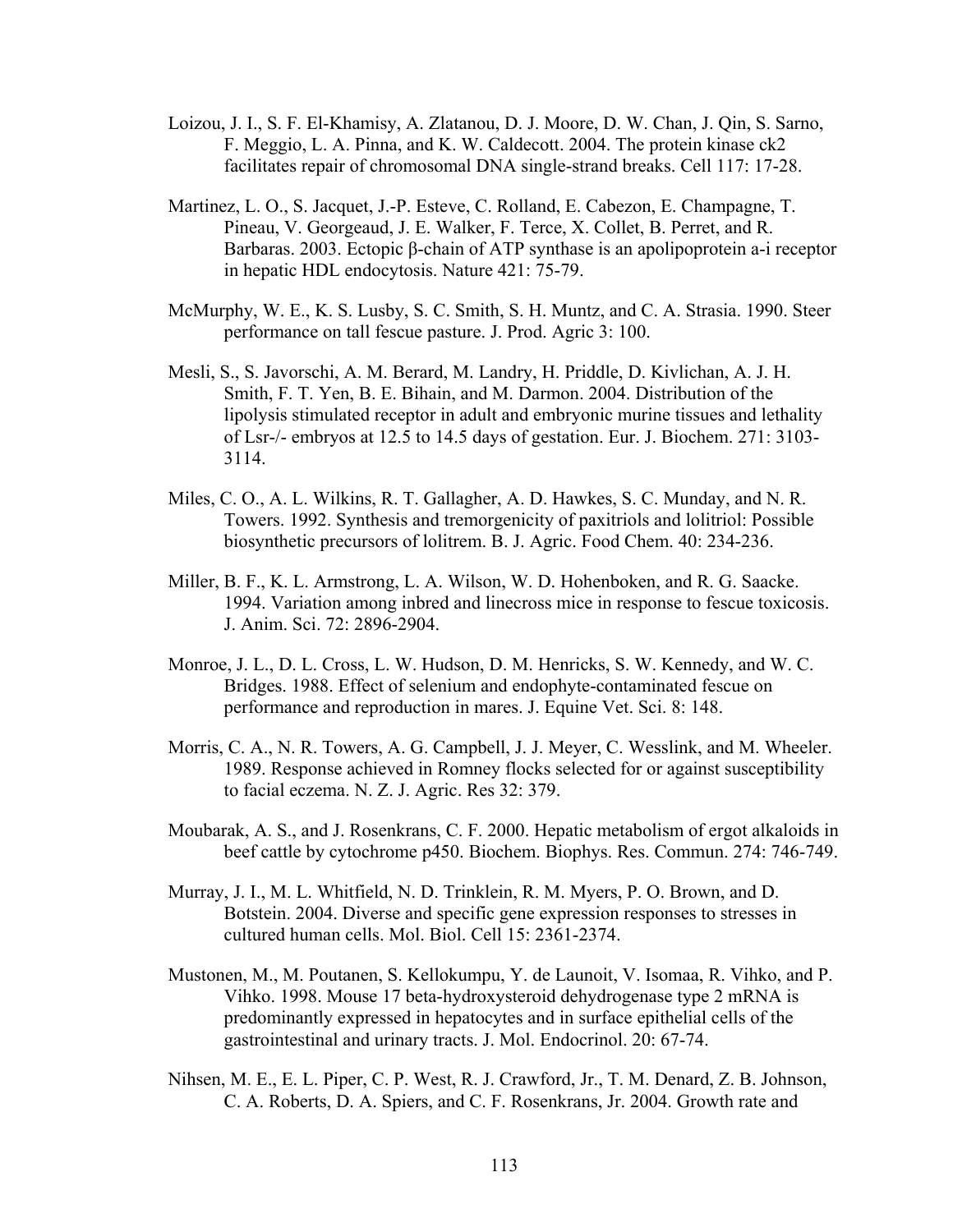Loizou, J. I., S. F. El-Khamisy, A. Zlatanou, D. J. Moore, D. W. Chan, J. Qin, S. Sarno, F. Meggio, L. A. Pinna, and K. W. Caldecott. 2004. The protein kinase ck2 facilitates repair of chromosomal DNA single-strand breaks. Cell 117: 17-28.

Martinez, L. O., S. Jacquet, J.-P. Esteve, C. Rolland, E. Cabezon, E. Champagne, T. Pineau, V. Georgeaud, J. E. Walker, F. Terce, X. Collet, B. Perret, and R. Barbaras. 2003. Ectopic β-chain of ATP synthase is an apolipoprotein a-i receptor in hepatic HDL endocytosis. Nature 421: 75-79.

McMurphy, W. E., K. S. Lusby, S. C. Smith, S. H. Muntz, and C. A. Strasia. 1990. Steer performance on tall fescue pasture. J. Prod. Agric 3: 100.

Mesli, S., S. Javorschi, A. M. Berard, M. Landry, H. Priddle, D. Kivlichan, A. J. H. Smith, F. T. Yen, B. E. Bihain, and M. Darmon. 2004. Distribution of the lipolysis stimulated receptor in adult and embryonic murine tissues and lethality of Lsr-/- embryos at 12.5 to 14.5 days of gestation. Eur. J. Biochem. 271: 3103-3114.

Miles, C. O., A. L. Wilkins, R. T. Gallagher, A. D. Hawkes, S. C. Munday, and N. R. Towers. 1992. Synthesis and tremorgenicity of paxitriols and lolitriol: Possible biosynthetic precursors of lolitrem. B. J. Agric. Food Chem. 40: 234-236.

Miller, B. F., K. L. Armstrong, L. A. Wilson, W. D. Hohenboken, and R. G. Saacke. 1994. Variation among inbred and linecross mice in response to fescue toxicosis. J. Anim. Sci. 72: 2896-2904.

Monroe, J. L., D. L. Cross, L. W. Hudson, D. M. Henricks, S. W. Kennedy, and W. C. Bridges. 1988. Effect of selenium and endophyte-contaminated fescue on performance and reproduction in mares. J. Equine Vet. Sci. 8: 148.

Morris, C. A., N. R. Towers, A. G. Campbell, J. J. Meyer, C. Wesslink, and M. Wheeler. 1989. Response achieved in Romney flocks selected for or against susceptibility to facial eczema. N. Z. J. Agric. Res 32: 379.

Moubarak, A. S., and J. Rosenkrans, C. F. 2000. Hepatic metabolism of ergot alkaloids in beef cattle by cytochrome p450. Biochem. Biophys. Res. Commun. 274: 746-749.

Murray, J. I., M. L. Whitfield, N. D. Trinklein, R. M. Myers, P. O. Brown, and D. Botstein. 2004. Diverse and specific gene expression responses to stresses in cultured human cells. Mol. Biol. Cell 15: 2361-2374.

Mustonen, M., M. Poutanen, S. Kellokumpu, Y. de Launoit, V. Isomaa, R. Vihko, and P. Vihko. 1998. Mouse 17 beta-hydroxysteroid dehydrogenase type 2 mRNA is predominantly expressed in hepatocytes and in surface epithelial cells of the gastrointestinal and urinary tracts. J. Mol. Endocrinol. 20: 67-74.

Nihsen, M. E., E. L. Piper, C. P. West, R. J. Crawford, Jr., T. M. Denard, Z. B. Johnson, C. A. Roberts, D. A. Spiers, and C. F. Rosenkrans, Jr. 2004. Growth rate and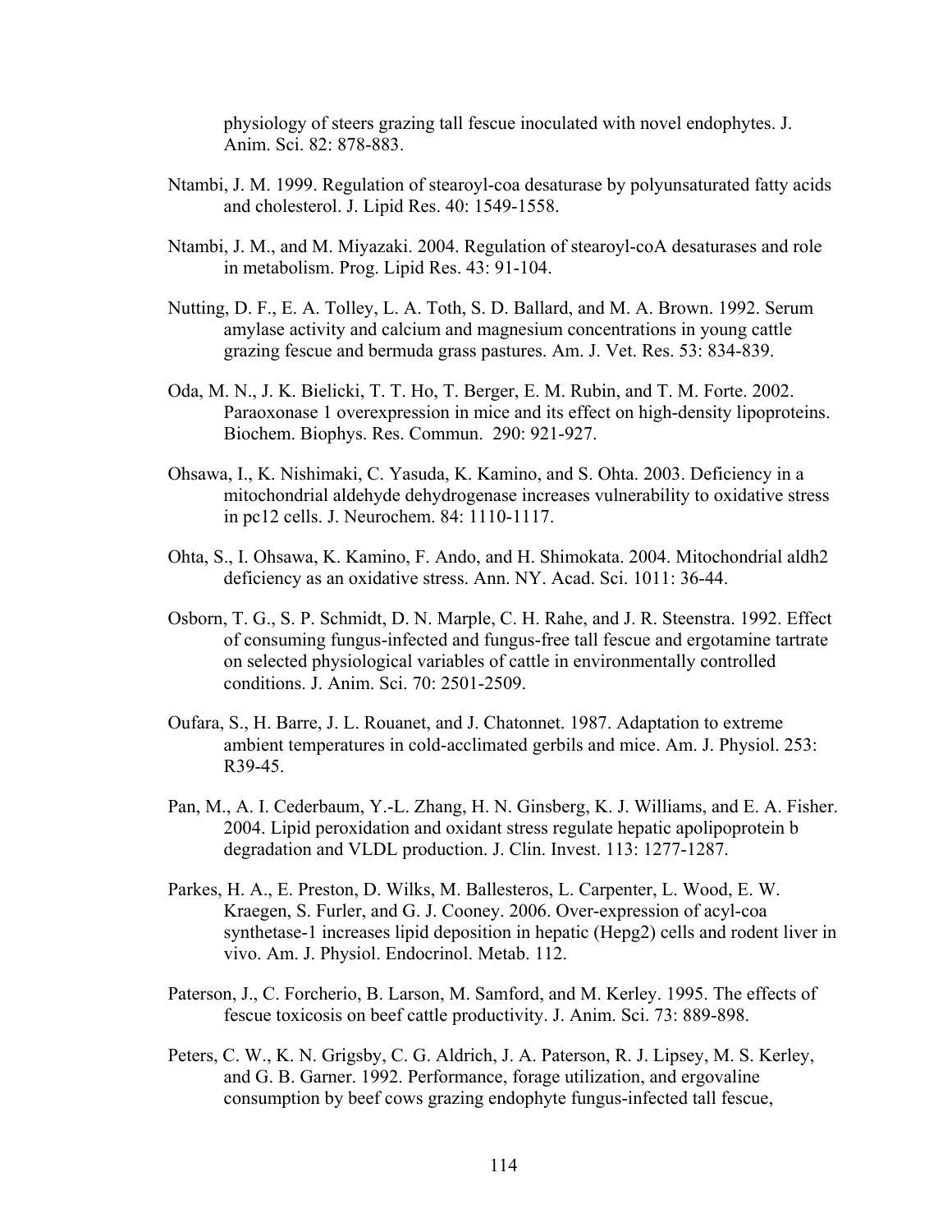physiology of steers grazing tall fescue inoculated with novel endophytes. J. Anim. Sci. 82: 878-883.

Ntambi, J. M. 1999. Regulation of stearoyl-coa desaturase by polyunsaturated fatty acids and cholesterol. J. Lipid Res. 40: 1549-1558.

Ntambi, J. M., and M. Miyazaki. 2004. Regulation of stearoyl-coA desaturases and role in metabolism. Prog. Lipid Res. 43: 91-104.

Nutting, D. F., E. A. Tolley, L. A. Toth, S. D. Ballard, and M. A. Brown. 1992. Serum amylase activity and calcium and magnesium concentrations in young cattle grazing fescue and bermuda grass pastures. Am. J. Vet. Res. 53: 834-839.

Oda, M. N., J. K. Bielicki, T. T. Ho, T. Berger, E. M. Rubin, and T. M. Forte. 2002. Paraoxonase 1 overexpression in mice and its effect on high-density lipoproteins. Biochem. Biophys. Res. Commun. 290: 921-927.

Ohsawa, I., K. Nishimaki, C. Yasuda, K. Kamino, and S. Ohta. 2003. Deficiency in a mitochondrial aldehyde dehydrogenase increases vulnerability to oxidative stress in pc12 cells. J. Neurochem. 84: 1110-1117.

Ohta, S., I. Ohsawa, K. Kamino, F. Ando, and H. Shimokata. 2004. Mitochondrial aldh2 deficiency as an oxidative stress. Ann. NY. Acad. Sci. 1011: 36-44.

Osborn, T. G., S. P. Schmidt, D. N. Marple, C. H. Rahe, and J. R. Steenstra. 1992. Effect of consuming fungus-infected and fungus-free tall fescue and ergotamine tartrate on selected physiological variables of cattle in environmentally controlled conditions. J. Anim. Sci. 70: 2501-2509.

Oufara, S., H. Barre, J. L. Rouanet, and J. Chatonnet. 1987. Adaptation to extreme ambient temperatures in cold-acclimated gerbils and mice. Am. J. Physiol. 253: R39-45.

Pan, M., A. I. Cederbaum, Y.-L. Zhang, H. N. Ginsberg, K. J. Williams, and E. A. Fisher. 2004. Lipid peroxidation and oxidant stress regulate hepatic apolipoprotein b degradation and VLDL production. J. Clin. Invest. 113: 1277-1287.

Parkes, H. A., E. Preston, D. Wilks, M. Ballesteros, L. Carpenter, L. Wood, E. W. Kraegen, S. Furler, and G. J. Cooney. 2006. Over-expression of acyl-coa synthetase-1 increases lipid deposition in hepatic (Hepg2) cells and rodent liver in vivo. Am. J. Physiol. Endocrinol. Metab. 112.

Paterson, J., C. Forcherio, B. Larson, M. Samford, and M. Kerley. 1995. The effects of fescue toxicosis on beef cattle productivity. J. Anim. Sci. 73: 889-898.

Peters, C. W., K. N. Grigsby, C. G. Aldrich, J. A. Paterson, R. J. Lipsey, M. S. Kerley, and G. B. Garner. 1992. Performance, forage utilization, and ergovaline consumption by beef cows grazing endophyte fungus-infected tall fescue,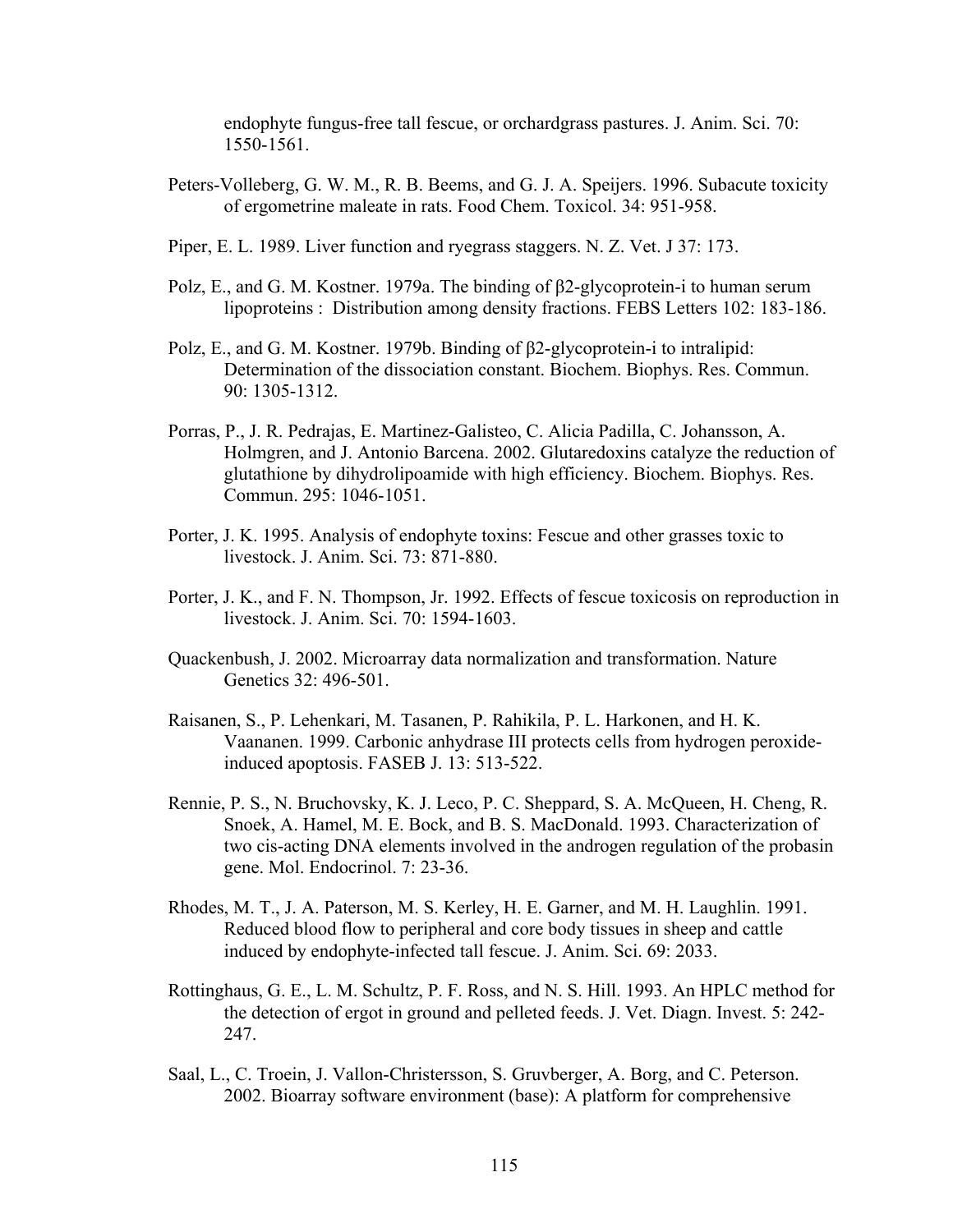endophyte fungus-free tall fescue, or orchardgrass pastures. J. Anim. Sci. 70: 1550-1561.

Peters-Volleberg, G. W. M., R. B. Beems, and G. J. A. Speijers. 1996. Subacute toxicity of ergometrine maleate in rats. Food Chem. Toxicol. 34: 951-958.

Piper, E. L. 1989. Liver function and ryegrass staggers. N. Z. Vet. J 37: 173.

Polz, E., and G. M. Kostner. 1979a. The binding of β2-glycoprotein-i to human serum lipoproteins : Distribution among density fractions. FEBS Letters 102: 183-186.

Polz, E., and G. M. Kostner. 1979b. Binding of β2-glycoprotein-i to intralipid: Determination of the dissociation constant. Biochem. Biophys. Res. Commun. 90: 1305-1312.

Porras, P., J. R. Pedrajas, E. Martinez-Galisteo, C. Alicia Padilla, C. Johansson, A. Holmgren, and J. Antonio Barcena. 2002. Glutaredoxins catalyze the reduction of glutathione by dihydrolipoamide with high efficiency. Biochem. Biophys. Res. Commun. 295: 1046-1051.

Porter, J. K. 1995. Analysis of endophyte toxins: Fescue and other grasses toxic to livestock. J. Anim. Sci. 73: 871-880.

Porter, J. K., and F. N. Thompson, Jr. 1992. Effects of fescue toxicosis on reproduction in livestock. J. Anim. Sci. 70: 1594-1603.

Quackenbush, J. 2002. Microarray data normalization and transformation. Nature Genetics 32: 496-501.

Raisanen, S., P. Lehenkari, M. Tasanen, P. Rahikila, P. L. Harkonen, and H. K. Vaananen. 1999. Carbonic anhydrase III protects cells from hydrogen peroxide-induced apoptosis. FASEB J. 13: 513-522.

Rennie, P. S., N. Bruchovsky, K. J. Leco, P. C. Sheppard, S. A. McQueen, H. Cheng, R. Snoek, A. Hamel, M. E. Bock, and B. S. MacDonald. 1993. Characterization of two cis-acting DNA elements involved in the androgen regulation of the probasin gene. Mol. Endocrinol. 7: 23-36.

Rhodes, M. T., J. A. Paterson, M. S. Kerley, H. E. Garner, and M. H. Laughlin. 1991. Reduced blood flow to peripheral and core body tissues in sheep and cattle induced by endophyte-infected tall fescue. J. Anim. Sci. 69: 2033.

Rottinghaus, G. E., L. M. Schultz, P. F. Ross, and N. S. Hill. 1993. An HPLC method for the detection of ergot in ground and pelleted feeds. J. Vet. Diagn. Invest. 5: 242-247.

Saal, L., C. Troein, J. Vallon-Christersson, S. Gruvberger, A. Borg, and C. Peterson. 2002. Bioarray software environment (base): A platform for comprehensive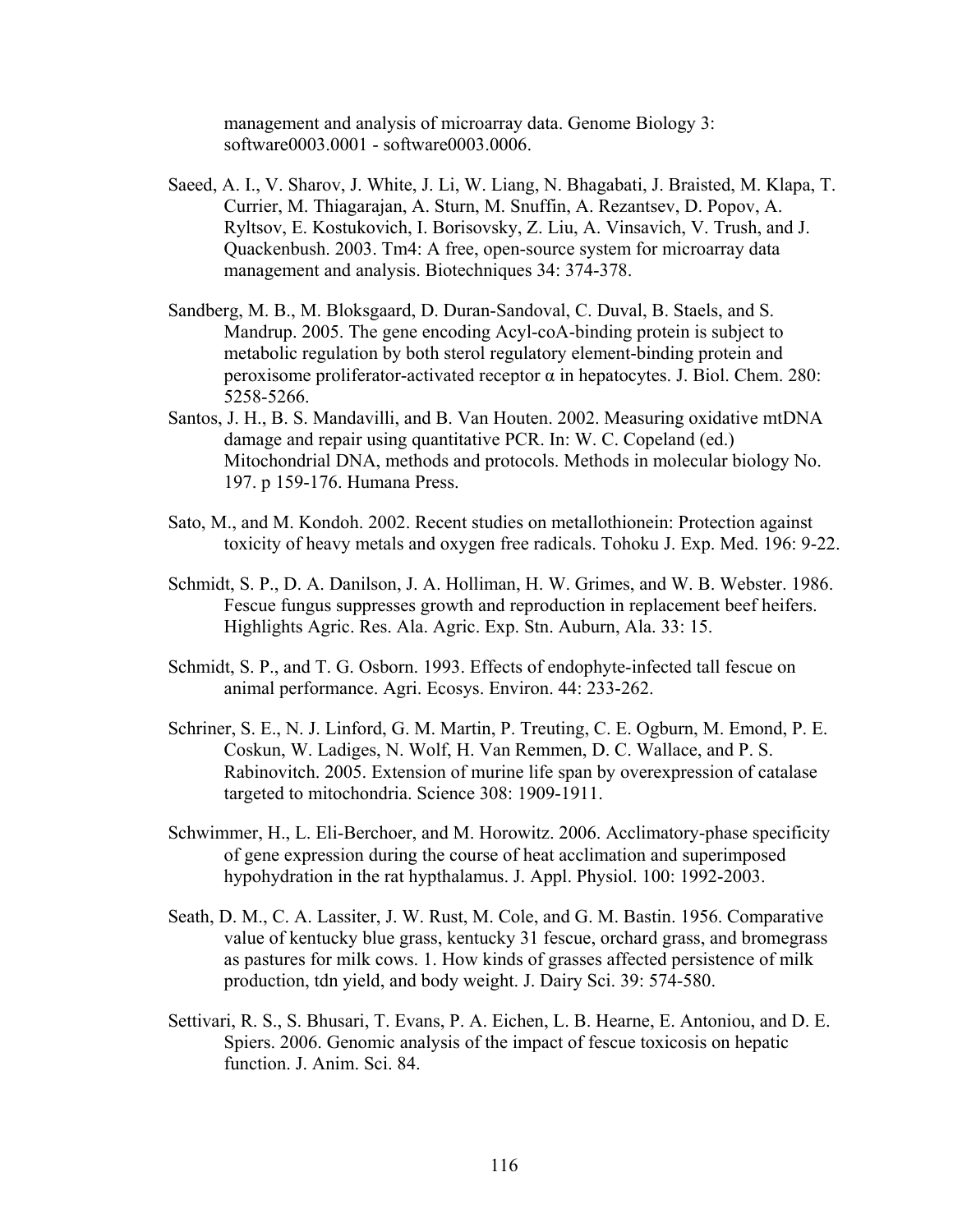management and analysis of microarray data. Genome Biology 3: software0003.0001 - software0003.0006.

Saeed, A. I., V. Sharov, J. White, J. Li, W. Liang, N. Bhagabati, J. Braisted, M. Klapa, T. Currier, M. Thiagarajan, A. Sturn, M. Snuffin, A. Rezantsev, D. Popov, A. Ryltsov, E. Kostukovich, I. Borisovsky, Z. Liu, A. Vinsavich, V. Trush, and J. Quackenbush. 2003. Tm4: A free, open-source system for microarray data management and analysis. Biotechniques 34: 374-378.

Sandberg, M. B., M. Bloksgaard, D. Duran-Sandoval, C. Duval, B. Staels, and S. Mandrup. 2005. The gene encoding Acyl-coA-binding protein is subject to metabolic regulation by both sterol regulatory element-binding protein and peroxisome proliferator-activated receptor α in hepatocytes. J. Biol. Chem. 280: 5258-5266.

Santos, J. H., B. S. Mandavilli, and B. Van Houten. 2002. Measuring oxidative mtDNA damage and repair using quantitative PCR. In: W. C. Copeland (ed.) Mitochondrial DNA, methods and protocols. Methods in molecular biology No. 197. p 159-176. Humana Press.

Sato, M., and M. Kondoh. 2002. Recent studies on metallothionein: Protection against toxicity of heavy metals and oxygen free radicals. Tohoku J. Exp. Med. 196: 9-22.

Schmidt, S. P., D. A. Danilson, J. A. Holliman, H. W. Grimes, and W. B. Webster. 1986. Fescue fungus suppresses growth and reproduction in replacement beef heifers. Highlights Agric. Res. Ala. Agric. Exp. Stn. Auburn, Ala. 33: 15.

Schmidt, S. P., and T. G. Osborn. 1993. Effects of endophyte-infected tall fescue on animal performance. Agri. Ecosys. Environ. 44: 233-262.

Schriner, S. E., N. J. Linford, G. M. Martin, P. Treuting, C. E. Ogburn, M. Emond, P. E. Coskun, W. Ladiges, N. Wolf, H. Van Remmen, D. C. Wallace, and P. S. Rabinovitch. 2005. Extension of murine life span by overexpression of catalase targeted to mitochondria. Science 308: 1909-1911.

Schwimmer, H., L. Eli-Berchoer, and M. Horowitz. 2006. Acclimatory-phase specificity of gene expression during the course of heat acclimation and superimposed hypohydration in the rat hypthalamus. J. Appl. Physiol. 100: 1992-2003.

Seath, D. M., C. A. Lassiter, J. W. Rust, M. Cole, and G. M. Bastin. 1956. Comparative value of kentucky blue grass, kentucky 31 fescue, orchard grass, and bromegrass as pastures for milk cows. 1. How kinds of grasses affected persistence of milk production, tdn yield, and body weight. J. Dairy Sci. 39: 574-580.

Settivari, R. S., S. Bhusari, T. Evans, P. A. Eichen, L. B. Hearne, E. Antoniou, and D. E. Spiers. 2006. Genomic analysis of the impact of fescue toxicosis on hepatic function. J. Anim. Sci. 84.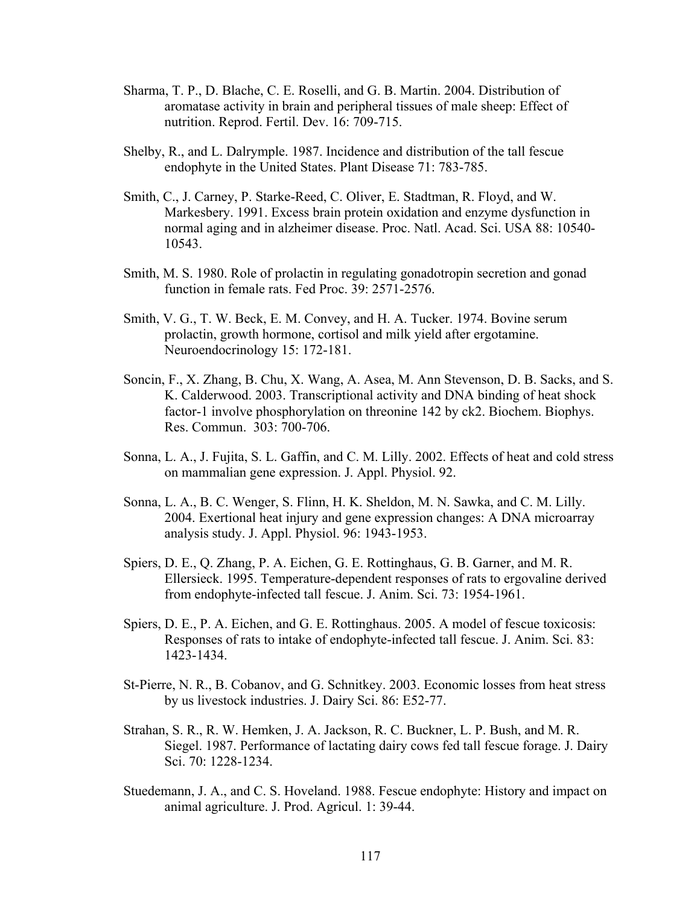Sharma, T. P., D. Blache, C. E. Roselli, and G. B. Martin. 2004. Distribution of aromatase activity in brain and peripheral tissues of male sheep: Effect of nutrition. Reprod. Fertil. Dev. 16: 709-715.

Shelby, R., and L. Dalrymple. 1987. Incidence and distribution of the tall fescue endophyte in the United States. Plant Disease 71: 783-785.

Smith, C., J. Carney, P. Starke-Reed, C. Oliver, E. Stadtman, R. Floyd, and W. Markesbery. 1991. Excess brain protein oxidation and enzyme dysfunction in normal aging and in alzheimer disease. Proc. Natl. Acad. Sci. USA 88: 10540-10543.

Smith, M. S. 1980. Role of prolactin in regulating gonadotropin secretion and gonad function in female rats. Fed Proc. 39: 2571-2576.

Smith, V. G., T. W. Beck, E. M. Convey, and H. A. Tucker. 1974. Bovine serum prolactin, growth hormone, cortisol and milk yield after ergotamine. Neuroendocrinology 15: 172-181.

Soncin, F., X. Zhang, B. Chu, X. Wang, A. Asea, M. Ann Stevenson, D. B. Sacks, and S. K. Calderwood. 2003. Transcriptional activity and DNA binding of heat shock factor-1 involve phosphorylation on threonine 142 by ck2. Biochem. Biophys. Res. Commun. 303: 700-706.

Sonna, L. A., J. Fujita, S. L. Gaffin, and C. M. Lilly. 2002. Effects of heat and cold stress on mammalian gene expression. J. Appl. Physiol. 92.

Sonna, L. A., B. C. Wenger, S. Flinn, H. K. Sheldon, M. N. Sawka, and C. M. Lilly. 2004. Exertional heat injury and gene expression changes: A DNA microarray analysis study. J. Appl. Physiol. 96: 1943-1953.

Spiers, D. E., Q. Zhang, P. A. Eichen, G. E. Rottinghaus, G. B. Garner, and M. R. Ellersieck. 1995. Temperature-dependent responses of rats to ergovaline derived from endophyte-infected tall fescue. J. Anim. Sci. 73: 1954-1961.

Spiers, D. E., P. A. Eichen, and G. E. Rottinghaus. 2005. A model of fescue toxicosis: Responses of rats to intake of endophyte-infected tall fescue. J. Anim. Sci. 83: 1423-1434.

St-Pierre, N. R., B. Cobanov, and G. Schnitkey. 2003. Economic losses from heat stress by us livestock industries. J. Dairy Sci. 86: E52-77.

Strahan, S. R., R. W. Hemken, J. A. Jackson, R. C. Buckner, L. P. Bush, and M. R. Siegel. 1987. Performance of lactating dairy cows fed tall fescue forage. J. Dairy Sci. 70: 1228-1234.

Stuedemann, J. A., and C. S. Hoveland. 1988. Fescue endophyte: History and impact on animal agriculture. J. Prod. Agricul. 1: 39-44.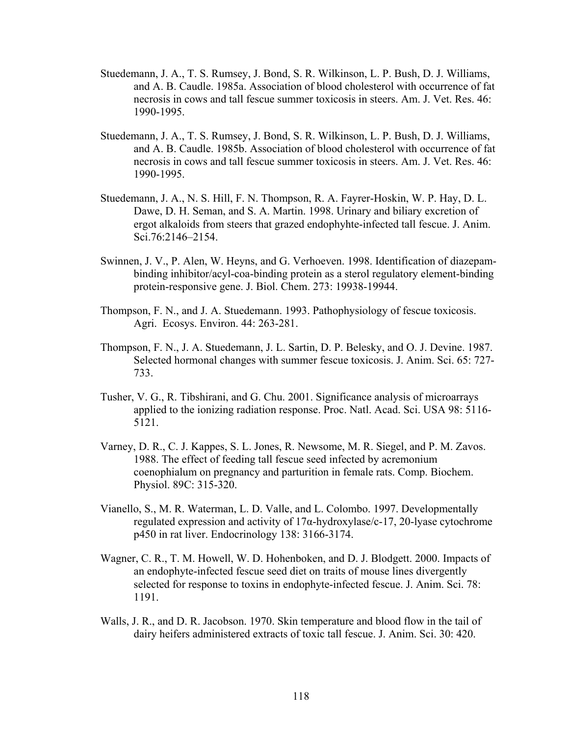Stuedemann, J. A., T. S. Rumsey, J. Bond, S. R. Wilkinson, L. P. Bush, D. J. Williams, and A. B. Caudle. 1985a. Association of blood cholesterol with occurrence of fat necrosis in cows and tall fescue summer toxicosis in steers. Am. J. Vet. Res. 46: 1990-1995.

Stuedemann, J. A., T. S. Rumsey, J. Bond, S. R. Wilkinson, L. P. Bush, D. J. Williams, and A. B. Caudle. 1985b. Association of blood cholesterol with occurrence of fat necrosis in cows and tall fescue summer toxicosis in steers. Am. J. Vet. Res. 46: 1990-1995.

Stuedemann, J. A., N. S. Hill, F. N. Thompson, R. A. Fayrer-Hoskin, W. P. Hay, D. L. Dawe, D. H. Seman, and S. A. Martin. 1998. Urinary and biliary excretion of ergot alkaloids from steers that grazed endophyhte-infected tall fescue. J. Anim. Sci.76:2146–2154.

Swinnen, J. V., P. Alen, W. Heyns, and G. Verhoeven. 1998. Identification of diazepam-binding inhibitor/acyl-coa-binding protein as a sterol regulatory element-binding protein-responsive gene. J. Biol. Chem. 273: 19938-19944.

Thompson, F. N., and J. A. Stuedemann. 1993. Pathophysiology of fescue toxicosis. Agri. Ecosys. Environ. 44: 263-281.

Thompson, F. N., J. A. Stuedemann, J. L. Sartin, D. P. Belesky, and O. J. Devine. 1987. Selected hormonal changes with summer fescue toxicosis. J. Anim. Sci. 65: 727-733.

Tusher, V. G., R. Tibshirani, and G. Chu. 2001. Significance analysis of microarrays applied to the ionizing radiation response. Proc. Natl. Acad. Sci. USA 98: 5116-5121.

Varney, D. R., C. J. Kappes, S. L. Jones, R. Newsome, M. R. Siegel, and P. M. Zavos. 1988. The effect of feeding tall fescue seed infected by acremonium coenophialum on pregnancy and parturition in female rats. Comp. Biochem. Physiol. 89C: 315-320.

Vianello, S., M. R. Waterman, L. D. Valle, and L. Colombo. 1997. Developmentally regulated expression and activity of 17α-hydroxylase/c-17, 20-lyase cytochrome p450 in rat liver. Endocrinology 138: 3166-3174.

Wagner, C. R., T. M. Howell, W. D. Hohenboken, and D. J. Blodgett. 2000. Impacts of an endophyte-infected fescue seed diet on traits of mouse lines divergently selected for response to toxins in endophyte-infected fescue. J. Anim. Sci. 78: 1191.

Walls, J. R., and D. R. Jacobson. 1970. Skin temperature and blood flow in the tail of dairy heifers administered extracts of toxic tall fescue. J. Anim. Sci. 30: 420.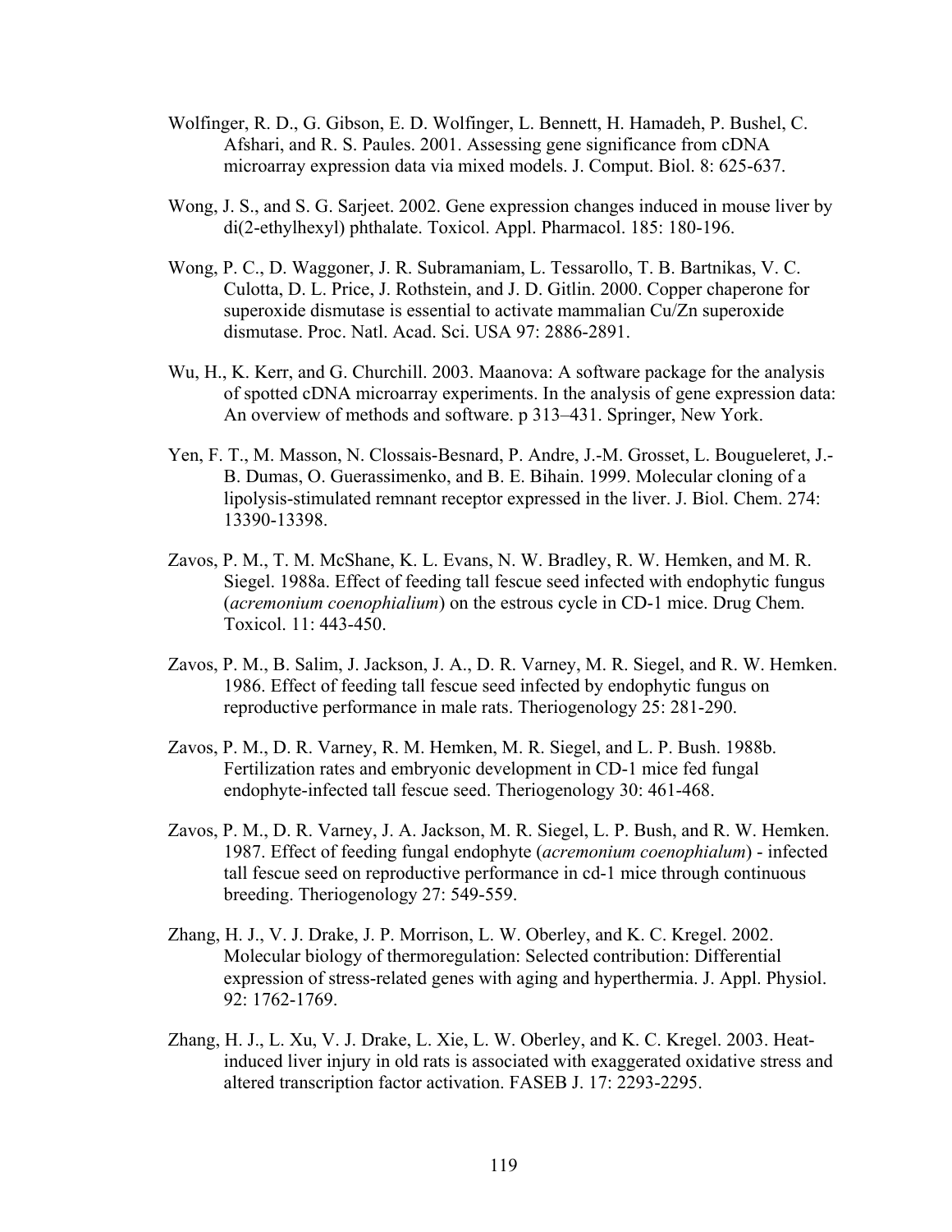Wolfinger, R. D., G. Gibson, E. D. Wolfinger, L. Bennett, H. Hamadeh, P. Bushel, C. Afshari, and R. S. Paules. 2001. Assessing gene significance from cDNA microarray expression data via mixed models. J. Comput. Biol. 8: 625-637.

Wong, J. S., and S. G. Sarjeet. 2002. Gene expression changes induced in mouse liver by di(2-ethylhexyl) phthalate. Toxicol. Appl. Pharmacol. 185: 180-196.

Wong, P. C., D. Waggoner, J. R. Subramaniam, L. Tessarollo, T. B. Bartnikas, V. C. Culotta, D. L. Price, J. Rothstein, and J. D. Gitlin. 2000. Copper chaperone for superoxide dismutase is essential to activate mammalian Cu/Zn superoxide dismutase. Proc. Natl. Acad. Sci. USA 97: 2886-2891.

Wu, H., K. Kerr, and G. Churchill. 2003. Maanova: A software package for the analysis of spotted cDNA microarray experiments. In the analysis of gene expression data: An overview of methods and software. p 313–431. Springer, New York.

Yen, F. T., M. Masson, N. Clossais-Besnard, P. Andre, J.-M. Grosset, L. Bougueleret, J.-B. Dumas, O. Guerassimenko, and B. E. Bihain. 1999. Molecular cloning of a lipolysis-stimulated remnant receptor expressed in the liver. J. Biol. Chem. 274: 13390-13398.

Zavos, P. M., T. M. McShane, K. L. Evans, N. W. Bradley, R. W. Hemken, and M. R. Siegel. 1988a. Effect of feeding tall fescue seed infected with endophytic fungus (*acremonium coenophialium*) on the estrous cycle in CD-1 mice. Drug Chem. Toxicol. 11: 443-450.

Zavos, P. M., B. Salim, J. Jackson, J. A., D. R. Varney, M. R. Siegel, and R. W. Hemken. 1986. Effect of feeding tall fescue seed infected by endophytic fungus on reproductive performance in male rats. Theriogenology 25: 281-290.

Zavos, P. M., D. R. Varney, R. M. Hemken, M. R. Siegel, and L. P. Bush. 1988b. Fertilization rates and embryonic development in CD-1 mice fed fungal endophyte-infected tall fescue seed. Theriogenology 30: 461-468.

Zavos, P. M., D. R. Varney, J. A. Jackson, M. R. Siegel, L. P. Bush, and R. W. Hemken. 1987. Effect of feeding fungal endophyte (*acremonium coenophialum*) - infected tall fescue seed on reproductive performance in cd-1 mice through continuous breeding. Theriogenology 27: 549-559.

Zhang, H. J., V. J. Drake, J. P. Morrison, L. W. Oberley, and K. C. Kregel. 2002. Molecular biology of thermoregulation: Selected contribution: Differential expression of stress-related genes with aging and hyperthermia. J. Appl. Physiol. 92: 1762-1769.

Zhang, H. J., L. Xu, V. J. Drake, L. Xie, L. W. Oberley, and K. C. Kregel. 2003. Heat-induced liver injury in old rats is associated with exaggerated oxidative stress and altered transcription factor activation. FASEB J. 17: 2293-2295.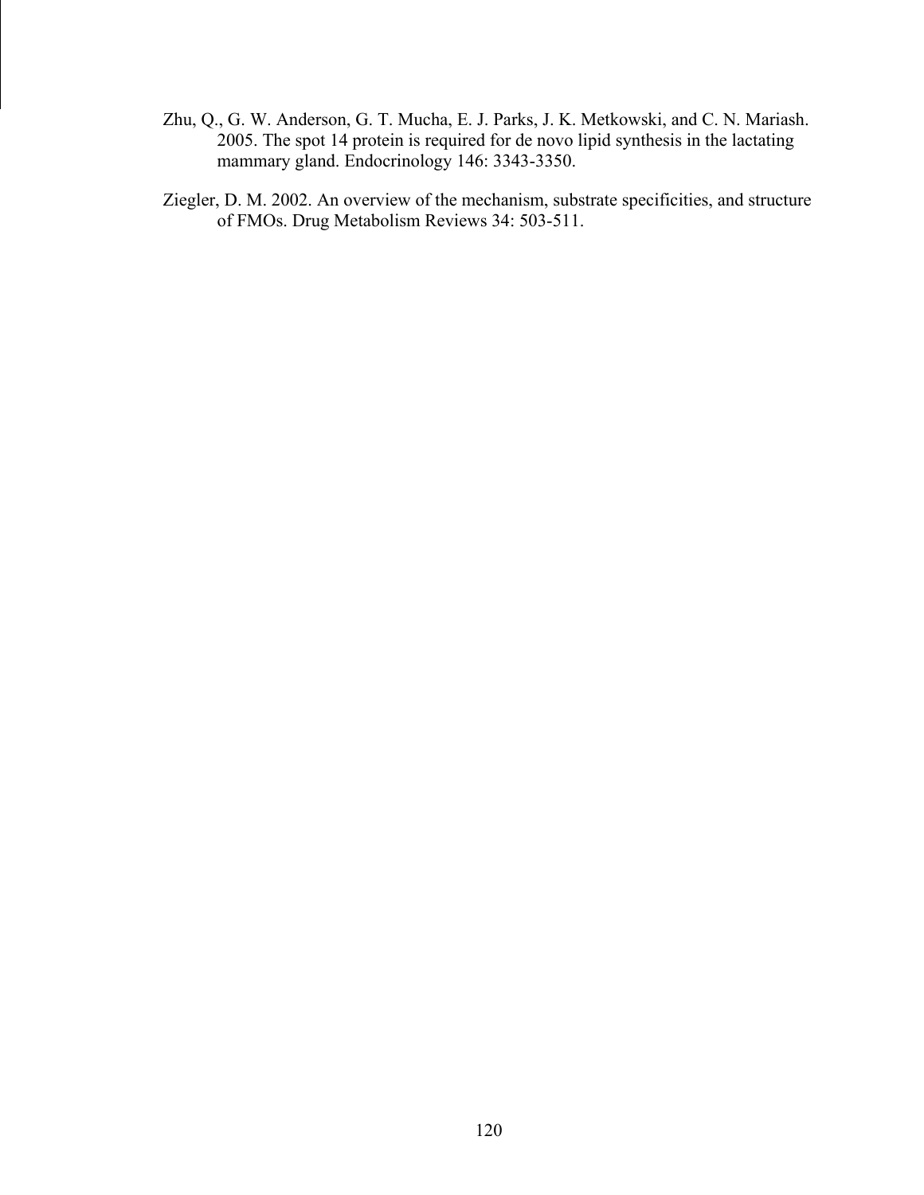Zhu, Q., G. W. Anderson, G. T. Mucha, E. J. Parks, J. K. Metkowski, and C. N. Mariash. 2005. The spot 14 protein is required for de novo lipid synthesis in the lactating mammary gland. Endocrinology 146: 3343-3350.

Ziegler, D. M. 2002. An overview of the mechanism, substrate specificities, and structure of FMOs. Drug Metabolism Reviews 34: 503-511.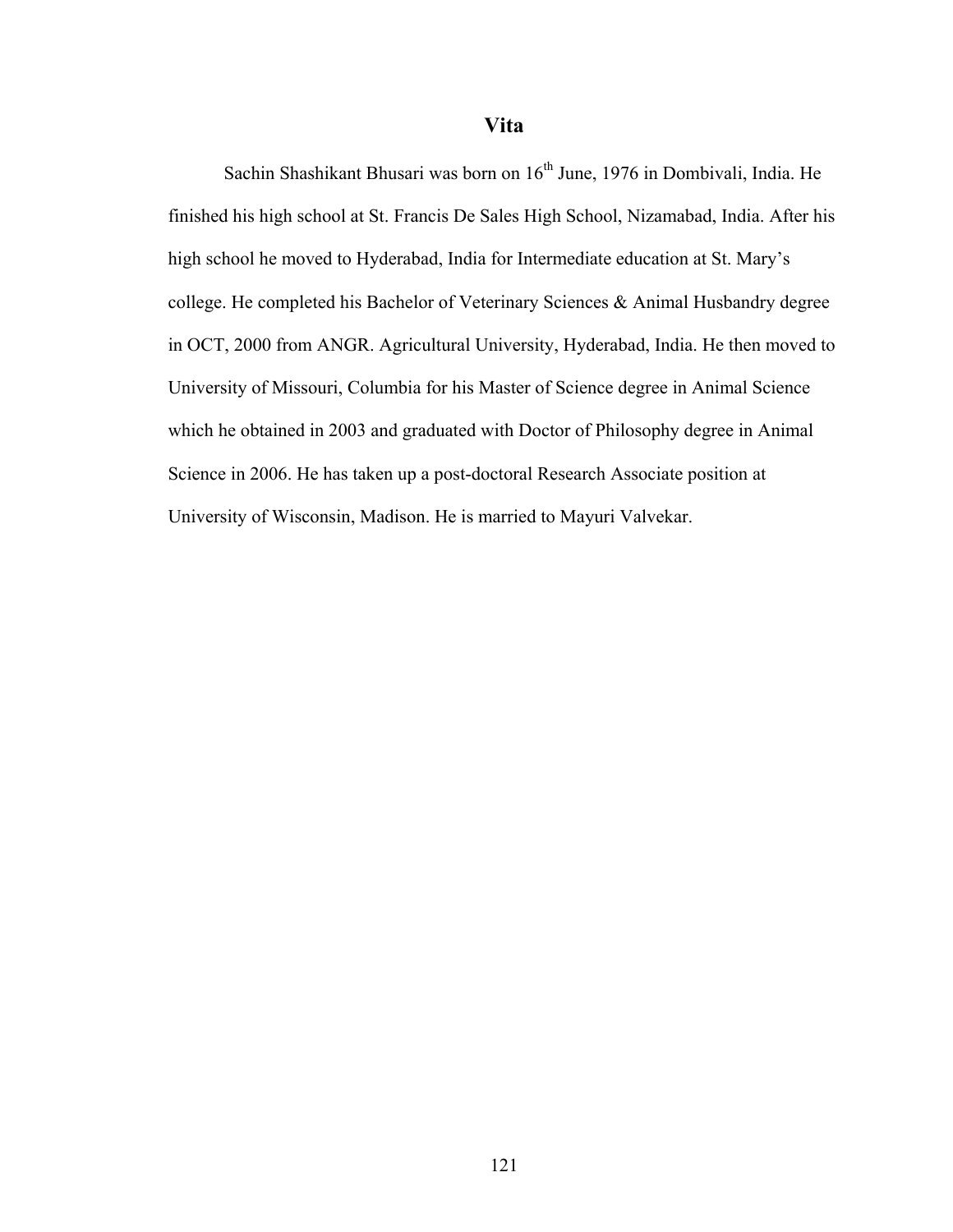# Vita

Sachin Shashikant Bhusari was born on 16th June, 1976 in Dombivali, India. He finished his high school at St. Francis De Sales High School, Nizamabad, India. After his high school he moved to Hyderabad, India for Intermediate education at St. Mary's college. He completed his Bachelor of Veterinary Sciences & Animal Husbandry degree in OCT, 2000 from ANGR. Agricultural University, Hyderabad, India. He then moved to University of Missouri, Columbia for his Master of Science degree in Animal Science which he obtained in 2003 and graduated with Doctor of Philosophy degree in Animal Science in 2006. He has taken up a post-doctoral Research Associate position at University of Wisconsin, Madison. He is married to Mayuri Valvekar.